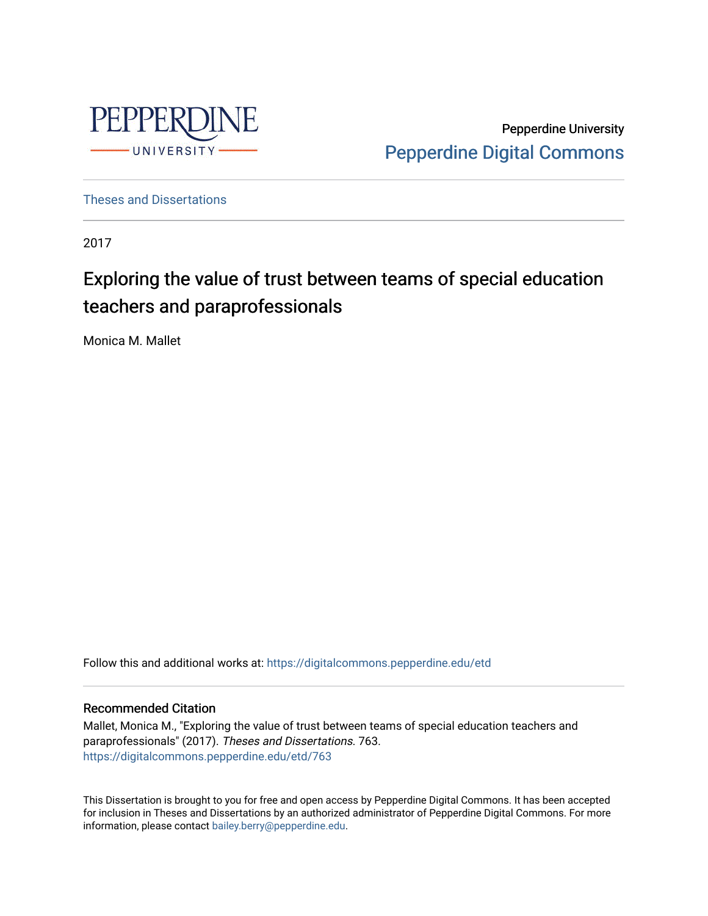Pepperdine University

Pepperdine Digital Commons

Theses and Dissertations

2017

# Exploring the value of trust between teams of special education teachers and paraprofessionals

Monica M. Mallet

Follow this and additional works at: https://digitalcommons.pepperdine.edu/etd

## Recommended Citation

Mallet, Monica M., "Exploring the value of trust between teams of special education teachers and paraprofessionals" (2017). *Theses and Dissertations*. 763.
https://digitalcommons.pepperdine.edu/etd/763

This Dissertation is brought to you for free and open access by Pepperdine Digital Commons. It has been accepted for inclusion in Theses and Dissertations by an authorized administrator of Pepperdine Digital Commons. For more information, please contact bailey.berry@pepperdine.edu.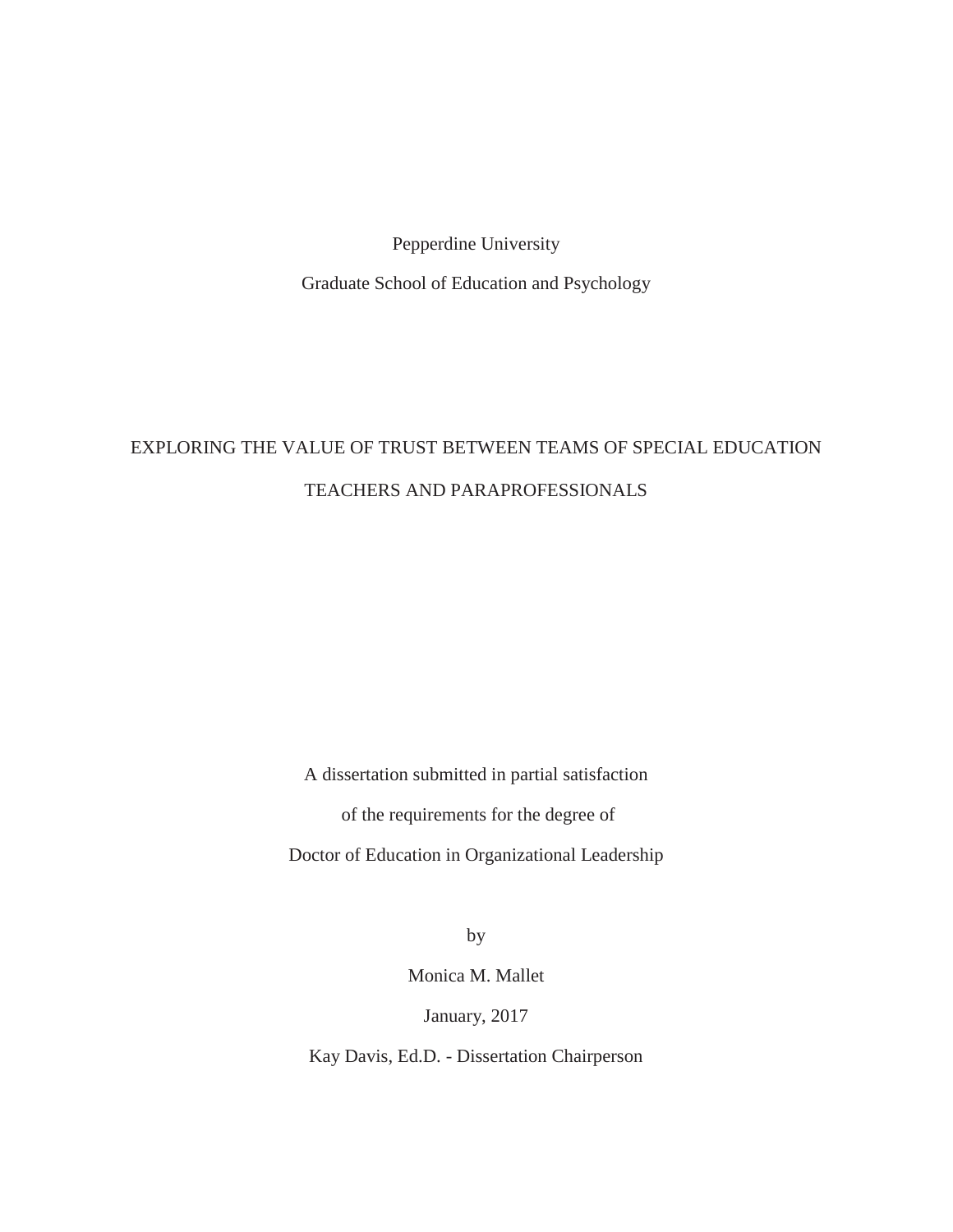Pepperdine University

Graduate School of Education and Psychology

# EXPLORING THE VALUE OF TRUST BETWEEN TEAMS OF SPECIAL EDUCATION TEACHERS AND PARAPROFESSIONALS

A dissertation submitted in partial satisfaction

of the requirements for the degree of

Doctor of Education in Organizational Leadership

by

Monica M. Mallet

January, 2017

Kay Davis, Ed.D. - Dissertation Chairperson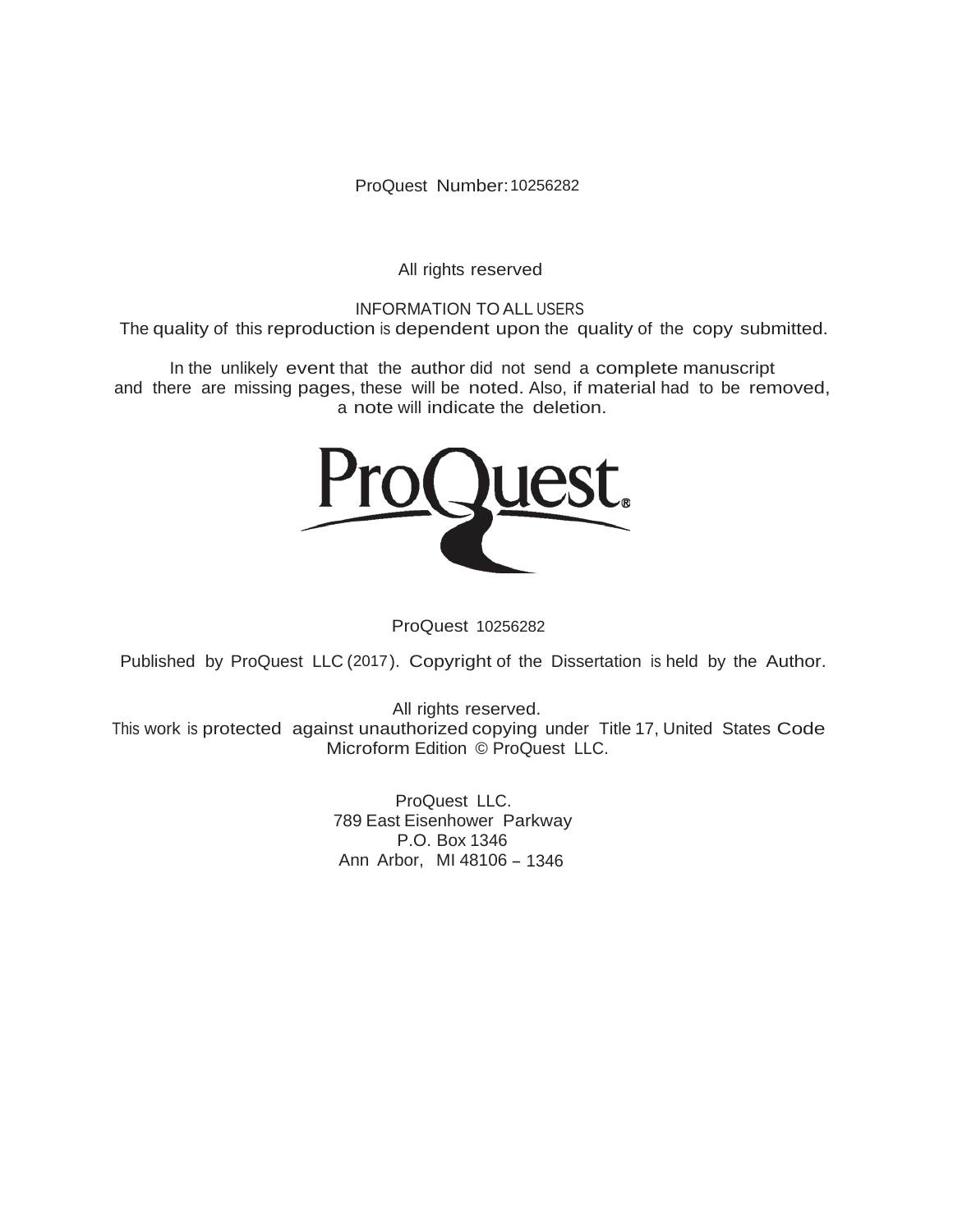ProQuest Number: 10256282

All rights reserved

INFORMATION TO ALL USERS
The quality of this reproduction is dependent upon the quality of the copy submitted.

In the unlikely event that the author did not send a complete manuscript and there are missing pages, these will be noted. Also, if material had to be removed, a note will indicate the deletion.

ProQuest 10256282

Published by ProQuest LLC (2017). Copyright of the Dissertation is held by the Author.

All rights reserved.
This work is protected against unauthorized copying under Title 17, United States Code
Microform Edition © ProQuest LLC.

ProQuest LLC.
789 East Eisenhower Parkway
P.O. Box 1346
Ann Arbor, MI 48106 – 1346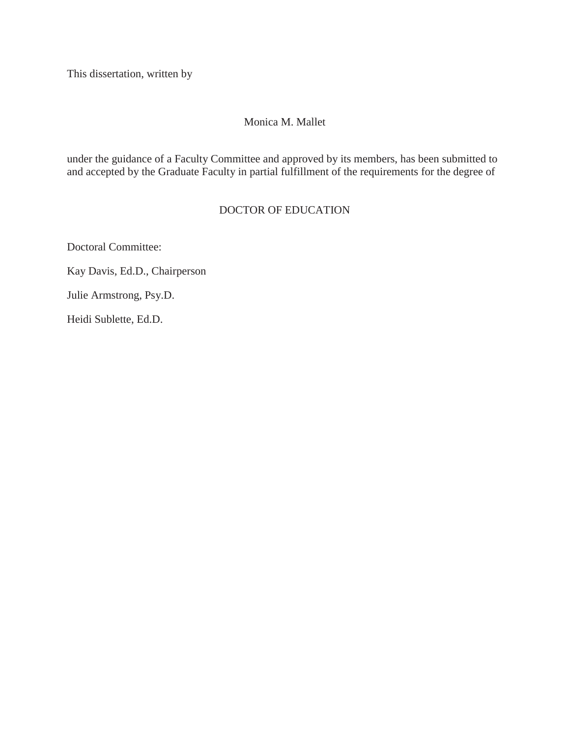This dissertation, written by

Monica M. Mallet

under the guidance of a Faculty Committee and approved by its members, has been submitted to and accepted by the Graduate Faculty in partial fulfillment of the requirements for the degree of

DOCTOR OF EDUCATION

Doctoral Committee:

Kay Davis, Ed.D., Chairperson

Julie Armstrong, Psy.D.

Heidi Sublette, Ed.D.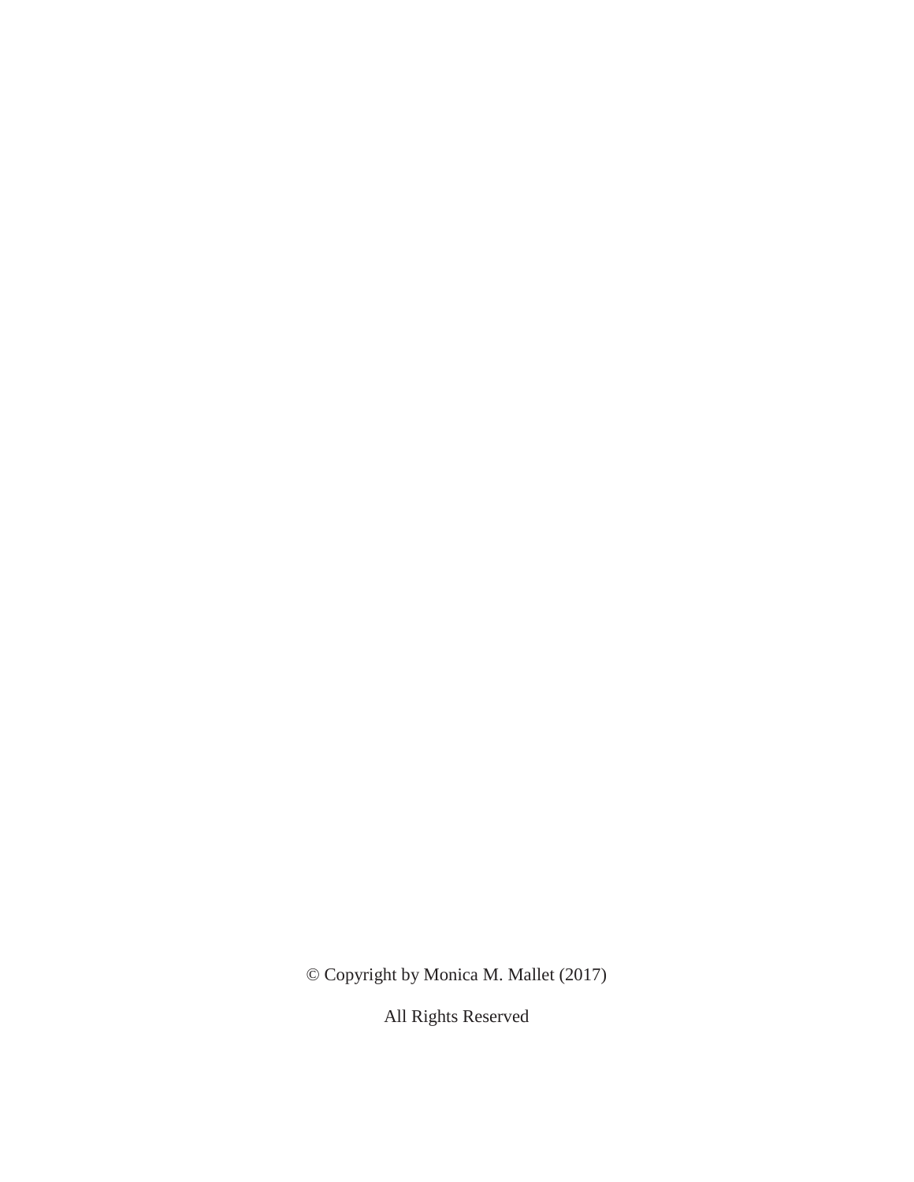© Copyright by Monica M. Mallet (2017)

All Rights Reserved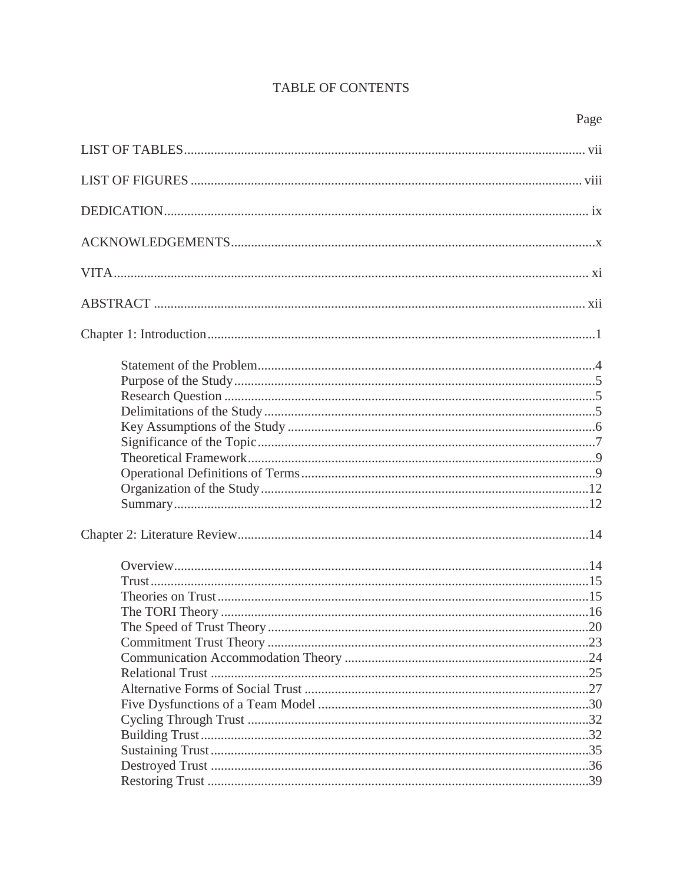# TABLE OF CONTENTS

| | Page |
|---|---|
| LIST OF TABLES | vii |
| LIST OF FIGURES | viii |
| DEDICATION | ix |
| ACKNOWLEDGEMENTS | x |
| VITA | xi |
| ABSTRACT | xii |
| Chapter 1: Introduction | 1 |
| Statement of the Problem | 4 |
| Purpose of the Study | 5 |
| Research Question | 5 |
| Delimitations of the Study | 5 |
| Key Assumptions of the Study | 6 |
| Significance of the Topic | 7 |
| Theoretical Framework | 9 |
| Operational Definitions of Terms | 9 |
| Organization of the Study | 12 |
| Summary | 12 |
| Chapter 2: Literature Review | 14 |
| Overview | 14 |
| Trust | 15 |
| Theories on Trust | 15 |
| The TORI Theory | 16 |
| The Speed of Trust Theory | 20 |
| Commitment Trust Theory | 23 |
| Communication Accommodation Theory | 24 |
| Relational Trust | 25 |
| Alternative Forms of Social Trust | 27 |
| Five Dysfunctions of a Team Model | 30 |
| Cycling Through Trust | 32 |
| Building Trust | 32 |
| Sustaining Trust | 35 |
| Destroyed Trust | 36 |
| Restoring Trust | 39 |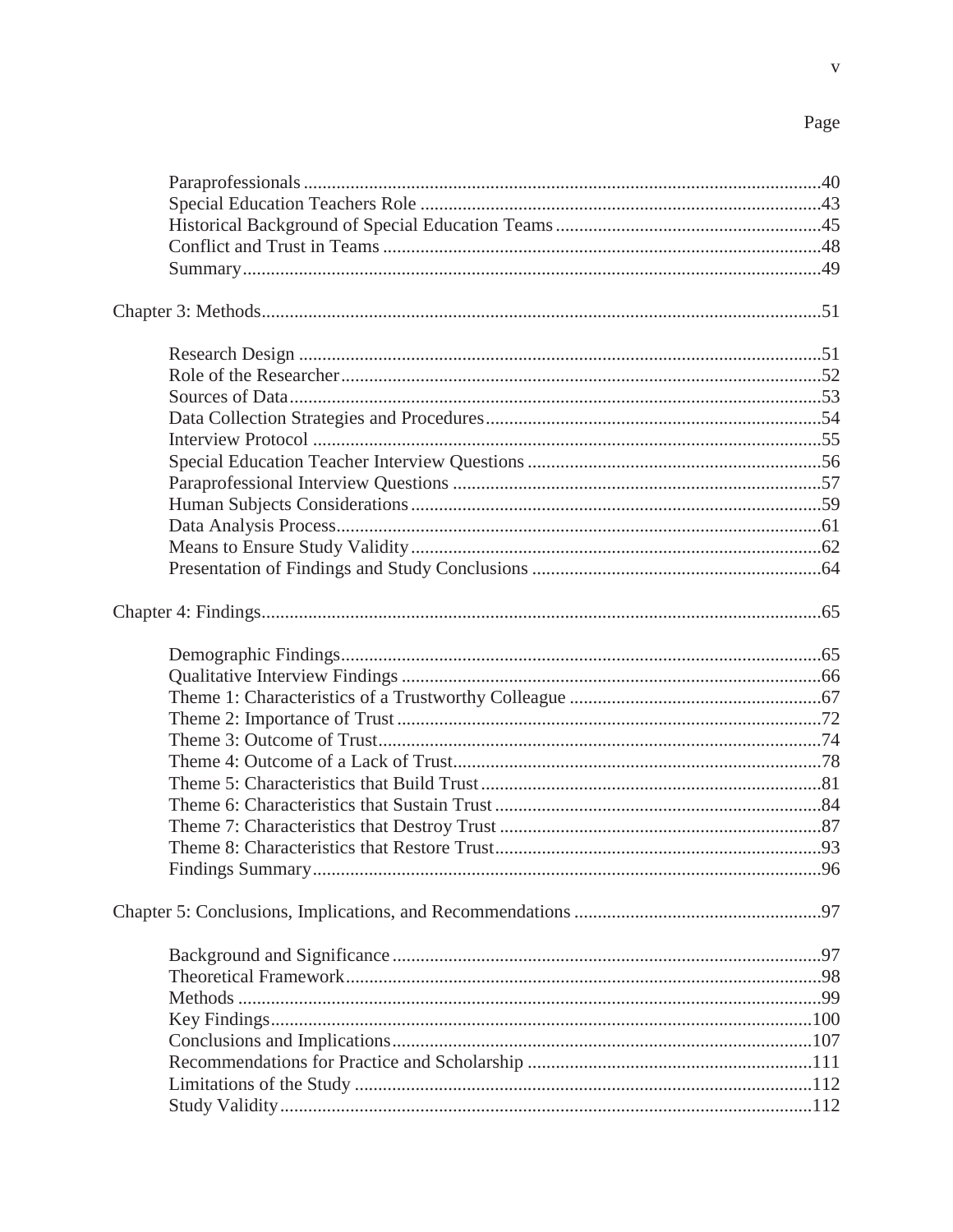Page

Paraprofessionals ..........40
Special Education Teachers Role ..........43
Historical Background of Special Education Teams ..........45
Conflict and Trust in Teams ..........48
Summary ..........49

Chapter 3: Methods ..........51

Research Design ..........51
Role of the Researcher ..........52
Sources of Data ..........53
Data Collection Strategies and Procedures ..........54
Interview Protocol ..........55
Special Education Teacher Interview Questions ..........56
Paraprofessional Interview Questions ..........57
Human Subjects Considerations ..........59
Data Analysis Process ..........61
Means to Ensure Study Validity ..........62
Presentation of Findings and Study Conclusions ..........64

Chapter 4: Findings ..........65

Demographic Findings ..........65
Qualitative Interview Findings ..........66
Theme 1: Characteristics of a Trustworthy Colleague ..........67
Theme 2: Importance of Trust ..........72
Theme 3: Outcome of Trust ..........74
Theme 4: Outcome of a Lack of Trust ..........78
Theme 5: Characteristics that Build Trust ..........81
Theme 6: Characteristics that Sustain Trust ..........84
Theme 7: Characteristics that Destroy Trust ..........87
Theme 8: Characteristics that Restore Trust ..........93
Findings Summary ..........96

Chapter 5: Conclusions, Implications, and Recommendations ..........97

Background and Significance ..........97
Theoretical Framework ..........98
Methods ..........99
Key Findings ..........100
Conclusions and Implications ..........107
Recommendations for Practice and Scholarship ..........111
Limitations of the Study ..........112
Study Validity ..........112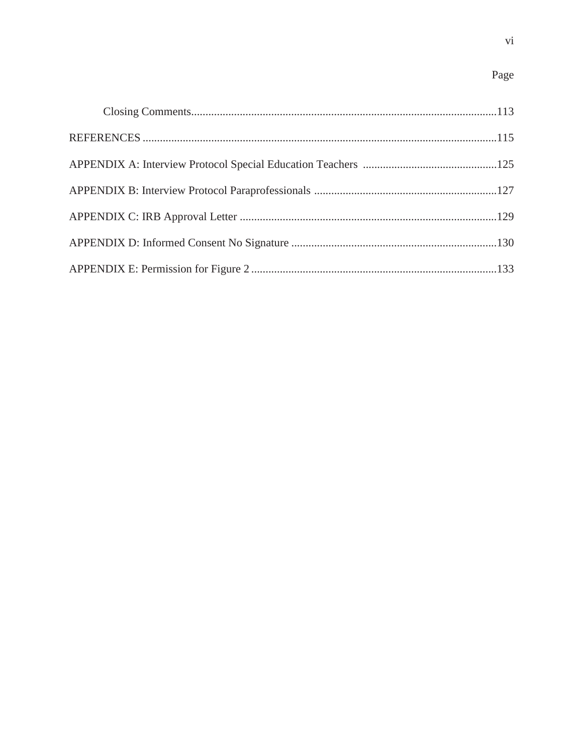Page

Closing Comments...........................................................................................................113

REFERENCES ............................................................................................................................115

APPENDIX A: Interview Protocol Special Education Teachers ...............................................125

APPENDIX B: Interview Protocol Paraprofessionals ................................................................127

APPENDIX C: IRB Approval Letter ..........................................................................................129

APPENDIX D: Informed Consent No Signature ........................................................................130

APPENDIX E: Permission for Figure 2 ......................................................................................133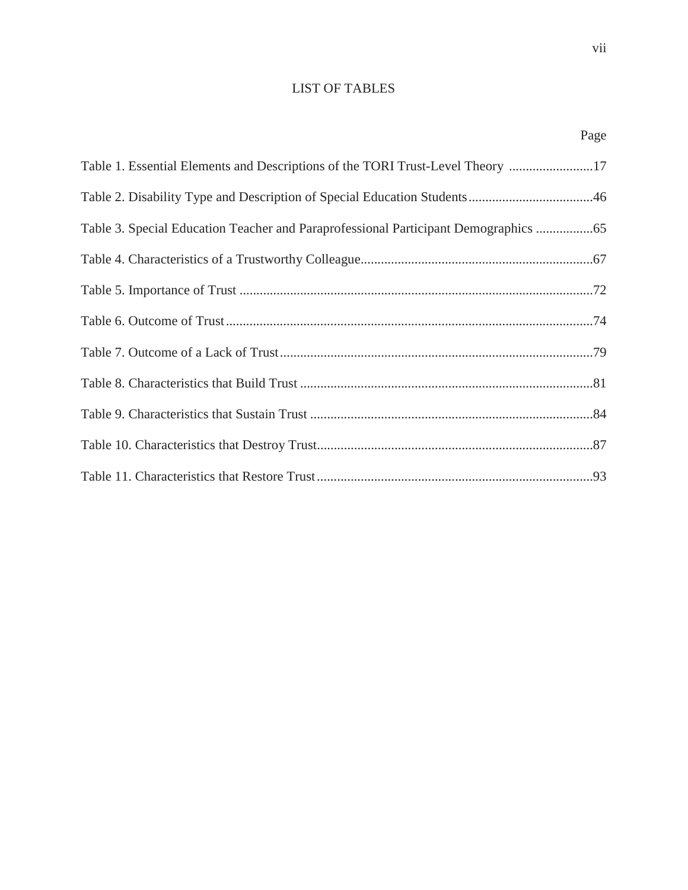# LIST OF TABLES

| | Page |
|---|---|
| Table 1. Essential Elements and Descriptions of the TORI Trust-Level Theory | 17 |
| Table 2. Disability Type and Description of Special Education Students | 46 |
| Table 3. Special Education Teacher and Paraprofessional Participant Demographics | 65 |
| Table 4. Characteristics of a Trustworthy Colleague | 67 |
| Table 5. Importance of Trust | 72 |
| Table 6. Outcome of Trust | 74 |
| Table 7. Outcome of a Lack of Trust | 79 |
| Table 8. Characteristics that Build Trust | 81 |
| Table 9. Characteristics that Sustain Trust | 84 |
| Table 10. Characteristics that Destroy Trust | 87 |
| Table 11. Characteristics that Restore Trust | 93 |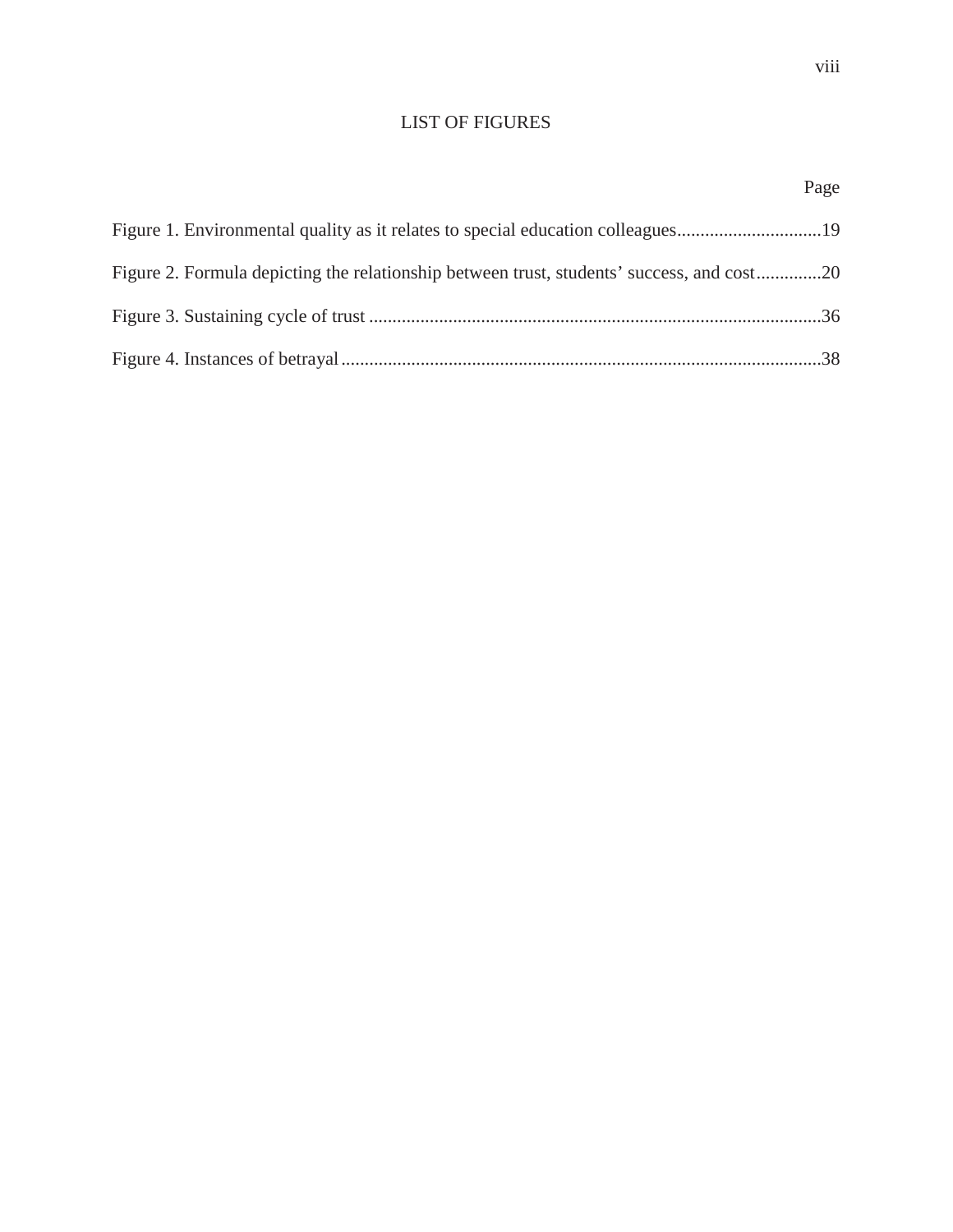# LIST OF FIGURES

Page

Figure 1. Environmental quality as it relates to special education colleagues ............................... 19

Figure 2. Formula depicting the relationship between trust, students' success, and cost ............. 20

Figure 3. Sustaining cycle of trust ................................................................................................ 36

Figure 4. Instances of betrayal ...................................................................................................... 38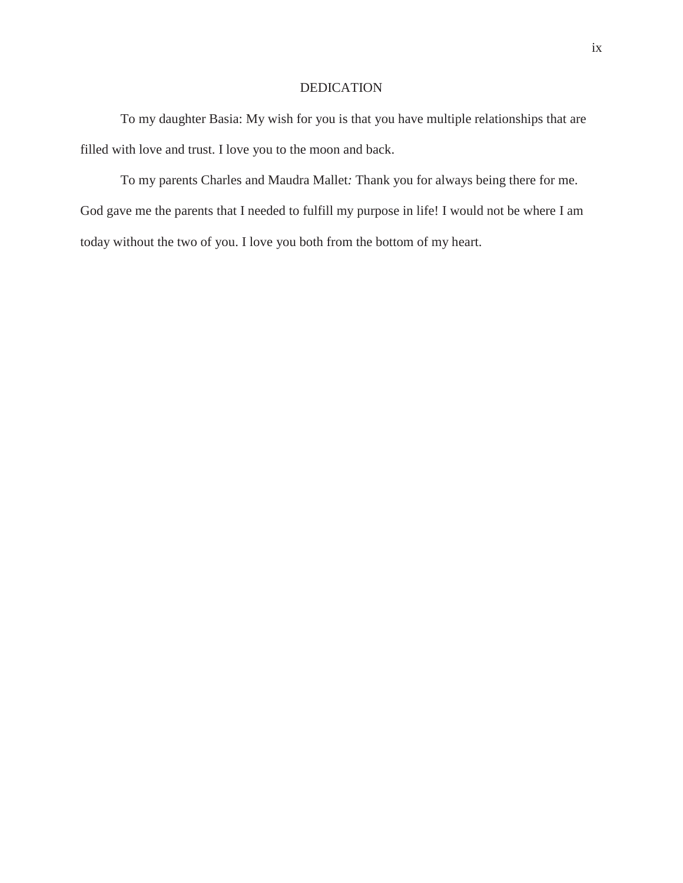# DEDICATION

To my daughter Basia: My wish for you is that you have multiple relationships that are filled with love and trust. I love you to the moon and back.

To my parents Charles and Maudra Mallet: Thank you for always being there for me. God gave me the parents that I needed to fulfill my purpose in life! I would not be where I am today without the two of you. I love you both from the bottom of my heart.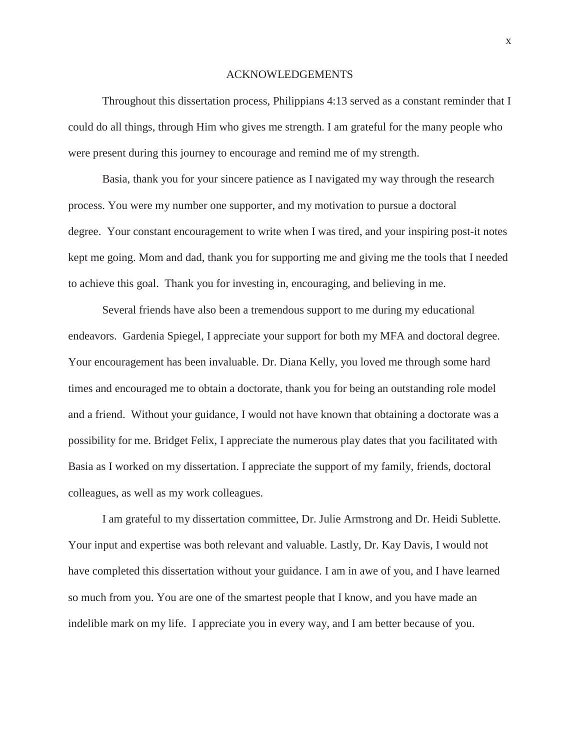# ACKNOWLEDGEMENTS

Throughout this dissertation process, Philippians 4:13 served as a constant reminder that I could do all things, through Him who gives me strength. I am grateful for the many people who were present during this journey to encourage and remind me of my strength.

Basia, thank you for your sincere patience as I navigated my way through the research process. You were my number one supporter, and my motivation to pursue a doctoral degree. Your constant encouragement to write when I was tired, and your inspiring post-it notes kept me going. Mom and dad, thank you for supporting me and giving me the tools that I needed to achieve this goal. Thank you for investing in, encouraging, and believing in me.

Several friends have also been a tremendous support to me during my educational endeavors. Gardenia Spiegel, I appreciate your support for both my MFA and doctoral degree. Your encouragement has been invaluable. Dr. Diana Kelly, you loved me through some hard times and encouraged me to obtain a doctorate, thank you for being an outstanding role model and a friend. Without your guidance, I would not have known that obtaining a doctorate was a possibility for me. Bridget Felix, I appreciate the numerous play dates that you facilitated with Basia as I worked on my dissertation. I appreciate the support of my family, friends, doctoral colleagues, as well as my work colleagues.

I am grateful to my dissertation committee, Dr. Julie Armstrong and Dr. Heidi Sublette. Your input and expertise was both relevant and valuable. Lastly, Dr. Kay Davis, I would not have completed this dissertation without your guidance. I am in awe of you, and I have learned so much from you. You are one of the smartest people that I know, and you have made an indelible mark on my life. I appreciate you in every way, and I am better because of you.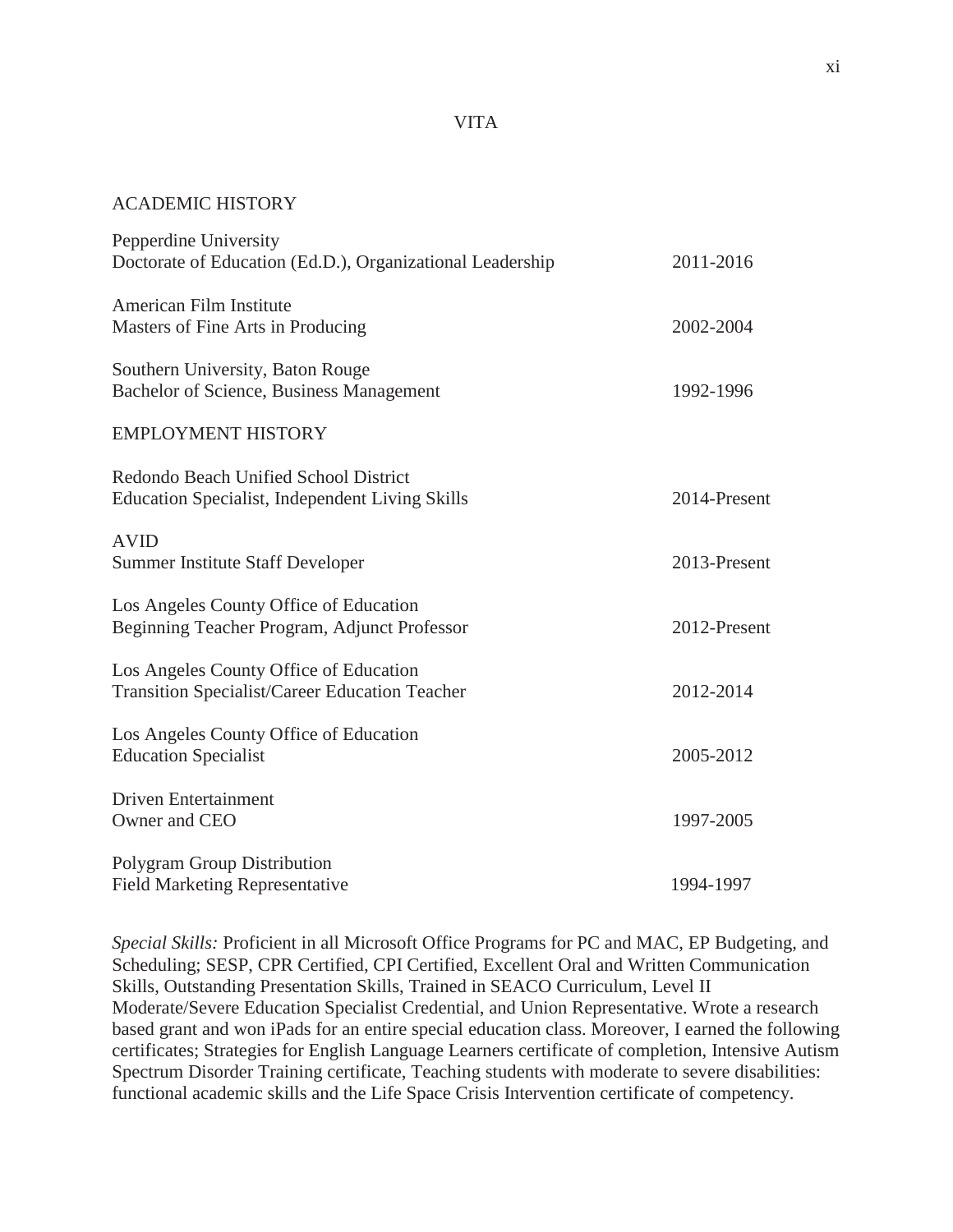# VITA

## ACADEMIC HISTORY

Pepperdine University
Doctorate of Education (Ed.D.), Organizational Leadership 2011-2016

American Film Institute
Masters of Fine Arts in Producing 2002-2004

Southern University, Baton Rouge
Bachelor of Science, Business Management 1992-1996

## EMPLOYMENT HISTORY

Redondo Beach Unified School District
Education Specialist, Independent Living Skills 2014-Present

AVID
Summer Institute Staff Developer 2013-Present

Los Angeles County Office of Education
Beginning Teacher Program, Adjunct Professor 2012-Present

Los Angeles County Office of Education
Transition Specialist/Career Education Teacher 2012-2014

Los Angeles County Office of Education
Education Specialist 2005-2012

Driven Entertainment
Owner and CEO 1997-2005

Polygram Group Distribution
Field Marketing Representative 1994-1997

*Special Skills:* Proficient in all Microsoft Office Programs for PC and MAC, EP Budgeting, and Scheduling; SESP, CPR Certified, CPI Certified, Excellent Oral and Written Communication Skills, Outstanding Presentation Skills, Trained in SEACO Curriculum, Level II Moderate/Severe Education Specialist Credential, and Union Representative. Wrote a research based grant and won iPads for an entire special education class. Moreover, I earned the following certificates; Strategies for English Language Learners certificate of completion, Intensive Autism Spectrum Disorder Training certificate, Teaching students with moderate to severe disabilities: functional academic skills and the Life Space Crisis Intervention certificate of competency.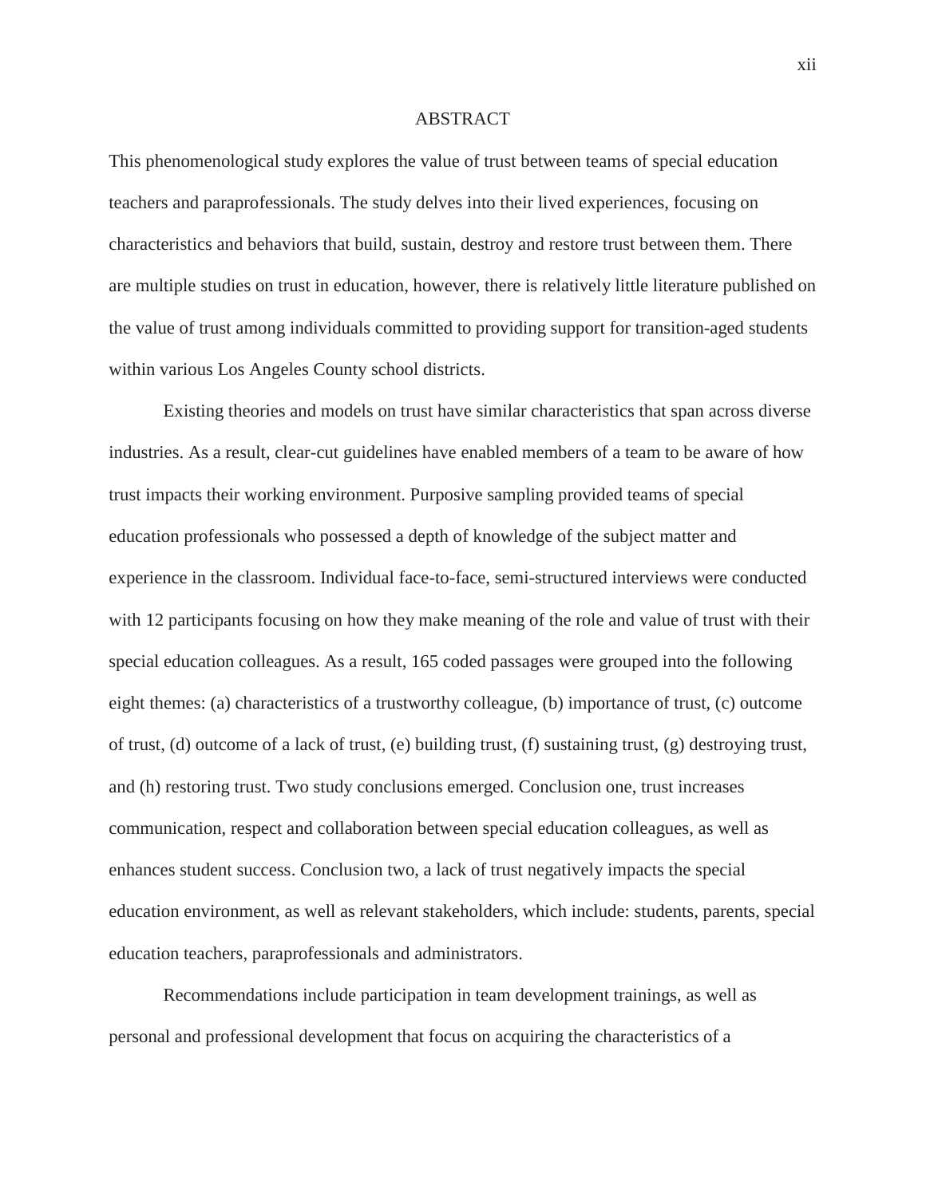# ABSTRACT

This phenomenological study explores the value of trust between teams of special education teachers and paraprofessionals. The study delves into their lived experiences, focusing on characteristics and behaviors that build, sustain, destroy and restore trust between them. There are multiple studies on trust in education, however, there is relatively little literature published on the value of trust among individuals committed to providing support for transition-aged students within various Los Angeles County school districts.

Existing theories and models on trust have similar characteristics that span across diverse industries. As a result, clear-cut guidelines have enabled members of a team to be aware of how trust impacts their working environment. Purposive sampling provided teams of special education professionals who possessed a depth of knowledge of the subject matter and experience in the classroom. Individual face-to-face, semi-structured interviews were conducted with 12 participants focusing on how they make meaning of the role and value of trust with their special education colleagues. As a result, 165 coded passages were grouped into the following eight themes: (a) characteristics of a trustworthy colleague, (b) importance of trust, (c) outcome of trust, (d) outcome of a lack of trust, (e) building trust, (f) sustaining trust, (g) destroying trust, and (h) restoring trust. Two study conclusions emerged. Conclusion one, trust increases communication, respect and collaboration between special education colleagues, as well as enhances student success. Conclusion two, a lack of trust negatively impacts the special education environment, as well as relevant stakeholders, which include: students, parents, special education teachers, paraprofessionals and administrators.

Recommendations include participation in team development trainings, as well as personal and professional development that focus on acquiring the characteristics of a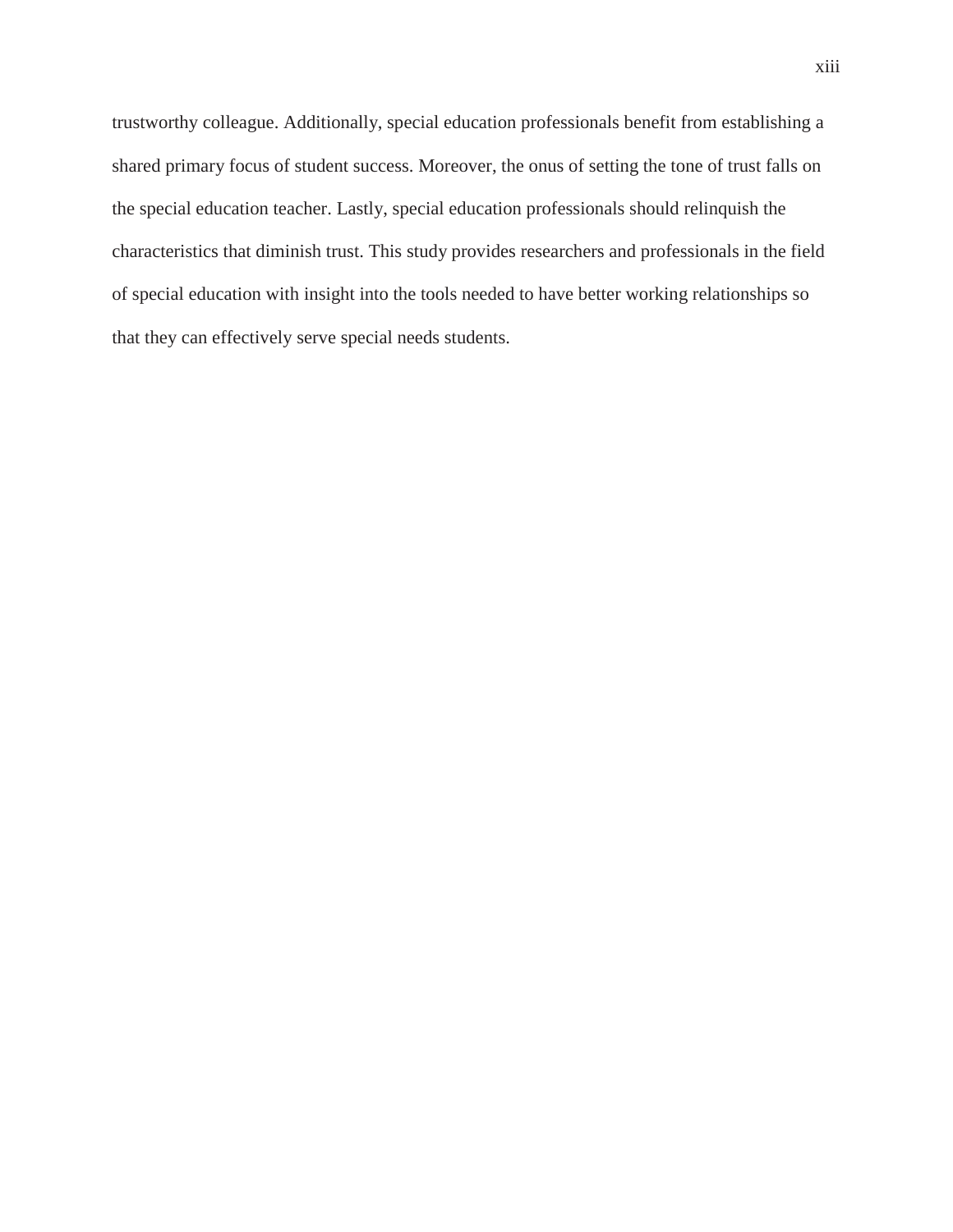trustworthy colleague. Additionally, special education professionals benefit from establishing a shared primary focus of student success. Moreover, the onus of setting the tone of trust falls on the special education teacher. Lastly, special education professionals should relinquish the characteristics that diminish trust. This study provides researchers and professionals in the field of special education with insight into the tools needed to have better working relationships so that they can effectively serve special needs students.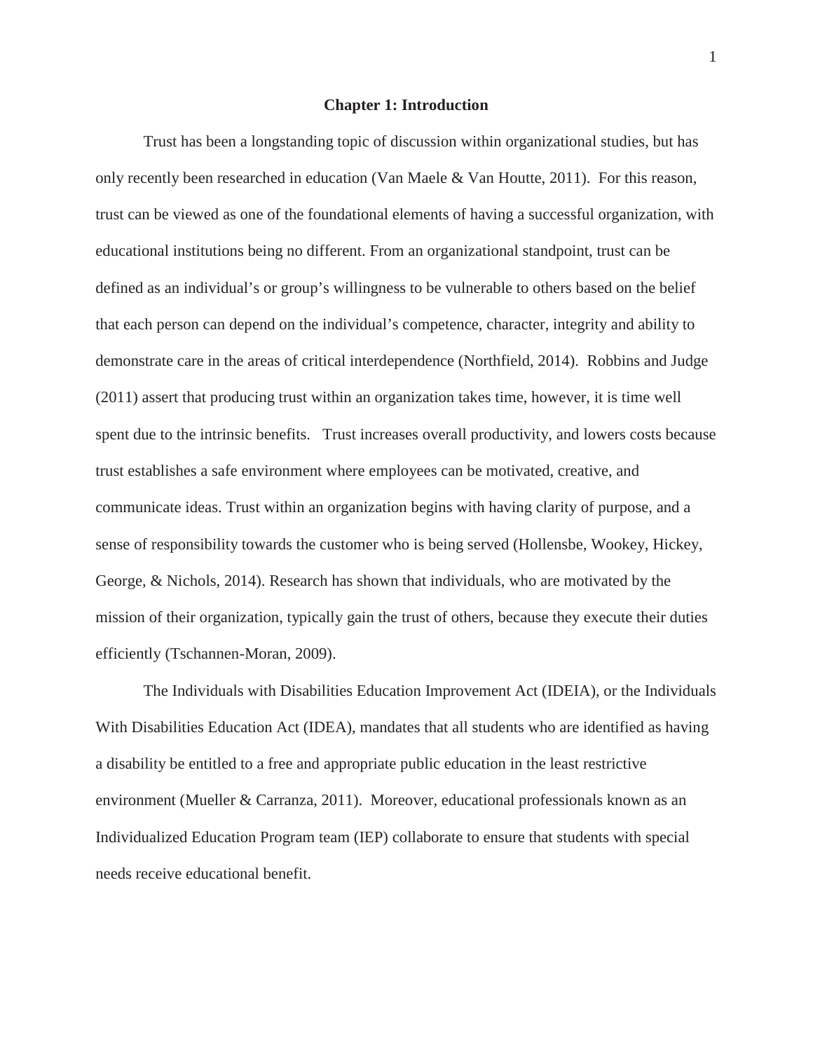# Chapter 1: Introduction

Trust has been a longstanding topic of discussion within organizational studies, but has only recently been researched in education (Van Maele & Van Houtte, 2011). For this reason, trust can be viewed as one of the foundational elements of having a successful organization, with educational institutions being no different. From an organizational standpoint, trust can be defined as an individual's or group's willingness to be vulnerable to others based on the belief that each person can depend on the individual's competence, character, integrity and ability to demonstrate care in the areas of critical interdependence (Northfield, 2014). Robbins and Judge (2011) assert that producing trust within an organization takes time, however, it is time well spent due to the intrinsic benefits. Trust increases overall productivity, and lowers costs because trust establishes a safe environment where employees can be motivated, creative, and communicate ideas. Trust within an organization begins with having clarity of purpose, and a sense of responsibility towards the customer who is being served (Hollensbe, Wookey, Hickey, George, & Nichols, 2014). Research has shown that individuals, who are motivated by the mission of their organization, typically gain the trust of others, because they execute their duties efficiently (Tschannen-Moran, 2009).

The Individuals with Disabilities Education Improvement Act (IDEIA), or the Individuals With Disabilities Education Act (IDEA), mandates that all students who are identified as having a disability be entitled to a free and appropriate public education in the least restrictive environment (Mueller & Carranza, 2011). Moreover, educational professionals known as an Individualized Education Program team (IEP) collaborate to ensure that students with special needs receive educational benefit.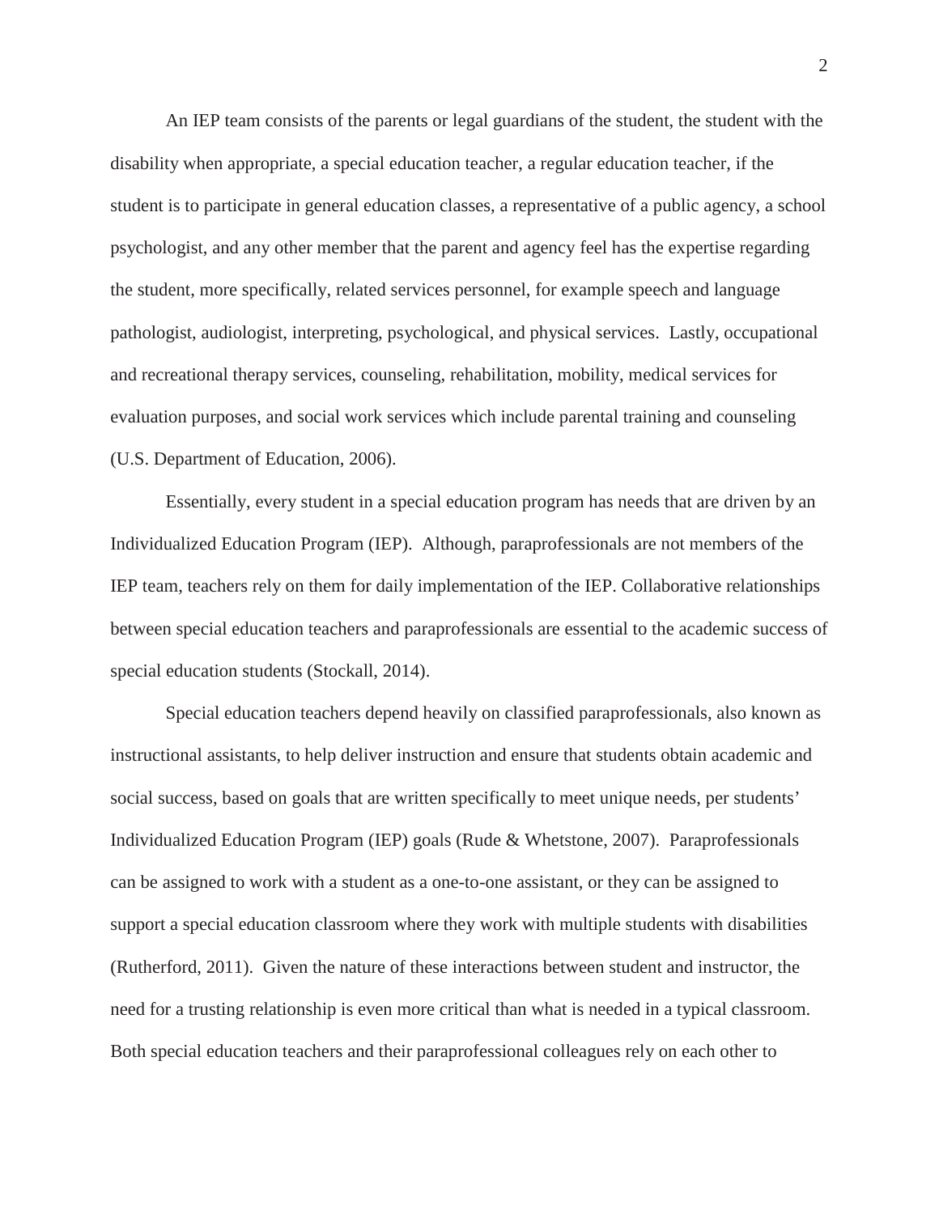An IEP team consists of the parents or legal guardians of the student, the student with the disability when appropriate, a special education teacher, a regular education teacher, if the student is to participate in general education classes, a representative of a public agency, a school psychologist, and any other member that the parent and agency feel has the expertise regarding the student, more specifically, related services personnel, for example speech and language pathologist, audiologist, interpreting, psychological, and physical services. Lastly, occupational and recreational therapy services, counseling, rehabilitation, mobility, medical services for evaluation purposes, and social work services which include parental training and counseling (U.S. Department of Education, 2006).

Essentially, every student in a special education program has needs that are driven by an Individualized Education Program (IEP). Although, paraprofessionals are not members of the IEP team, teachers rely on them for daily implementation of the IEP. Collaborative relationships between special education teachers and paraprofessionals are essential to the academic success of special education students (Stockall, 2014).

Special education teachers depend heavily on classified paraprofessionals, also known as instructional assistants, to help deliver instruction and ensure that students obtain academic and social success, based on goals that are written specifically to meet unique needs, per students' Individualized Education Program (IEP) goals (Rude & Whetstone, 2007). Paraprofessionals can be assigned to work with a student as a one-to-one assistant, or they can be assigned to support a special education classroom where they work with multiple students with disabilities (Rutherford, 2011). Given the nature of these interactions between student and instructor, the need for a trusting relationship is even more critical than what is needed in a typical classroom. Both special education teachers and their paraprofessional colleagues rely on each other to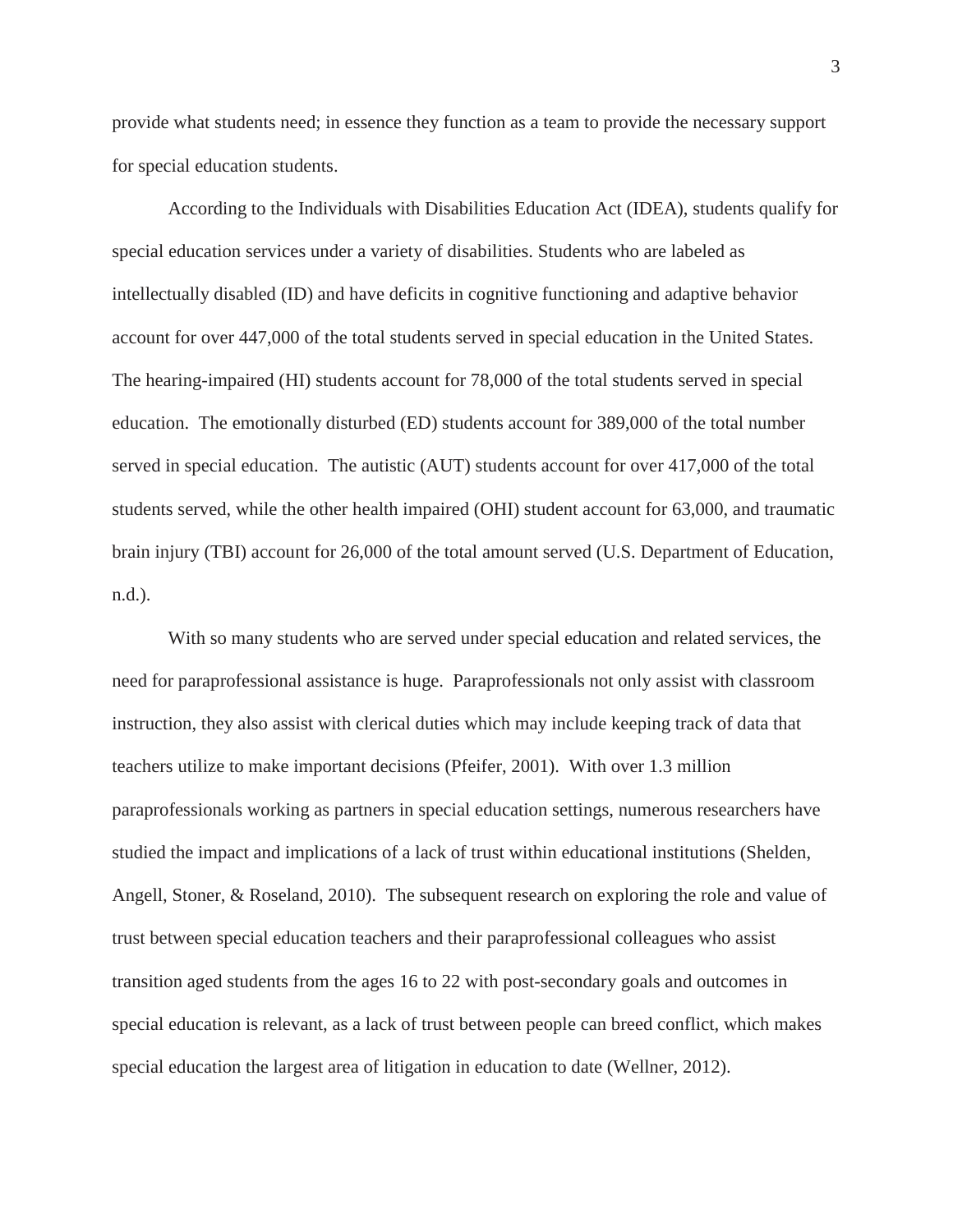provide what students need; in essence they function as a team to provide the necessary support for special education students.

According to the Individuals with Disabilities Education Act (IDEA), students qualify for special education services under a variety of disabilities. Students who are labeled as intellectually disabled (ID) and have deficits in cognitive functioning and adaptive behavior account for over 447,000 of the total students served in special education in the United States. The hearing-impaired (HI) students account for 78,000 of the total students served in special education. The emotionally disturbed (ED) students account for 389,000 of the total number served in special education. The autistic (AUT) students account for over 417,000 of the total students served, while the other health impaired (OHI) student account for 63,000, and traumatic brain injury (TBI) account for 26,000 of the total amount served (U.S. Department of Education, n.d.).

With so many students who are served under special education and related services, the need for paraprofessional assistance is huge. Paraprofessionals not only assist with classroom instruction, they also assist with clerical duties which may include keeping track of data that teachers utilize to make important decisions (Pfeifer, 2001). With over 1.3 million paraprofessionals working as partners in special education settings, numerous researchers have studied the impact and implications of a lack of trust within educational institutions (Shelden, Angell, Stoner, & Roseland, 2010). The subsequent research on exploring the role and value of trust between special education teachers and their paraprofessional colleagues who assist transition aged students from the ages 16 to 22 with post-secondary goals and outcomes in special education is relevant, as a lack of trust between people can breed conflict, which makes special education the largest area of litigation in education to date (Wellner, 2012).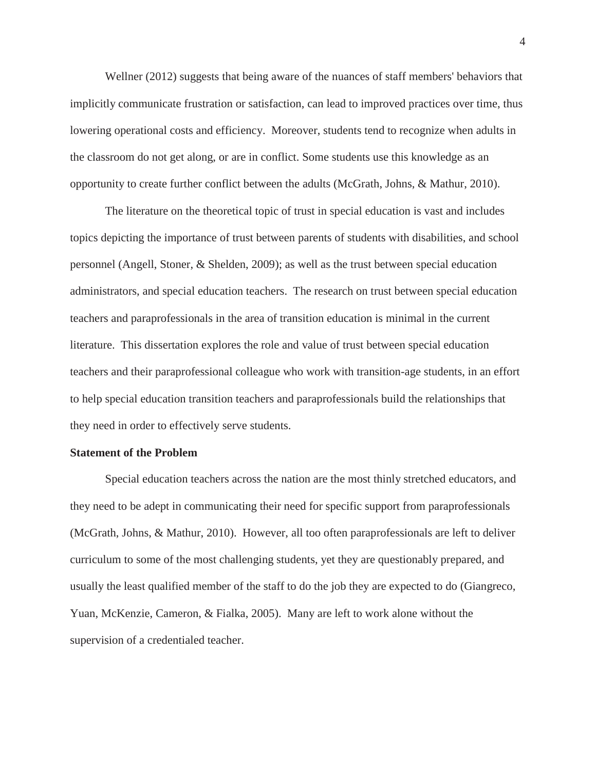Wellner (2012) suggests that being aware of the nuances of staff members' behaviors that implicitly communicate frustration or satisfaction, can lead to improved practices over time, thus lowering operational costs and efficiency. Moreover, students tend to recognize when adults in the classroom do not get along, or are in conflict. Some students use this knowledge as an opportunity to create further conflict between the adults (McGrath, Johns, & Mathur, 2010).

The literature on the theoretical topic of trust in special education is vast and includes topics depicting the importance of trust between parents of students with disabilities, and school personnel (Angell, Stoner, & Shelden, 2009); as well as the trust between special education administrators, and special education teachers. The research on trust between special education teachers and paraprofessionals in the area of transition education is minimal in the current literature. This dissertation explores the role and value of trust between special education teachers and their paraprofessional colleague who work with transition-age students, in an effort to help special education transition teachers and paraprofessionals build the relationships that they need in order to effectively serve students.

**Statement of the Problem**

Special education teachers across the nation are the most thinly stretched educators, and they need to be adept in communicating their need for specific support from paraprofessionals (McGrath, Johns, & Mathur, 2010). However, all too often paraprofessionals are left to deliver curriculum to some of the most challenging students, yet they are questionably prepared, and usually the least qualified member of the staff to do the job they are expected to do (Giangreco, Yuan, McKenzie, Cameron, & Fialka, 2005). Many are left to work alone without the supervision of a credentialed teacher.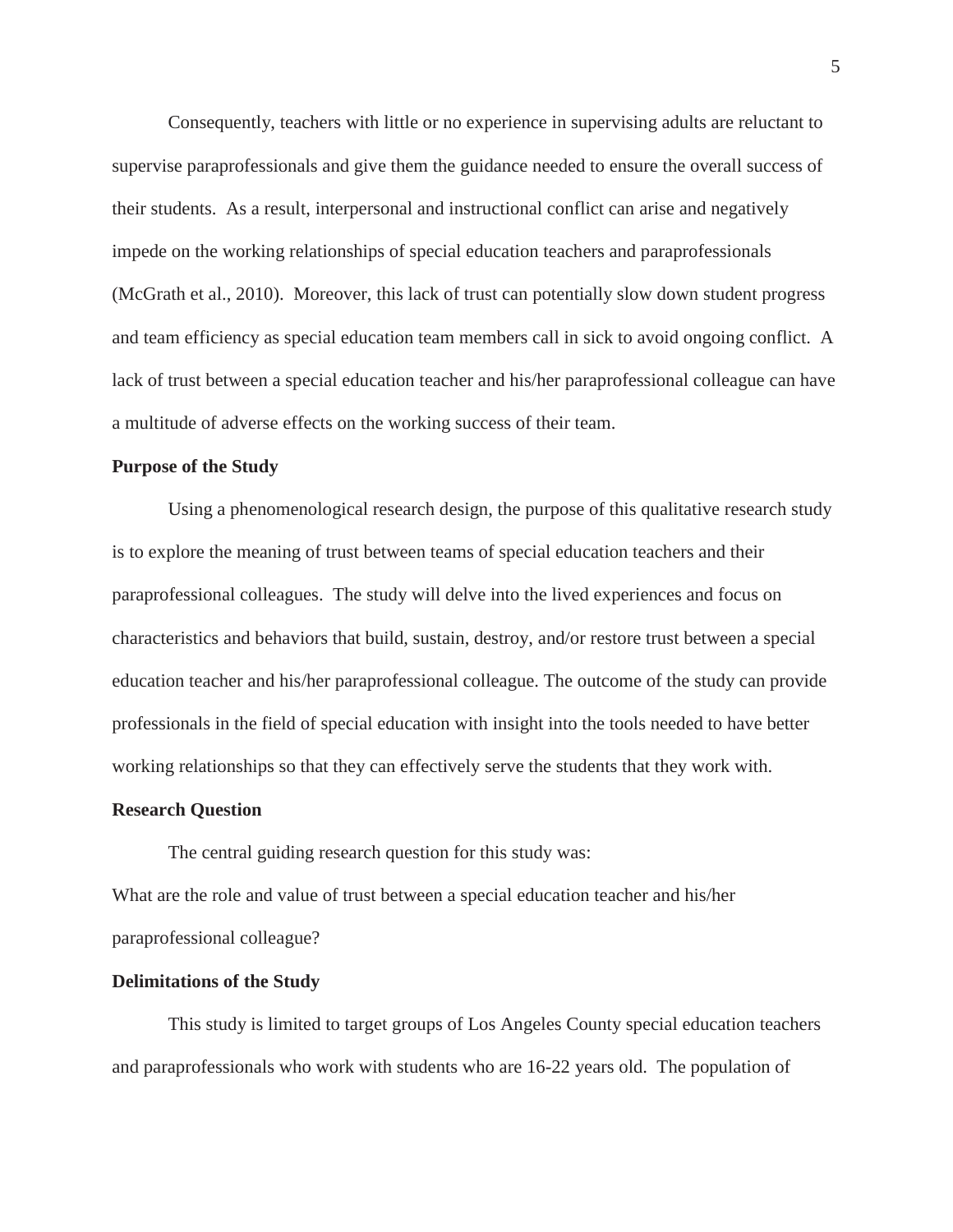Consequently, teachers with little or no experience in supervising adults are reluctant to supervise paraprofessionals and give them the guidance needed to ensure the overall success of their students. As a result, interpersonal and instructional conflict can arise and negatively impede on the working relationships of special education teachers and paraprofessionals (McGrath et al., 2010). Moreover, this lack of trust can potentially slow down student progress and team efficiency as special education team members call in sick to avoid ongoing conflict. A lack of trust between a special education teacher and his/her paraprofessional colleague can have a multitude of adverse effects on the working success of their team.

### Purpose of the Study

Using a phenomenological research design, the purpose of this qualitative research study is to explore the meaning of trust between teams of special education teachers and their paraprofessional colleagues. The study will delve into the lived experiences and focus on characteristics and behaviors that build, sustain, destroy, and/or restore trust between a special education teacher and his/her paraprofessional colleague. The outcome of the study can provide professionals in the field of special education with insight into the tools needed to have better working relationships so that they can effectively serve the students that they work with.

### Research Question

The central guiding research question for this study was:

What are the role and value of trust between a special education teacher and his/her paraprofessional colleague?

### Delimitations of the Study

This study is limited to target groups of Los Angeles County special education teachers and paraprofessionals who work with students who are 16-22 years old. The population of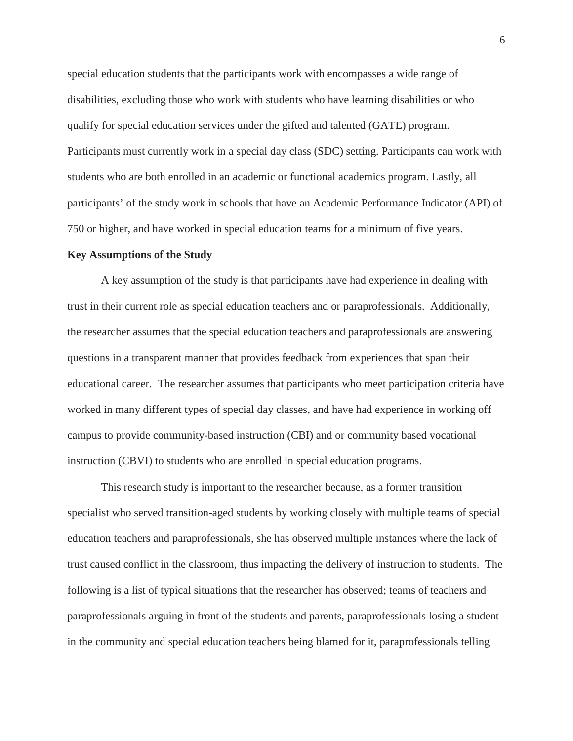special education students that the participants work with encompasses a wide range of disabilities, excluding those who work with students who have learning disabilities or who qualify for special education services under the gifted and talented (GATE) program. Participants must currently work in a special day class (SDC) setting. Participants can work with students who are both enrolled in an academic or functional academics program. Lastly, all participants' of the study work in schools that have an Academic Performance Indicator (API) of 750 or higher, and have worked in special education teams for a minimum of five years.

**Key Assumptions of the Study**

A key assumption of the study is that participants have had experience in dealing with trust in their current role as special education teachers and or paraprofessionals. Additionally, the researcher assumes that the special education teachers and paraprofessionals are answering questions in a transparent manner that provides feedback from experiences that span their educational career. The researcher assumes that participants who meet participation criteria have worked in many different types of special day classes, and have had experience in working off campus to provide community-based instruction (CBI) and or community based vocational instruction (CBVI) to students who are enrolled in special education programs.

This research study is important to the researcher because, as a former transition specialist who served transition-aged students by working closely with multiple teams of special education teachers and paraprofessionals, she has observed multiple instances where the lack of trust caused conflict in the classroom, thus impacting the delivery of instruction to students. The following is a list of typical situations that the researcher has observed; teams of teachers and paraprofessionals arguing in front of the students and parents, paraprofessionals losing a student in the community and special education teachers being blamed for it, paraprofessionals telling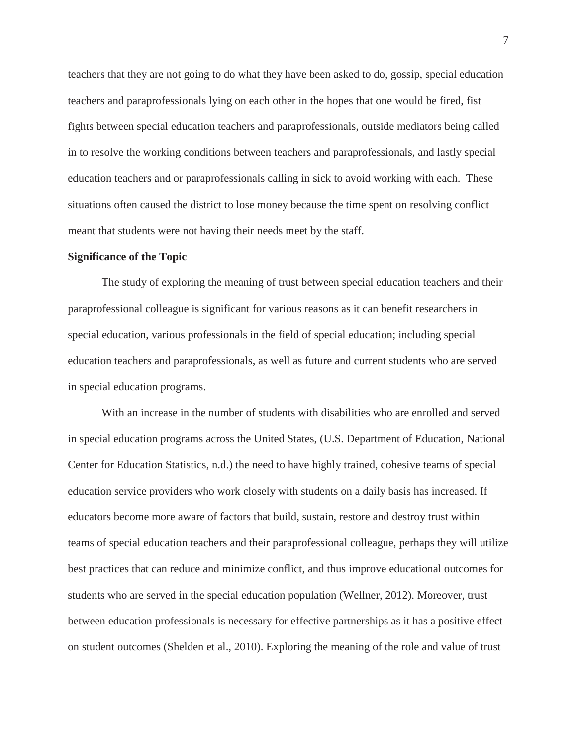teachers that they are not going to do what they have been asked to do, gossip, special education teachers and paraprofessionals lying on each other in the hopes that one would be fired, fist fights between special education teachers and paraprofessionals, outside mediators being called in to resolve the working conditions between teachers and paraprofessionals, and lastly special education teachers and or paraprofessionals calling in sick to avoid working with each. These situations often caused the district to lose money because the time spent on resolving conflict meant that students were not having their needs meet by the staff.

**Significance of the Topic**

The study of exploring the meaning of trust between special education teachers and their paraprofessional colleague is significant for various reasons as it can benefit researchers in special education, various professionals in the field of special education; including special education teachers and paraprofessionals, as well as future and current students who are served in special education programs.

With an increase in the number of students with disabilities who are enrolled and served in special education programs across the United States, (U.S. Department of Education, National Center for Education Statistics, n.d.) the need to have highly trained, cohesive teams of special education service providers who work closely with students on a daily basis has increased. If educators become more aware of factors that build, sustain, restore and destroy trust within teams of special education teachers and their paraprofessional colleague, perhaps they will utilize best practices that can reduce and minimize conflict, and thus improve educational outcomes for students who are served in the special education population (Wellner, 2012). Moreover, trust between education professionals is necessary for effective partnerships as it has a positive effect on student outcomes (Shelden et al., 2010). Exploring the meaning of the role and value of trust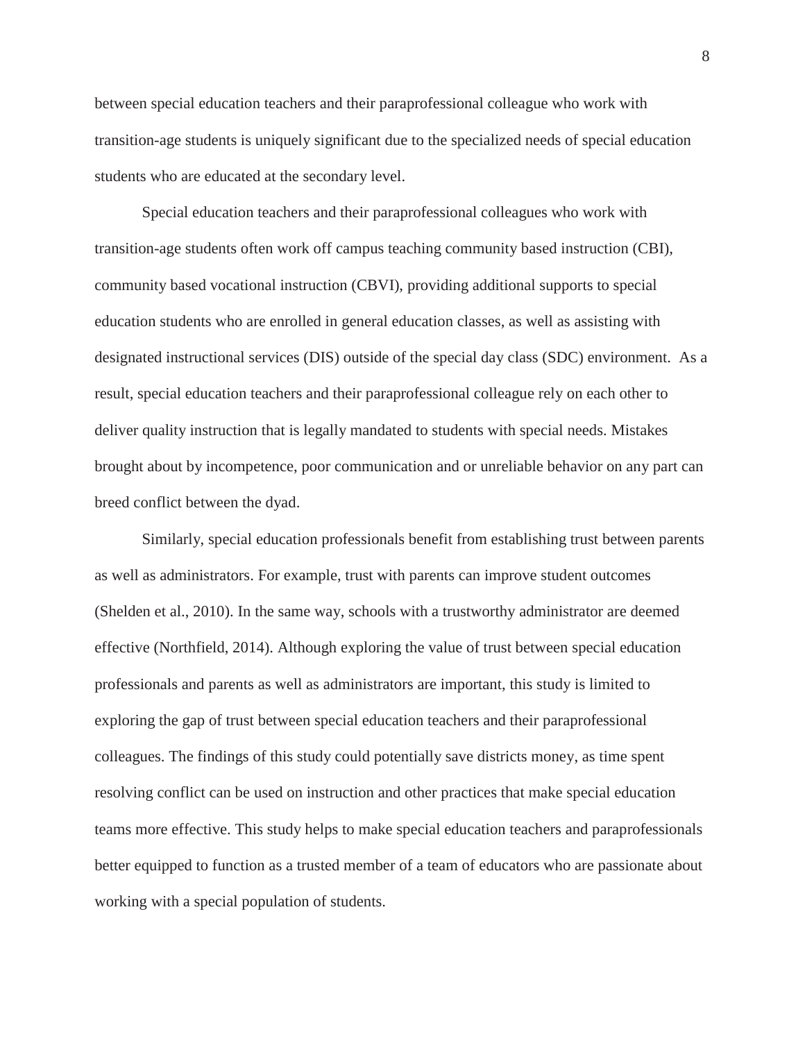between special education teachers and their paraprofessional colleague who work with transition-age students is uniquely significant due to the specialized needs of special education students who are educated at the secondary level.

Special education teachers and their paraprofessional colleagues who work with transition-age students often work off campus teaching community based instruction (CBI), community based vocational instruction (CBVI), providing additional supports to special education students who are enrolled in general education classes, as well as assisting with designated instructional services (DIS) outside of the special day class (SDC) environment. As a result, special education teachers and their paraprofessional colleague rely on each other to deliver quality instruction that is legally mandated to students with special needs. Mistakes brought about by incompetence, poor communication and or unreliable behavior on any part can breed conflict between the dyad.

Similarly, special education professionals benefit from establishing trust between parents as well as administrators. For example, trust with parents can improve student outcomes (Shelden et al., 2010). In the same way, schools with a trustworthy administrator are deemed effective (Northfield, 2014). Although exploring the value of trust between special education professionals and parents as well as administrators are important, this study is limited to exploring the gap of trust between special education teachers and their paraprofessional colleagues. The findings of this study could potentially save districts money, as time spent resolving conflict can be used on instruction and other practices that make special education teams more effective. This study helps to make special education teachers and paraprofessionals better equipped to function as a trusted member of a team of educators who are passionate about working with a special population of students.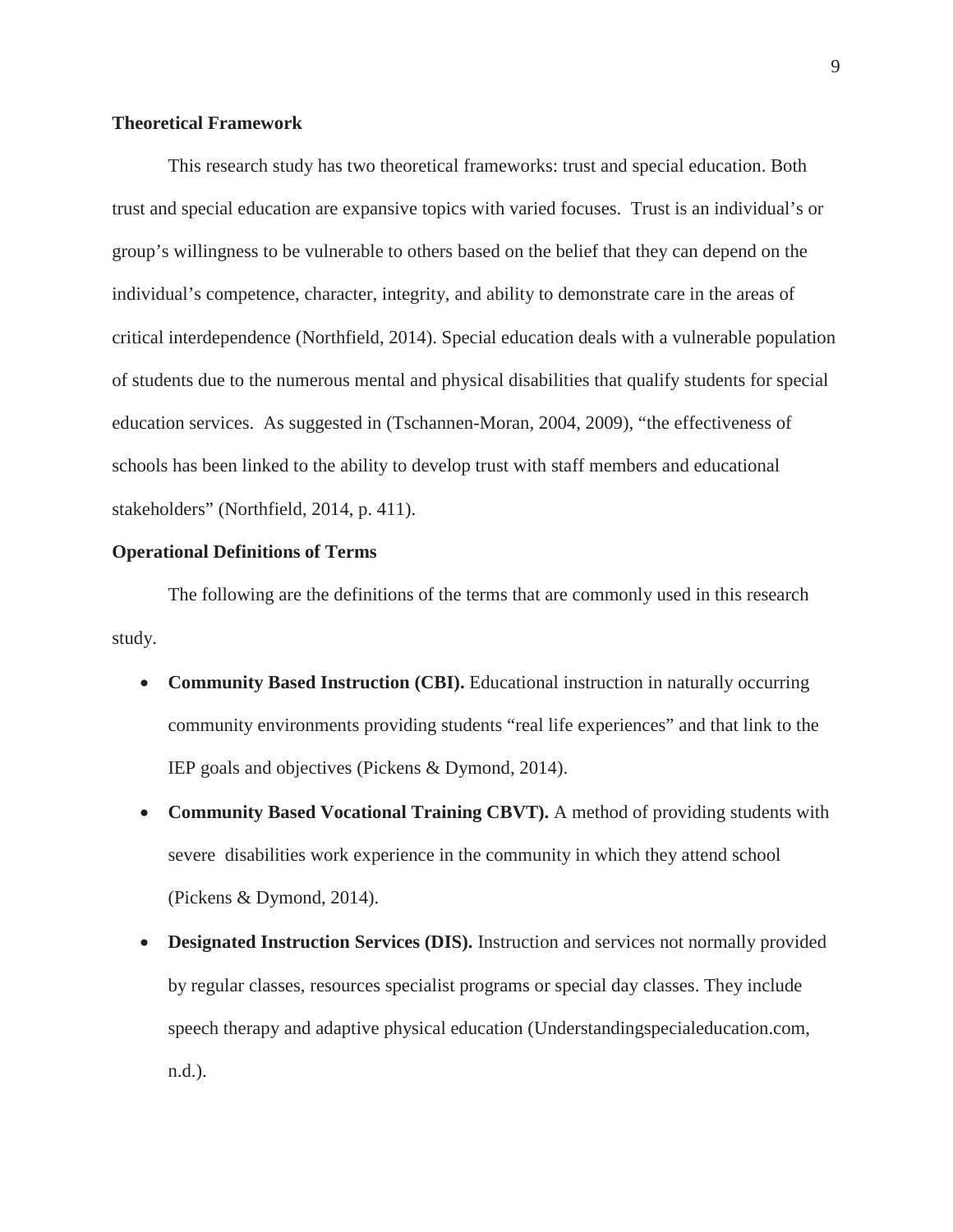**Theoretical Framework**

This research study has two theoretical frameworks: trust and special education. Both trust and special education are expansive topics with varied focuses. Trust is an individual's or group's willingness to be vulnerable to others based on the belief that they can depend on the individual's competence, character, integrity, and ability to demonstrate care in the areas of critical interdependence (Northfield, 2014). Special education deals with a vulnerable population of students due to the numerous mental and physical disabilities that qualify students for special education services. As suggested in (Tschannen-Moran, 2004, 2009), "the effectiveness of schools has been linked to the ability to develop trust with staff members and educational stakeholders" (Northfield, 2014, p. 411).

**Operational Definitions of Terms**

The following are the definitions of the terms that are commonly used in this research study.

- **Community Based Instruction (CBI).** Educational instruction in naturally occurring community environments providing students "real life experiences" and that link to the IEP goals and objectives (Pickens & Dymond, 2014).
- **Community Based Vocational Training CBVT).** A method of providing students with severe disabilities work experience in the community in which they attend school (Pickens & Dymond, 2014).
- **Designated Instruction Services (DIS).** Instruction and services not normally provided by regular classes, resources specialist programs or special day classes. They include speech therapy and adaptive physical education (Understandingspecialeducation.com, n.d.).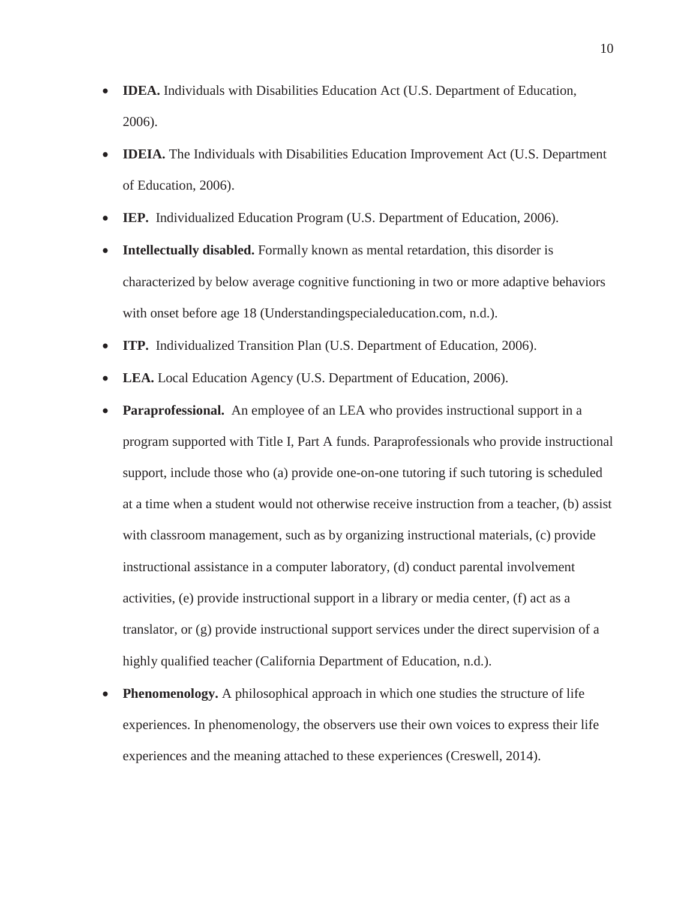- **IDEA.** Individuals with Disabilities Education Act (U.S. Department of Education, 2006).
- **IDEIA.** The Individuals with Disabilities Education Improvement Act (U.S. Department of Education, 2006).
- **IEP.** Individualized Education Program (U.S. Department of Education, 2006).
- **Intellectually disabled.** Formally known as mental retardation, this disorder is characterized by below average cognitive functioning in two or more adaptive behaviors with onset before age 18 (Understandingspecialeducation.com, n.d.).
- **ITP.** Individualized Transition Plan (U.S. Department of Education, 2006).
- **LEA.** Local Education Agency (U.S. Department of Education, 2006).
- **Paraprofessional.** An employee of an LEA who provides instructional support in a program supported with Title I, Part A funds. Paraprofessionals who provide instructional support, include those who (a) provide one-on-one tutoring if such tutoring is scheduled at a time when a student would not otherwise receive instruction from a teacher, (b) assist with classroom management, such as by organizing instructional materials, (c) provide instructional assistance in a computer laboratory, (d) conduct parental involvement activities, (e) provide instructional support in a library or media center, (f) act as a translator, or (g) provide instructional support services under the direct supervision of a highly qualified teacher (California Department of Education, n.d.).
- **Phenomenology.** A philosophical approach in which one studies the structure of life experiences. In phenomenology, the observers use their own voices to express their life experiences and the meaning attached to these experiences (Creswell, 2014).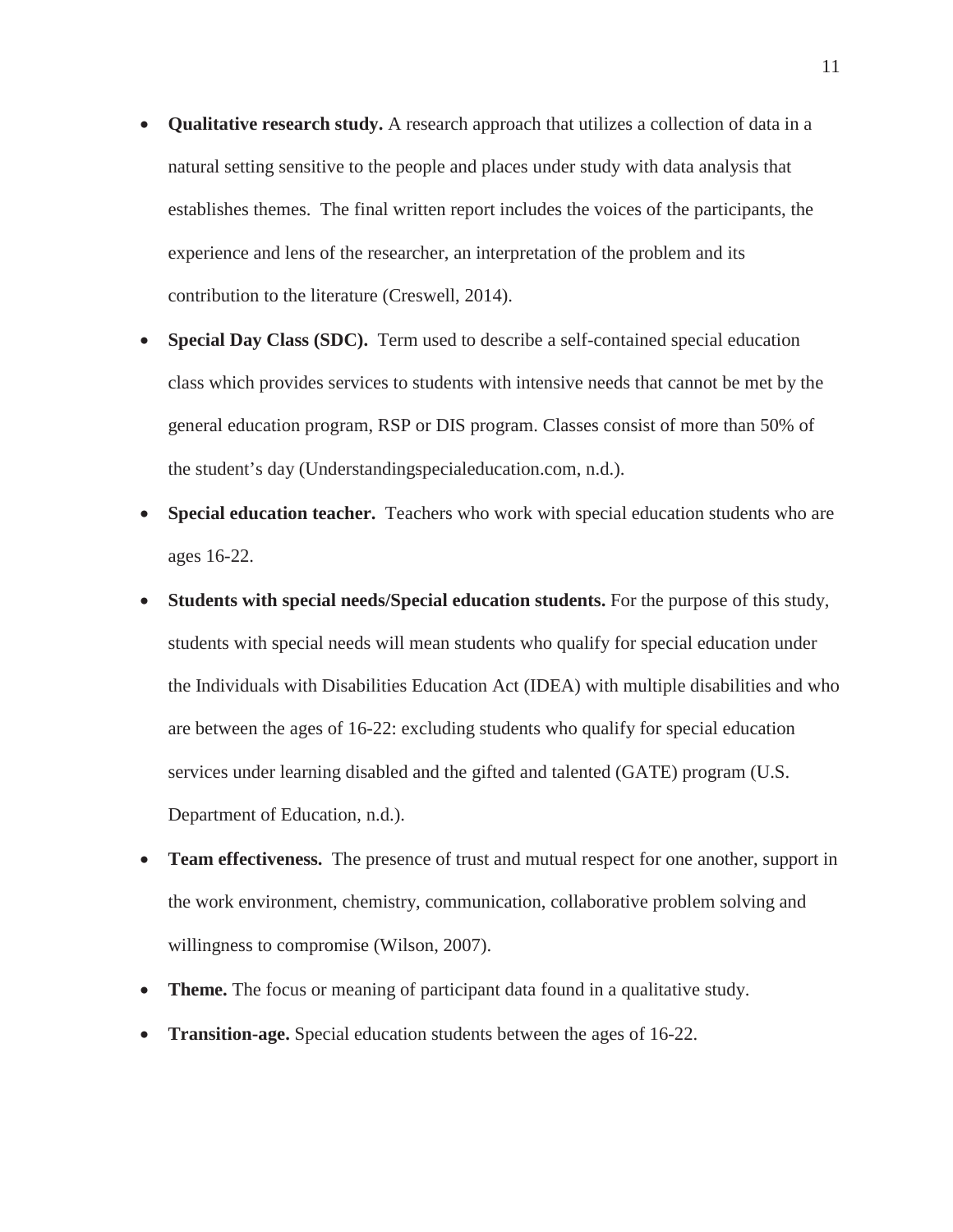- **Qualitative research study.** A research approach that utilizes a collection of data in a natural setting sensitive to the people and places under study with data analysis that establishes themes. The final written report includes the voices of the participants, the experience and lens of the researcher, an interpretation of the problem and its contribution to the literature (Creswell, 2014).
- **Special Day Class (SDC).** Term used to describe a self-contained special education class which provides services to students with intensive needs that cannot be met by the general education program, RSP or DIS program. Classes consist of more than 50% of the student's day (Understandingspecialeducation.com, n.d.).
- **Special education teacher.** Teachers who work with special education students who are ages 16-22.
- **Students with special needs/Special education students.** For the purpose of this study, students with special needs will mean students who qualify for special education under the Individuals with Disabilities Education Act (IDEA) with multiple disabilities and who are between the ages of 16-22: excluding students who qualify for special education services under learning disabled and the gifted and talented (GATE) program (U.S. Department of Education, n.d.).
- **Team effectiveness.** The presence of trust and mutual respect for one another, support in the work environment, chemistry, communication, collaborative problem solving and willingness to compromise (Wilson, 2007).
- **Theme.** The focus or meaning of participant data found in a qualitative study.
- **Transition-age.** Special education students between the ages of 16-22.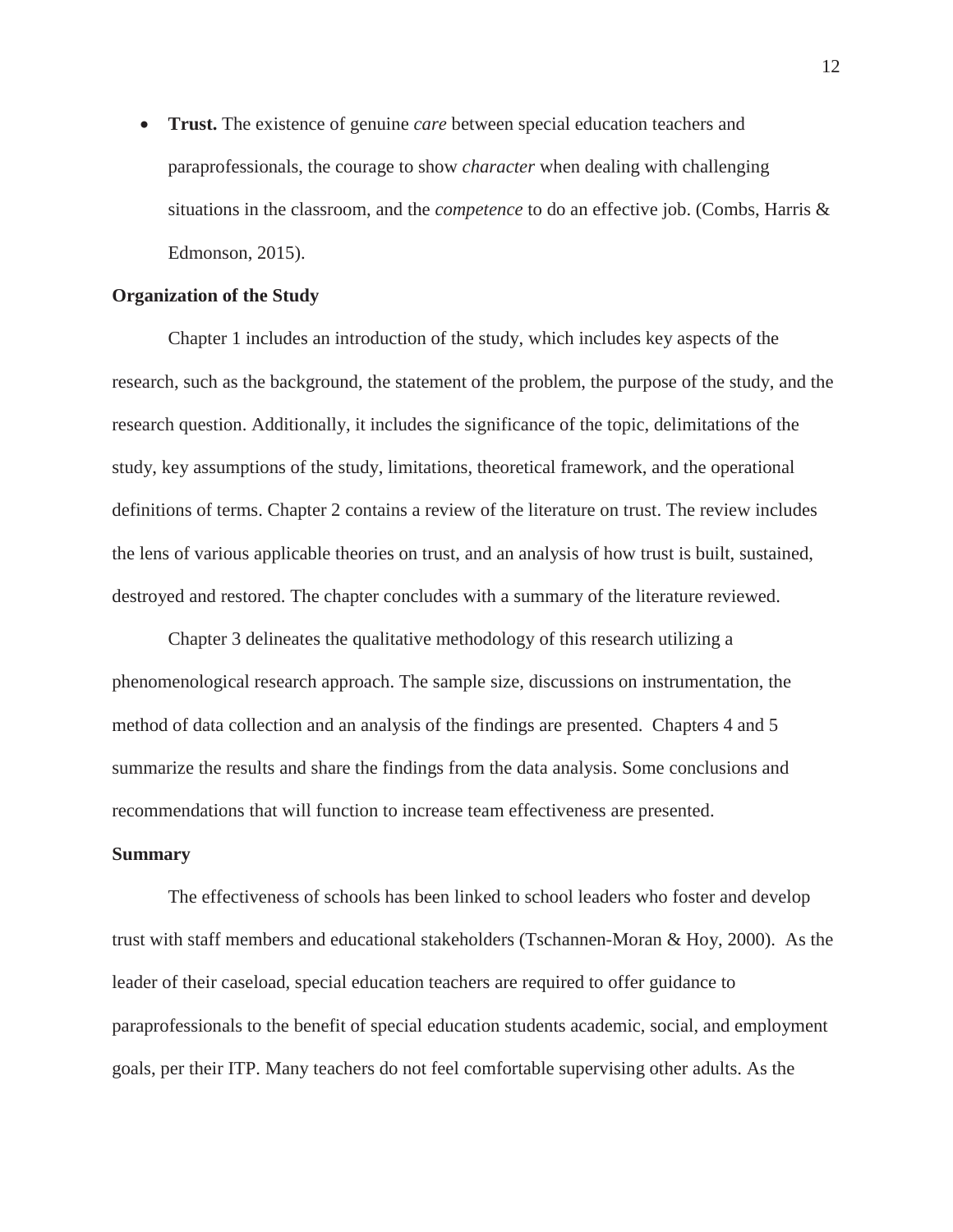- **Trust.** The existence of genuine *care* between special education teachers and paraprofessionals, the courage to show *character* when dealing with challenging situations in the classroom, and the *competence* to do an effective job. (Combs, Harris & Edmonson, 2015).

**Organization of the Study**

Chapter 1 includes an introduction of the study, which includes key aspects of the research, such as the background, the statement of the problem, the purpose of the study, and the research question. Additionally, it includes the significance of the topic, delimitations of the study, key assumptions of the study, limitations, theoretical framework, and the operational definitions of terms. Chapter 2 contains a review of the literature on trust. The review includes the lens of various applicable theories on trust, and an analysis of how trust is built, sustained, destroyed and restored. The chapter concludes with a summary of the literature reviewed.

Chapter 3 delineates the qualitative methodology of this research utilizing a phenomenological research approach. The sample size, discussions on instrumentation, the method of data collection and an analysis of the findings are presented. Chapters 4 and 5 summarize the results and share the findings from the data analysis. Some conclusions and recommendations that will function to increase team effectiveness are presented.

**Summary**

The effectiveness of schools has been linked to school leaders who foster and develop trust with staff members and educational stakeholders (Tschannen-Moran & Hoy, 2000). As the leader of their caseload, special education teachers are required to offer guidance to paraprofessionals to the benefit of special education students academic, social, and employment goals, per their ITP. Many teachers do not feel comfortable supervising other adults. As the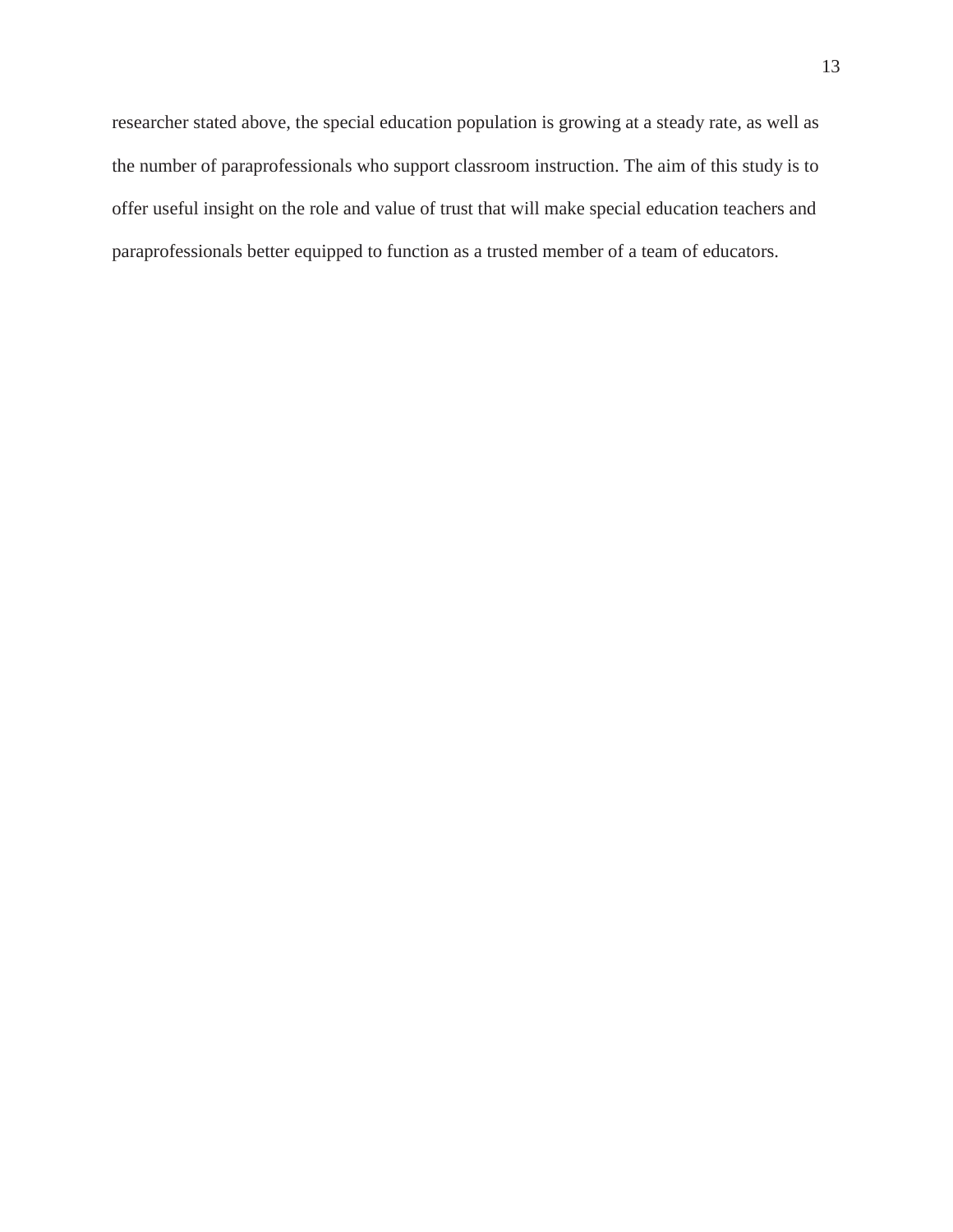researcher stated above, the special education population is growing at a steady rate, as well as the number of paraprofessionals who support classroom instruction. The aim of this study is to offer useful insight on the role and value of trust that will make special education teachers and paraprofessionals better equipped to function as a trusted member of a team of educators.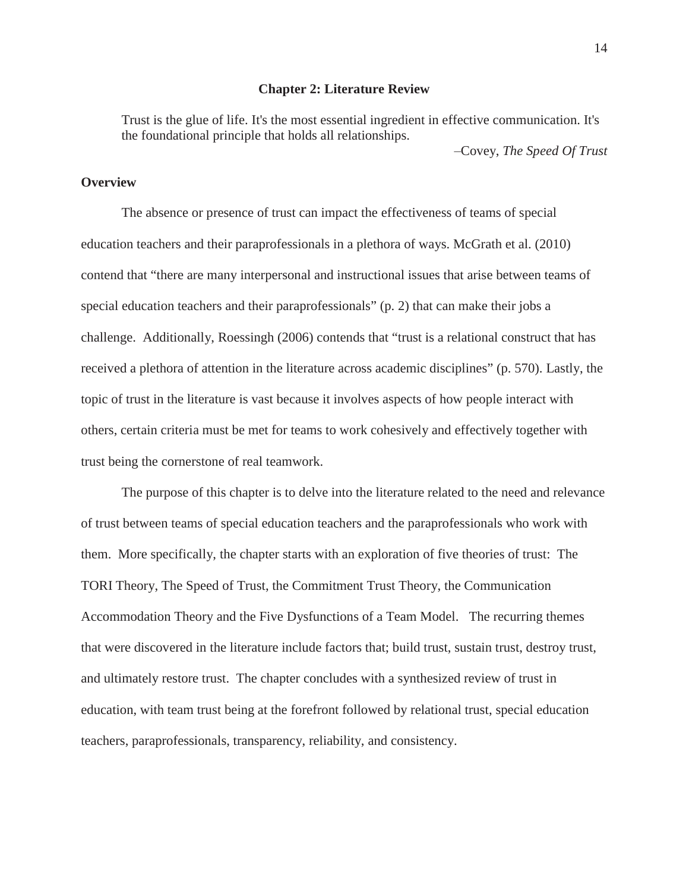# Chapter 2: Literature Review

> Trust is the glue of life. It's the most essential ingredient in effective communication. It's the foundational principle that holds all relationships.
>
> –Covey, *The Speed Of Trust*

## Overview

The absence or presence of trust can impact the effectiveness of teams of special education teachers and their paraprofessionals in a plethora of ways. McGrath et al. (2010) contend that "there are many interpersonal and instructional issues that arise between teams of special education teachers and their paraprofessionals" (p. 2) that can make their jobs a challenge. Additionally, Roessingh (2006) contends that "trust is a relational construct that has received a plethora of attention in the literature across academic disciplines" (p. 570). Lastly, the topic of trust in the literature is vast because it involves aspects of how people interact with others, certain criteria must be met for teams to work cohesively and effectively together with trust being the cornerstone of real teamwork.

The purpose of this chapter is to delve into the literature related to the need and relevance of trust between teams of special education teachers and the paraprofessionals who work with them. More specifically, the chapter starts with an exploration of five theories of trust: The TORI Theory, The Speed of Trust, the Commitment Trust Theory, the Communication Accommodation Theory and the Five Dysfunctions of a Team Model. The recurring themes that were discovered in the literature include factors that; build trust, sustain trust, destroy trust, and ultimately restore trust. The chapter concludes with a synthesized review of trust in education, with team trust being at the forefront followed by relational trust, special education teachers, paraprofessionals, transparency, reliability, and consistency.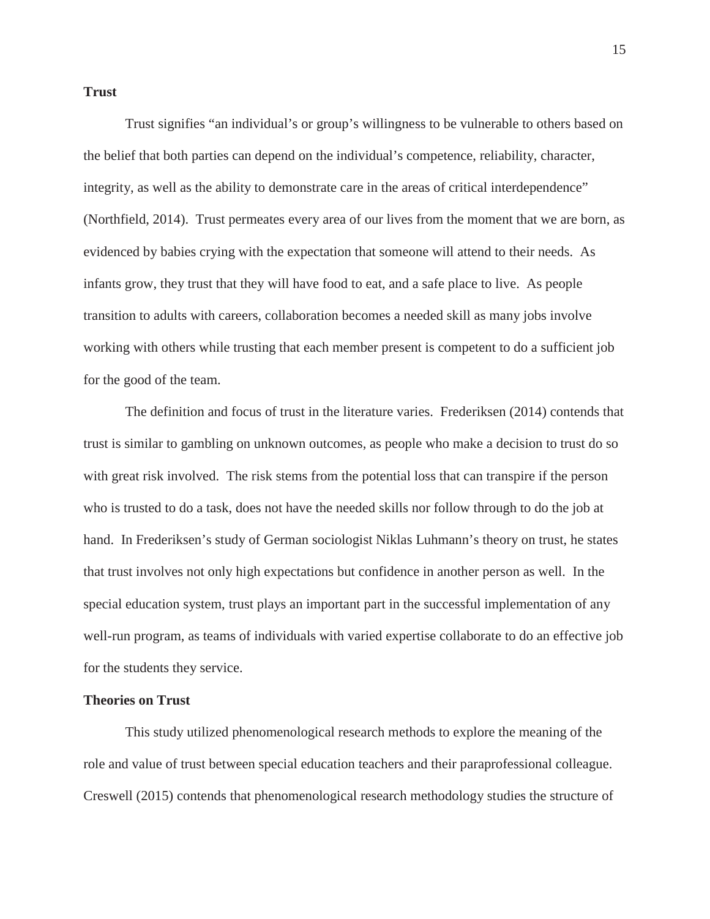**Trust**

Trust signifies "an individual's or group's willingness to be vulnerable to others based on the belief that both parties can depend on the individual's competence, reliability, character, integrity, as well as the ability to demonstrate care in the areas of critical interdependence" (Northfield, 2014). Trust permeates every area of our lives from the moment that we are born, as evidenced by babies crying with the expectation that someone will attend to their needs. As infants grow, they trust that they will have food to eat, and a safe place to live. As people transition to adults with careers, collaboration becomes a needed skill as many jobs involve working with others while trusting that each member present is competent to do a sufficient job for the good of the team.

The definition and focus of trust in the literature varies. Frederiksen (2014) contends that trust is similar to gambling on unknown outcomes, as people who make a decision to trust do so with great risk involved. The risk stems from the potential loss that can transpire if the person who is trusted to do a task, does not have the needed skills nor follow through to do the job at hand. In Frederiksen's study of German sociologist Niklas Luhmann's theory on trust, he states that trust involves not only high expectations but confidence in another person as well. In the special education system, trust plays an important part in the successful implementation of any well-run program, as teams of individuals with varied expertise collaborate to do an effective job for the students they service.

**Theories on Trust**

This study utilized phenomenological research methods to explore the meaning of the role and value of trust between special education teachers and their paraprofessional colleague. Creswell (2015) contends that phenomenological research methodology studies the structure of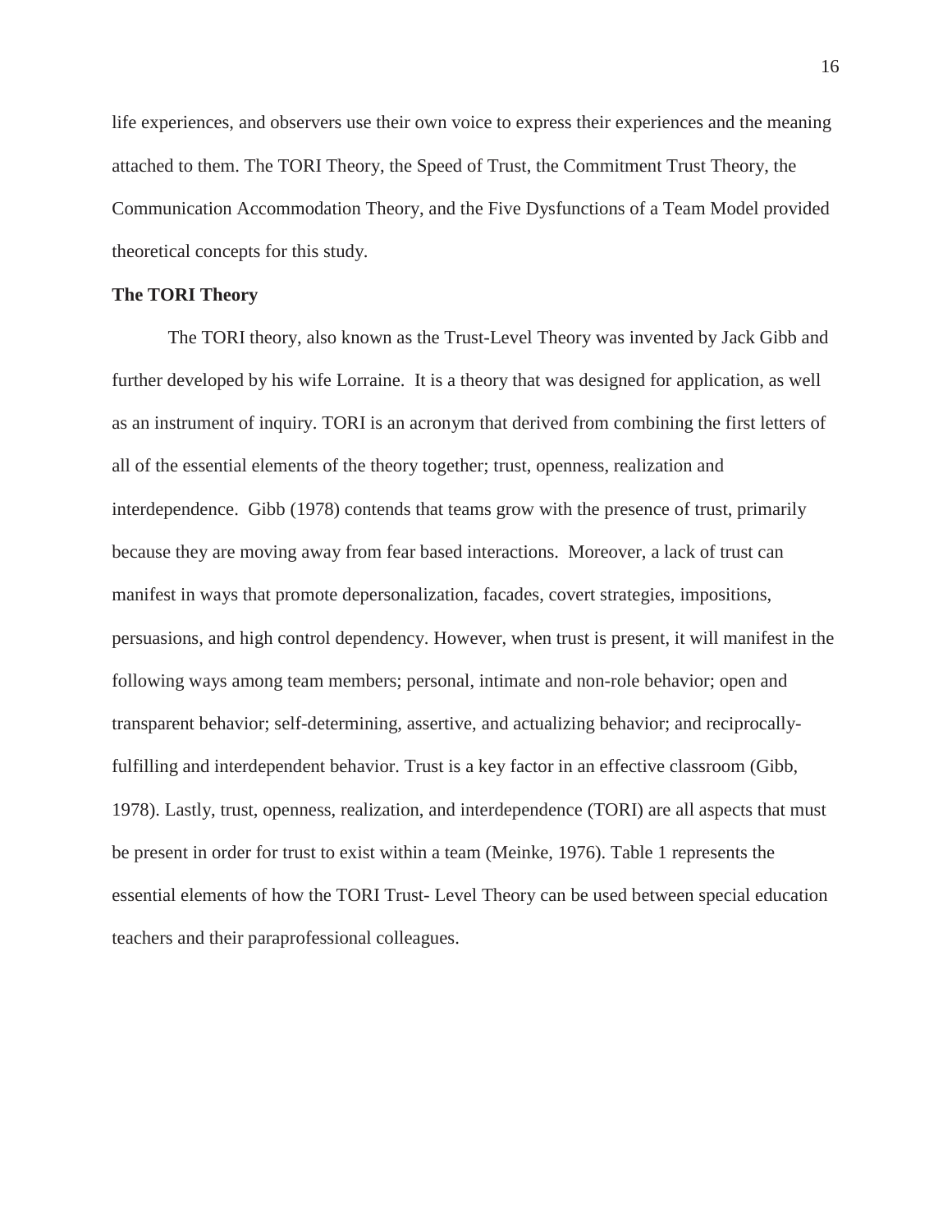life experiences, and observers use their own voice to express their experiences and the meaning attached to them. The TORI Theory, the Speed of Trust, the Commitment Trust Theory, the Communication Accommodation Theory, and the Five Dysfunctions of a Team Model provided theoretical concepts for this study.

### The TORI Theory

The TORI theory, also known as the Trust-Level Theory was invented by Jack Gibb and further developed by his wife Lorraine. It is a theory that was designed for application, as well as an instrument of inquiry. TORI is an acronym that derived from combining the first letters of all of the essential elements of the theory together; trust, openness, realization and interdependence. Gibb (1978) contends that teams grow with the presence of trust, primarily because they are moving away from fear based interactions. Moreover, a lack of trust can manifest in ways that promote depersonalization, facades, covert strategies, impositions, persuasions, and high control dependency. However, when trust is present, it will manifest in the following ways among team members; personal, intimate and non-role behavior; open and transparent behavior; self-determining, assertive, and actualizing behavior; and reciprocally-fulfilling and interdependent behavior. Trust is a key factor in an effective classroom (Gibb, 1978). Lastly, trust, openness, realization, and interdependence (TORI) are all aspects that must be present in order for trust to exist within a team (Meinke, 1976). Table 1 represents the essential elements of how the TORI Trust- Level Theory can be used between special education teachers and their paraprofessional colleagues.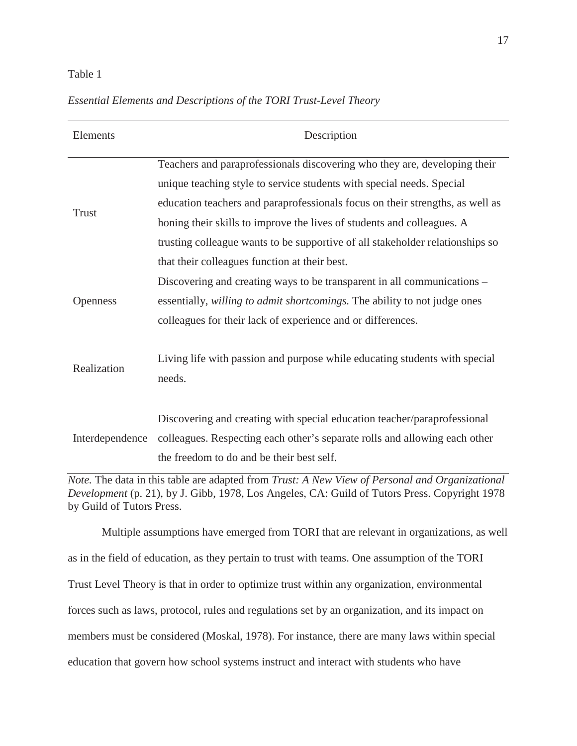Table 1

*Essential Elements and Descriptions of the TORI Trust-Level Theory*

| Elements | Description |
|---|---|
| Trust | Teachers and paraprofessionals discovering who they are, developing their unique teaching style to service students with special needs. Special education teachers and paraprofessionals focus on their strengths, as well as honing their skills to improve the lives of students and colleagues. A trusting colleague wants to be supportive of all stakeholder relationships so that their colleagues function at their best. |
| Openness | Discovering and creating ways to be transparent in all communications – essentially, *willing to admit shortcomings.* The ability to not judge ones colleagues for their lack of experience and or differences. |
| Realization | Living life with passion and purpose while educating students with special needs. |
| Interdependence | Discovering and creating with special education teacher/paraprofessional colleagues. Respecting each other's separate rolls and allowing each other the freedom to do and be their best self. |

*Note.* The data in this table are adapted from *Trust: A New View of Personal and Organizational Development* (p. 21), by J. Gibb, 1978, Los Angeles, CA: Guild of Tutors Press. Copyright 1978 by Guild of Tutors Press.

Multiple assumptions have emerged from TORI that are relevant in organizations, as well as in the field of education, as they pertain to trust with teams. One assumption of the TORI Trust Level Theory is that in order to optimize trust within any organization, environmental forces such as laws, protocol, rules and regulations set by an organization, and its impact on members must be considered (Moskal, 1978). For instance, there are many laws within special education that govern how school systems instruct and interact with students who have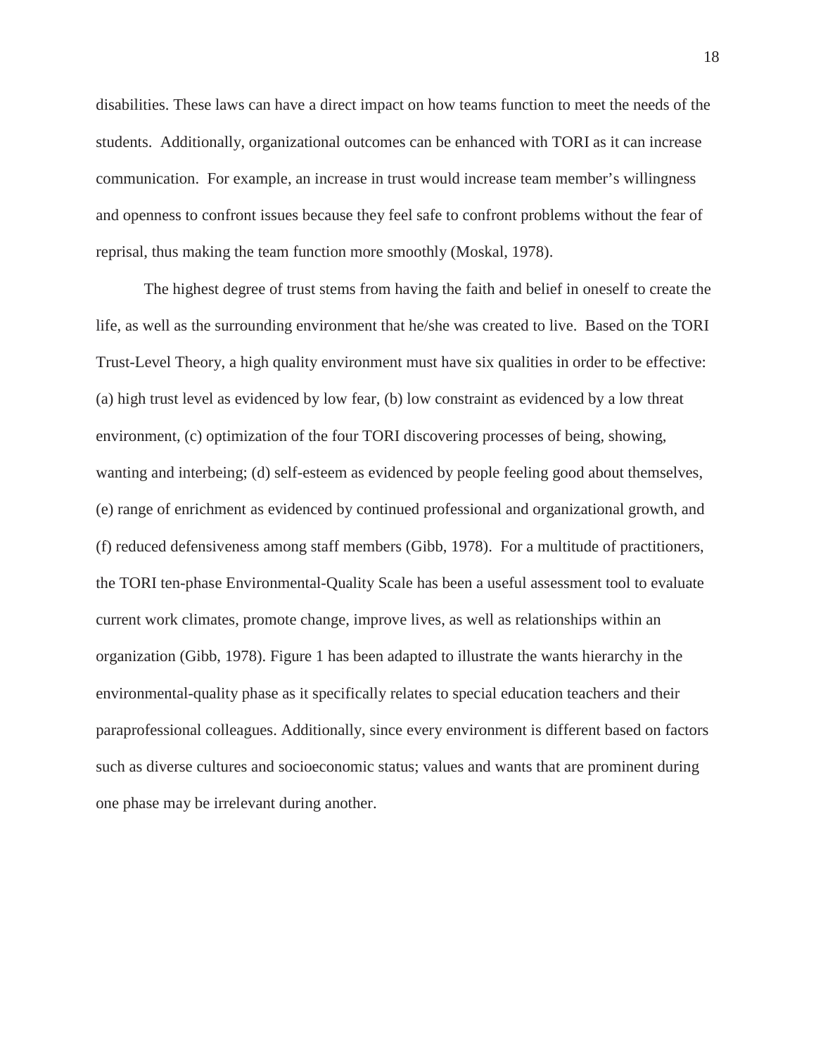disabilities. These laws can have a direct impact on how teams function to meet the needs of the students. Additionally, organizational outcomes can be enhanced with TORI as it can increase communication. For example, an increase in trust would increase team member's willingness and openness to confront issues because they feel safe to confront problems without the fear of reprisal, thus making the team function more smoothly (Moskal, 1978).

The highest degree of trust stems from having the faith and belief in oneself to create the life, as well as the surrounding environment that he/she was created to live. Based on the TORI Trust-Level Theory, a high quality environment must have six qualities in order to be effective: (a) high trust level as evidenced by low fear, (b) low constraint as evidenced by a low threat environment, (c) optimization of the four TORI discovering processes of being, showing, wanting and interbeing; (d) self-esteem as evidenced by people feeling good about themselves, (e) range of enrichment as evidenced by continued professional and organizational growth, and (f) reduced defensiveness among staff members (Gibb, 1978). For a multitude of practitioners, the TORI ten-phase Environmental-Quality Scale has been a useful assessment tool to evaluate current work climates, promote change, improve lives, as well as relationships within an organization (Gibb, 1978). Figure 1 has been adapted to illustrate the wants hierarchy in the environmental-quality phase as it specifically relates to special education teachers and their paraprofessional colleagues. Additionally, since every environment is different based on factors such as diverse cultures and socioeconomic status; values and wants that are prominent during one phase may be irrelevant during another.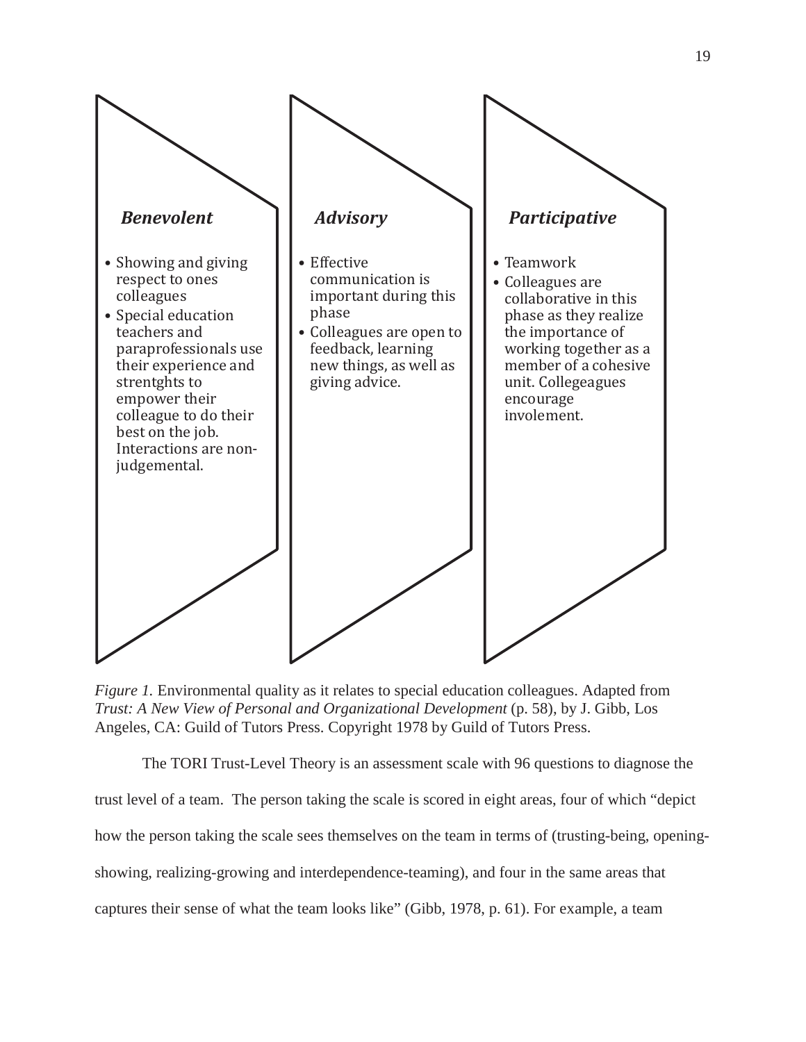***Benevolent***

- Showing and giving respect to ones colleagues
- Special education teachers and paraprofessionals use their experience and strentghts to empower their colleague to do their best on the job. Interactions are non-judgemental.

***Advisory***

- Effective communication is important during this phase
- Colleagues are open to feedback, learning new things, as well as giving advice.

***Participative***

- Teamwork
- Colleagues are collaborative in this phase as they realize the importance of working together as a member of a cohesive unit. Collegeagues encourage involement.

*Figure 1.* Environmental quality as it relates to special education colleagues. Adapted from *Trust: A New View of Personal and Organizational Development* (p. 58), by J. Gibb, Los Angeles, CA: Guild of Tutors Press. Copyright 1978 by Guild of Tutors Press.

The TORI Trust-Level Theory is an assessment scale with 96 questions to diagnose the trust level of a team. The person taking the scale is scored in eight areas, four of which "depict how the person taking the scale sees themselves on the team in terms of (trusting-being, opening-showing, realizing-growing and interdependence-teaming), and four in the same areas that captures their sense of what the team looks like" (Gibb, 1978, p. 61). For example, a team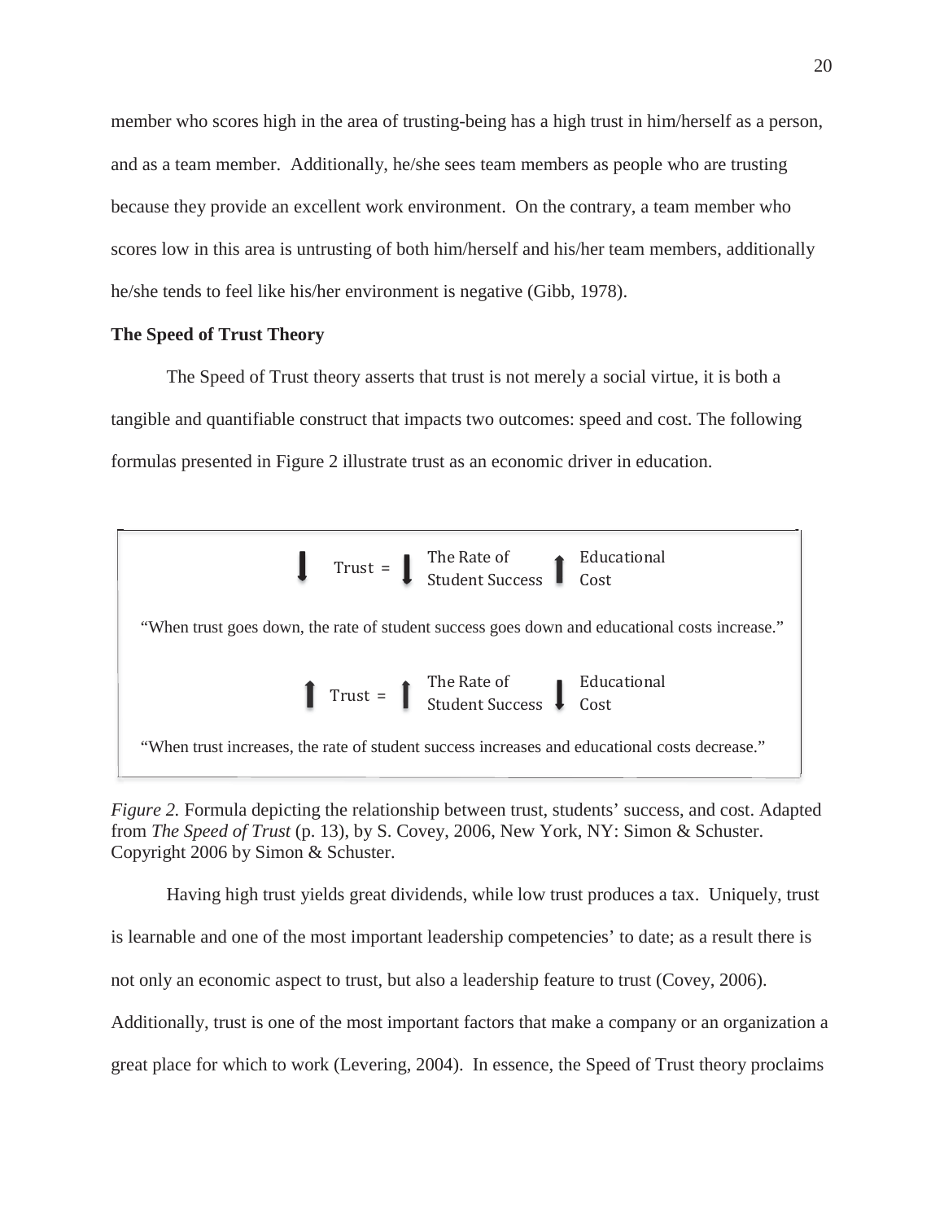member who scores high in the area of trusting-being has a high trust in him/herself as a person, and as a team member. Additionally, he/she sees team members as people who are trusting because they provide an excellent work environment. On the contrary, a team member who scores low in this area is untrusting of both him/herself and his/her team members, additionally he/she tends to feel like his/her environment is negative (Gibb, 1978).

**The Speed of Trust Theory**

The Speed of Trust theory asserts that trust is not merely a social virtue, it is both a tangible and quantifiable construct that impacts two outcomes: speed and cost. The following formulas presented in Figure 2 illustrate trust as an economic driver in education.

↓ Trust = ↓ The Rate of Student Success ↑ Educational Cost

"When trust goes down, the rate of student success goes down and educational costs increase."

↑ Trust = ↑ The Rate of Student Success ↓ Educational Cost

"When trust increases, the rate of student success increases and educational costs decrease."

*Figure 2.* Formula depicting the relationship between trust, students' success, and cost. Adapted from *The Speed of Trust* (p. 13), by S. Covey, 2006, New York, NY: Simon & Schuster. Copyright 2006 by Simon & Schuster.

Having high trust yields great dividends, while low trust produces a tax. Uniquely, trust is learnable and one of the most important leadership competencies' to date; as a result there is not only an economic aspect to trust, but also a leadership feature to trust (Covey, 2006). Additionally, trust is one of the most important factors that make a company or an organization a great place for which to work (Levering, 2004). In essence, the Speed of Trust theory proclaims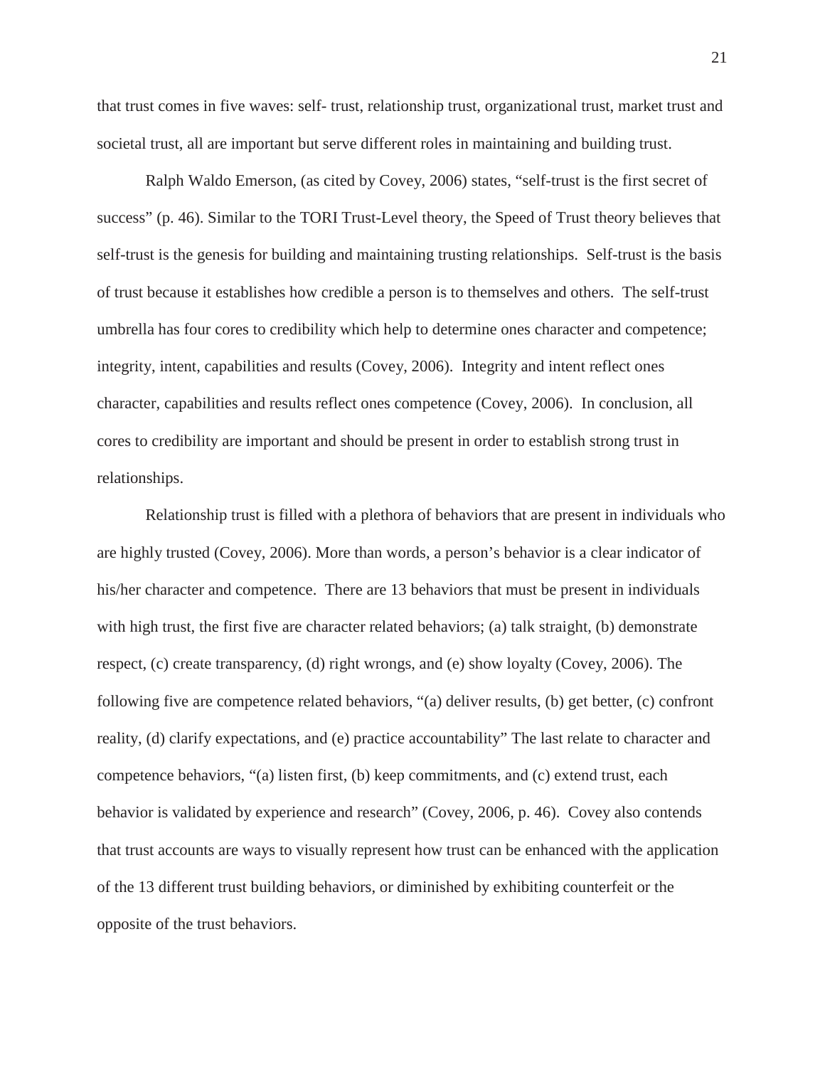that trust comes in five waves: self- trust, relationship trust, organizational trust, market trust and societal trust, all are important but serve different roles in maintaining and building trust.

Ralph Waldo Emerson, (as cited by Covey, 2006) states, "self-trust is the first secret of success" (p. 46). Similar to the TORI Trust-Level theory, the Speed of Trust theory believes that self-trust is the genesis for building and maintaining trusting relationships. Self-trust is the basis of trust because it establishes how credible a person is to themselves and others. The self-trust umbrella has four cores to credibility which help to determine ones character and competence; integrity, intent, capabilities and results (Covey, 2006). Integrity and intent reflect ones character, capabilities and results reflect ones competence (Covey, 2006). In conclusion, all cores to credibility are important and should be present in order to establish strong trust in relationships.

Relationship trust is filled with a plethora of behaviors that are present in individuals who are highly trusted (Covey, 2006). More than words, a person's behavior is a clear indicator of his/her character and competence. There are 13 behaviors that must be present in individuals with high trust, the first five are character related behaviors; (a) talk straight, (b) demonstrate respect, (c) create transparency, (d) right wrongs, and (e) show loyalty (Covey, 2006). The following five are competence related behaviors, "(a) deliver results, (b) get better, (c) confront reality, (d) clarify expectations, and (e) practice accountability" The last relate to character and competence behaviors, "(a) listen first, (b) keep commitments, and (c) extend trust, each behavior is validated by experience and research" (Covey, 2006, p. 46). Covey also contends that trust accounts are ways to visually represent how trust can be enhanced with the application of the 13 different trust building behaviors, or diminished by exhibiting counterfeit or the opposite of the trust behaviors.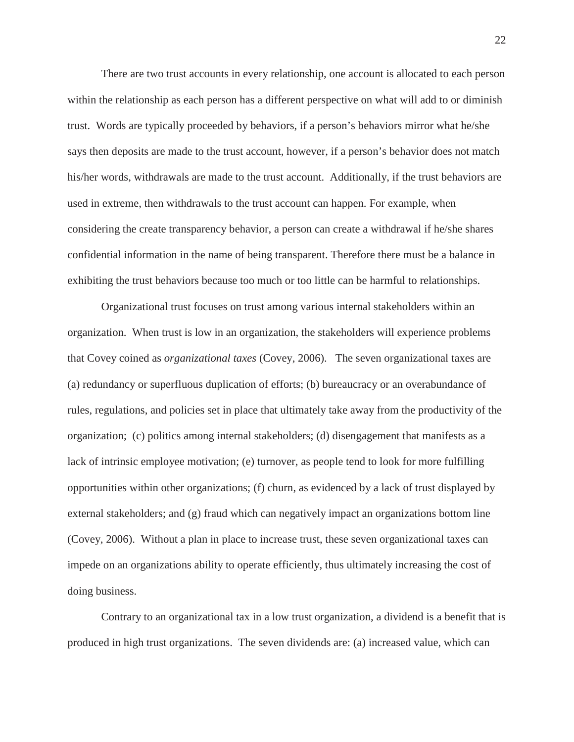There are two trust accounts in every relationship, one account is allocated to each person within the relationship as each person has a different perspective on what will add to or diminish trust. Words are typically proceeded by behaviors, if a person's behaviors mirror what he/she says then deposits are made to the trust account, however, if a person's behavior does not match his/her words, withdrawals are made to the trust account. Additionally, if the trust behaviors are used in extreme, then withdrawals to the trust account can happen. For example, when considering the create transparency behavior, a person can create a withdrawal if he/she shares confidential information in the name of being transparent. Therefore there must be a balance in exhibiting the trust behaviors because too much or too little can be harmful to relationships.

Organizational trust focuses on trust among various internal stakeholders within an organization. When trust is low in an organization, the stakeholders will experience problems that Covey coined as *organizational taxes* (Covey, 2006). The seven organizational taxes are (a) redundancy or superfluous duplication of efforts; (b) bureaucracy or an overabundance of rules, regulations, and policies set in place that ultimately take away from the productivity of the organization; (c) politics among internal stakeholders; (d) disengagement that manifests as a lack of intrinsic employee motivation; (e) turnover, as people tend to look for more fulfilling opportunities within other organizations; (f) churn, as evidenced by a lack of trust displayed by external stakeholders; and (g) fraud which can negatively impact an organizations bottom line (Covey, 2006). Without a plan in place to increase trust, these seven organizational taxes can impede on an organizations ability to operate efficiently, thus ultimately increasing the cost of doing business.

Contrary to an organizational tax in a low trust organization, a dividend is a benefit that is produced in high trust organizations. The seven dividends are: (a) increased value, which can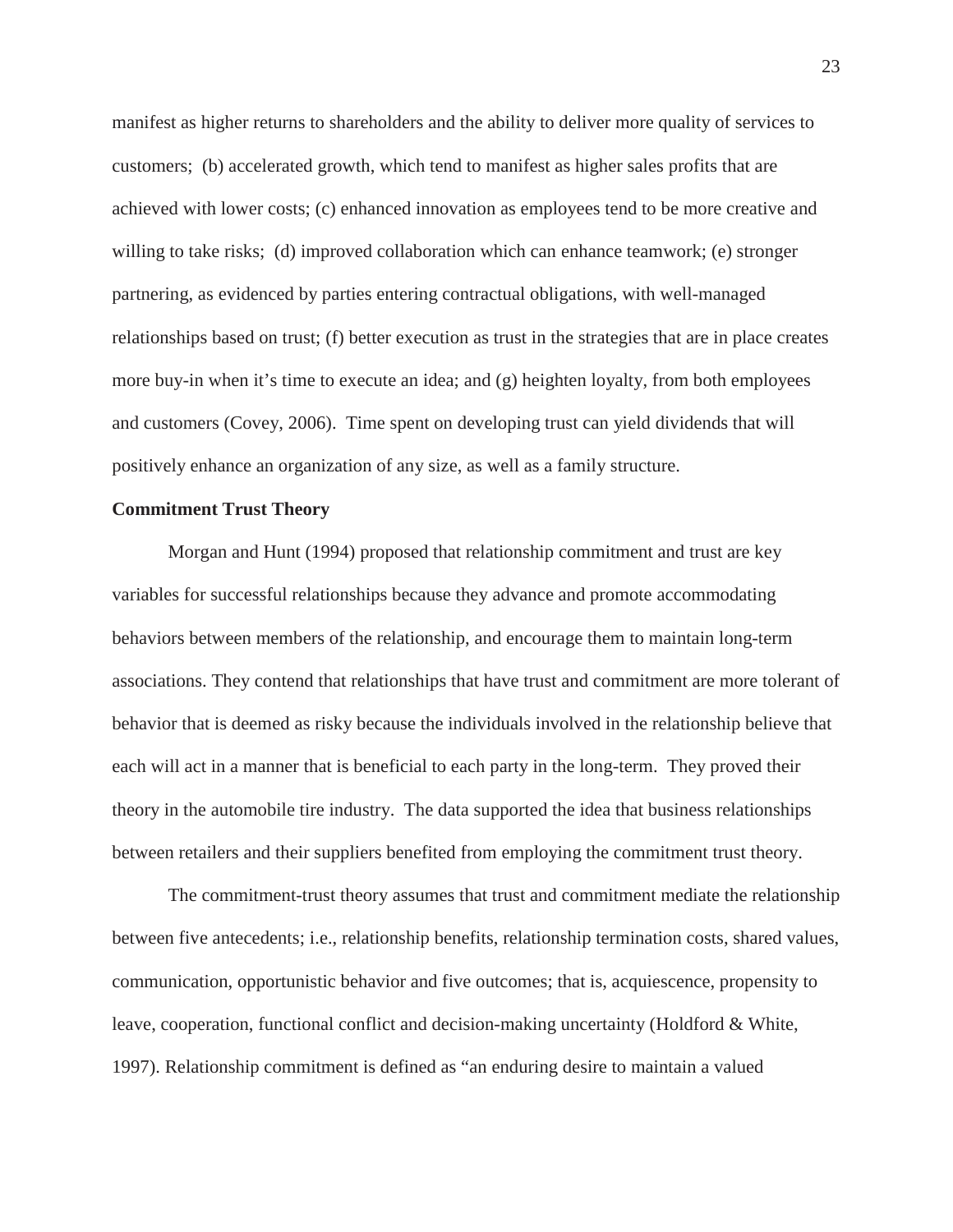manifest as higher returns to shareholders and the ability to deliver more quality of services to customers; (b) accelerated growth, which tend to manifest as higher sales profits that are achieved with lower costs; (c) enhanced innovation as employees tend to be more creative and willing to take risks; (d) improved collaboration which can enhance teamwork; (e) stronger partnering, as evidenced by parties entering contractual obligations, with well-managed relationships based on trust; (f) better execution as trust in the strategies that are in place creates more buy-in when it's time to execute an idea; and (g) heighten loyalty, from both employees and customers (Covey, 2006). Time spent on developing trust can yield dividends that will positively enhance an organization of any size, as well as a family structure.

**Commitment Trust Theory**

Morgan and Hunt (1994) proposed that relationship commitment and trust are key variables for successful relationships because they advance and promote accommodating behaviors between members of the relationship, and encourage them to maintain long-term associations. They contend that relationships that have trust and commitment are more tolerant of behavior that is deemed as risky because the individuals involved in the relationship believe that each will act in a manner that is beneficial to each party in the long-term. They proved their theory in the automobile tire industry. The data supported the idea that business relationships between retailers and their suppliers benefited from employing the commitment trust theory.

The commitment-trust theory assumes that trust and commitment mediate the relationship between five antecedents; i.e., relationship benefits, relationship termination costs, shared values, communication, opportunistic behavior and five outcomes; that is, acquiescence, propensity to leave, cooperation, functional conflict and decision-making uncertainty (Holdford & White, 1997). Relationship commitment is defined as "an enduring desire to maintain a valued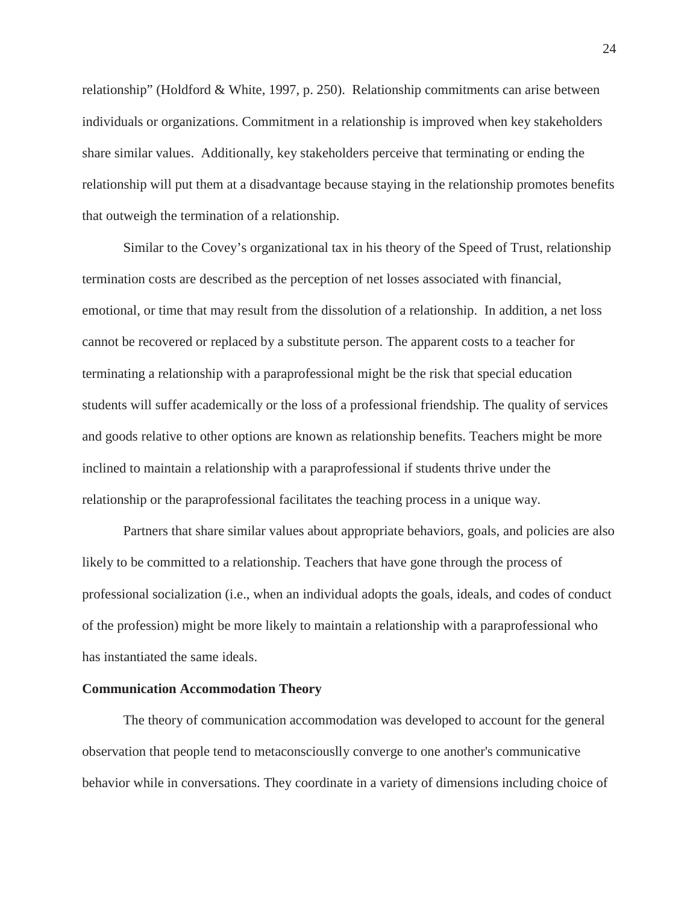relationship" (Holdford & White, 1997, p. 250). Relationship commitments can arise between individuals or organizations. Commitment in a relationship is improved when key stakeholders share similar values. Additionally, key stakeholders perceive that terminating or ending the relationship will put them at a disadvantage because staying in the relationship promotes benefits that outweigh the termination of a relationship.

Similar to the Covey's organizational tax in his theory of the Speed of Trust, relationship termination costs are described as the perception of net losses associated with financial, emotional, or time that may result from the dissolution of a relationship. In addition, a net loss cannot be recovered or replaced by a substitute person. The apparent costs to a teacher for terminating a relationship with a paraprofessional might be the risk that special education students will suffer academically or the loss of a professional friendship. The quality of services and goods relative to other options are known as relationship benefits. Teachers might be more inclined to maintain a relationship with a paraprofessional if students thrive under the relationship or the paraprofessional facilitates the teaching process in a unique way.

Partners that share similar values about appropriate behaviors, goals, and policies are also likely to be committed to a relationship. Teachers that have gone through the process of professional socialization (i.e., when an individual adopts the goals, ideals, and codes of conduct of the profession) might be more likely to maintain a relationship with a paraprofessional who has instantiated the same ideals.

**Communication Accommodation Theory**

The theory of communication accommodation was developed to account for the general observation that people tend to metaconsciouslly converge to one another's communicative behavior while in conversations. They coordinate in a variety of dimensions including choice of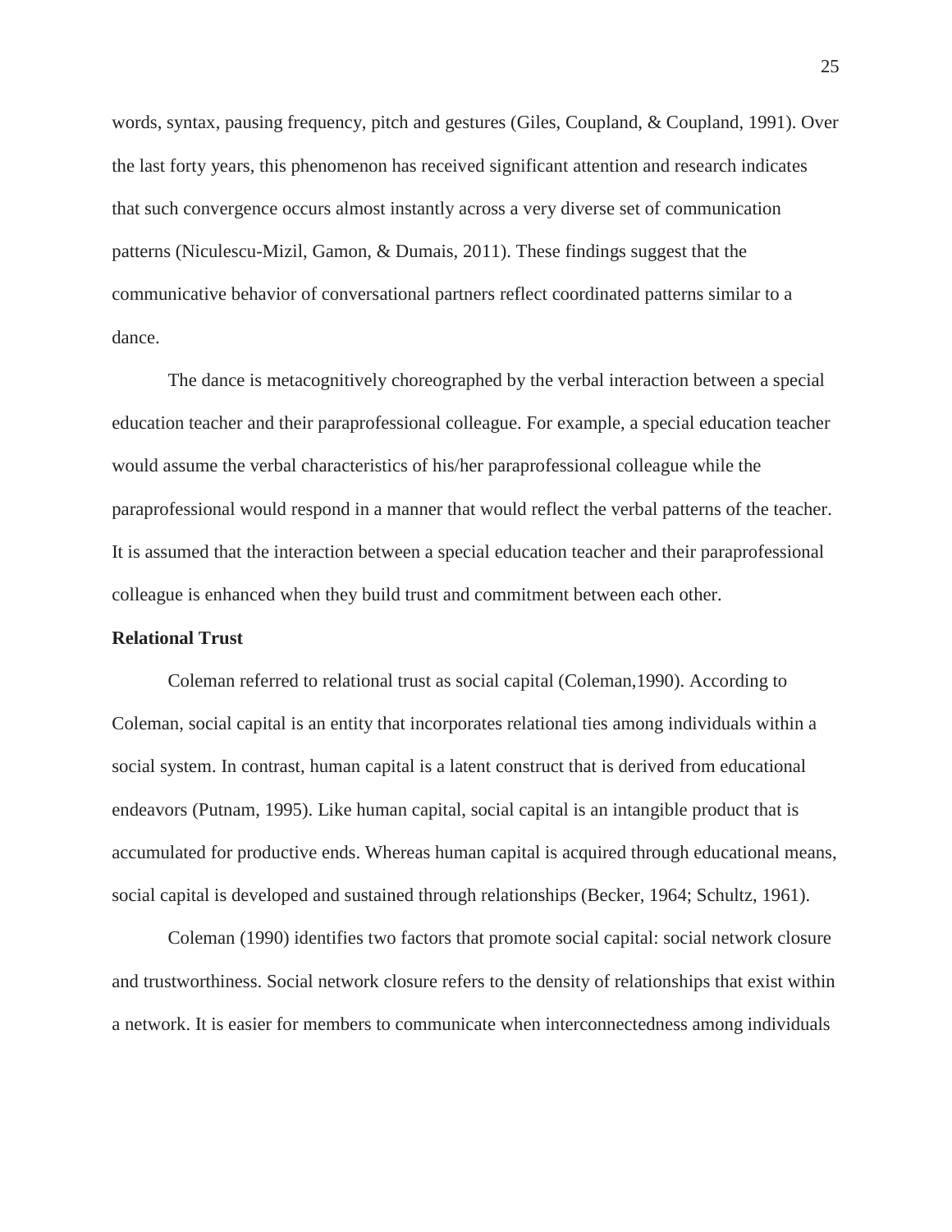words, syntax, pausing frequency, pitch and gestures (Giles, Coupland, & Coupland, 1991). Over the last forty years, this phenomenon has received significant attention and research indicates that such convergence occurs almost instantly across a very diverse set of communication patterns (Niculescu-Mizil, Gamon, & Dumais, 2011). These findings suggest that the communicative behavior of conversational partners reflect coordinated patterns similar to a dance.

The dance is metacognitively choreographed by the verbal interaction between a special education teacher and their paraprofessional colleague. For example, a special education teacher would assume the verbal characteristics of his/her paraprofessional colleague while the paraprofessional would respond in a manner that would reflect the verbal patterns of the teacher. It is assumed that the interaction between a special education teacher and their paraprofessional colleague is enhanced when they build trust and commitment between each other.

**Relational Trust**

Coleman referred to relational trust as social capital (Coleman,1990). According to Coleman, social capital is an entity that incorporates relational ties among individuals within a social system. In contrast, human capital is a latent construct that is derived from educational endeavors (Putnam, 1995). Like human capital, social capital is an intangible product that is accumulated for productive ends. Whereas human capital is acquired through educational means, social capital is developed and sustained through relationships (Becker, 1964; Schultz, 1961).

Coleman (1990) identifies two factors that promote social capital: social network closure and trustworthiness. Social network closure refers to the density of relationships that exist within a network. It is easier for members to communicate when interconnectedness among individuals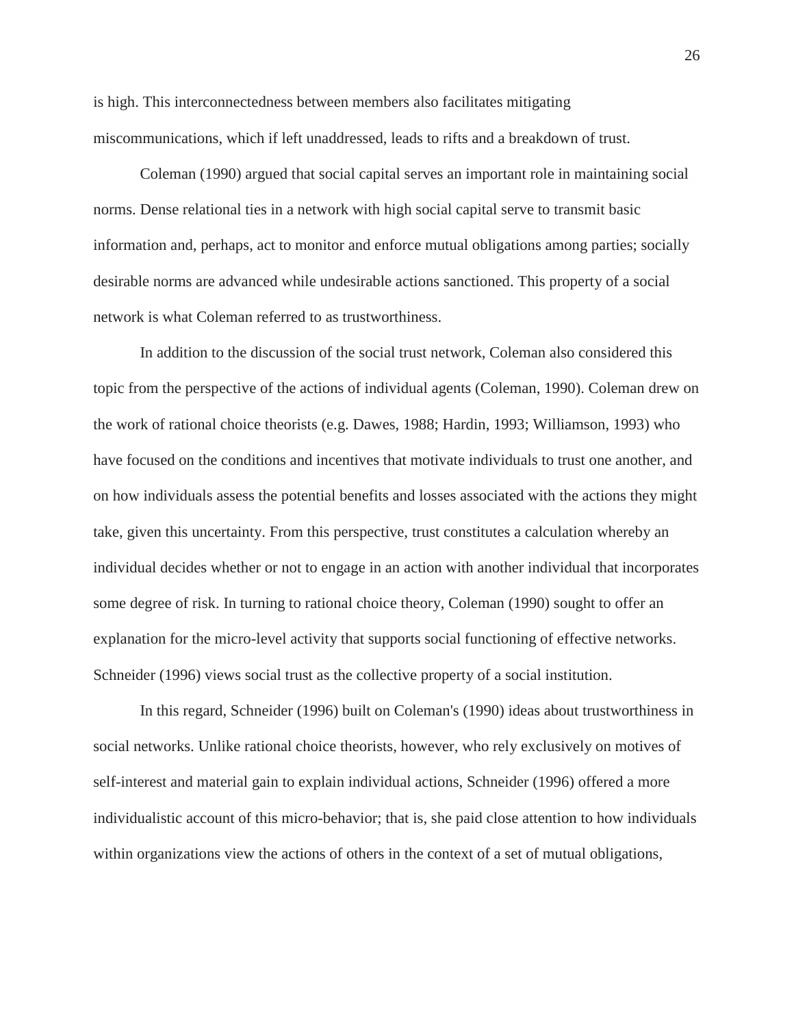is high. This interconnectedness between members also facilitates mitigating miscommunications, which if left unaddressed, leads to rifts and a breakdown of trust.

Coleman (1990) argued that social capital serves an important role in maintaining social norms. Dense relational ties in a network with high social capital serve to transmit basic information and, perhaps, act to monitor and enforce mutual obligations among parties; socially desirable norms are advanced while undesirable actions sanctioned. This property of a social network is what Coleman referred to as trustworthiness.

In addition to the discussion of the social trust network, Coleman also considered this topic from the perspective of the actions of individual agents (Coleman, 1990). Coleman drew on the work of rational choice theorists (e.g. Dawes, 1988; Hardin, 1993; Williamson, 1993) who have focused on the conditions and incentives that motivate individuals to trust one another, and on how individuals assess the potential benefits and losses associated with the actions they might take, given this uncertainty. From this perspective, trust constitutes a calculation whereby an individual decides whether or not to engage in an action with another individual that incorporates some degree of risk. In turning to rational choice theory, Coleman (1990) sought to offer an explanation for the micro-level activity that supports social functioning of effective networks. Schneider (1996) views social trust as the collective property of a social institution.

In this regard, Schneider (1996) built on Coleman's (1990) ideas about trustworthiness in social networks. Unlike rational choice theorists, however, who rely exclusively on motives of self-interest and material gain to explain individual actions, Schneider (1996) offered a more individualistic account of this micro-behavior; that is, she paid close attention to how individuals within organizations view the actions of others in the context of a set of mutual obligations,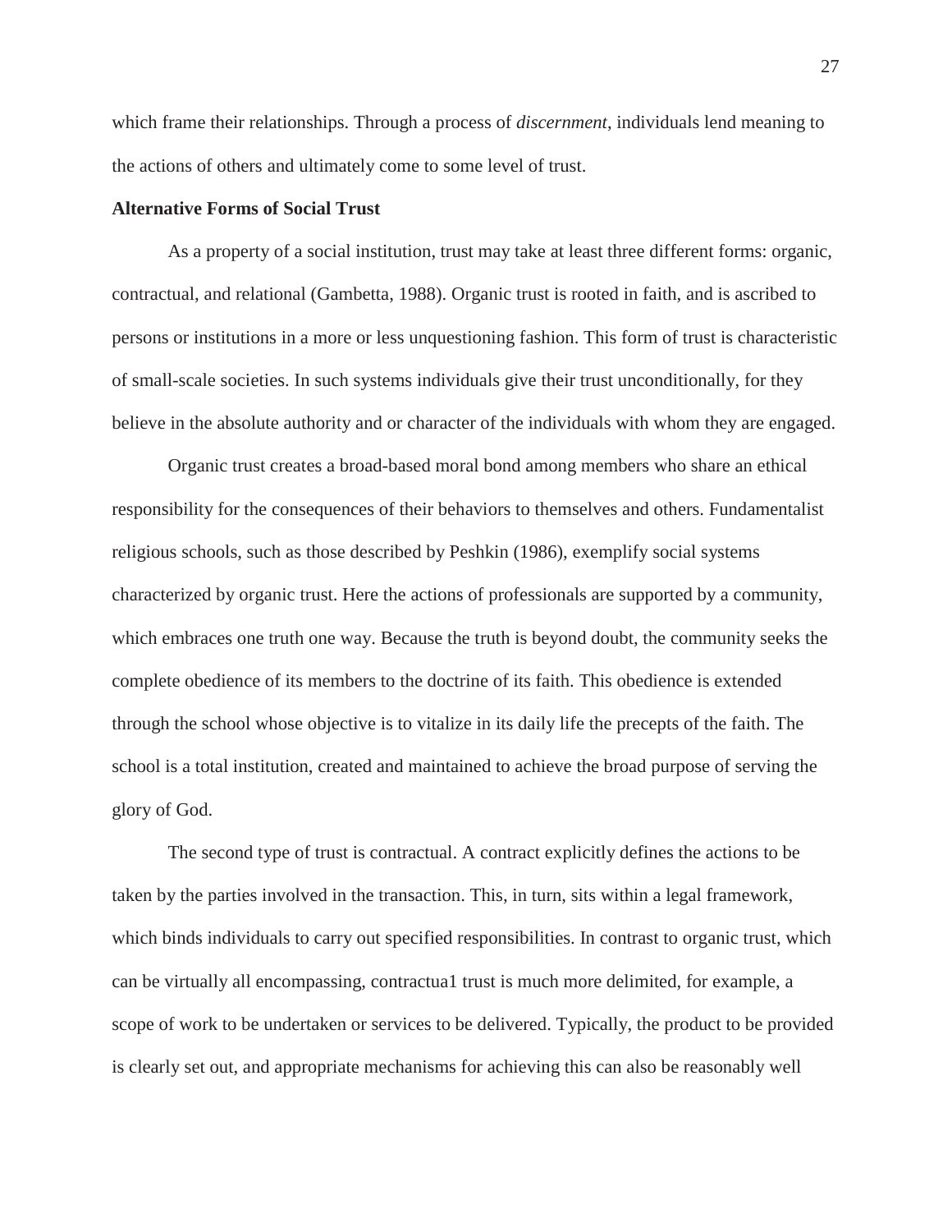which frame their relationships. Through a process of *discernment*, individuals lend meaning to the actions of others and ultimately come to some level of trust.

**Alternative Forms of Social Trust**

As a property of a social institution, trust may take at least three different forms: organic, contractual, and relational (Gambetta, 1988). Organic trust is rooted in faith, and is ascribed to persons or institutions in a more or less unquestioning fashion. This form of trust is characteristic of small-scale societies. In such systems individuals give their trust unconditionally, for they believe in the absolute authority and or character of the individuals with whom they are engaged.

Organic trust creates a broad-based moral bond among members who share an ethical responsibility for the consequences of their behaviors to themselves and others. Fundamentalist religious schools, such as those described by Peshkin (1986), exemplify social systems characterized by organic trust. Here the actions of professionals are supported by a community, which embraces one truth one way. Because the truth is beyond doubt, the community seeks the complete obedience of its members to the doctrine of its faith. This obedience is extended through the school whose objective is to vitalize in its daily life the precepts of the faith. The school is a total institution, created and maintained to achieve the broad purpose of serving the glory of God.

The second type of trust is contractual. A contract explicitly defines the actions to be taken by the parties involved in the transaction. This, in turn, sits within a legal framework, which binds individuals to carry out specified responsibilities. In contrast to organic trust, which can be virtually all encompassing, contractua1 trust is much more delimited, for example, a scope of work to be undertaken or services to be delivered. Typically, the product to be provided is clearly set out, and appropriate mechanisms for achieving this can also be reasonably well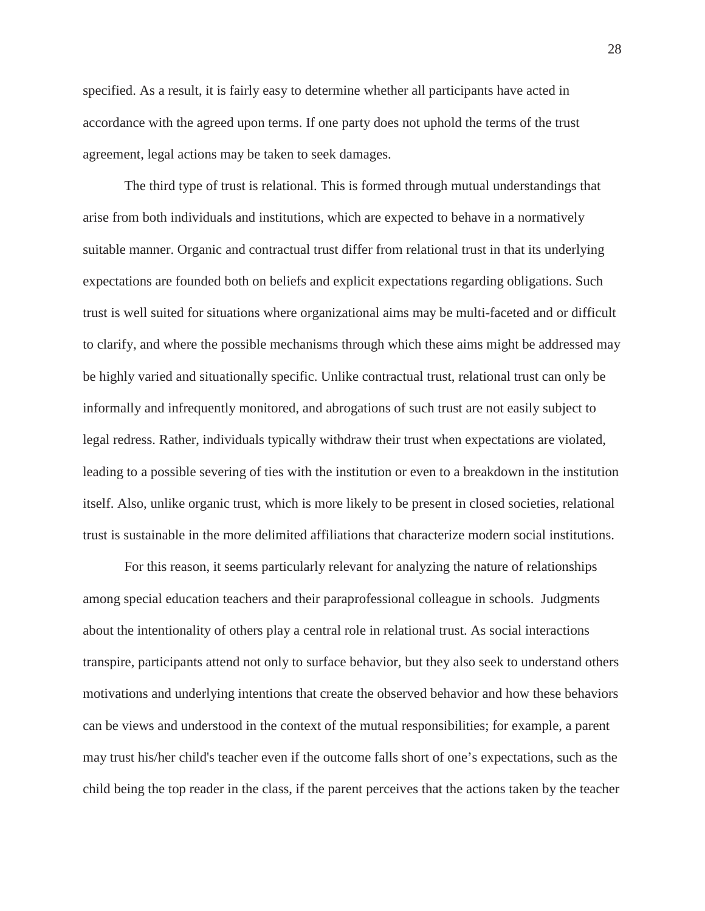specified. As a result, it is fairly easy to determine whether all participants have acted in accordance with the agreed upon terms. If one party does not uphold the terms of the trust agreement, legal actions may be taken to seek damages.

The third type of trust is relational. This is formed through mutual understandings that arise from both individuals and institutions, which are expected to behave in a normatively suitable manner. Organic and contractual trust differ from relational trust in that its underlying expectations are founded both on beliefs and explicit expectations regarding obligations. Such trust is well suited for situations where organizational aims may be multi-faceted and or difficult to clarify, and where the possible mechanisms through which these aims might be addressed may be highly varied and situationally specific. Unlike contractual trust, relational trust can only be informally and infrequently monitored, and abrogations of such trust are not easily subject to legal redress. Rather, individuals typically withdraw their trust when expectations are violated, leading to a possible severing of ties with the institution or even to a breakdown in the institution itself. Also, unlike organic trust, which is more likely to be present in closed societies, relational trust is sustainable in the more delimited affiliations that characterize modern social institutions.

For this reason, it seems particularly relevant for analyzing the nature of relationships among special education teachers and their paraprofessional colleague in schools. Judgments about the intentionality of others play a central role in relational trust. As social interactions transpire, participants attend not only to surface behavior, but they also seek to understand others motivations and underlying intentions that create the observed behavior and how these behaviors can be views and understood in the context of the mutual responsibilities; for example, a parent may trust his/her child's teacher even if the outcome falls short of one's expectations, such as the child being the top reader in the class, if the parent perceives that the actions taken by the teacher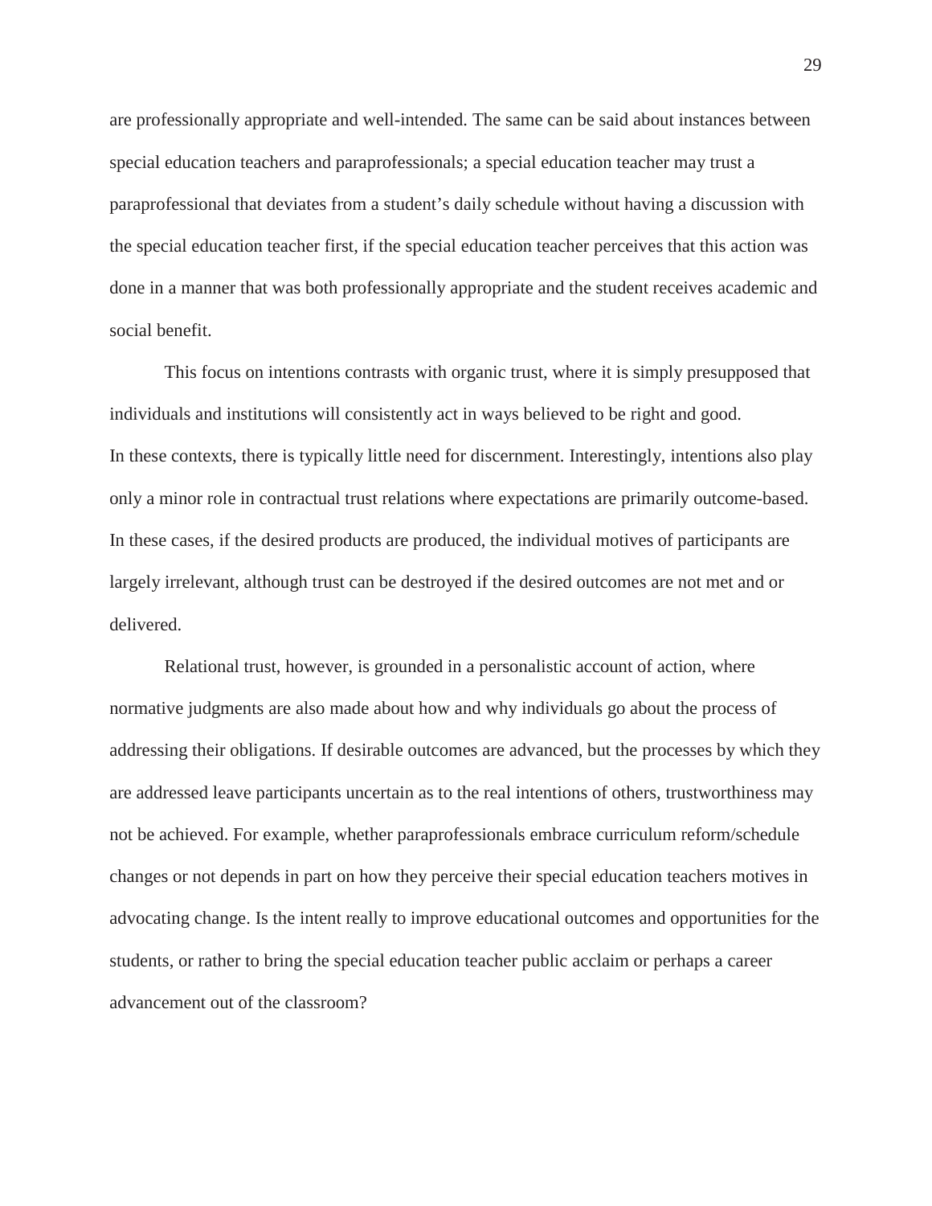are professionally appropriate and well-intended. The same can be said about instances between special education teachers and paraprofessionals; a special education teacher may trust a paraprofessional that deviates from a student's daily schedule without having a discussion with the special education teacher first, if the special education teacher perceives that this action was done in a manner that was both professionally appropriate and the student receives academic and social benefit.

This focus on intentions contrasts with organic trust, where it is simply presupposed that individuals and institutions will consistently act in ways believed to be right and good. In these contexts, there is typically little need for discernment. Interestingly, intentions also play only a minor role in contractual trust relations where expectations are primarily outcome-based. In these cases, if the desired products are produced, the individual motives of participants are largely irrelevant, although trust can be destroyed if the desired outcomes are not met and or delivered.

Relational trust, however, is grounded in a personalistic account of action, where normative judgments are also made about how and why individuals go about the process of addressing their obligations. If desirable outcomes are advanced, but the processes by which they are addressed leave participants uncertain as to the real intentions of others, trustworthiness may not be achieved. For example, whether paraprofessionals embrace curriculum reform/schedule changes or not depends in part on how they perceive their special education teachers motives in advocating change. Is the intent really to improve educational outcomes and opportunities for the students, or rather to bring the special education teacher public acclaim or perhaps a career advancement out of the classroom?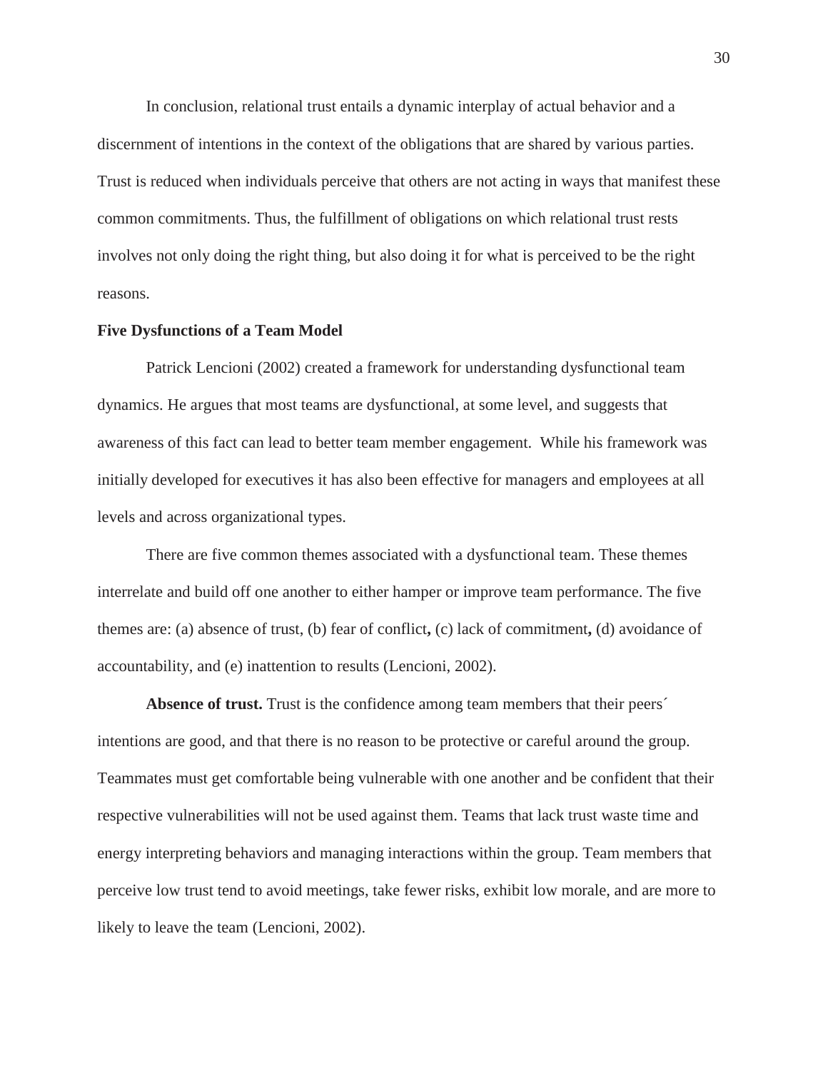In conclusion, relational trust entails a dynamic interplay of actual behavior and a discernment of intentions in the context of the obligations that are shared by various parties. Trust is reduced when individuals perceive that others are not acting in ways that manifest these common commitments. Thus, the fulfillment of obligations on which relational trust rests involves not only doing the right thing, but also doing it for what is perceived to be the right reasons.

## Five Dysfunctions of a Team Model

Patrick Lencioni (2002) created a framework for understanding dysfunctional team dynamics. He argues that most teams are dysfunctional, at some level, and suggests that awareness of this fact can lead to better team member engagement. While his framework was initially developed for executives it has also been effective for managers and employees at all levels and across organizational types.

There are five common themes associated with a dysfunctional team. These themes interrelate and build off one another to either hamper or improve team performance. The five themes are: (a) absence of trust, (b) fear of conflict**,** (c) lack of commitment**,** (d) avoidance of accountability, and (e) inattention to results (Lencioni, 2002).

**Absence of trust.** Trust is the confidence among team members that their peers´ intentions are good, and that there is no reason to be protective or careful around the group. Teammates must get comfortable being vulnerable with one another and be confident that their respective vulnerabilities will not be used against them. Teams that lack trust waste time and energy interpreting behaviors and managing interactions within the group. Team members that perceive low trust tend to avoid meetings, take fewer risks, exhibit low morale, and are more to likely to leave the team (Lencioni, 2002).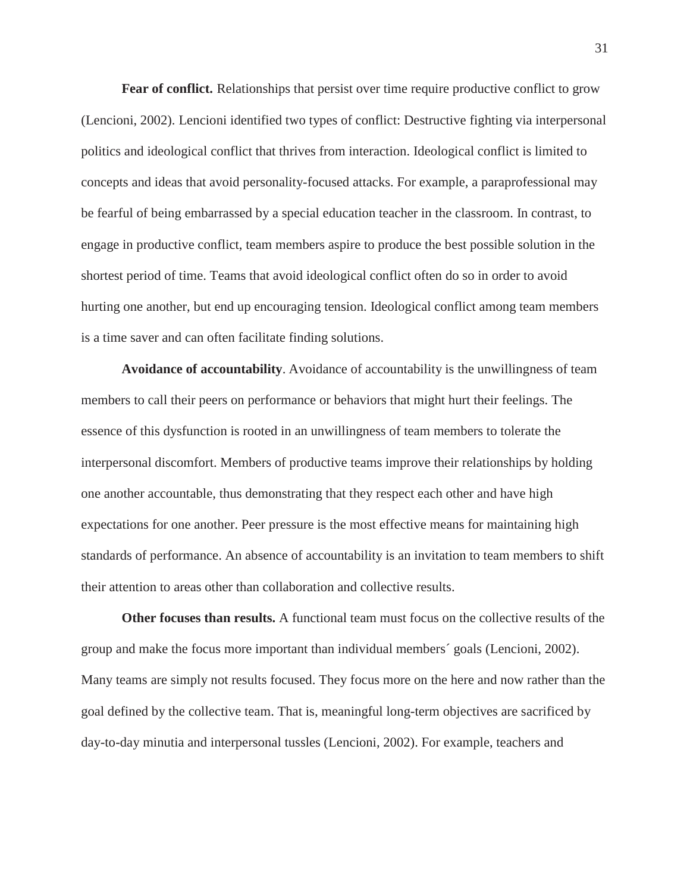**Fear of conflict.** Relationships that persist over time require productive conflict to grow (Lencioni, 2002). Lencioni identified two types of conflict: Destructive fighting via interpersonal politics and ideological conflict that thrives from interaction. Ideological conflict is limited to concepts and ideas that avoid personality-focused attacks. For example, a paraprofessional may be fearful of being embarrassed by a special education teacher in the classroom. In contrast, to engage in productive conflict, team members aspire to produce the best possible solution in the shortest period of time. Teams that avoid ideological conflict often do so in order to avoid hurting one another, but end up encouraging tension. Ideological conflict among team members is a time saver and can often facilitate finding solutions.

**Avoidance of accountability**. Avoidance of accountability is the unwillingness of team members to call their peers on performance or behaviors that might hurt their feelings. The essence of this dysfunction is rooted in an unwillingness of team members to tolerate the interpersonal discomfort. Members of productive teams improve their relationships by holding one another accountable, thus demonstrating that they respect each other and have high expectations for one another. Peer pressure is the most effective means for maintaining high standards of performance. An absence of accountability is an invitation to team members to shift their attention to areas other than collaboration and collective results.

**Other focuses than results.** A functional team must focus on the collective results of the group and make the focus more important than individual members´ goals (Lencioni, 2002). Many teams are simply not results focused. They focus more on the here and now rather than the goal defined by the collective team. That is, meaningful long-term objectives are sacrificed by day-to-day minutia and interpersonal tussles (Lencioni, 2002). For example, teachers and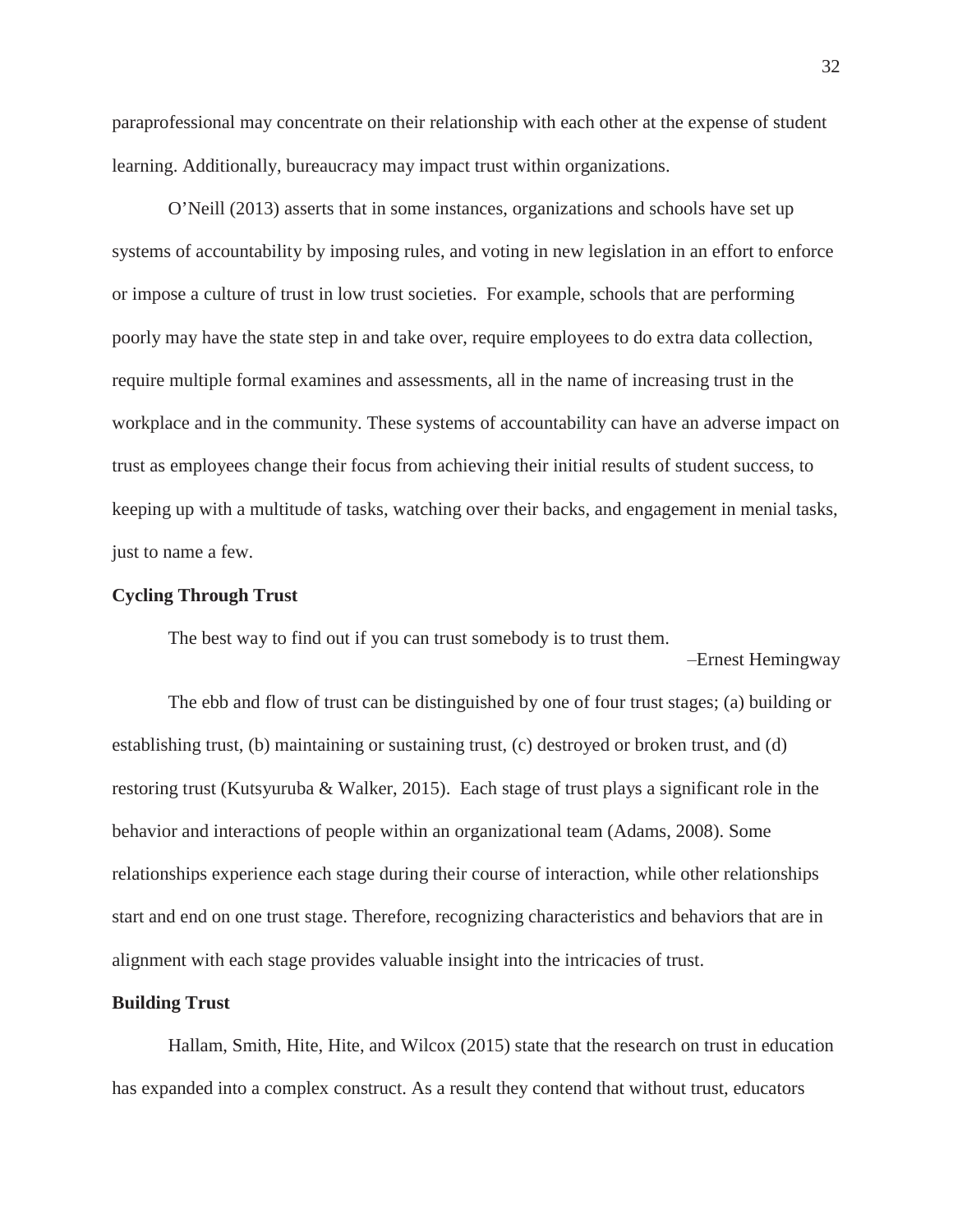paraprofessional may concentrate on their relationship with each other at the expense of student learning. Additionally, bureaucracy may impact trust within organizations.

O'Neill (2013) asserts that in some instances, organizations and schools have set up systems of accountability by imposing rules, and voting in new legislation in an effort to enforce or impose a culture of trust in low trust societies. For example, schools that are performing poorly may have the state step in and take over, require employees to do extra data collection, require multiple formal examines and assessments, all in the name of increasing trust in the workplace and in the community. These systems of accountability can have an adverse impact on trust as employees change their focus from achieving their initial results of student success, to keeping up with a multitude of tasks, watching over their backs, and engagement in menial tasks, just to name a few.

**Cycling Through Trust**

The best way to find out if you can trust somebody is to trust them.

–Ernest Hemingway

The ebb and flow of trust can be distinguished by one of four trust stages; (a) building or establishing trust, (b) maintaining or sustaining trust, (c) destroyed or broken trust, and (d) restoring trust (Kutsyuruba & Walker, 2015). Each stage of trust plays a significant role in the behavior and interactions of people within an organizational team (Adams, 2008). Some relationships experience each stage during their course of interaction, while other relationships start and end on one trust stage. Therefore, recognizing characteristics and behaviors that are in alignment with each stage provides valuable insight into the intricacies of trust.

**Building Trust**

Hallam, Smith, Hite, Hite, and Wilcox (2015) state that the research on trust in education has expanded into a complex construct. As a result they contend that without trust, educators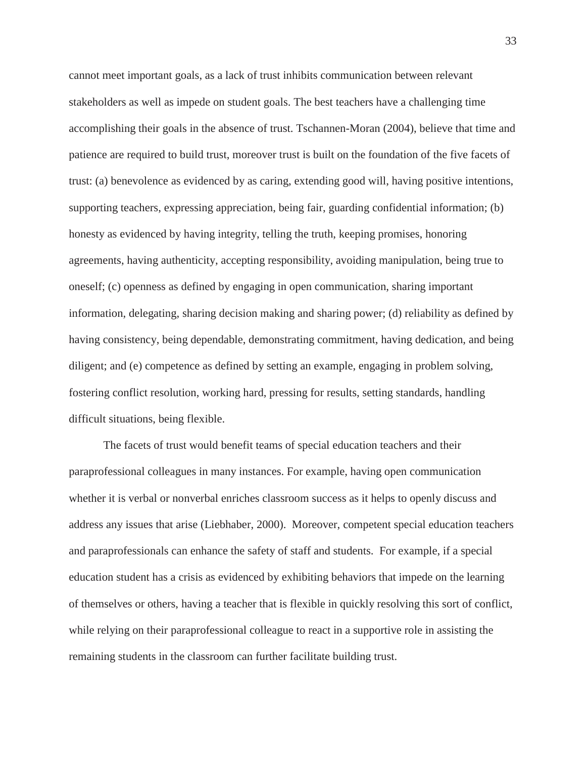cannot meet important goals, as a lack of trust inhibits communication between relevant stakeholders as well as impede on student goals. The best teachers have a challenging time accomplishing their goals in the absence of trust. Tschannen-Moran (2004), believe that time and patience are required to build trust, moreover trust is built on the foundation of the five facets of trust: (a) benevolence as evidenced by as caring, extending good will, having positive intentions, supporting teachers, expressing appreciation, being fair, guarding confidential information; (b) honesty as evidenced by having integrity, telling the truth, keeping promises, honoring agreements, having authenticity, accepting responsibility, avoiding manipulation, being true to oneself; (c) openness as defined by engaging in open communication, sharing important information, delegating, sharing decision making and sharing power; (d) reliability as defined by having consistency, being dependable, demonstrating commitment, having dedication, and being diligent; and (e) competence as defined by setting an example, engaging in problem solving, fostering conflict resolution, working hard, pressing for results, setting standards, handling difficult situations, being flexible.

The facets of trust would benefit teams of special education teachers and their paraprofessional colleagues in many instances. For example, having open communication whether it is verbal or nonverbal enriches classroom success as it helps to openly discuss and address any issues that arise (Liebhaber, 2000). Moreover, competent special education teachers and paraprofessionals can enhance the safety of staff and students. For example, if a special education student has a crisis as evidenced by exhibiting behaviors that impede on the learning of themselves or others, having a teacher that is flexible in quickly resolving this sort of conflict, while relying on their paraprofessional colleague to react in a supportive role in assisting the remaining students in the classroom can further facilitate building trust.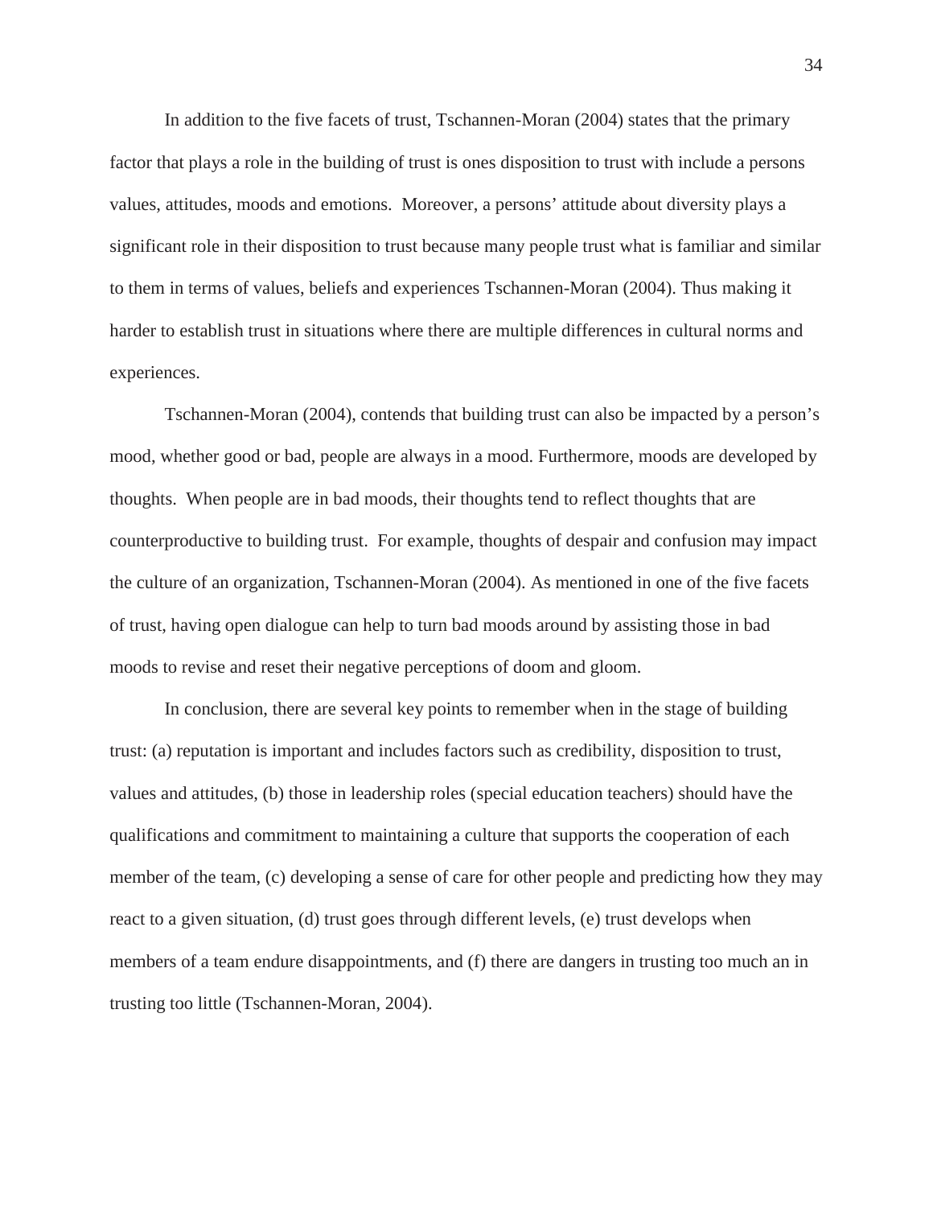In addition to the five facets of trust, Tschannen-Moran (2004) states that the primary factor that plays a role in the building of trust is ones disposition to trust with include a persons values, attitudes, moods and emotions.  Moreover, a persons' attitude about diversity plays a significant role in their disposition to trust because many people trust what is familiar and similar to them in terms of values, beliefs and experiences Tschannen-Moran (2004). Thus making it harder to establish trust in situations where there are multiple differences in cultural norms and experiences.

Tschannen-Moran (2004), contends that building trust can also be impacted by a person's mood, whether good or bad, people are always in a mood. Furthermore, moods are developed by thoughts.  When people are in bad moods, their thoughts tend to reflect thoughts that are counterproductive to building trust.  For example, thoughts of despair and confusion may impact the culture of an organization, Tschannen-Moran (2004). As mentioned in one of the five facets of trust, having open dialogue can help to turn bad moods around by assisting those in bad moods to revise and reset their negative perceptions of doom and gloom.

In conclusion, there are several key points to remember when in the stage of building trust: (a) reputation is important and includes factors such as credibility, disposition to trust, values and attitudes, (b) those in leadership roles (special education teachers) should have the qualifications and commitment to maintaining a culture that supports the cooperation of each member of the team, (c) developing a sense of care for other people and predicting how they may react to a given situation, (d) trust goes through different levels, (e) trust develops when members of a team endure disappointments, and (f) there are dangers in trusting too much an in trusting too little (Tschannen-Moran, 2004).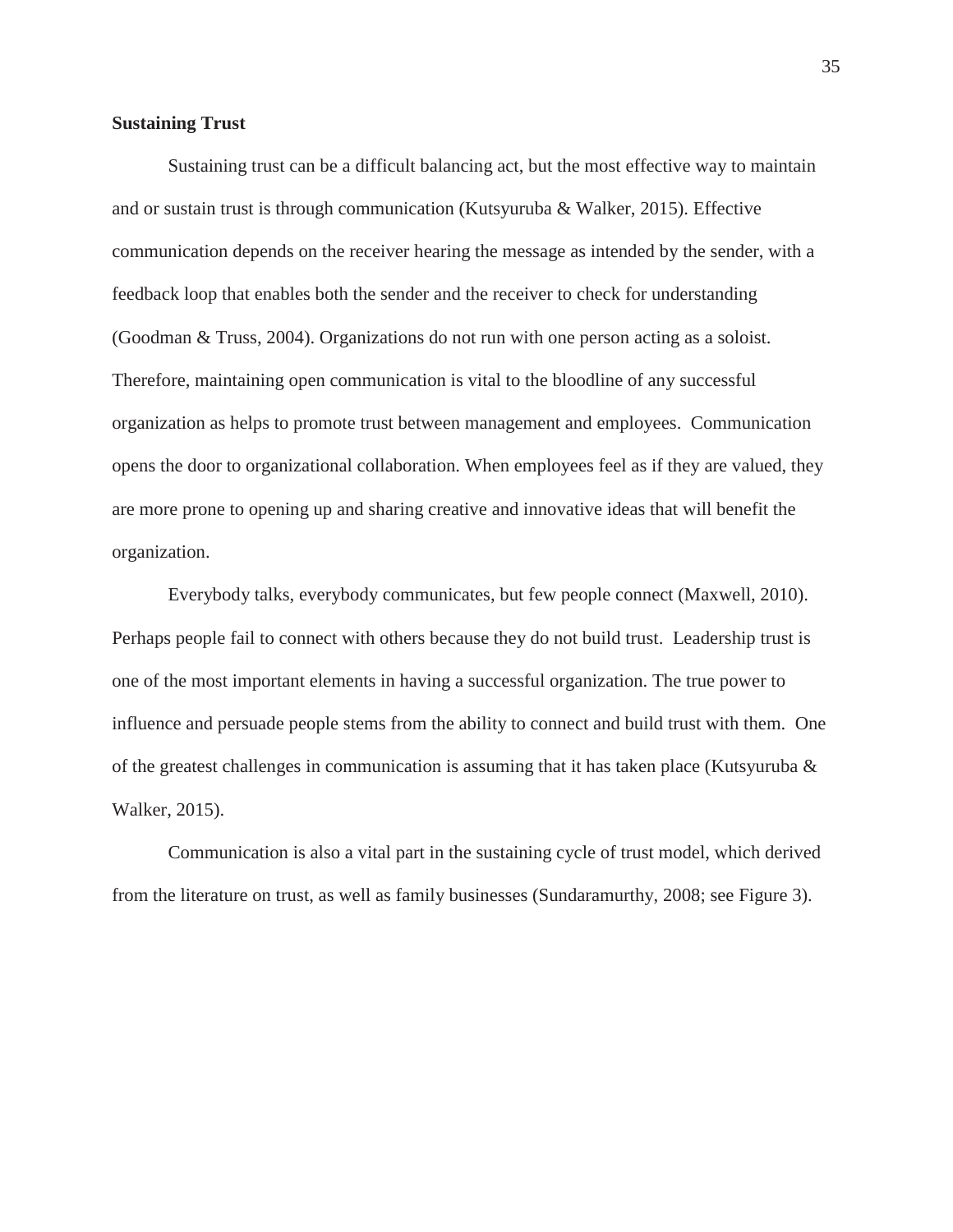**Sustaining Trust**

Sustaining trust can be a difficult balancing act, but the most effective way to maintain and or sustain trust is through communication (Kutsyuruba & Walker, 2015). Effective communication depends on the receiver hearing the message as intended by the sender, with a feedback loop that enables both the sender and the receiver to check for understanding (Goodman & Truss, 2004). Organizations do not run with one person acting as a soloist. Therefore, maintaining open communication is vital to the bloodline of any successful organization as helps to promote trust between management and employees.  Communication opens the door to organizational collaboration. When employees feel as if they are valued, they are more prone to opening up and sharing creative and innovative ideas that will benefit the organization.

Everybody talks, everybody communicates, but few people connect (Maxwell, 2010). Perhaps people fail to connect with others because they do not build trust.  Leadership trust is one of the most important elements in having a successful organization. The true power to influence and persuade people stems from the ability to connect and build trust with them.  One of the greatest challenges in communication is assuming that it has taken place (Kutsyuruba & Walker, 2015).

Communication is also a vital part in the sustaining cycle of trust model, which derived from the literature on trust, as well as family businesses (Sundaramurthy, 2008; see Figure 3).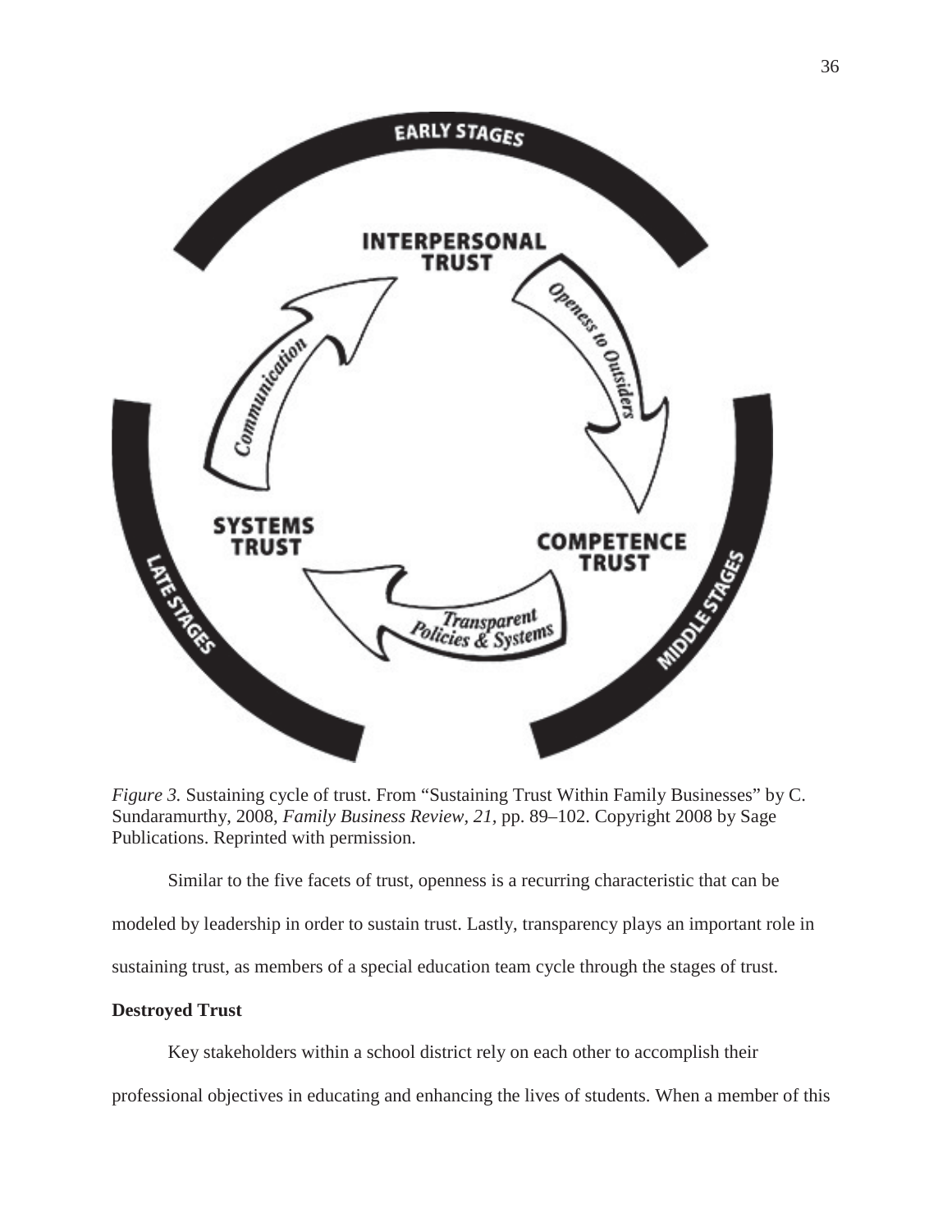*Figure 3.* Sustaining cycle of trust. From "Sustaining Trust Within Family Businesses" by C. Sundaramurthy, 2008, *Family Business Review*, *21*, pp. 89–102. Copyright 2008 by Sage Publications. Reprinted with permission.

Similar to the five facets of trust, openness is a recurring characteristic that can be modeled by leadership in order to sustain trust. Lastly, transparency plays an important role in sustaining trust, as members of a special education team cycle through the stages of trust.

**Destroyed Trust**

Key stakeholders within a school district rely on each other to accomplish their professional objectives in educating and enhancing the lives of students. When a member of this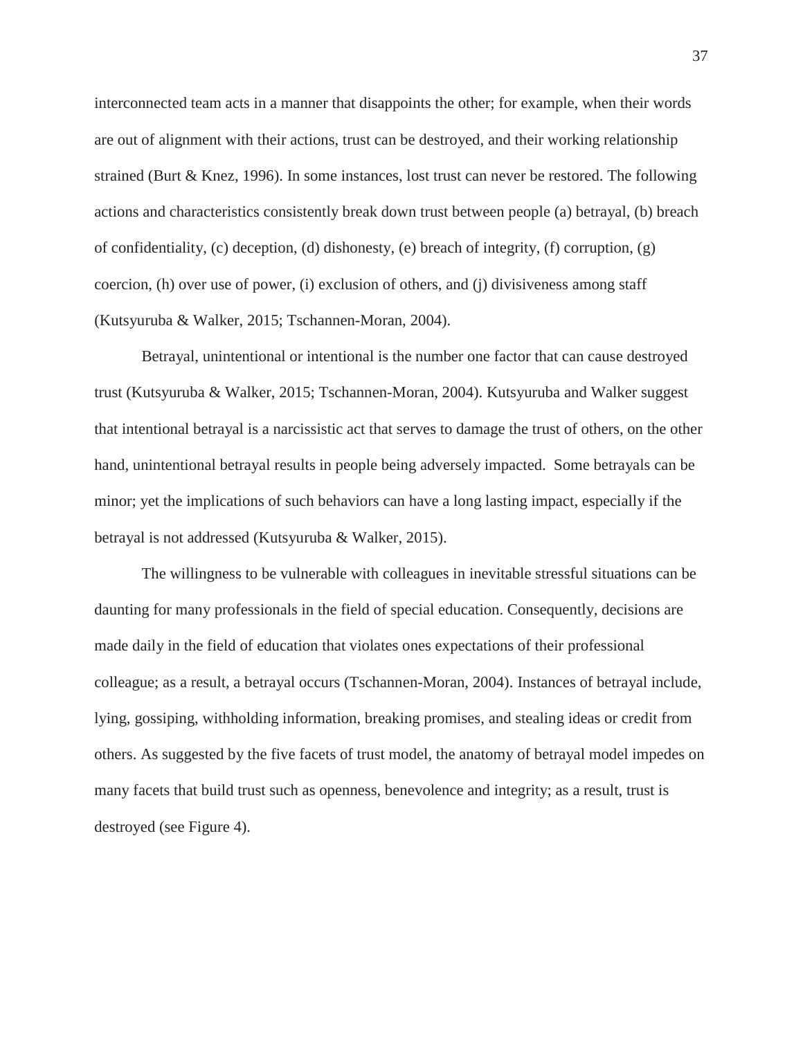interconnected team acts in a manner that disappoints the other; for example, when their words are out of alignment with their actions, trust can be destroyed, and their working relationship strained (Burt & Knez, 1996). In some instances, lost trust can never be restored. The following actions and characteristics consistently break down trust between people (a) betrayal, (b) breach of confidentiality, (c) deception, (d) dishonesty, (e) breach of integrity, (f) corruption, (g) coercion, (h) over use of power, (i) exclusion of others, and (j) divisiveness among staff (Kutsyuruba & Walker, 2015; Tschannen-Moran, 2004).

Betrayal, unintentional or intentional is the number one factor that can cause destroyed trust (Kutsyuruba & Walker, 2015; Tschannen-Moran, 2004). Kutsyuruba and Walker suggest that intentional betrayal is a narcissistic act that serves to damage the trust of others, on the other hand, unintentional betrayal results in people being adversely impacted. Some betrayals can be minor; yet the implications of such behaviors can have a long lasting impact, especially if the betrayal is not addressed (Kutsyuruba & Walker, 2015).

The willingness to be vulnerable with colleagues in inevitable stressful situations can be daunting for many professionals in the field of special education. Consequently, decisions are made daily in the field of education that violates ones expectations of their professional colleague; as a result, a betrayal occurs (Tschannen-Moran, 2004). Instances of betrayal include, lying, gossiping, withholding information, breaking promises, and stealing ideas or credit from others. As suggested by the five facets of trust model, the anatomy of betrayal model impedes on many facets that build trust such as openness, benevolence and integrity; as a result, trust is destroyed (see Figure 4).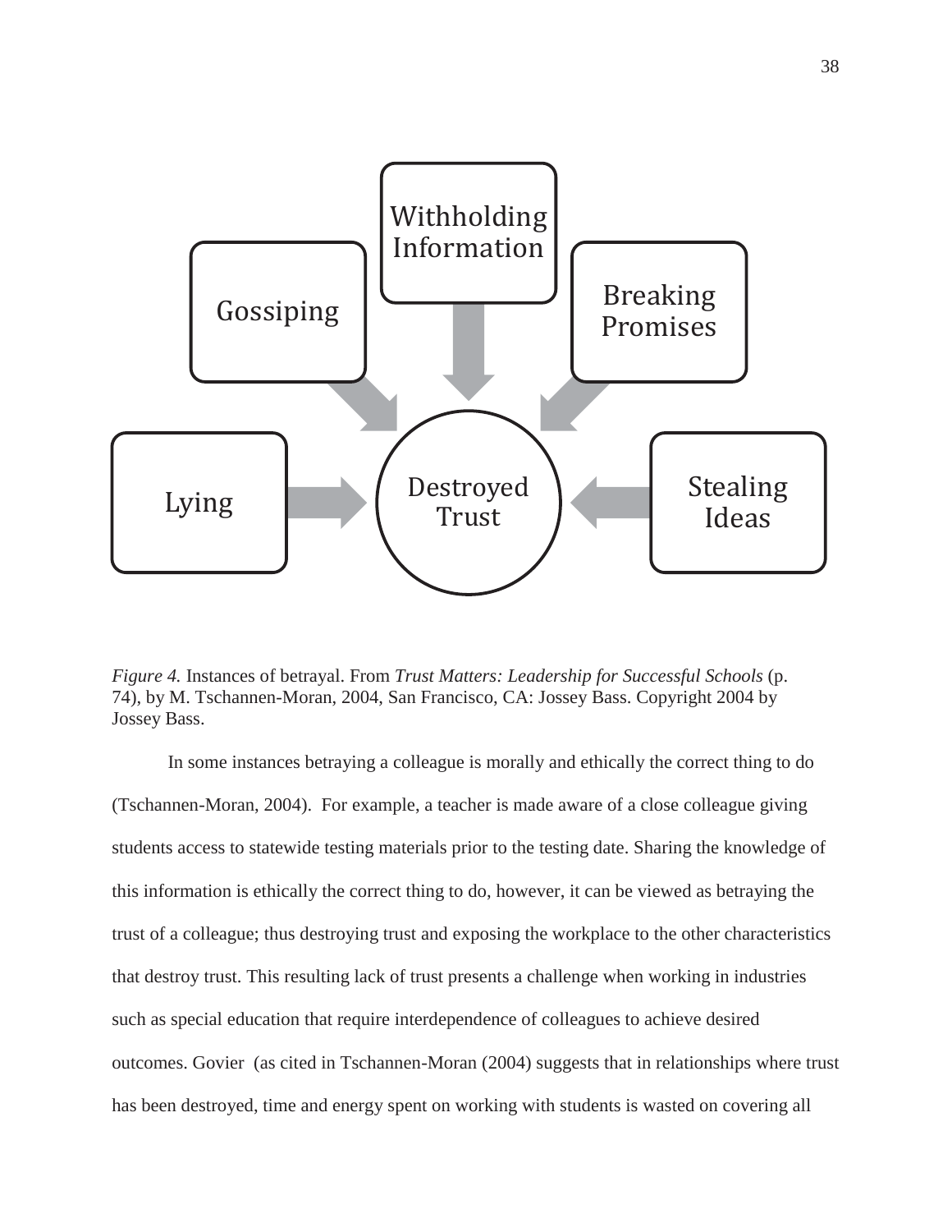Gossiping

Withholding Information

Breaking Promises

Lying

Destroyed Trust

Stealing Ideas

*Figure 4.* Instances of betrayal. From *Trust Matters: Leadership for Successful Schools* (p. 74), by M. Tschannen-Moran, 2004, San Francisco, CA: Jossey Bass. Copyright 2004 by Jossey Bass.

In some instances betraying a colleague is morally and ethically the correct thing to do (Tschannen-Moran, 2004). For example, a teacher is made aware of a close colleague giving students access to statewide testing materials prior to the testing date. Sharing the knowledge of this information is ethically the correct thing to do, however, it can be viewed as betraying the trust of a colleague; thus destroying trust and exposing the workplace to the other characteristics that destroy trust. This resulting lack of trust presents a challenge when working in industries such as special education that require interdependence of colleagues to achieve desired outcomes. Govier (as cited in Tschannen-Moran (2004) suggests that in relationships where trust has been destroyed, time and energy spent on working with students is wasted on covering all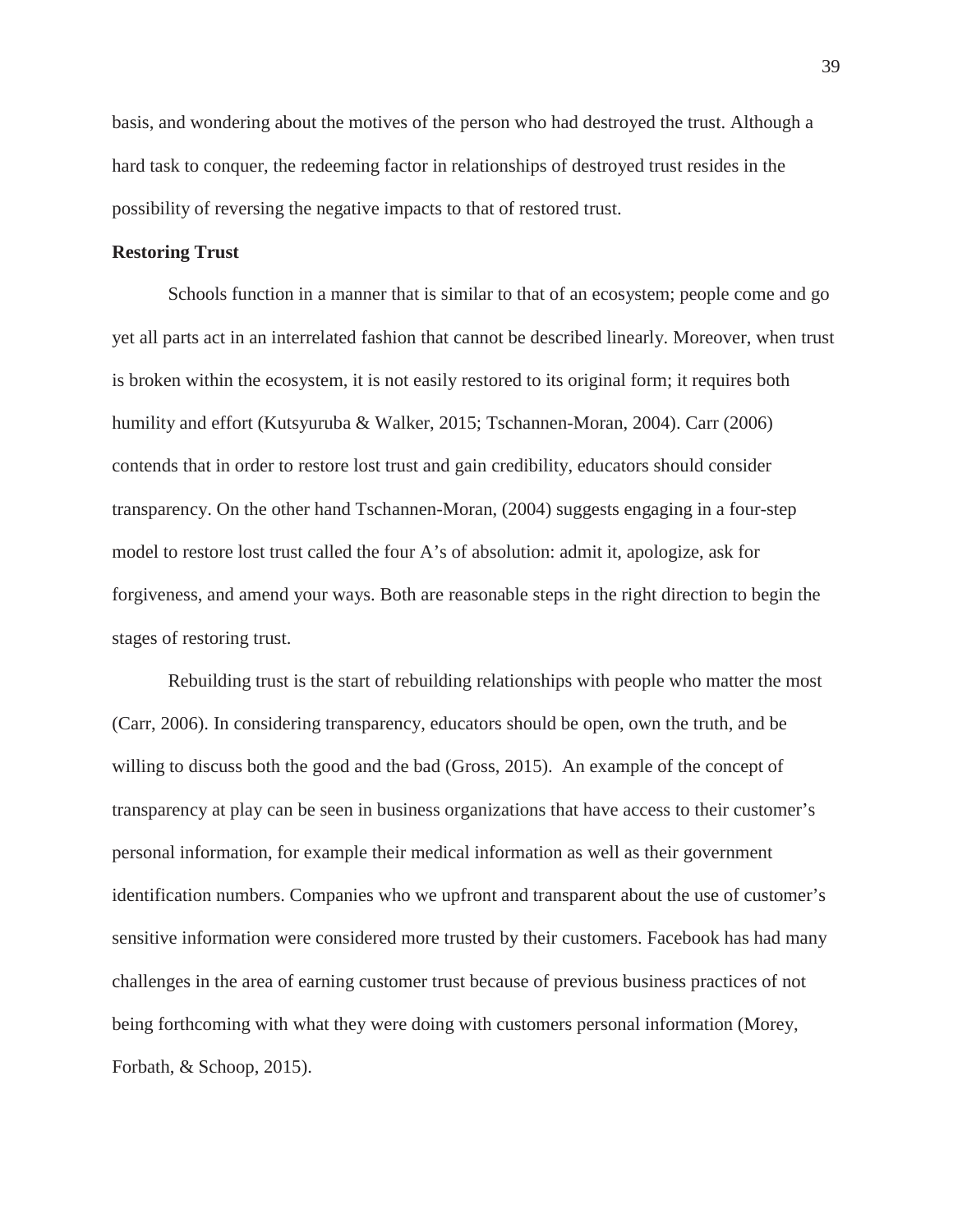basis, and wondering about the motives of the person who had destroyed the trust. Although a hard task to conquer, the redeeming factor in relationships of destroyed trust resides in the possibility of reversing the negative impacts to that of restored trust.

**Restoring Trust**

Schools function in a manner that is similar to that of an ecosystem; people come and go yet all parts act in an interrelated fashion that cannot be described linearly. Moreover, when trust is broken within the ecosystem, it is not easily restored to its original form; it requires both humility and effort (Kutsyuruba & Walker, 2015; Tschannen-Moran, 2004). Carr (2006) contends that in order to restore lost trust and gain credibility, educators should consider transparency. On the other hand Tschannen-Moran, (2004) suggests engaging in a four-step model to restore lost trust called the four A's of absolution: admit it, apologize, ask for forgiveness, and amend your ways. Both are reasonable steps in the right direction to begin the stages of restoring trust.

Rebuilding trust is the start of rebuilding relationships with people who matter the most (Carr, 2006). In considering transparency, educators should be open, own the truth, and be willing to discuss both the good and the bad (Gross, 2015). An example of the concept of transparency at play can be seen in business organizations that have access to their customer's personal information, for example their medical information as well as their government identification numbers. Companies who we upfront and transparent about the use of customer's sensitive information were considered more trusted by their customers. Facebook has had many challenges in the area of earning customer trust because of previous business practices of not being forthcoming with what they were doing with customers personal information (Morey, Forbath, & Schoop, 2015).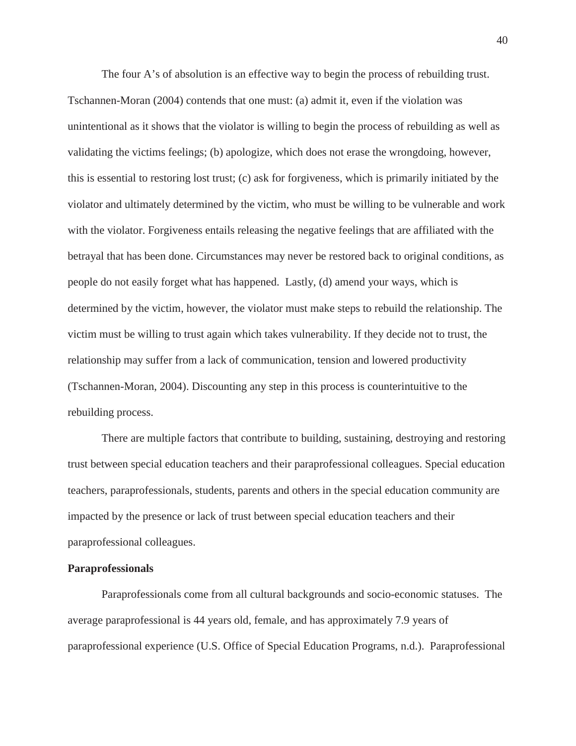The four A's of absolution is an effective way to begin the process of rebuilding trust. Tschannen-Moran (2004) contends that one must: (a) admit it, even if the violation was unintentional as it shows that the violator is willing to begin the process of rebuilding as well as validating the victims feelings; (b) apologize, which does not erase the wrongdoing, however, this is essential to restoring lost trust; (c) ask for forgiveness, which is primarily initiated by the violator and ultimately determined by the victim, who must be willing to be vulnerable and work with the violator. Forgiveness entails releasing the negative feelings that are affiliated with the betrayal that has been done. Circumstances may never be restored back to original conditions, as people do not easily forget what has happened. Lastly, (d) amend your ways, which is determined by the victim, however, the violator must make steps to rebuild the relationship. The victim must be willing to trust again which takes vulnerability. If they decide not to trust, the relationship may suffer from a lack of communication, tension and lowered productivity (Tschannen-Moran, 2004). Discounting any step in this process is counterintuitive to the rebuilding process.

There are multiple factors that contribute to building, sustaining, destroying and restoring trust between special education teachers and their paraprofessional colleagues. Special education teachers, paraprofessionals, students, parents and others in the special education community are impacted by the presence or lack of trust between special education teachers and their paraprofessional colleagues.

**Paraprofessionals**

Paraprofessionals come from all cultural backgrounds and socio-economic statuses. The average paraprofessional is 44 years old, female, and has approximately 7.9 years of paraprofessional experience (U.S. Office of Special Education Programs, n.d.). Paraprofessional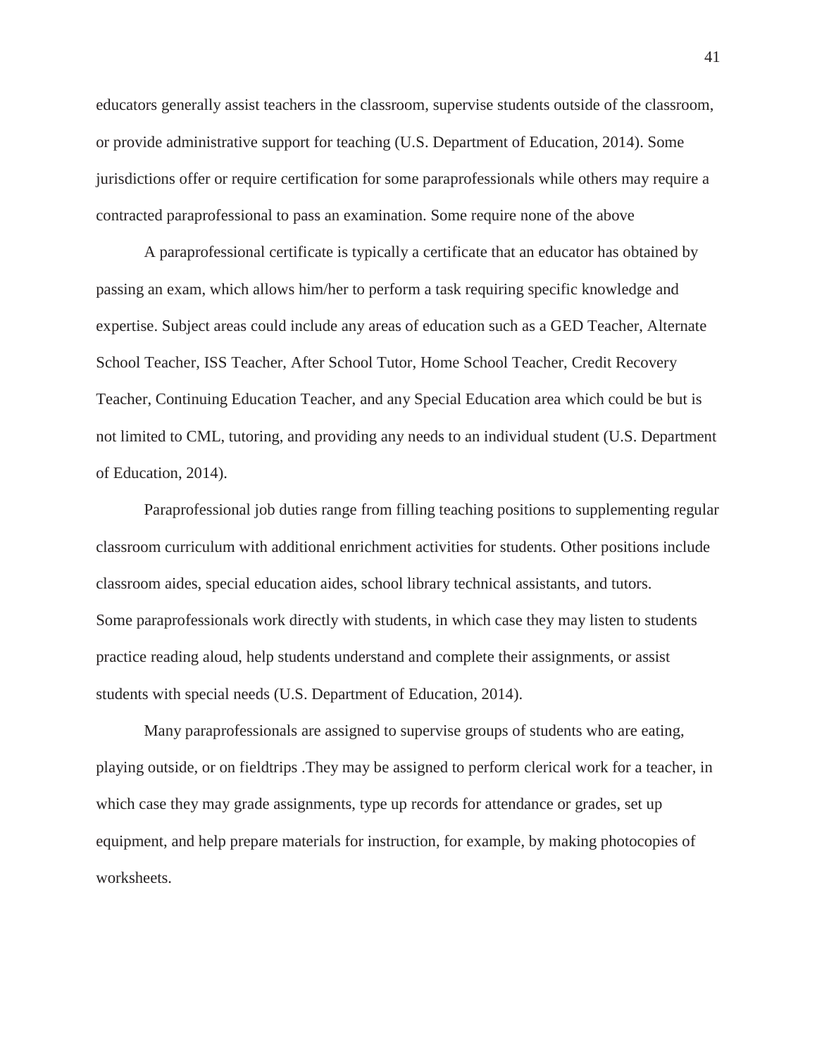educators generally assist teachers in the classroom, supervise students outside of the classroom, or provide administrative support for teaching (U.S. Department of Education, 2014). Some jurisdictions offer or require certification for some paraprofessionals while others may require a contracted paraprofessional to pass an examination. Some require none of the above

A paraprofessional certificate is typically a certificate that an educator has obtained by passing an exam, which allows him/her to perform a task requiring specific knowledge and expertise. Subject areas could include any areas of education such as a GED Teacher, Alternate School Teacher, ISS Teacher, After School Tutor, Home School Teacher, Credit Recovery Teacher, Continuing Education Teacher, and any Special Education area which could be but is not limited to CML, tutoring, and providing any needs to an individual student (U.S. Department of Education, 2014).

Paraprofessional job duties range from filling teaching positions to supplementing regular classroom curriculum with additional enrichment activities for students. Other positions include classroom aides, special education aides, school library technical assistants, and tutors.
Some paraprofessionals work directly with students, in which case they may listen to students practice reading aloud, help students understand and complete their assignments, or assist students with special needs (U.S. Department of Education, 2014).

Many paraprofessionals are assigned to supervise groups of students who are eating, playing outside, or on fieldtrips .They may be assigned to perform clerical work for a teacher, in which case they may grade assignments, type up records for attendance or grades, set up equipment, and help prepare materials for instruction, for example, by making photocopies of worksheets.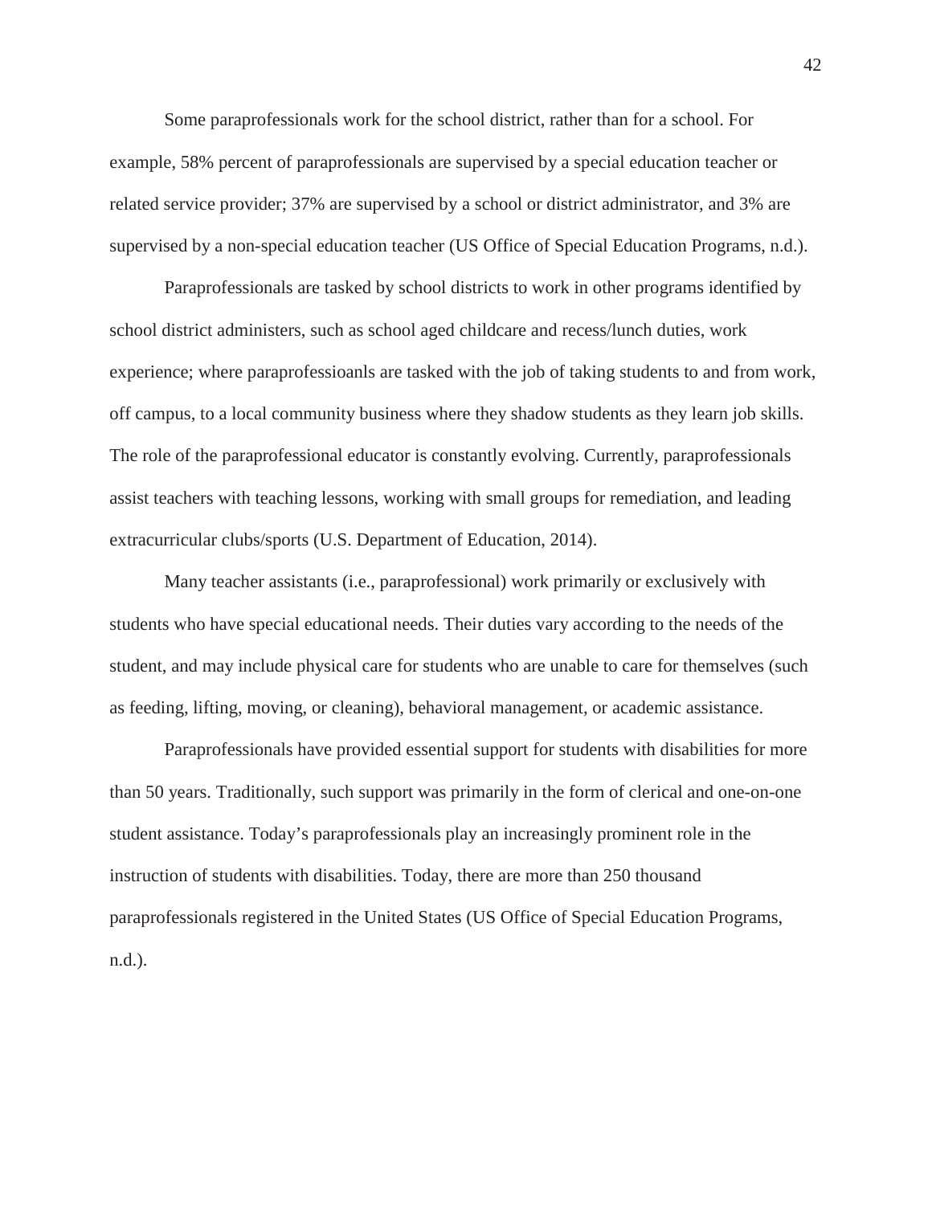Some paraprofessionals work for the school district, rather than for a school. For example, 58% percent of paraprofessionals are supervised by a special education teacher or related service provider; 37% are supervised by a school or district administrator, and 3% are supervised by a non-special education teacher (US Office of Special Education Programs, n.d.).

Paraprofessionals are tasked by school districts to work in other programs identified by school district administers, such as school aged childcare and recess/lunch duties, work experience; where paraprofessioanls are tasked with the job of taking students to and from work, off campus, to a local community business where they shadow students as they learn job skills. The role of the paraprofessional educator is constantly evolving. Currently, paraprofessionals assist teachers with teaching lessons, working with small groups for remediation, and leading extracurricular clubs/sports (U.S. Department of Education, 2014).

Many teacher assistants (i.e., paraprofessional) work primarily or exclusively with students who have special educational needs. Their duties vary according to the needs of the student, and may include physical care for students who are unable to care for themselves (such as feeding, lifting, moving, or cleaning), behavioral management, or academic assistance.

Paraprofessionals have provided essential support for students with disabilities for more than 50 years. Traditionally, such support was primarily in the form of clerical and one-on-one student assistance. Today's paraprofessionals play an increasingly prominent role in the instruction of students with disabilities. Today, there are more than 250 thousand paraprofessionals registered in the United States (US Office of Special Education Programs, n.d.).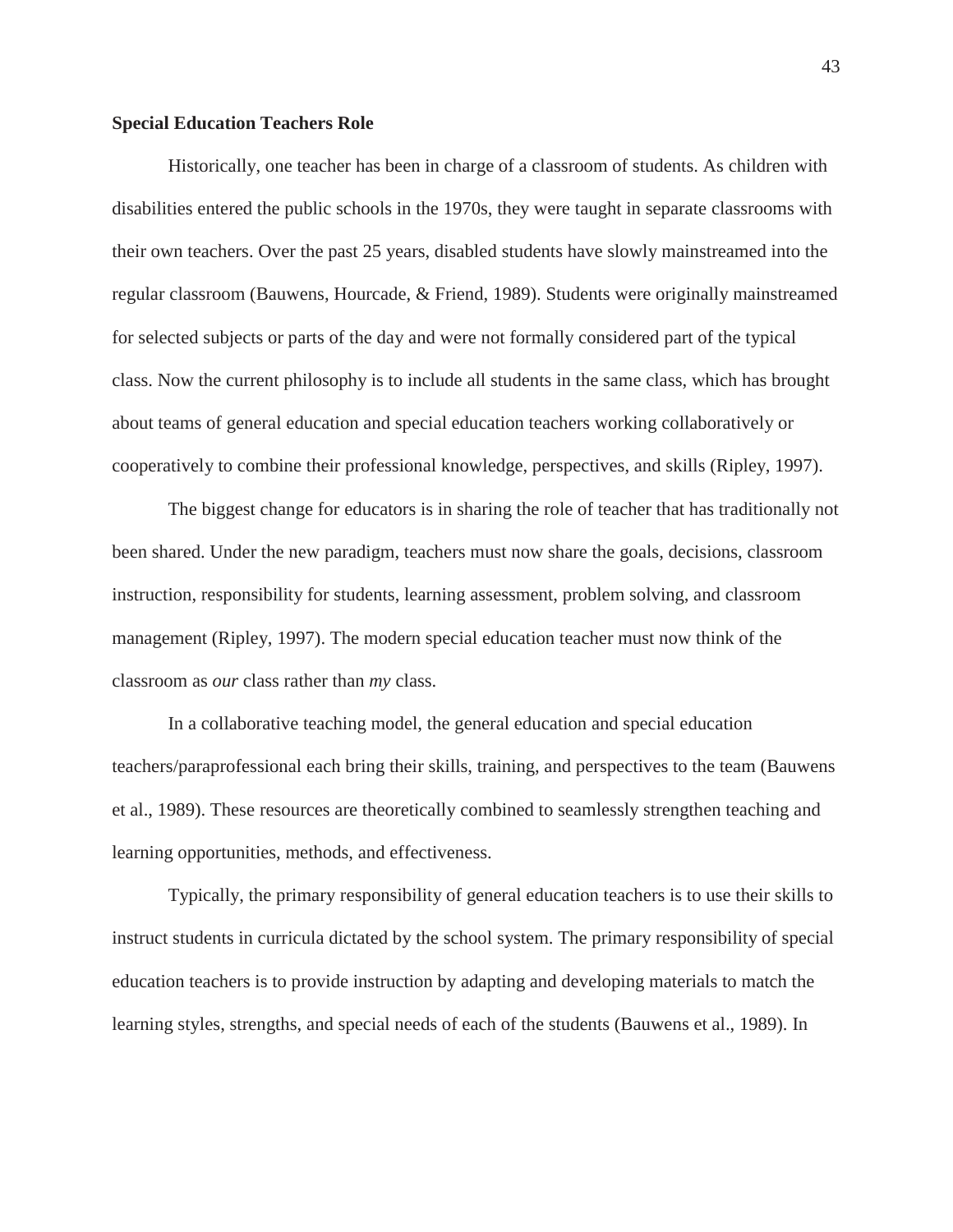**Special Education Teachers Role**

Historically, one teacher has been in charge of a classroom of students. As children with disabilities entered the public schools in the 1970s, they were taught in separate classrooms with their own teachers. Over the past 25 years, disabled students have slowly mainstreamed into the regular classroom (Bauwens, Hourcade, & Friend, 1989). Students were originally mainstreamed for selected subjects or parts of the day and were not formally considered part of the typical class. Now the current philosophy is to include all students in the same class, which has brought about teams of general education and special education teachers working collaboratively or cooperatively to combine their professional knowledge, perspectives, and skills (Ripley, 1997).

The biggest change for educators is in sharing the role of teacher that has traditionally not been shared. Under the new paradigm, teachers must now share the goals, decisions, classroom instruction, responsibility for students, learning assessment, problem solving, and classroom management (Ripley, 1997). The modern special education teacher must now think of the classroom as *our* class rather than *my* class.

In a collaborative teaching model, the general education and special education teachers/paraprofessional each bring their skills, training, and perspectives to the team (Bauwens et al., 1989). These resources are theoretically combined to seamlessly strengthen teaching and learning opportunities, methods, and effectiveness.

Typically, the primary responsibility of general education teachers is to use their skills to instruct students in curricula dictated by the school system. The primary responsibility of special education teachers is to provide instruction by adapting and developing materials to match the learning styles, strengths, and special needs of each of the students (Bauwens et al., 1989). In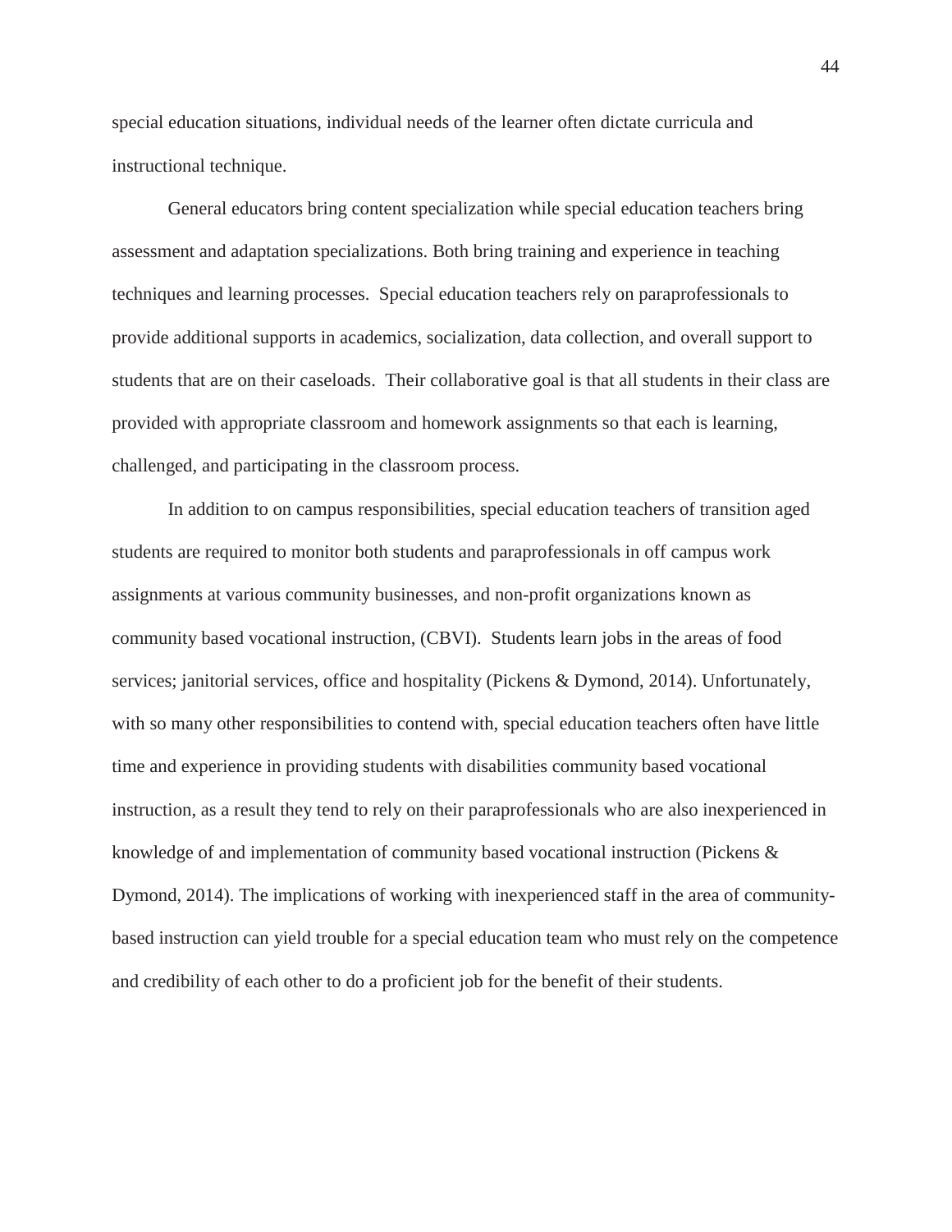special education situations, individual needs of the learner often dictate curricula and instructional technique.

General educators bring content specialization while special education teachers bring assessment and adaptation specializations. Both bring training and experience in teaching techniques and learning processes. Special education teachers rely on paraprofessionals to provide additional supports in academics, socialization, data collection, and overall support to students that are on their caseloads. Their collaborative goal is that all students in their class are provided with appropriate classroom and homework assignments so that each is learning, challenged, and participating in the classroom process.

In addition to on campus responsibilities, special education teachers of transition aged students are required to monitor both students and paraprofessionals in off campus work assignments at various community businesses, and non-profit organizations known as community based vocational instruction, (CBVI). Students learn jobs in the areas of food services; janitorial services, office and hospitality (Pickens & Dymond, 2014). Unfortunately, with so many other responsibilities to contend with, special education teachers often have little time and experience in providing students with disabilities community based vocational instruction, as a result they tend to rely on their paraprofessionals who are also inexperienced in knowledge of and implementation of community based vocational instruction (Pickens & Dymond, 2014). The implications of working with inexperienced staff in the area of community-based instruction can yield trouble for a special education team who must rely on the competence and credibility of each other to do a proficient job for the benefit of their students.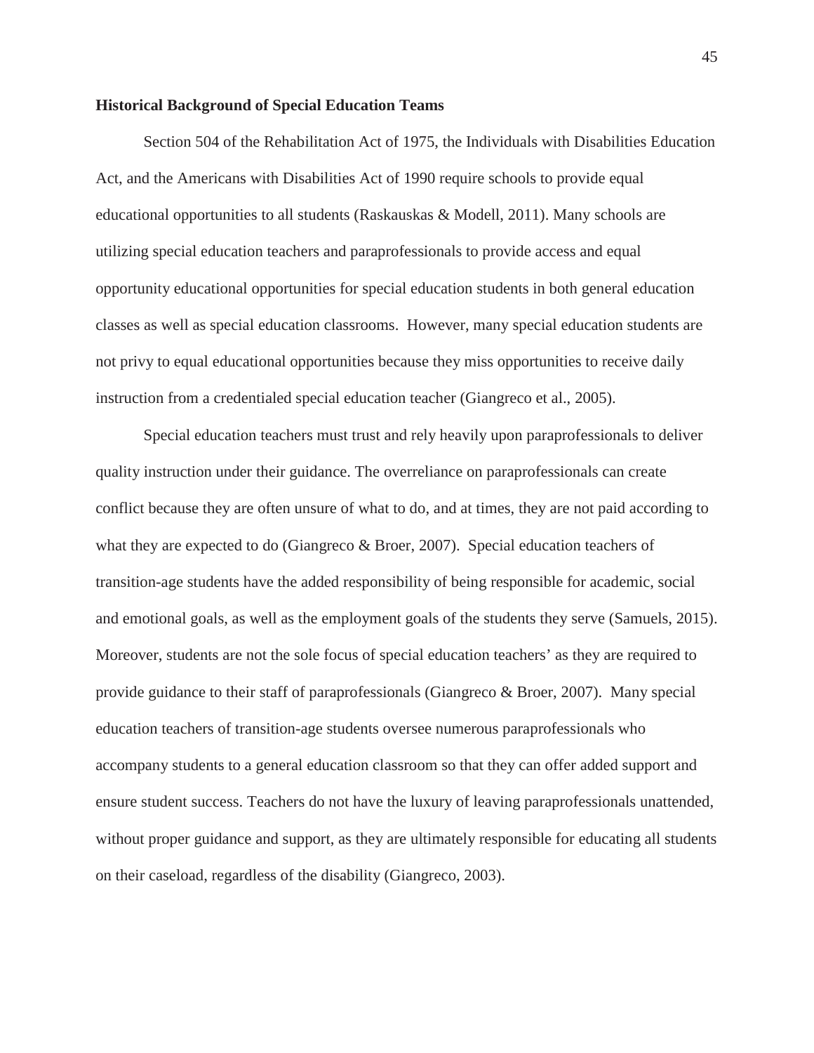**Historical Background of Special Education Teams**

Section 504 of the Rehabilitation Act of 1975, the Individuals with Disabilities Education Act, and the Americans with Disabilities Act of 1990 require schools to provide equal educational opportunities to all students (Raskauskas & Modell, 2011). Many schools are utilizing special education teachers and paraprofessionals to provide access and equal opportunity educational opportunities for special education students in both general education classes as well as special education classrooms. However, many special education students are not privy to equal educational opportunities because they miss opportunities to receive daily instruction from a credentialed special education teacher (Giangreco et al., 2005).

Special education teachers must trust and rely heavily upon paraprofessionals to deliver quality instruction under their guidance. The overreliance on paraprofessionals can create conflict because they are often unsure of what to do, and at times, they are not paid according to what they are expected to do (Giangreco & Broer, 2007). Special education teachers of transition-age students have the added responsibility of being responsible for academic, social and emotional goals, as well as the employment goals of the students they serve (Samuels, 2015). Moreover, students are not the sole focus of special education teachers' as they are required to provide guidance to their staff of paraprofessionals (Giangreco & Broer, 2007). Many special education teachers of transition-age students oversee numerous paraprofessionals who accompany students to a general education classroom so that they can offer added support and ensure student success. Teachers do not have the luxury of leaving paraprofessionals unattended, without proper guidance and support, as they are ultimately responsible for educating all students on their caseload, regardless of the disability (Giangreco, 2003).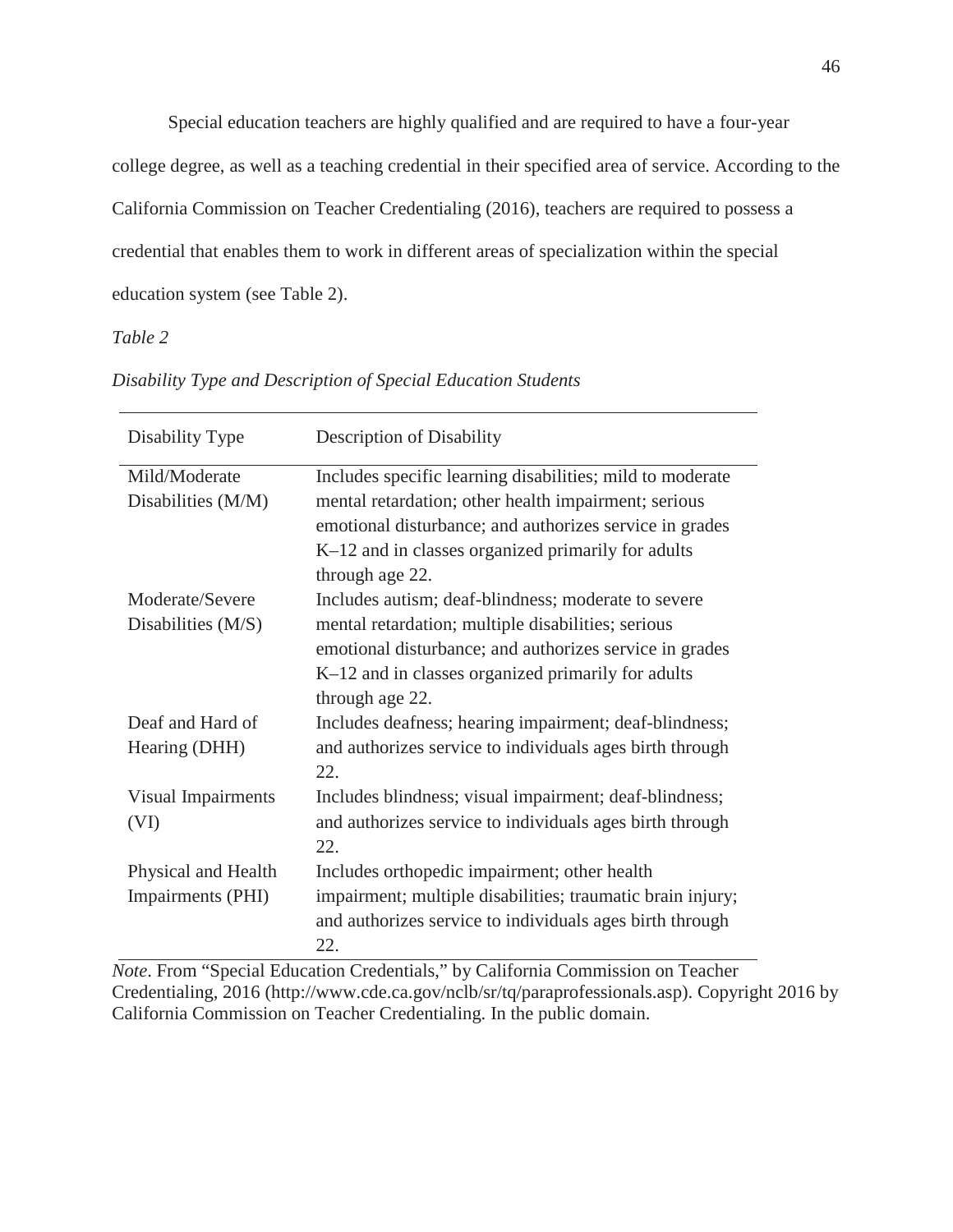Special education teachers are highly qualified and are required to have a four-year college degree, as well as a teaching credential in their specified area of service. According to the California Commission on Teacher Credentialing (2016), teachers are required to possess a credential that enables them to work in different areas of specialization within the special education system (see Table 2).

*Table 2*

*Disability Type and Description of Special Education Students*

| Disability Type | Description of Disability |
|---|---|
| Mild/Moderate Disabilities (M/M) | Includes specific learning disabilities; mild to moderate mental retardation; other health impairment; serious emotional disturbance; and authorizes service in grades K–12 and in classes organized primarily for adults through age 22. |
| Moderate/Severe Disabilities (M/S) | Includes autism; deaf-blindness; moderate to severe mental retardation; multiple disabilities; serious emotional disturbance; and authorizes service in grades K–12 and in classes organized primarily for adults through age 22. |
| Deaf and Hard of Hearing (DHH) | Includes deafness; hearing impairment; deaf-blindness; and authorizes service to individuals ages birth through 22. |
| Visual Impairments (VI) | Includes blindness; visual impairment; deaf-blindness; and authorizes service to individuals ages birth through 22. |
| Physical and Health Impairments (PHI) | Includes orthopedic impairment; other health impairment; multiple disabilities; traumatic brain injury; and authorizes service to individuals ages birth through 22. |

*Note*. From "Special Education Credentials," by California Commission on Teacher Credentialing, 2016 (http://www.cde.ca.gov/nclb/sr/tq/paraprofessionals.asp). Copyright 2016 by California Commission on Teacher Credentialing. In the public domain.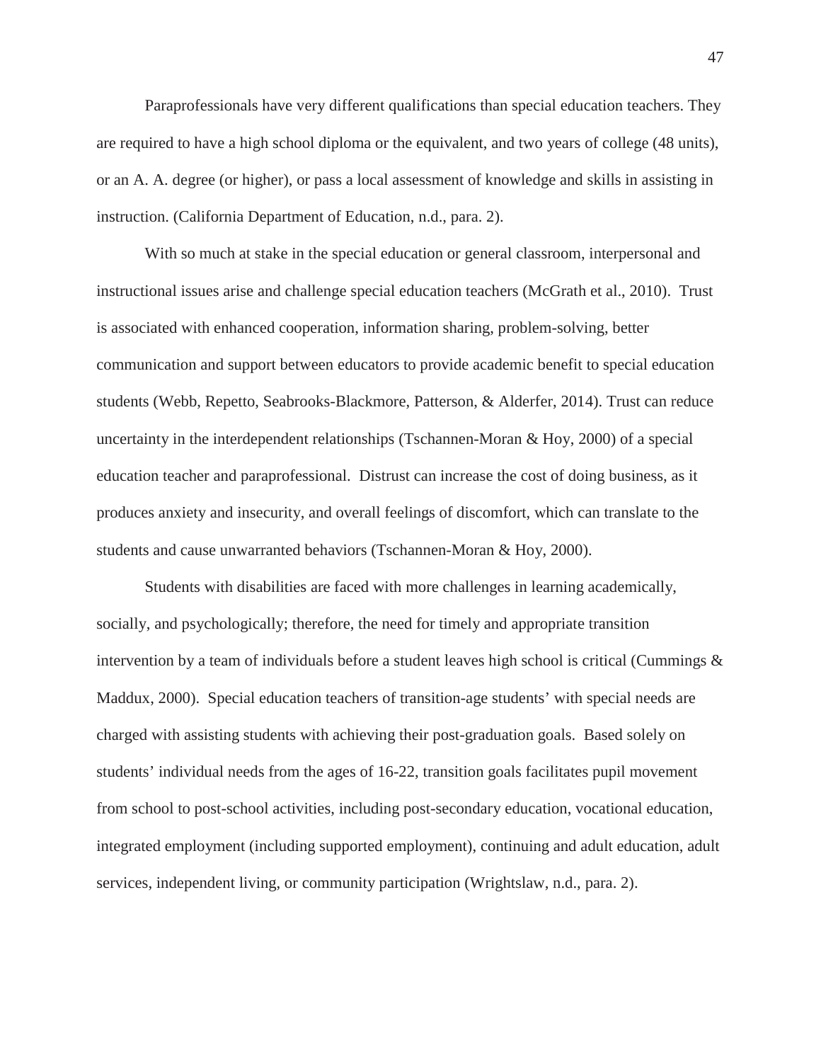Paraprofessionals have very different qualifications than special education teachers. They are required to have a high school diploma or the equivalent, and two years of college (48 units), or an A. A. degree (or higher), or pass a local assessment of knowledge and skills in assisting in instruction. (California Department of Education, n.d., para. 2).

With so much at stake in the special education or general classroom, interpersonal and instructional issues arise and challenge special education teachers (McGrath et al., 2010). Trust is associated with enhanced cooperation, information sharing, problem-solving, better communication and support between educators to provide academic benefit to special education students (Webb, Repetto, Seabrooks-Blackmore, Patterson, & Alderfer, 2014). Trust can reduce uncertainty in the interdependent relationships (Tschannen-Moran & Hoy, 2000) of a special education teacher and paraprofessional. Distrust can increase the cost of doing business, as it produces anxiety and insecurity, and overall feelings of discomfort, which can translate to the students and cause unwarranted behaviors (Tschannen-Moran & Hoy, 2000).

Students with disabilities are faced with more challenges in learning academically, socially, and psychologically; therefore, the need for timely and appropriate transition intervention by a team of individuals before a student leaves high school is critical (Cummings & Maddux, 2000). Special education teachers of transition-age students' with special needs are charged with assisting students with achieving their post-graduation goals. Based solely on students' individual needs from the ages of 16-22, transition goals facilitates pupil movement from school to post-school activities, including post-secondary education, vocational education, integrated employment (including supported employment), continuing and adult education, adult services, independent living, or community participation (Wrightslaw, n.d., para. 2).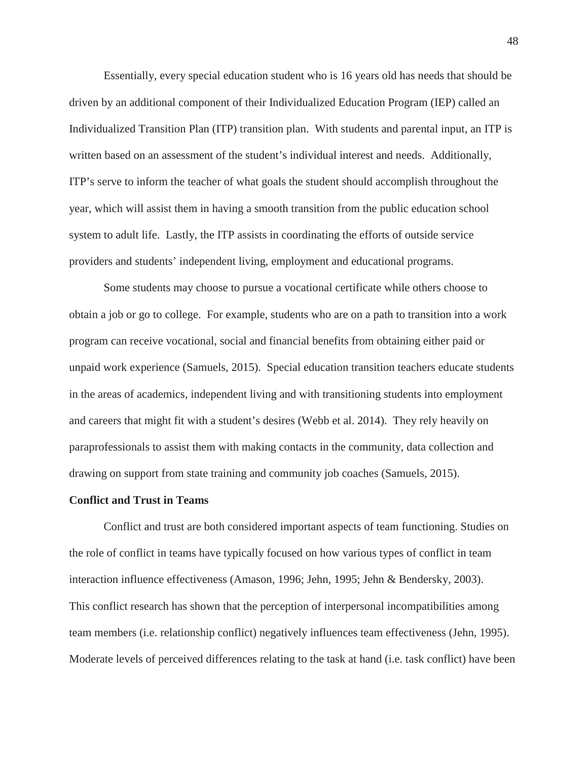Essentially, every special education student who is 16 years old has needs that should be driven by an additional component of their Individualized Education Program (IEP) called an Individualized Transition Plan (ITP) transition plan. With students and parental input, an ITP is written based on an assessment of the student's individual interest and needs. Additionally, ITP's serve to inform the teacher of what goals the student should accomplish throughout the year, which will assist them in having a smooth transition from the public education school system to adult life. Lastly, the ITP assists in coordinating the efforts of outside service providers and students' independent living, employment and educational programs.

Some students may choose to pursue a vocational certificate while others choose to obtain a job or go to college. For example, students who are on a path to transition into a work program can receive vocational, social and financial benefits from obtaining either paid or unpaid work experience (Samuels, 2015). Special education transition teachers educate students in the areas of academics, independent living and with transitioning students into employment and careers that might fit with a student's desires (Webb et al. 2014). They rely heavily on paraprofessionals to assist them with making contacts in the community, data collection and drawing on support from state training and community job coaches (Samuels, 2015).

**Conflict and Trust in Teams**

Conflict and trust are both considered important aspects of team functioning. Studies on the role of conflict in teams have typically focused on how various types of conflict in team interaction influence effectiveness (Amason, 1996; Jehn, 1995; Jehn & Bendersky, 2003). This conflict research has shown that the perception of interpersonal incompatibilities among team members (i.e. relationship conflict) negatively influences team effectiveness (Jehn, 1995). Moderate levels of perceived differences relating to the task at hand (i.e. task conflict) have been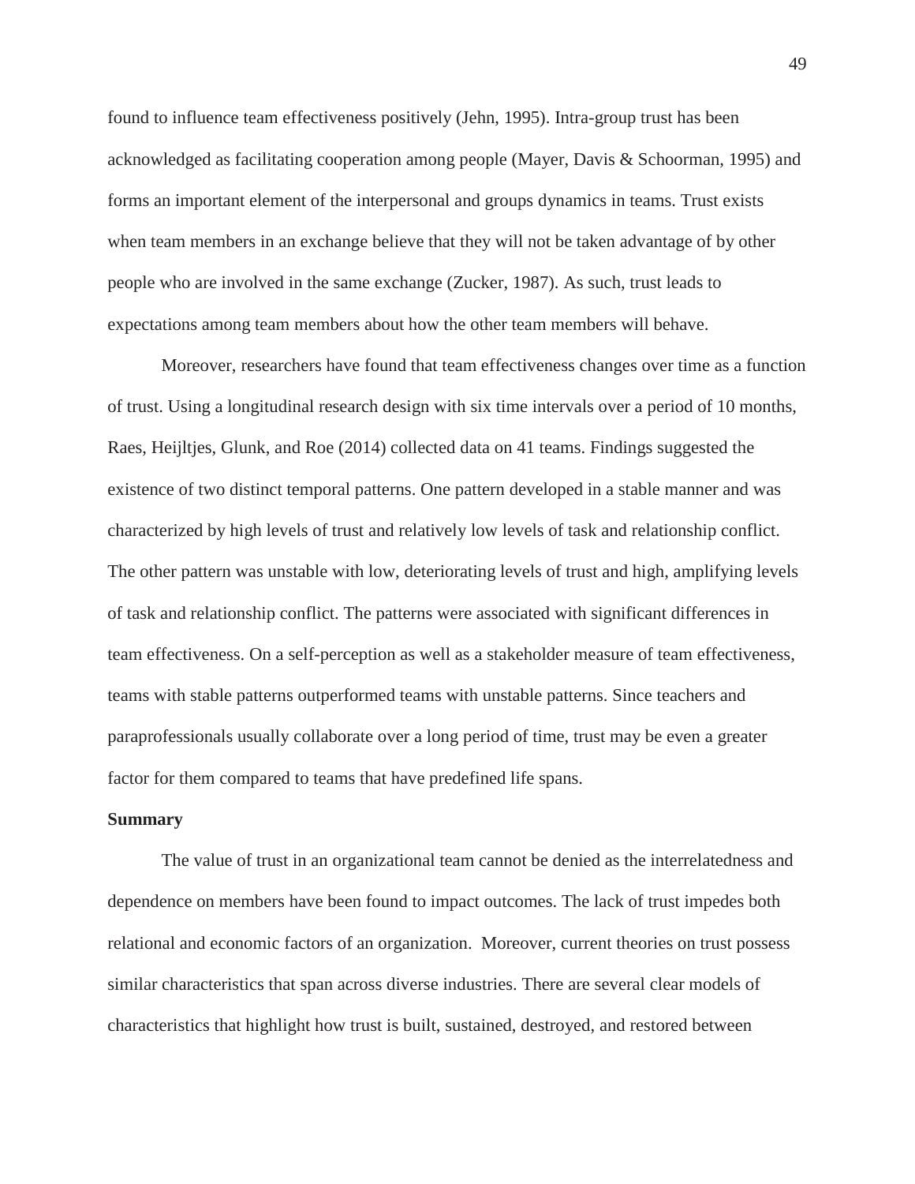found to influence team effectiveness positively (Jehn, 1995). Intra-group trust has been acknowledged as facilitating cooperation among people (Mayer, Davis & Schoorman, 1995) and forms an important element of the interpersonal and groups dynamics in teams. Trust exists when team members in an exchange believe that they will not be taken advantage of by other people who are involved in the same exchange (Zucker, 1987). As such, trust leads to expectations among team members about how the other team members will behave.

Moreover, researchers have found that team effectiveness changes over time as a function of trust. Using a longitudinal research design with six time intervals over a period of 10 months, Raes, Heijltjes, Glunk, and Roe (2014) collected data on 41 teams. Findings suggested the existence of two distinct temporal patterns. One pattern developed in a stable manner and was characterized by high levels of trust and relatively low levels of task and relationship conflict. The other pattern was unstable with low, deteriorating levels of trust and high, amplifying levels of task and relationship conflict. The patterns were associated with significant differences in team effectiveness. On a self-perception as well as a stakeholder measure of team effectiveness, teams with stable patterns outperformed teams with unstable patterns. Since teachers and paraprofessionals usually collaborate over a long period of time, trust may be even a greater factor for them compared to teams that have predefined life spans.

**Summary**

The value of trust in an organizational team cannot be denied as the interrelatedness and dependence on members have been found to impact outcomes. The lack of trust impedes both relational and economic factors of an organization. Moreover, current theories on trust possess similar characteristics that span across diverse industries. There are several clear models of characteristics that highlight how trust is built, sustained, destroyed, and restored between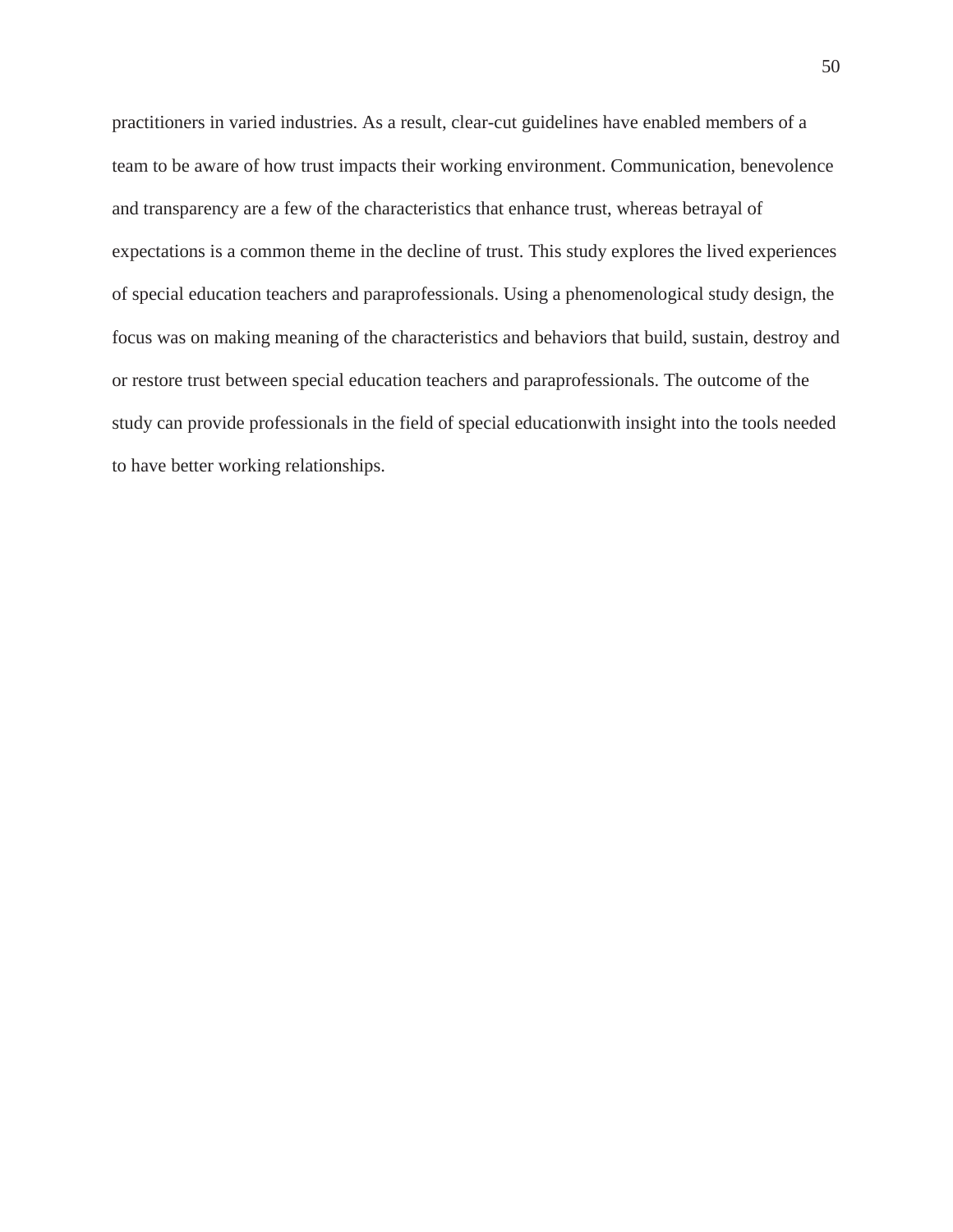practitioners in varied industries. As a result, clear-cut guidelines have enabled members of a team to be aware of how trust impacts their working environment. Communication, benevolence and transparency are a few of the characteristics that enhance trust, whereas betrayal of expectations is a common theme in the decline of trust. This study explores the lived experiences of special education teachers and paraprofessionals. Using a phenomenological study design, the focus was on making meaning of the characteristics and behaviors that build, sustain, destroy and or restore trust between special education teachers and paraprofessionals. The outcome of the study can provide professionals in the field of special educationwith insight into the tools needed to have better working relationships.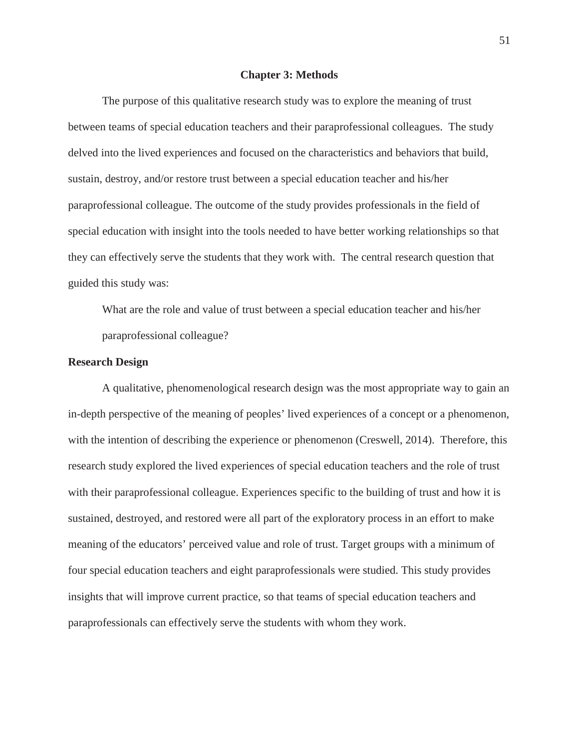# Chapter 3: Methods

The purpose of this qualitative research study was to explore the meaning of trust between teams of special education teachers and their paraprofessional colleagues. The study delved into the lived experiences and focused on the characteristics and behaviors that build, sustain, destroy, and/or restore trust between a special education teacher and his/her paraprofessional colleague. The outcome of the study provides professionals in the field of special education with insight into the tools needed to have better working relationships so that they can effectively serve the students that they work with. The central research question that guided this study was:

> What are the role and value of trust between a special education teacher and his/her paraprofessional colleague?

## Research Design

A qualitative, phenomenological research design was the most appropriate way to gain an in-depth perspective of the meaning of peoples' lived experiences of a concept or a phenomenon, with the intention of describing the experience or phenomenon (Creswell, 2014). Therefore, this research study explored the lived experiences of special education teachers and the role of trust with their paraprofessional colleague. Experiences specific to the building of trust and how it is sustained, destroyed, and restored were all part of the exploratory process in an effort to make meaning of the educators' perceived value and role of trust. Target groups with a minimum of four special education teachers and eight paraprofessionals were studied. This study provides insights that will improve current practice, so that teams of special education teachers and paraprofessionals can effectively serve the students with whom they work.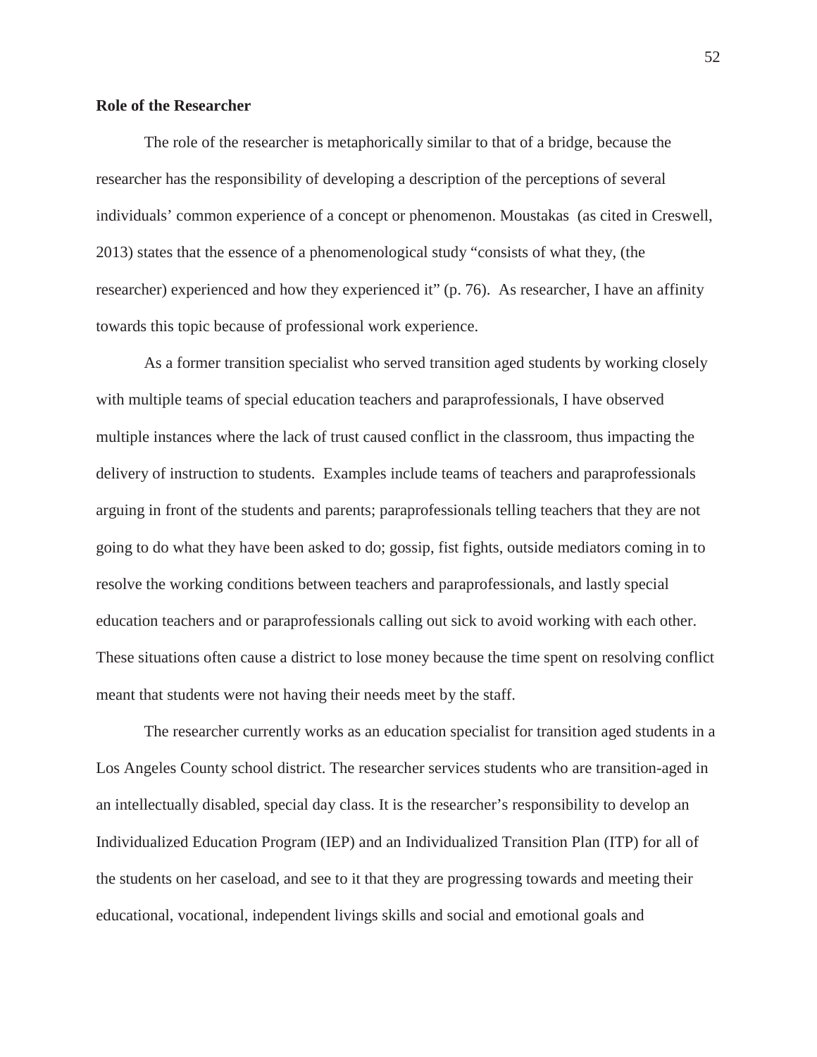**Role of the Researcher**

The role of the researcher is metaphorically similar to that of a bridge, because the researcher has the responsibility of developing a description of the perceptions of several individuals' common experience of a concept or phenomenon. Moustakas (as cited in Creswell, 2013) states that the essence of a phenomenological study "consists of what they, (the researcher) experienced and how they experienced it" (p. 76). As researcher, I have an affinity towards this topic because of professional work experience.

As a former transition specialist who served transition aged students by working closely with multiple teams of special education teachers and paraprofessionals, I have observed multiple instances where the lack of trust caused conflict in the classroom, thus impacting the delivery of instruction to students. Examples include teams of teachers and paraprofessionals arguing in front of the students and parents; paraprofessionals telling teachers that they are not going to do what they have been asked to do; gossip, fist fights, outside mediators coming in to resolve the working conditions between teachers and paraprofessionals, and lastly special education teachers and or paraprofessionals calling out sick to avoid working with each other. These situations often cause a district to lose money because the time spent on resolving conflict meant that students were not having their needs meet by the staff.

The researcher currently works as an education specialist for transition aged students in a Los Angeles County school district. The researcher services students who are transition-aged in an intellectually disabled, special day class. It is the researcher's responsibility to develop an Individualized Education Program (IEP) and an Individualized Transition Plan (ITP) for all of the students on her caseload, and see to it that they are progressing towards and meeting their educational, vocational, independent livings skills and social and emotional goals and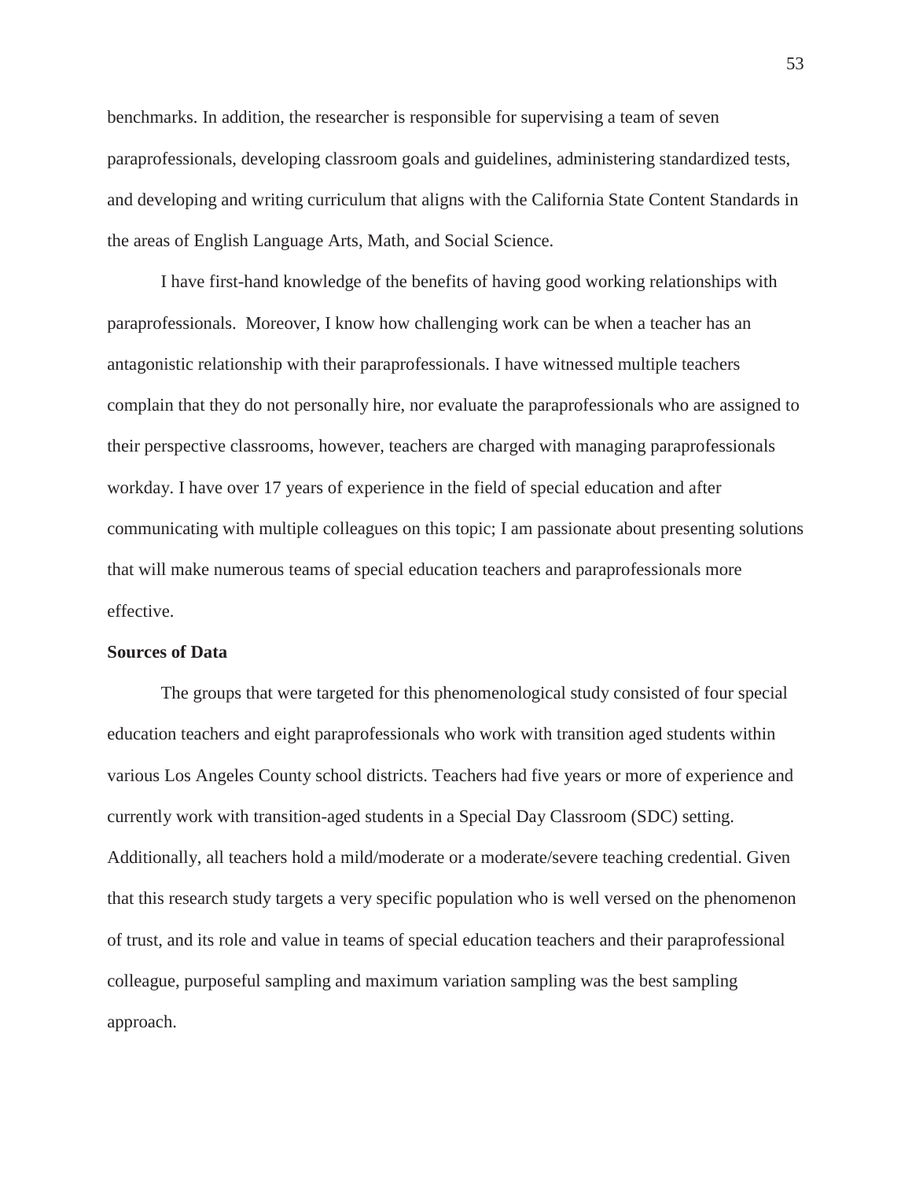benchmarks. In addition, the researcher is responsible for supervising a team of seven paraprofessionals, developing classroom goals and guidelines, administering standardized tests, and developing and writing curriculum that aligns with the California State Content Standards in the areas of English Language Arts, Math, and Social Science.

I have first-hand knowledge of the benefits of having good working relationships with paraprofessionals.  Moreover, I know how challenging work can be when a teacher has an antagonistic relationship with their paraprofessionals. I have witnessed multiple teachers complain that they do not personally hire, nor evaluate the paraprofessionals who are assigned to their perspective classrooms, however, teachers are charged with managing paraprofessionals workday. I have over 17 years of experience in the field of special education and after communicating with multiple colleagues on this topic; I am passionate about presenting solutions that will make numerous teams of special education teachers and paraprofessionals more effective.

**Sources of Data**

The groups that were targeted for this phenomenological study consisted of four special education teachers and eight paraprofessionals who work with transition aged students within various Los Angeles County school districts. Teachers had five years or more of experience and currently work with transition-aged students in a Special Day Classroom (SDC) setting. Additionally, all teachers hold a mild/moderate or a moderate/severe teaching credential. Given that this research study targets a very specific population who is well versed on the phenomenon of trust, and its role and value in teams of special education teachers and their paraprofessional colleague, purposeful sampling and maximum variation sampling was the best sampling approach.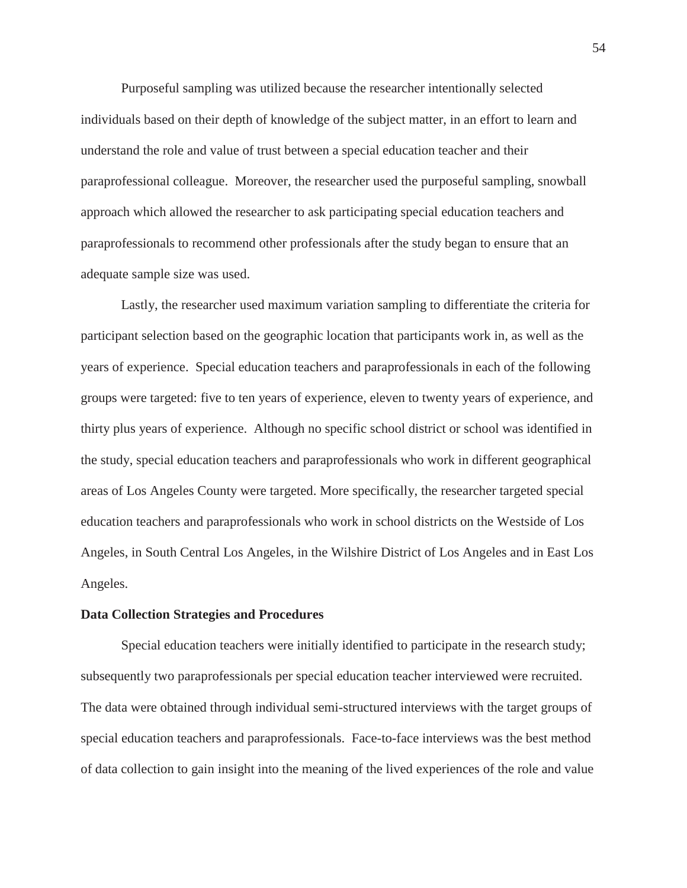Purposeful sampling was utilized because the researcher intentionally selected individuals based on their depth of knowledge of the subject matter, in an effort to learn and understand the role and value of trust between a special education teacher and their paraprofessional colleague.  Moreover, the researcher used the purposeful sampling, snowball approach which allowed the researcher to ask participating special education teachers and paraprofessionals to recommend other professionals after the study began to ensure that an adequate sample size was used.

Lastly, the researcher used maximum variation sampling to differentiate the criteria for participant selection based on the geographic location that participants work in, as well as the years of experience.  Special education teachers and paraprofessionals in each of the following groups were targeted: five to ten years of experience, eleven to twenty years of experience, and thirty plus years of experience.  Although no specific school district or school was identified in the study, special education teachers and paraprofessionals who work in different geographical areas of Los Angeles County were targeted. More specifically, the researcher targeted special education teachers and paraprofessionals who work in school districts on the Westside of Los Angeles, in South Central Los Angeles, in the Wilshire District of Los Angeles and in East Los Angeles.

**Data Collection Strategies and Procedures**

Special education teachers were initially identified to participate in the research study; subsequently two paraprofessionals per special education teacher interviewed were recruited. The data were obtained through individual semi-structured interviews with the target groups of special education teachers and paraprofessionals.  Face-to-face interviews was the best method of data collection to gain insight into the meaning of the lived experiences of the role and value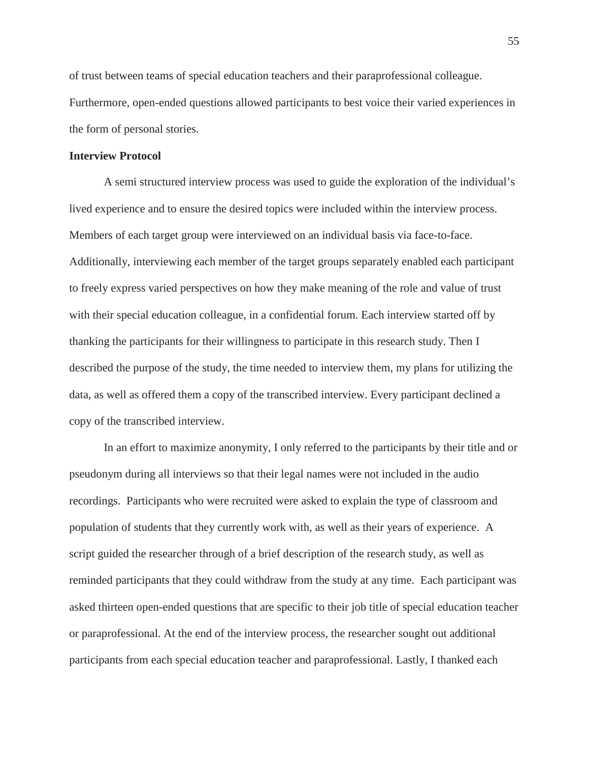of trust between teams of special education teachers and their paraprofessional colleague. Furthermore, open-ended questions allowed participants to best voice their varied experiences in the form of personal stories.

**Interview Protocol**

A semi structured interview process was used to guide the exploration of the individual's lived experience and to ensure the desired topics were included within the interview process. Members of each target group were interviewed on an individual basis via face-to-face. Additionally, interviewing each member of the target groups separately enabled each participant to freely express varied perspectives on how they make meaning of the role and value of trust with their special education colleague, in a confidential forum. Each interview started off by thanking the participants for their willingness to participate in this research study. Then I described the purpose of the study, the time needed to interview them, my plans for utilizing the data, as well as offered them a copy of the transcribed interview. Every participant declined a copy of the transcribed interview.

In an effort to maximize anonymity, I only referred to the participants by their title and or pseudonym during all interviews so that their legal names were not included in the audio recordings.  Participants who were recruited were asked to explain the type of classroom and population of students that they currently work with, as well as their years of experience.  A script guided the researcher through of a brief description of the research study, as well as reminded participants that they could withdraw from the study at any time.  Each participant was asked thirteen open-ended questions that are specific to their job title of special education teacher or paraprofessional. At the end of the interview process, the researcher sought out additional participants from each special education teacher and paraprofessional. Lastly, I thanked each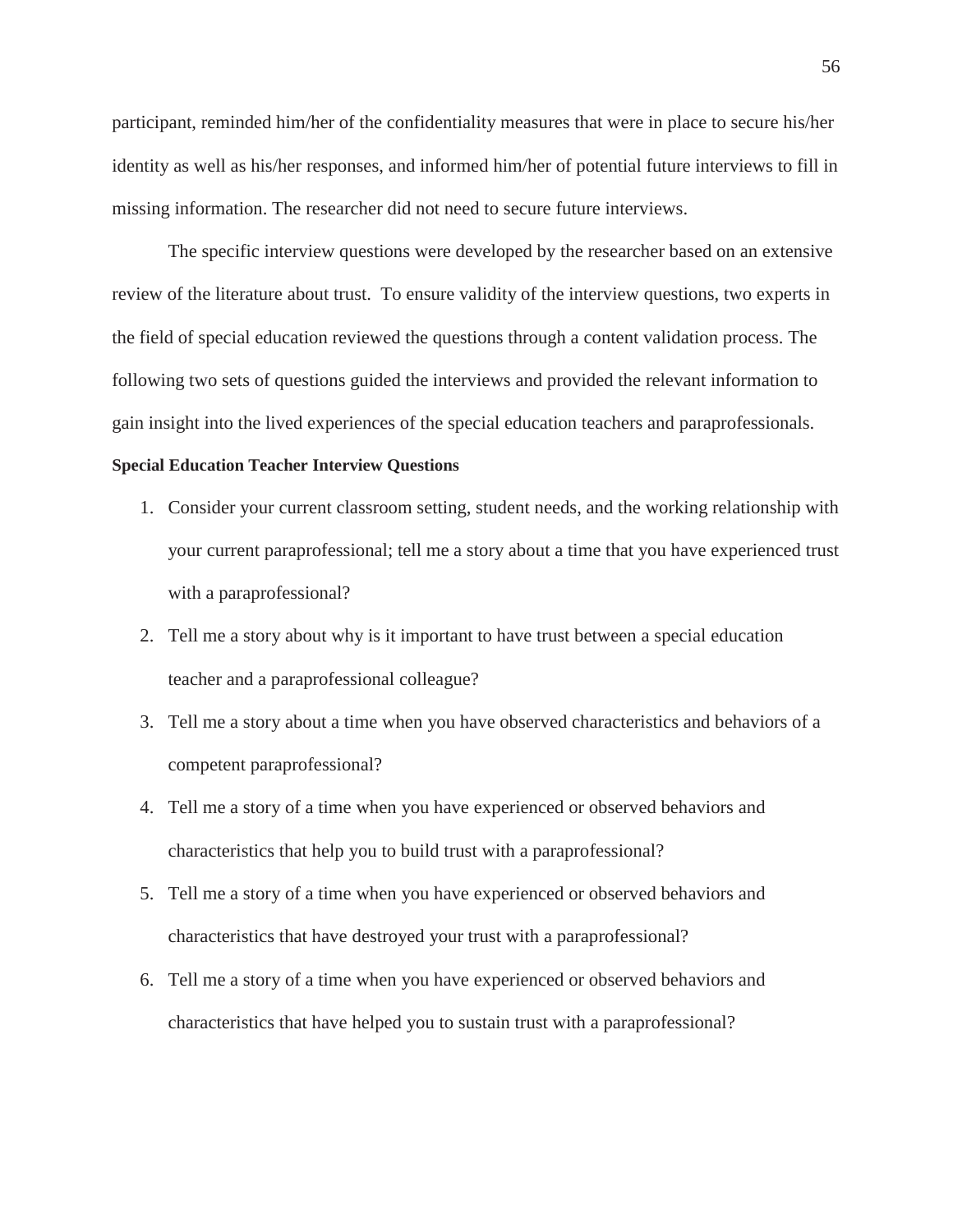participant, reminded him/her of the confidentiality measures that were in place to secure his/her identity as well as his/her responses, and informed him/her of potential future interviews to fill in missing information. The researcher did not need to secure future interviews.

The specific interview questions were developed by the researcher based on an extensive review of the literature about trust. To ensure validity of the interview questions, two experts in the field of special education reviewed the questions through a content validation process. The following two sets of questions guided the interviews and provided the relevant information to gain insight into the lived experiences of the special education teachers and paraprofessionals.

**Special Education Teacher Interview Questions**

1. Consider your current classroom setting, student needs, and the working relationship with your current paraprofessional; tell me a story about a time that you have experienced trust with a paraprofessional?
2. Tell me a story about why is it important to have trust between a special education teacher and a paraprofessional colleague?
3. Tell me a story about a time when you have observed characteristics and behaviors of a competent paraprofessional?
4. Tell me a story of a time when you have experienced or observed behaviors and characteristics that help you to build trust with a paraprofessional?
5. Tell me a story of a time when you have experienced or observed behaviors and characteristics that have destroyed your trust with a paraprofessional?
6. Tell me a story of a time when you have experienced or observed behaviors and characteristics that have helped you to sustain trust with a paraprofessional?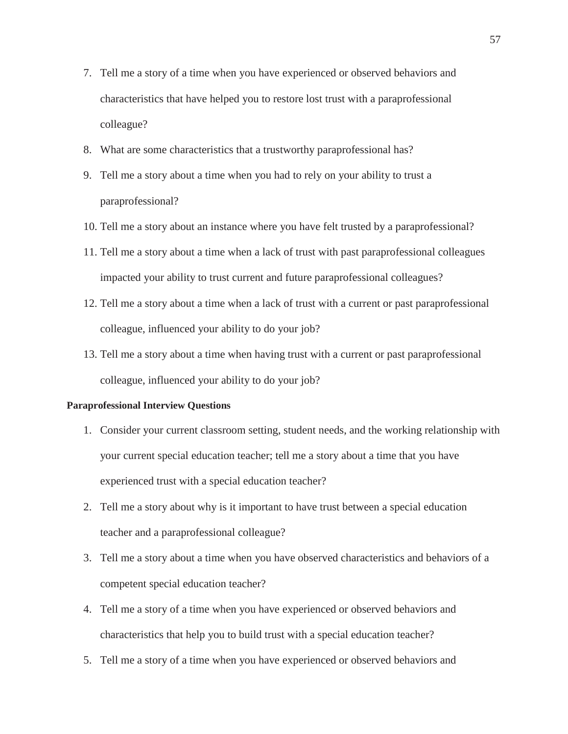7. Tell me a story of a time when you have experienced or observed behaviors and characteristics that have helped you to restore lost trust with a paraprofessional colleague?
8. What are some characteristics that a trustworthy paraprofessional has?
9. Tell me a story about a time when you had to rely on your ability to trust a paraprofessional?
10. Tell me a story about an instance where you have felt trusted by a paraprofessional?
11. Tell me a story about a time when a lack of trust with past paraprofessional colleagues impacted your ability to trust current and future paraprofessional colleagues?
12. Tell me a story about a time when a lack of trust with a current or past paraprofessional colleague, influenced your ability to do your job?
13. Tell me a story about a time when having trust with a current or past paraprofessional colleague, influenced your ability to do your job?

**Paraprofessional Interview Questions**

1. Consider your current classroom setting, student needs, and the working relationship with your current special education teacher; tell me a story about a time that you have experienced trust with a special education teacher?
2. Tell me a story about why is it important to have trust between a special education teacher and a paraprofessional colleague?
3. Tell me a story about a time when you have observed characteristics and behaviors of a competent special education teacher?
4. Tell me a story of a time when you have experienced or observed behaviors and characteristics that help you to build trust with a special education teacher?
5. Tell me a story of a time when you have experienced or observed behaviors and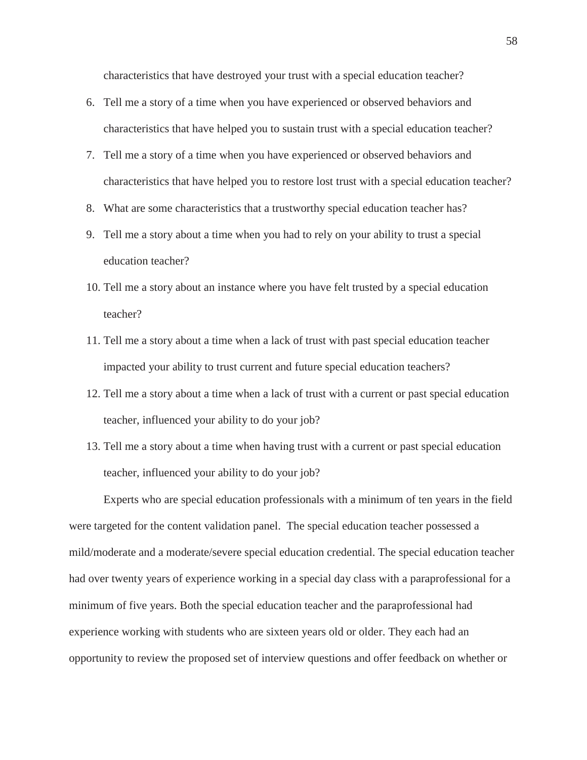characteristics that have destroyed your trust with a special education teacher?

6. Tell me a story of a time when you have experienced or observed behaviors and characteristics that have helped you to sustain trust with a special education teacher?
7. Tell me a story of a time when you have experienced or observed behaviors and characteristics that have helped you to restore lost trust with a special education teacher?
8. What are some characteristics that a trustworthy special education teacher has?
9. Tell me a story about a time when you had to rely on your ability to trust a special education teacher?
10. Tell me a story about an instance where you have felt trusted by a special education teacher?
11. Tell me a story about a time when a lack of trust with past special education teacher impacted your ability to trust current and future special education teachers?
12. Tell me a story about a time when a lack of trust with a current or past special education teacher, influenced your ability to do your job?
13. Tell me a story about a time when having trust with a current or past special education teacher, influenced your ability to do your job?

Experts who are special education professionals with a minimum of ten years in the field were targeted for the content validation panel. The special education teacher possessed a mild/moderate and a moderate/severe special education credential. The special education teacher had over twenty years of experience working in a special day class with a paraprofessional for a minimum of five years. Both the special education teacher and the paraprofessional had experience working with students who are sixteen years old or older. They each had an opportunity to review the proposed set of interview questions and offer feedback on whether or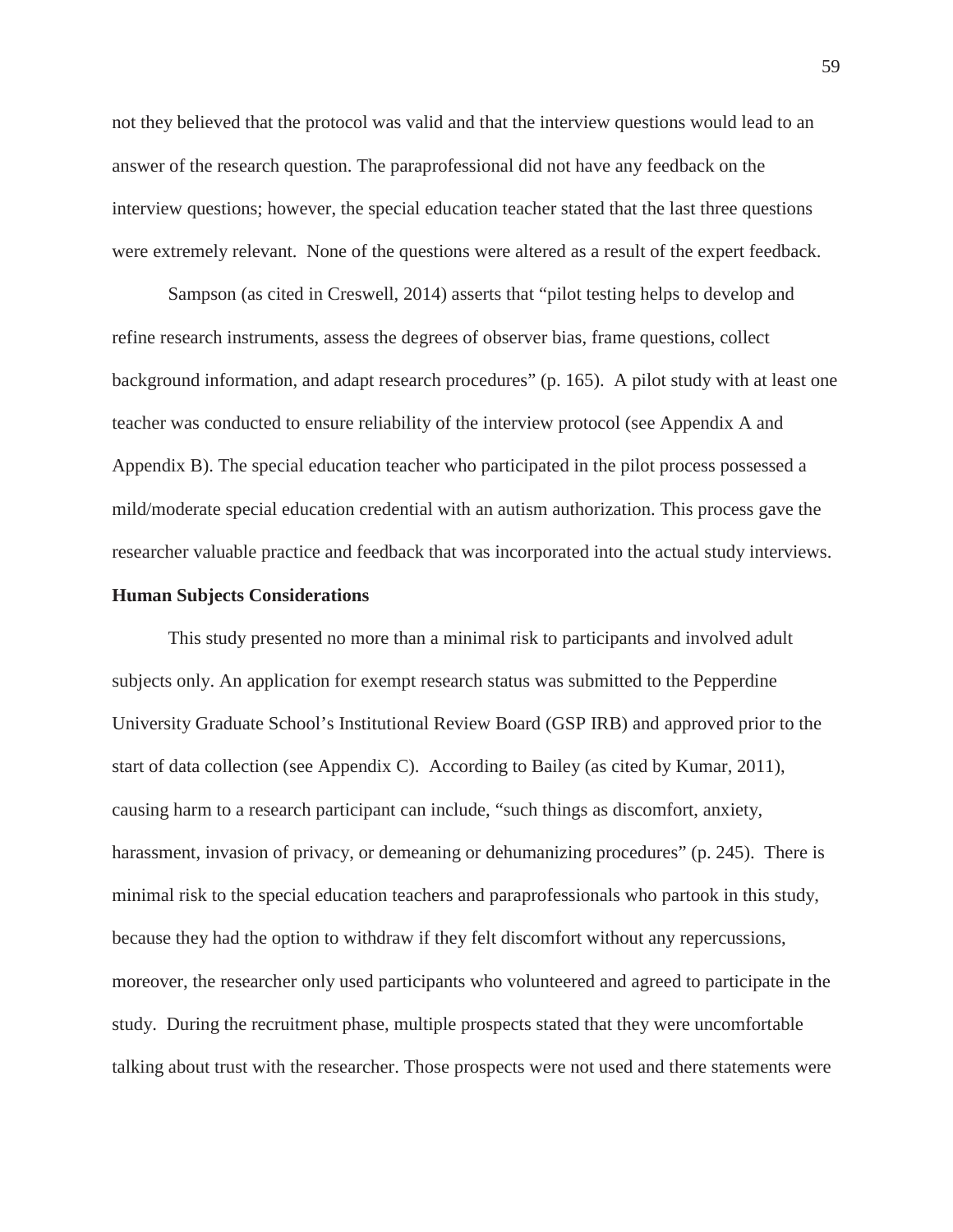not they believed that the protocol was valid and that the interview questions would lead to an answer of the research question. The paraprofessional did not have any feedback on the interview questions; however, the special education teacher stated that the last three questions were extremely relevant. None of the questions were altered as a result of the expert feedback.

Sampson (as cited in Creswell, 2014) asserts that "pilot testing helps to develop and refine research instruments, assess the degrees of observer bias, frame questions, collect background information, and adapt research procedures" (p. 165). A pilot study with at least one teacher was conducted to ensure reliability of the interview protocol (see Appendix A and Appendix B). The special education teacher who participated in the pilot process possessed a mild/moderate special education credential with an autism authorization. This process gave the researcher valuable practice and feedback that was incorporated into the actual study interviews.

**Human Subjects Considerations**

This study presented no more than a minimal risk to participants and involved adult subjects only. An application for exempt research status was submitted to the Pepperdine University Graduate School's Institutional Review Board (GSP IRB) and approved prior to the start of data collection (see Appendix C). According to Bailey (as cited by Kumar, 2011), causing harm to a research participant can include, "such things as discomfort, anxiety, harassment, invasion of privacy, or demeaning or dehumanizing procedures" (p. 245). There is minimal risk to the special education teachers and paraprofessionals who partook in this study, because they had the option to withdraw if they felt discomfort without any repercussions, moreover, the researcher only used participants who volunteered and agreed to participate in the study. During the recruitment phase, multiple prospects stated that they were uncomfortable talking about trust with the researcher. Those prospects were not used and there statements were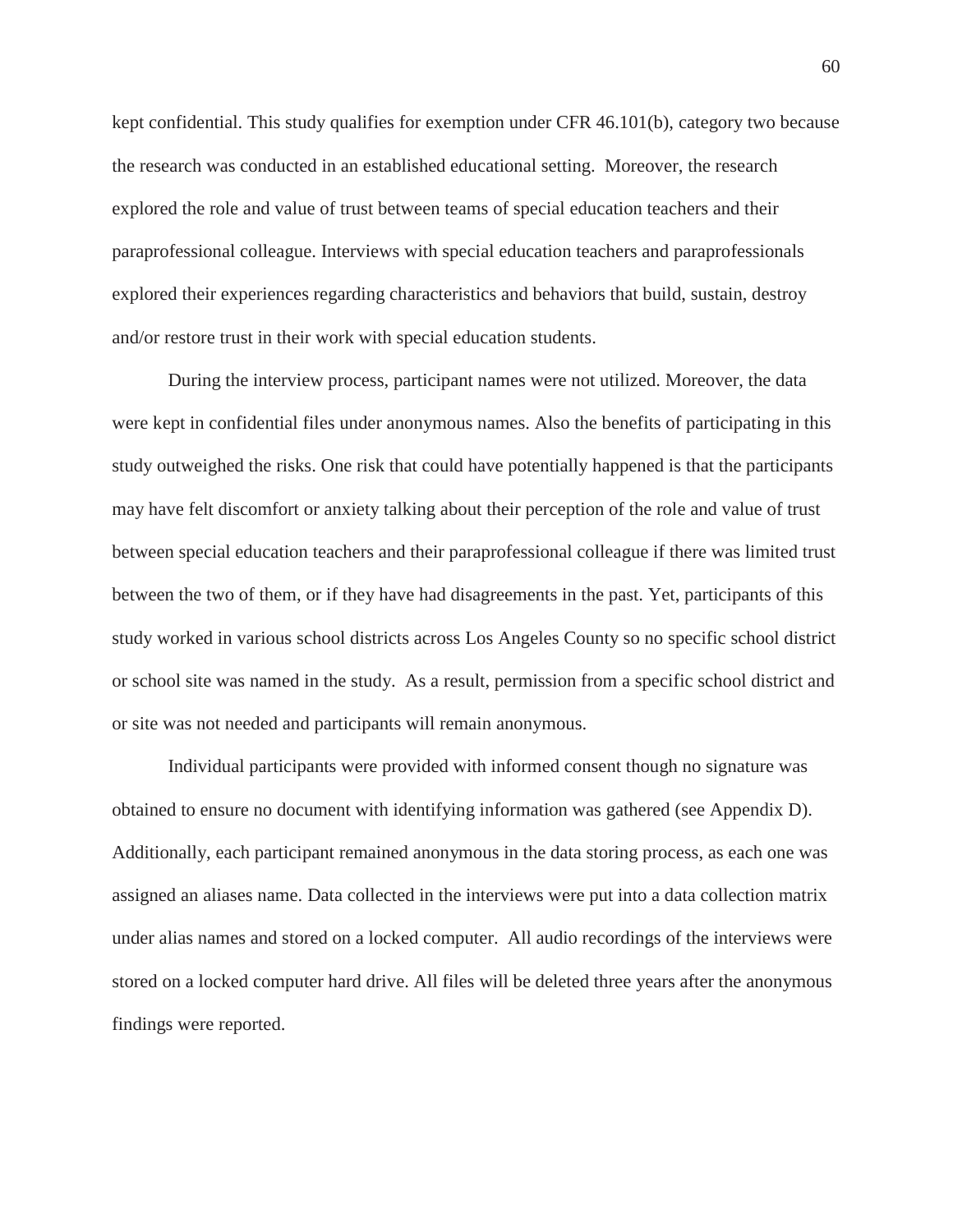kept confidential. This study qualifies for exemption under CFR 46.101(b), category two because the research was conducted in an established educational setting. Moreover, the research explored the role and value of trust between teams of special education teachers and their paraprofessional colleague. Interviews with special education teachers and paraprofessionals explored their experiences regarding characteristics and behaviors that build, sustain, destroy and/or restore trust in their work with special education students.

During the interview process, participant names were not utilized. Moreover, the data were kept in confidential files under anonymous names. Also the benefits of participating in this study outweighed the risks. One risk that could have potentially happened is that the participants may have felt discomfort or anxiety talking about their perception of the role and value of trust between special education teachers and their paraprofessional colleague if there was limited trust between the two of them, or if they have had disagreements in the past. Yet, participants of this study worked in various school districts across Los Angeles County so no specific school district or school site was named in the study. As a result, permission from a specific school district and or site was not needed and participants will remain anonymous.

Individual participants were provided with informed consent though no signature was obtained to ensure no document with identifying information was gathered (see Appendix D). Additionally, each participant remained anonymous in the data storing process, as each one was assigned an aliases name. Data collected in the interviews were put into a data collection matrix under alias names and stored on a locked computer. All audio recordings of the interviews were stored on a locked computer hard drive. All files will be deleted three years after the anonymous findings were reported.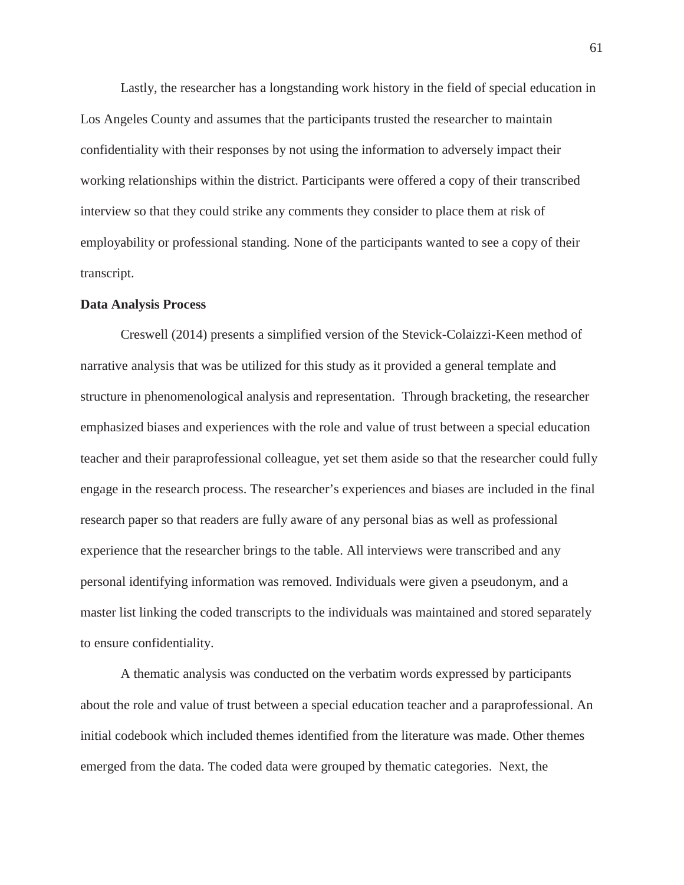Lastly, the researcher has a longstanding work history in the field of special education in Los Angeles County and assumes that the participants trusted the researcher to maintain confidentiality with their responses by not using the information to adversely impact their working relationships within the district. Participants were offered a copy of their transcribed interview so that they could strike any comments they consider to place them at risk of employability or professional standing. None of the participants wanted to see a copy of their transcript.

**Data Analysis Process**

Creswell (2014) presents a simplified version of the Stevick-Colaizzi-Keen method of narrative analysis that was be utilized for this study as it provided a general template and structure in phenomenological analysis and representation. Through bracketing, the researcher emphasized biases and experiences with the role and value of trust between a special education teacher and their paraprofessional colleague, yet set them aside so that the researcher could fully engage in the research process. The researcher's experiences and biases are included in the final research paper so that readers are fully aware of any personal bias as well as professional experience that the researcher brings to the table. All interviews were transcribed and any personal identifying information was removed. Individuals were given a pseudonym, and a master list linking the coded transcripts to the individuals was maintained and stored separately to ensure confidentiality.

A thematic analysis was conducted on the verbatim words expressed by participants about the role and value of trust between a special education teacher and a paraprofessional. An initial codebook which included themes identified from the literature was made. Other themes emerged from the data. The coded data were grouped by thematic categories. Next, the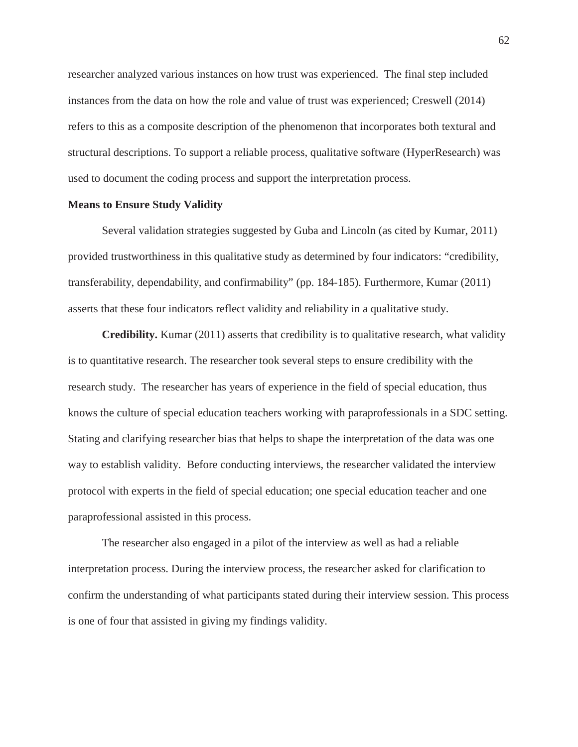researcher analyzed various instances on how trust was experienced. The final step included instances from the data on how the role and value of trust was experienced; Creswell (2014) refers to this as a composite description of the phenomenon that incorporates both textural and structural descriptions. To support a reliable process, qualitative software (HyperResearch) was used to document the coding process and support the interpretation process.

**Means to Ensure Study Validity**

Several validation strategies suggested by Guba and Lincoln (as cited by Kumar, 2011) provided trustworthiness in this qualitative study as determined by four indicators: "credibility, transferability, dependability, and confirmability" (pp. 184-185). Furthermore, Kumar (2011) asserts that these four indicators reflect validity and reliability in a qualitative study.

**Credibility.** Kumar (2011) asserts that credibility is to qualitative research, what validity is to quantitative research. The researcher took several steps to ensure credibility with the research study. The researcher has years of experience in the field of special education, thus knows the culture of special education teachers working with paraprofessionals in a SDC setting. Stating and clarifying researcher bias that helps to shape the interpretation of the data was one way to establish validity. Before conducting interviews, the researcher validated the interview protocol with experts in the field of special education; one special education teacher and one paraprofessional assisted in this process.

The researcher also engaged in a pilot of the interview as well as had a reliable interpretation process. During the interview process, the researcher asked for clarification to confirm the understanding of what participants stated during their interview session. This process is one of four that assisted in giving my findings validity.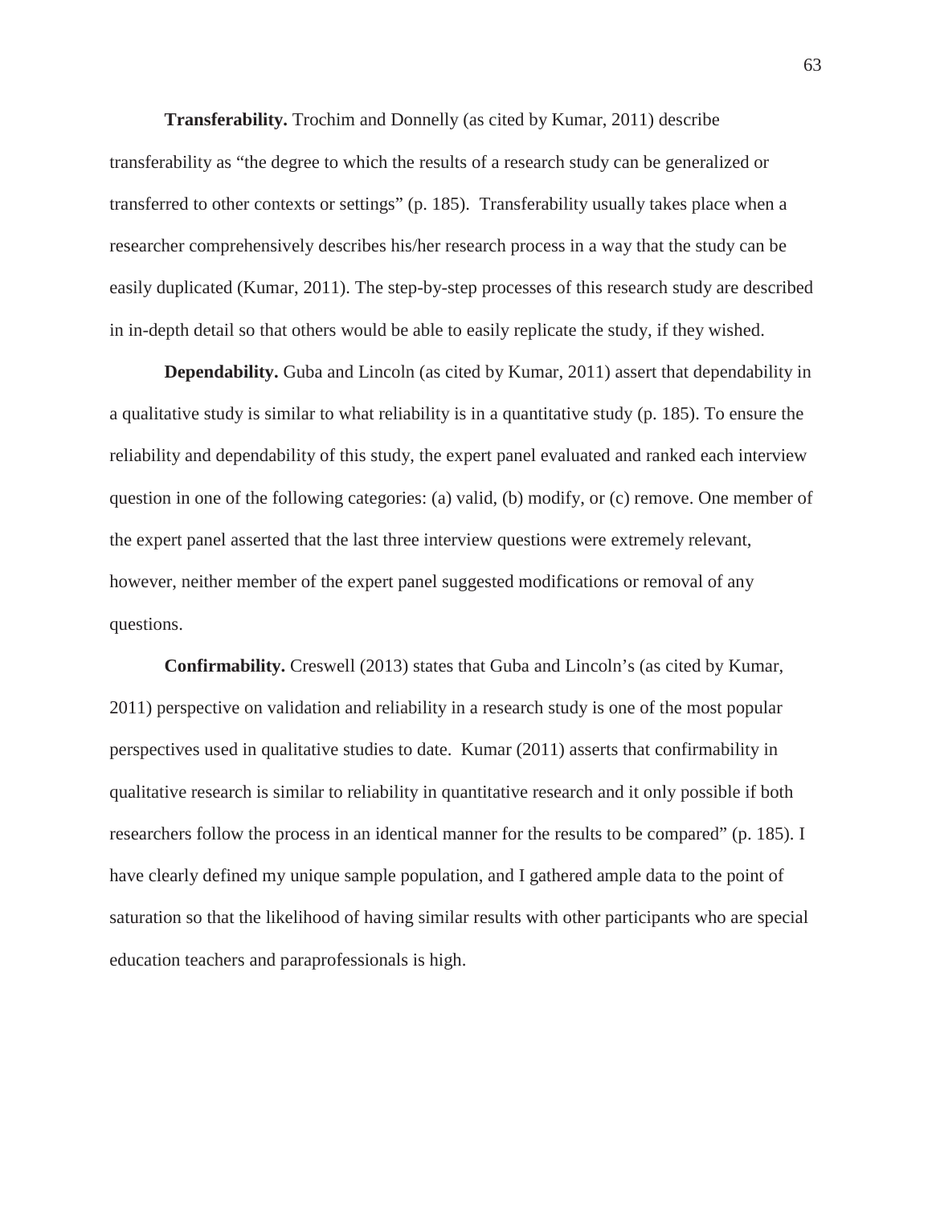**Transferability.** Trochim and Donnelly (as cited by Kumar, 2011) describe transferability as "the degree to which the results of a research study can be generalized or transferred to other contexts or settings" (p. 185). Transferability usually takes place when a researcher comprehensively describes his/her research process in a way that the study can be easily duplicated (Kumar, 2011). The step-by-step processes of this research study are described in in-depth detail so that others would be able to easily replicate the study, if they wished.

**Dependability.** Guba and Lincoln (as cited by Kumar, 2011) assert that dependability in a qualitative study is similar to what reliability is in a quantitative study (p. 185). To ensure the reliability and dependability of this study, the expert panel evaluated and ranked each interview question in one of the following categories: (a) valid, (b) modify, or (c) remove. One member of the expert panel asserted that the last three interview questions were extremely relevant, however, neither member of the expert panel suggested modifications or removal of any questions.

**Confirmability.** Creswell (2013) states that Guba and Lincoln's (as cited by Kumar, 2011) perspective on validation and reliability in a research study is one of the most popular perspectives used in qualitative studies to date. Kumar (2011) asserts that confirmability in qualitative research is similar to reliability in quantitative research and it only possible if both researchers follow the process in an identical manner for the results to be compared" (p. 185). I have clearly defined my unique sample population, and I gathered ample data to the point of saturation so that the likelihood of having similar results with other participants who are special education teachers and paraprofessionals is high.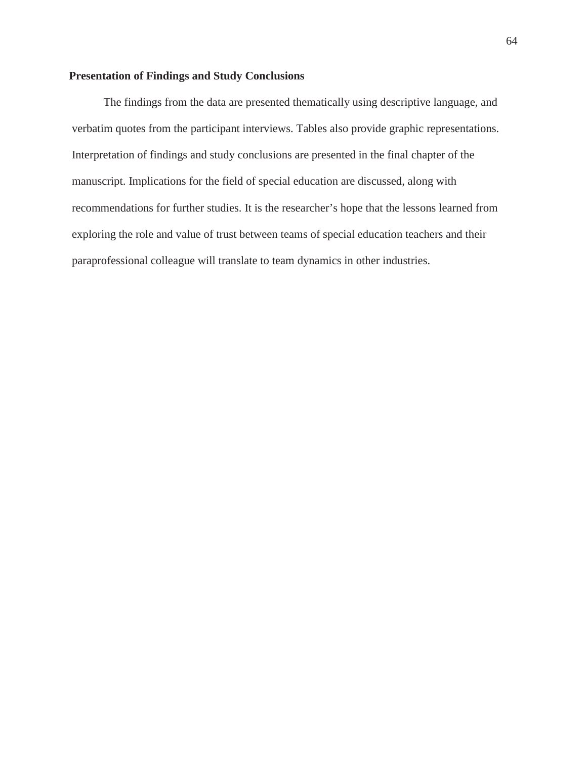**Presentation of Findings and Study Conclusions**

The findings from the data are presented thematically using descriptive language, and verbatim quotes from the participant interviews. Tables also provide graphic representations. Interpretation of findings and study conclusions are presented in the final chapter of the manuscript. Implications for the field of special education are discussed, along with recommendations for further studies. It is the researcher's hope that the lessons learned from exploring the role and value of trust between teams of special education teachers and their paraprofessional colleague will translate to team dynamics in other industries.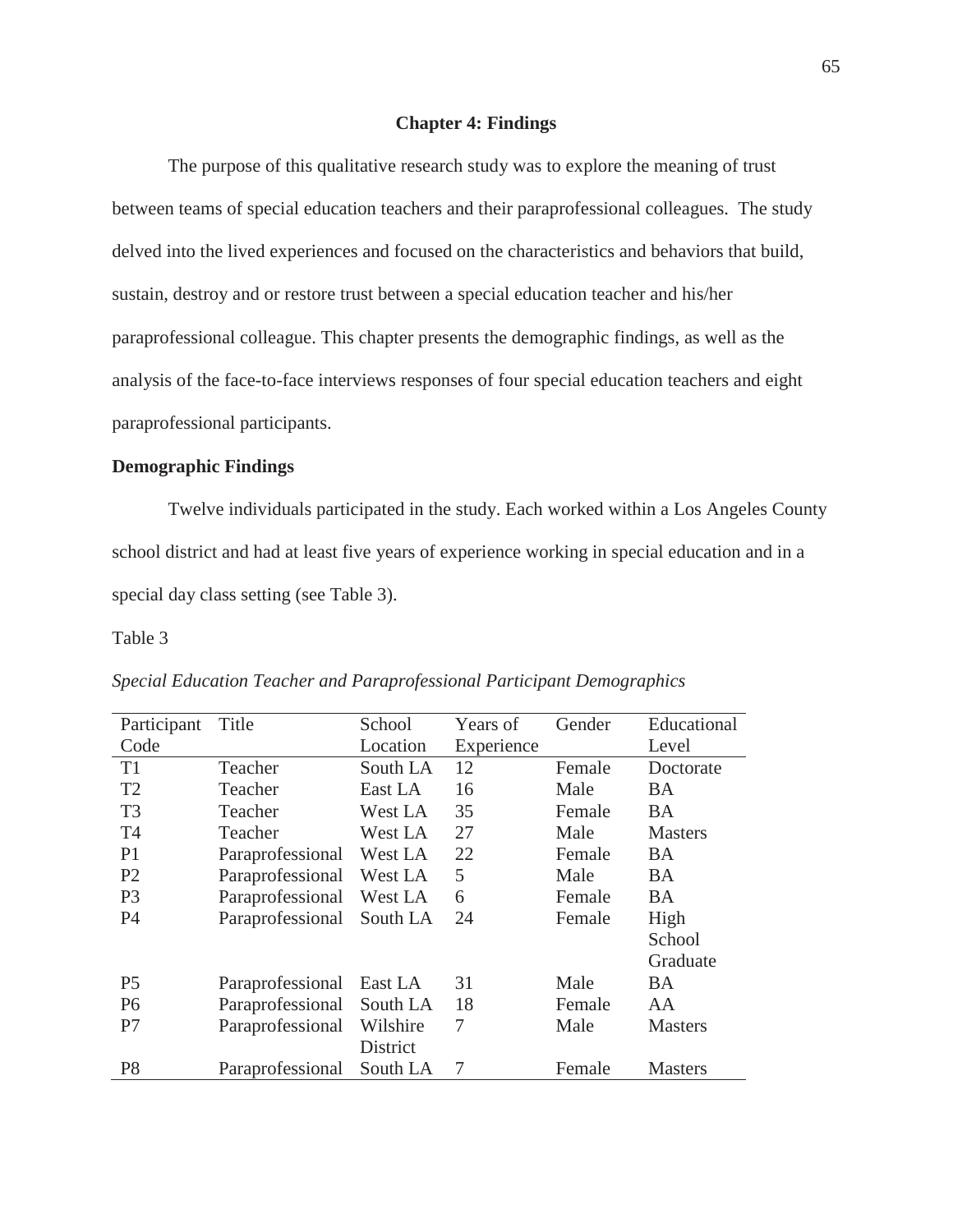# Chapter 4: Findings

The purpose of this qualitative research study was to explore the meaning of trust between teams of special education teachers and their paraprofessional colleagues. The study delved into the lived experiences and focused on the characteristics and behaviors that build, sustain, destroy and or restore trust between a special education teacher and his/her paraprofessional colleague. This chapter presents the demographic findings, as well as the analysis of the face-to-face interviews responses of four special education teachers and eight paraprofessional participants.

## Demographic Findings

Twelve individuals participated in the study. Each worked within a Los Angeles County school district and had at least five years of experience working in special education and in a special day class setting (see Table 3).

Table 3

*Special Education Teacher and Paraprofessional Participant Demographics*

| Participant Code | Title | School Location | Years of Experience | Gender | Educational Level |
|---|---|---|---|---|---|
| T1 | Teacher | South LA | 12 | Female | Doctorate |
| T2 | Teacher | East LA | 16 | Male | BA |
| T3 | Teacher | West LA | 35 | Female | BA |
| T4 | Teacher | West LA | 27 | Male | Masters |
| P1 | Paraprofessional | West LA | 22 | Female | BA |
| P2 | Paraprofessional | West LA | 5 | Male | BA |
| P3 | Paraprofessional | West LA | 6 | Female | BA |
| P4 | Paraprofessional | South LA | 24 | Female | High School Graduate |
| P5 | Paraprofessional | East LA | 31 | Male | BA |
| P6 | Paraprofessional | South LA | 18 | Female | AA |
| P7 | Paraprofessional | Wilshire District | 7 | Male | Masters |
| P8 | Paraprofessional | South LA | 7 | Female | Masters |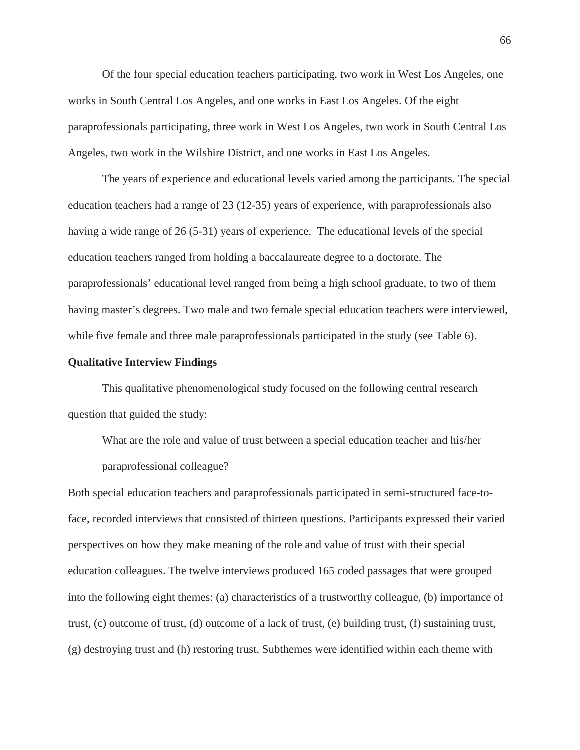Of the four special education teachers participating, two work in West Los Angeles, one works in South Central Los Angeles, and one works in East Los Angeles. Of the eight paraprofessionals participating, three work in West Los Angeles, two work in South Central Los Angeles, two work in the Wilshire District, and one works in East Los Angeles.

The years of experience and educational levels varied among the participants. The special education teachers had a range of 23 (12-35) years of experience, with paraprofessionals also having a wide range of 26 (5-31) years of experience. The educational levels of the special education teachers ranged from holding a baccalaureate degree to a doctorate. The paraprofessionals' educational level ranged from being a high school graduate, to two of them having master's degrees. Two male and two female special education teachers were interviewed, while five female and three male paraprofessionals participated in the study (see Table 6).

**Qualitative Interview Findings**

This qualitative phenomenological study focused on the following central research question that guided the study:

> What are the role and value of trust between a special education teacher and his/her paraprofessional colleague?

Both special education teachers and paraprofessionals participated in semi-structured face-to-face, recorded interviews that consisted of thirteen questions. Participants expressed their varied perspectives on how they make meaning of the role and value of trust with their special education colleagues. The twelve interviews produced 165 coded passages that were grouped into the following eight themes: (a) characteristics of a trustworthy colleague, (b) importance of trust, (c) outcome of trust, (d) outcome of a lack of trust, (e) building trust, (f) sustaining trust, (g) destroying trust and (h) restoring trust. Subthemes were identified within each theme with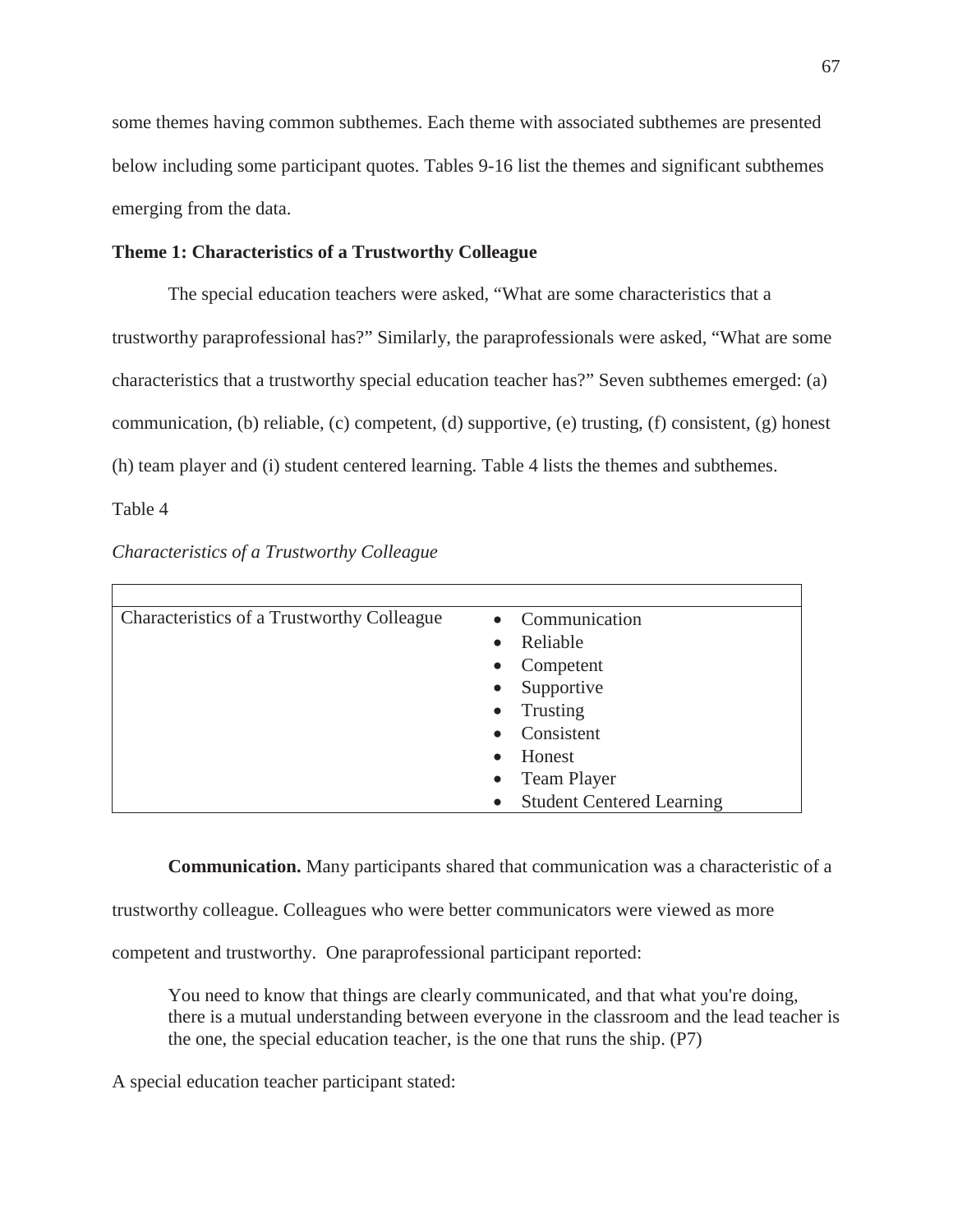some themes having common subthemes. Each theme with associated subthemes are presented below including some participant quotes. Tables 9-16 list the themes and significant subthemes emerging from the data.

**Theme 1: Characteristics of a Trustworthy Colleague**

The special education teachers were asked, "What are some characteristics that a trustworthy paraprofessional has?" Similarly, the paraprofessionals were asked, "What are some characteristics that a trustworthy special education teacher has?" Seven subthemes emerged: (a) communication, (b) reliable, (c) competent, (d) supportive, (e) trusting, (f) consistent, (g) honest (h) team player and (i) student centered learning. Table 4 lists the themes and subthemes.

Table 4

*Characteristics of a Trustworthy Colleague*

| | |
|---|---|
| Characteristics of a Trustworthy Colleague | • Communication<br>• Reliable<br>• Competent<br>• Supportive<br>• Trusting<br>• Consistent<br>• Honest<br>• Team Player<br>• Student Centered Learning |

**Communication.** Many participants shared that communication was a characteristic of a trustworthy colleague. Colleagues who were better communicators were viewed as more competent and trustworthy. One paraprofessional participant reported:

> You need to know that things are clearly communicated, and that what you're doing, there is a mutual understanding between everyone in the classroom and the lead teacher is the one, the special education teacher, is the one that runs the ship. (P7)

A special education teacher participant stated: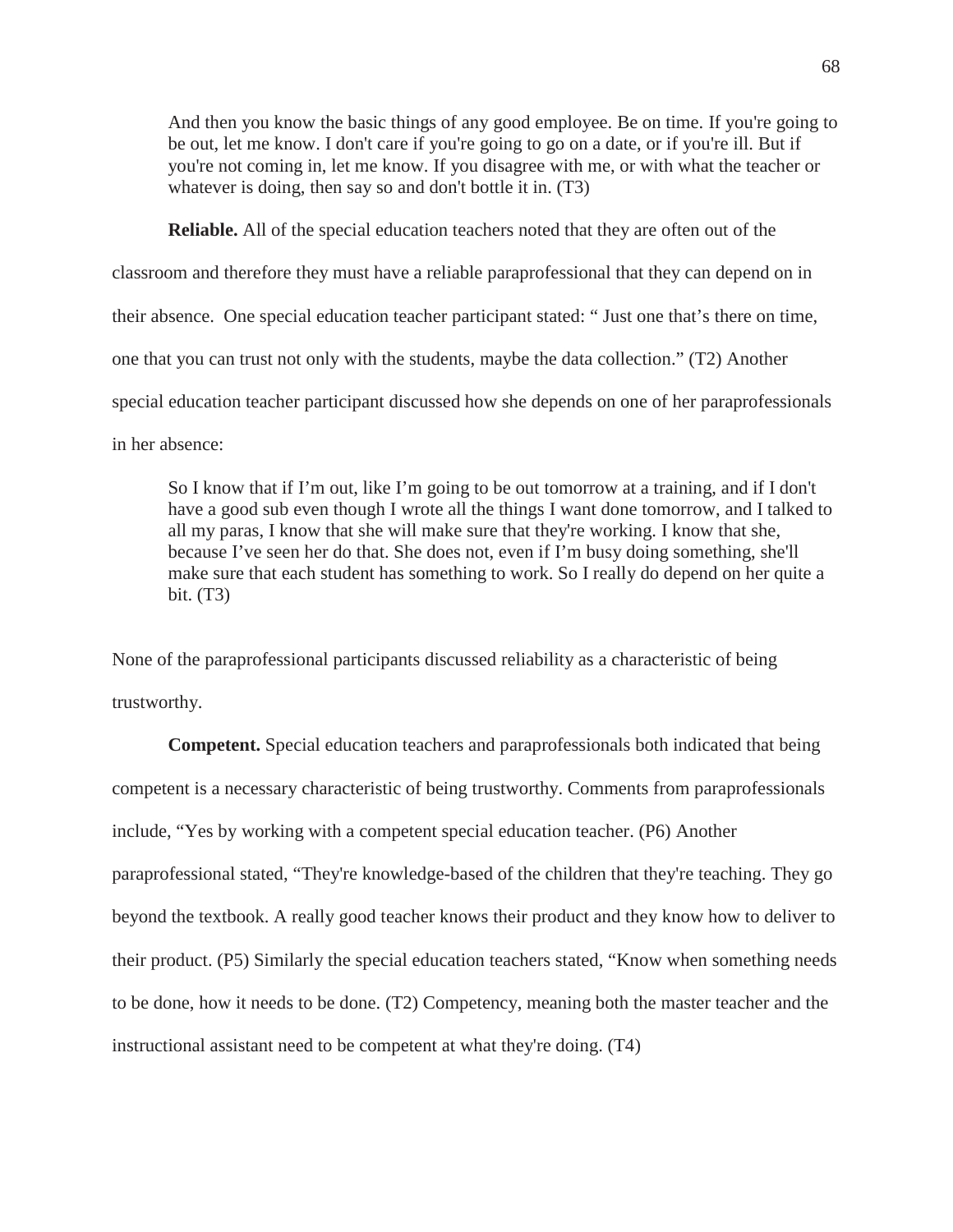> And then you know the basic things of any good employee. Be on time. If you're going to be out, let me know. I don't care if you're going to go on a date, or if you're ill. But if you're not coming in, let me know. If you disagree with me, or with what the teacher or whatever is doing, then say so and don't bottle it in. (T3)

**Reliable.** All of the special education teachers noted that they are often out of the classroom and therefore they must have a reliable paraprofessional that they can depend on in their absence. One special education teacher participant stated: " Just one that's there on time, one that you can trust not only with the students, maybe the data collection." (T2) Another special education teacher participant discussed how she depends on one of her paraprofessionals in her absence:

> So I know that if I'm out, like I'm going to be out tomorrow at a training, and if I don't have a good sub even though I wrote all the things I want done tomorrow, and I talked to all my paras, I know that she will make sure that they're working. I know that she, because I've seen her do that. She does not, even if I'm busy doing something, she'll make sure that each student has something to work. So I really do depend on her quite a bit. (T3)

None of the paraprofessional participants discussed reliability as a characteristic of being trustworthy.

**Competent.** Special education teachers and paraprofessionals both indicated that being competent is a necessary characteristic of being trustworthy. Comments from paraprofessionals include, "Yes by working with a competent special education teacher. (P6) Another paraprofessional stated, "They're knowledge-based of the children that they're teaching. They go beyond the textbook. A really good teacher knows their product and they know how to deliver to their product. (P5) Similarly the special education teachers stated, "Know when something needs to be done, how it needs to be done. (T2) Competency, meaning both the master teacher and the instructional assistant need to be competent at what they're doing. (T4)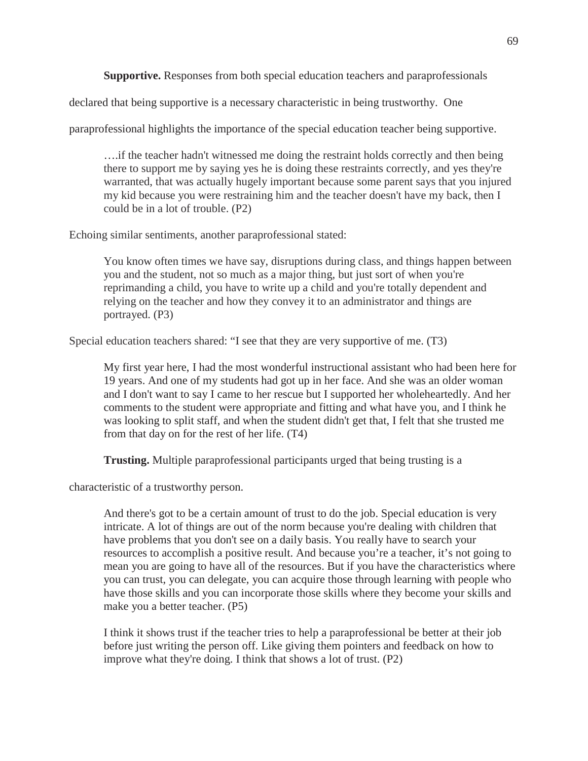**Supportive.** Responses from both special education teachers and paraprofessionals declared that being supportive is a necessary characteristic in being trustworthy. One paraprofessional highlights the importance of the special education teacher being supportive.

> ….if the teacher hadn't witnessed me doing the restraint holds correctly and then being there to support me by saying yes he is doing these restraints correctly, and yes they're warranted, that was actually hugely important because some parent says that you injured my kid because you were restraining him and the teacher doesn't have my back, then I could be in a lot of trouble. (P2)

Echoing similar sentiments, another paraprofessional stated:

> You know often times we have say, disruptions during class, and things happen between you and the student, not so much as a major thing, but just sort of when you're reprimanding a child, you have to write up a child and you're totally dependent and relying on the teacher and how they convey it to an administrator and things are portrayed. (P3)

Special education teachers shared: "I see that they are very supportive of me. (T3)

> My first year here, I had the most wonderful instructional assistant who had been here for 19 years. And one of my students had got up in her face. And she was an older woman and I don't want to say I came to her rescue but I supported her wholeheartedly. And her comments to the student were appropriate and fitting and what have you, and I think he was looking to split staff, and when the student didn't get that, I felt that she trusted me from that day on for the rest of her life. (T4)

**Trusting.** Multiple paraprofessional participants urged that being trusting is a characteristic of a trustworthy person.

> And there's got to be a certain amount of trust to do the job. Special education is very intricate. A lot of things are out of the norm because you're dealing with children that have problems that you don't see on a daily basis. You really have to search your resources to accomplish a positive result. And because you're a teacher, it's not going to mean you are going to have all of the resources. But if you have the characteristics where you can trust, you can delegate, you can acquire those through learning with people who have those skills and you can incorporate those skills where they become your skills and make you a better teacher. (P5)

> I think it shows trust if the teacher tries to help a paraprofessional be better at their job before just writing the person off. Like giving them pointers and feedback on how to improve what they're doing. I think that shows a lot of trust. (P2)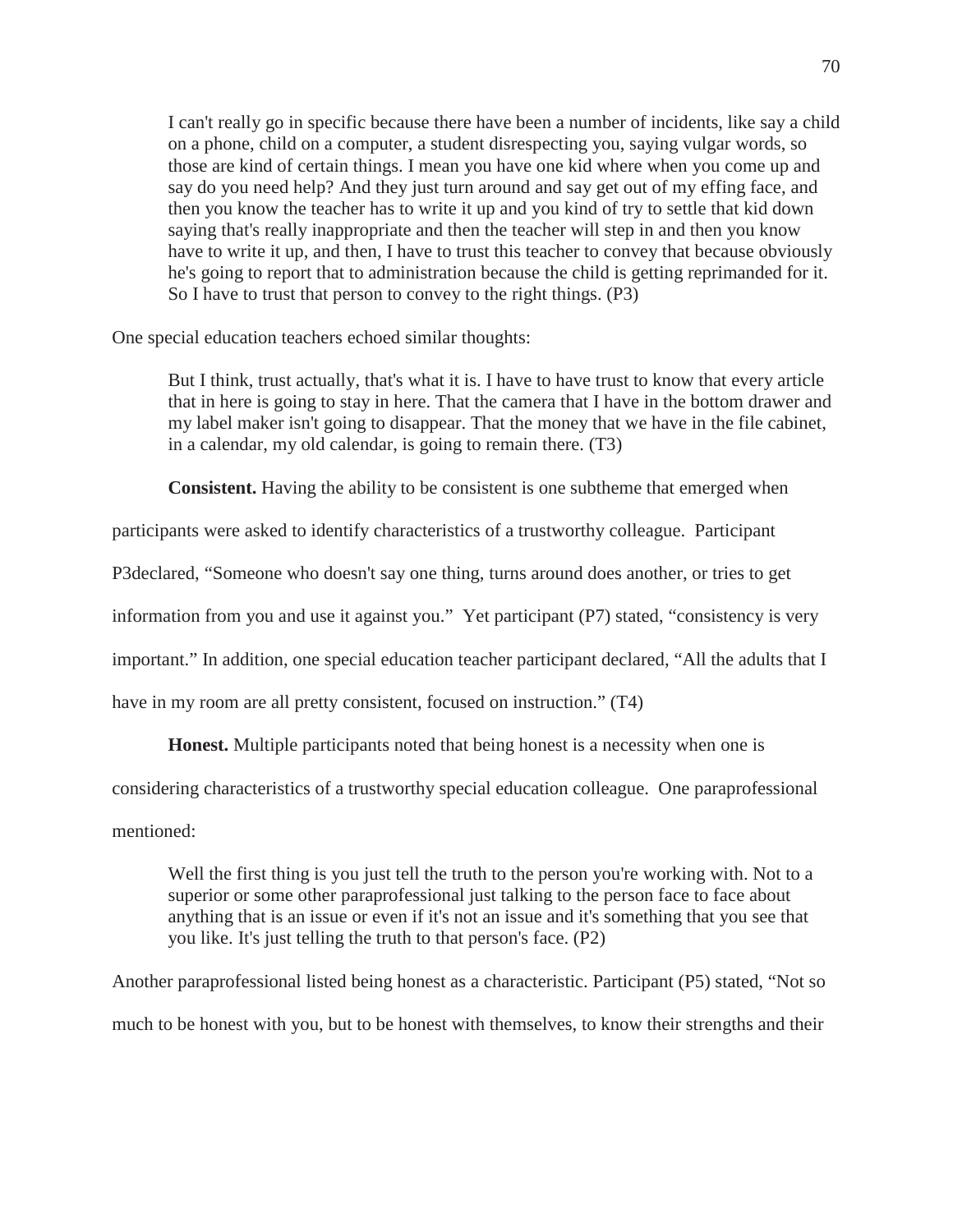> I can't really go in specific because there have been a number of incidents, like say a child on a phone, child on a computer, a student disrespecting you, saying vulgar words, so those are kind of certain things. I mean you have one kid where when you come up and say do you need help? And they just turn around and say get out of my effing face, and then you know the teacher has to write it up and you kind of try to settle that kid down saying that's really inappropriate and then the teacher will step in and then you know have to write it up, and then, I have to trust this teacher to convey that because obviously he's going to report that to administration because the child is getting reprimanded for it. So I have to trust that person to convey to the right things. (P3)

One special education teachers echoed similar thoughts:

> But I think, trust actually, that's what it is. I have to have trust to know that every article that in here is going to stay in here. That the camera that I have in the bottom drawer and my label maker isn't going to disappear. That the money that we have in the file cabinet, in a calendar, my old calendar, is going to remain there. (T3)

**Consistent.** Having the ability to be consistent is one subtheme that emerged when participants were asked to identify characteristics of a trustworthy colleague. Participant P3declared, "Someone who doesn't say one thing, turns around does another, or tries to get information from you and use it against you." Yet participant (P7) stated, "consistency is very important." In addition, one special education teacher participant declared, "All the adults that I have in my room are all pretty consistent, focused on instruction." (T4)

**Honest.** Multiple participants noted that being honest is a necessity when one is considering characteristics of a trustworthy special education colleague. One paraprofessional mentioned:

> Well the first thing is you just tell the truth to the person you're working with. Not to a superior or some other paraprofessional just talking to the person face to face about anything that is an issue or even if it's not an issue and it's something that you see that you like. It's just telling the truth to that person's face. (P2)

Another paraprofessional listed being honest as a characteristic. Participant (P5) stated, "Not so much to be honest with you, but to be honest with themselves, to know their strengths and their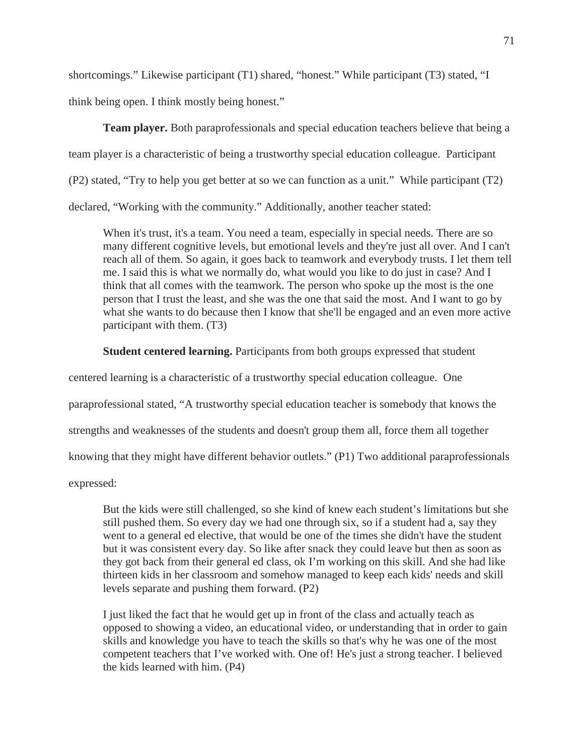shortcomings." Likewise participant (T1) shared, "honest." While participant (T3) stated, "I think being open. I think mostly being honest."

**Team player.** Both paraprofessionals and special education teachers believe that being a team player is a characteristic of being a trustworthy special education colleague. Participant (P2) stated, "Try to help you get better at so we can function as a unit." While participant (T2) declared, "Working with the community." Additionally, another teacher stated:

> When it's trust, it's a team. You need a team, especially in special needs. There are so many different cognitive levels, but emotional levels and they're just all over. And I can't reach all of them. So again, it goes back to teamwork and everybody trusts. I let them tell me. I said this is what we normally do, what would you like to do just in case? And I think that all comes with the teamwork. The person who spoke up the most is the one person that I trust the least, and she was the one that said the most. And I want to go by what she wants to do because then I know that she'll be engaged and an even more active participant with them. (T3)

**Student centered learning.** Participants from both groups expressed that student centered learning is a characteristic of a trustworthy special education colleague. One paraprofessional stated, "A trustworthy special education teacher is somebody that knows the strengths and weaknesses of the students and doesn't group them all, force them all together knowing that they might have different behavior outlets." (P1) Two additional paraprofessionals expressed:

> But the kids were still challenged, so she kind of knew each student's limitations but she still pushed them. So every day we had one through six, so if a student had a, say they went to a general ed elective, that would be one of the times she didn't have the student but it was consistent every day. So like after snack they could leave but then as soon as they got back from their general ed class, ok I'm working on this skill. And she had like thirteen kids in her classroom and somehow managed to keep each kids' needs and skill levels separate and pushing them forward. (P2)

> I just liked the fact that he would get up in front of the class and actually teach as opposed to showing a video, an educational video, or understanding that in order to gain skills and knowledge you have to teach the skills so that's why he was one of the most competent teachers that I've worked with. One of! He's just a strong teacher. I believed the kids learned with him. (P4)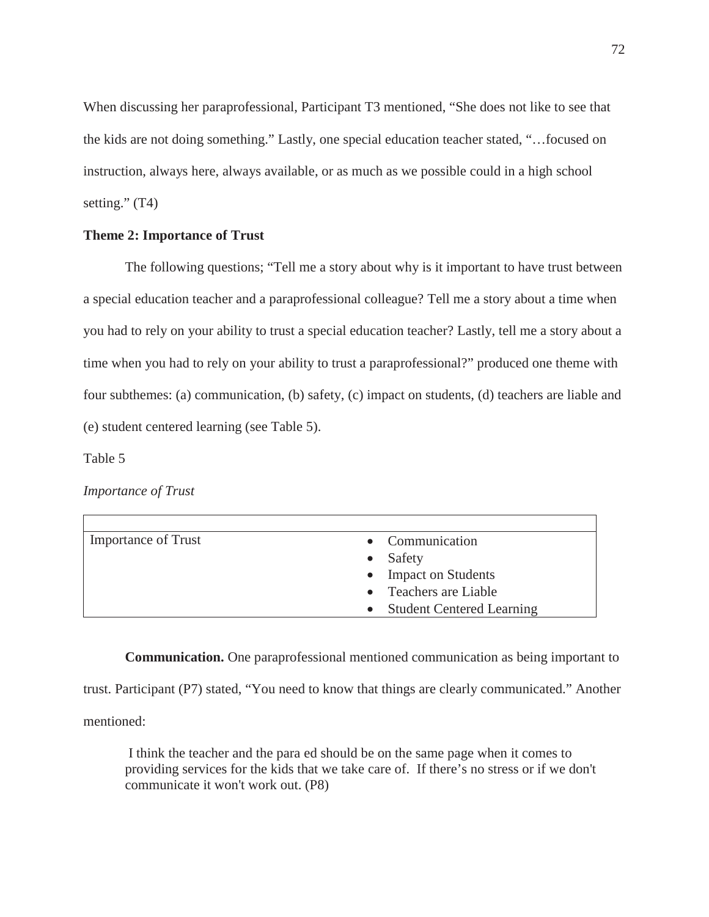When discussing her paraprofessional, Participant T3 mentioned, "She does not like to see that the kids are not doing something." Lastly, one special education teacher stated, "…focused on instruction, always here, always available, or as much as we possible could in a high school setting." (T4)

**Theme 2: Importance of Trust**

The following questions; "Tell me a story about why is it important to have trust between a special education teacher and a paraprofessional colleague? Tell me a story about a time when you had to rely on your ability to trust a special education teacher? Lastly, tell me a story about a time when you had to rely on your ability to trust a paraprofessional?" produced one theme with four subthemes: (a) communication, (b) safety, (c) impact on students, (d) teachers are liable and (e) student centered learning (see Table 5).

Table 5

*Importance of Trust*

| | |
|---|---|
| Importance of Trust | • Communication<br>• Safety<br>• Impact on Students<br>• Teachers are Liable<br>• Student Centered Learning |

**Communication.** One paraprofessional mentioned communication as being important to trust. Participant (P7) stated, "You need to know that things are clearly communicated." Another mentioned:

> I think the teacher and the para ed should be on the same page when it comes to providing services for the kids that we take care of. If there's no stress or if we don't communicate it won't work out. (P8)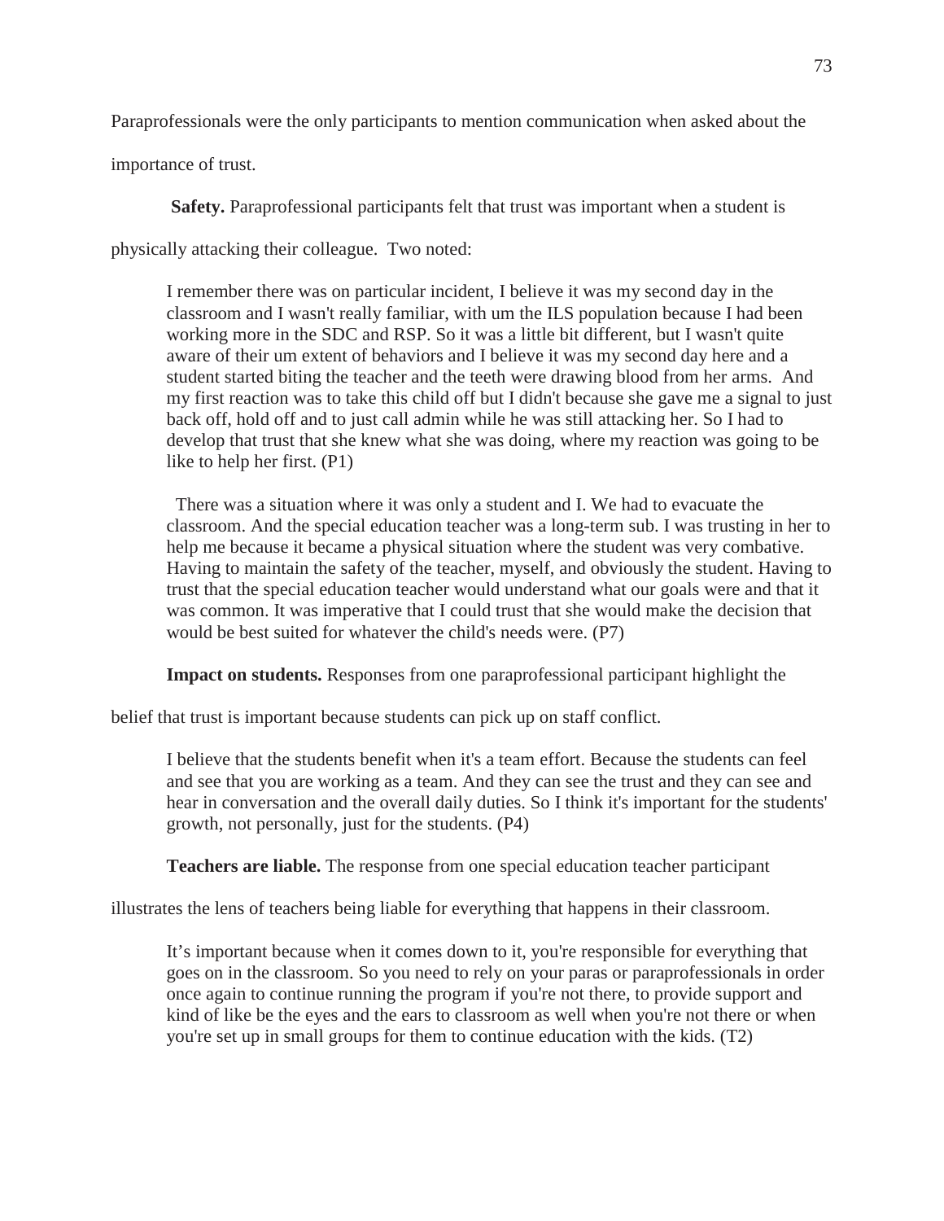Paraprofessionals were the only participants to mention communication when asked about the importance of trust.

**Safety.** Paraprofessional participants felt that trust was important when a student is physically attacking their colleague. Two noted:

> I remember there was on particular incident, I believe it was my second day in the classroom and I wasn't really familiar, with um the ILS population because I had been working more in the SDC and RSP. So it was a little bit different, but I wasn't quite aware of their um extent of behaviors and I believe it was my second day here and a student started biting the teacher and the teeth were drawing blood from her arms. And my first reaction was to take this child off but I didn't because she gave me a signal to just back off, hold off and to just call admin while he was still attacking her. So I had to develop that trust that she knew what she was doing, where my reaction was going to be like to help her first. (P1)

> There was a situation where it was only a student and I. We had to evacuate the classroom. And the special education teacher was a long-term sub. I was trusting in her to help me because it became a physical situation where the student was very combative. Having to maintain the safety of the teacher, myself, and obviously the student. Having to trust that the special education teacher would understand what our goals were and that it was common. It was imperative that I could trust that she would make the decision that would be best suited for whatever the child's needs were. (P7)

**Impact on students.** Responses from one paraprofessional participant highlight the belief that trust is important because students can pick up on staff conflict.

> I believe that the students benefit when it's a team effort. Because the students can feel and see that you are working as a team. And they can see the trust and they can see and hear in conversation and the overall daily duties. So I think it's important for the students' growth, not personally, just for the students. (P4)

**Teachers are liable.** The response from one special education teacher participant illustrates the lens of teachers being liable for everything that happens in their classroom.

> It's important because when it comes down to it, you're responsible for everything that goes on in the classroom. So you need to rely on your paras or paraprofessionals in order once again to continue running the program if you're not there, to provide support and kind of like be the eyes and the ears to classroom as well when you're not there or when you're set up in small groups for them to continue education with the kids. (T2)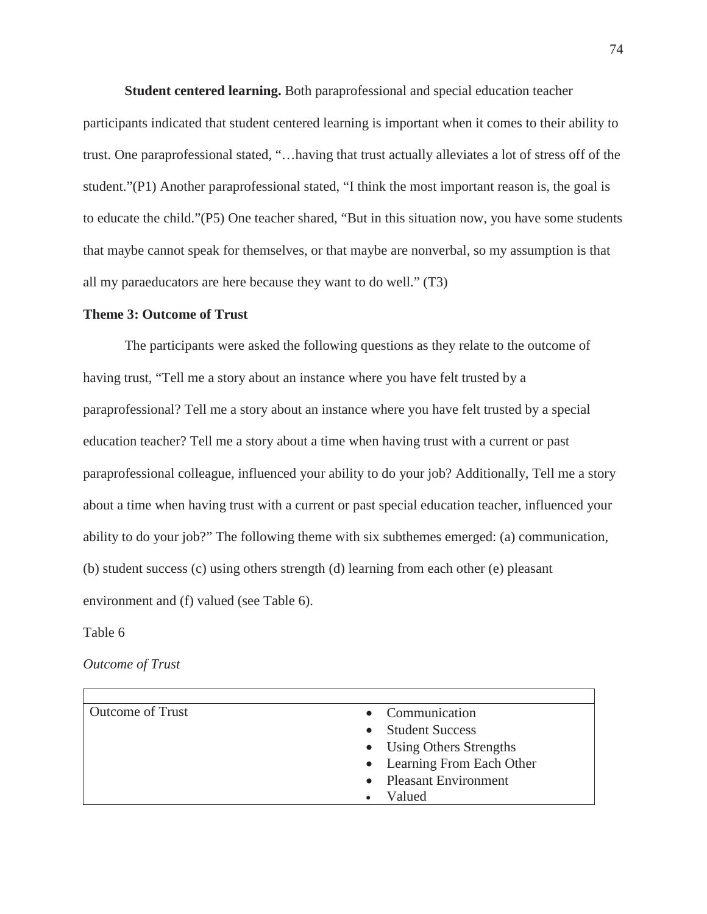**Student centered learning.** Both paraprofessional and special education teacher participants indicated that student centered learning is important when it comes to their ability to trust. One paraprofessional stated, "…having that trust actually alleviates a lot of stress off of the student."(P1) Another paraprofessional stated, "I think the most important reason is, the goal is to educate the child."(P5) One teacher shared, "But in this situation now, you have some students that maybe cannot speak for themselves, or that maybe are nonverbal, so my assumption is that all my paraeducators are here because they want to do well." (T3)

### Theme 3: Outcome of Trust

The participants were asked the following questions as they relate to the outcome of having trust, "Tell me a story about an instance where you have felt trusted by a paraprofessional? Tell me a story about an instance where you have felt trusted by a special education teacher? Tell me a story about a time when having trust with a current or past paraprofessional colleague, influenced your ability to do your job? Additionally, Tell me a story about a time when having trust with a current or past special education teacher, influenced your ability to do your job?" The following theme with six subthemes emerged: (a) communication, (b) student success (c) using others strength (d) learning from each other (e) pleasant environment and (f) valued (see Table 6).

Table 6

*Outcome of Trust*

| | |
|---|---|
| Outcome of Trust | • Communication<br>• Student Success<br>• Using Others Strengths<br>• Learning From Each Other<br>• Pleasant Environment<br>• Valued |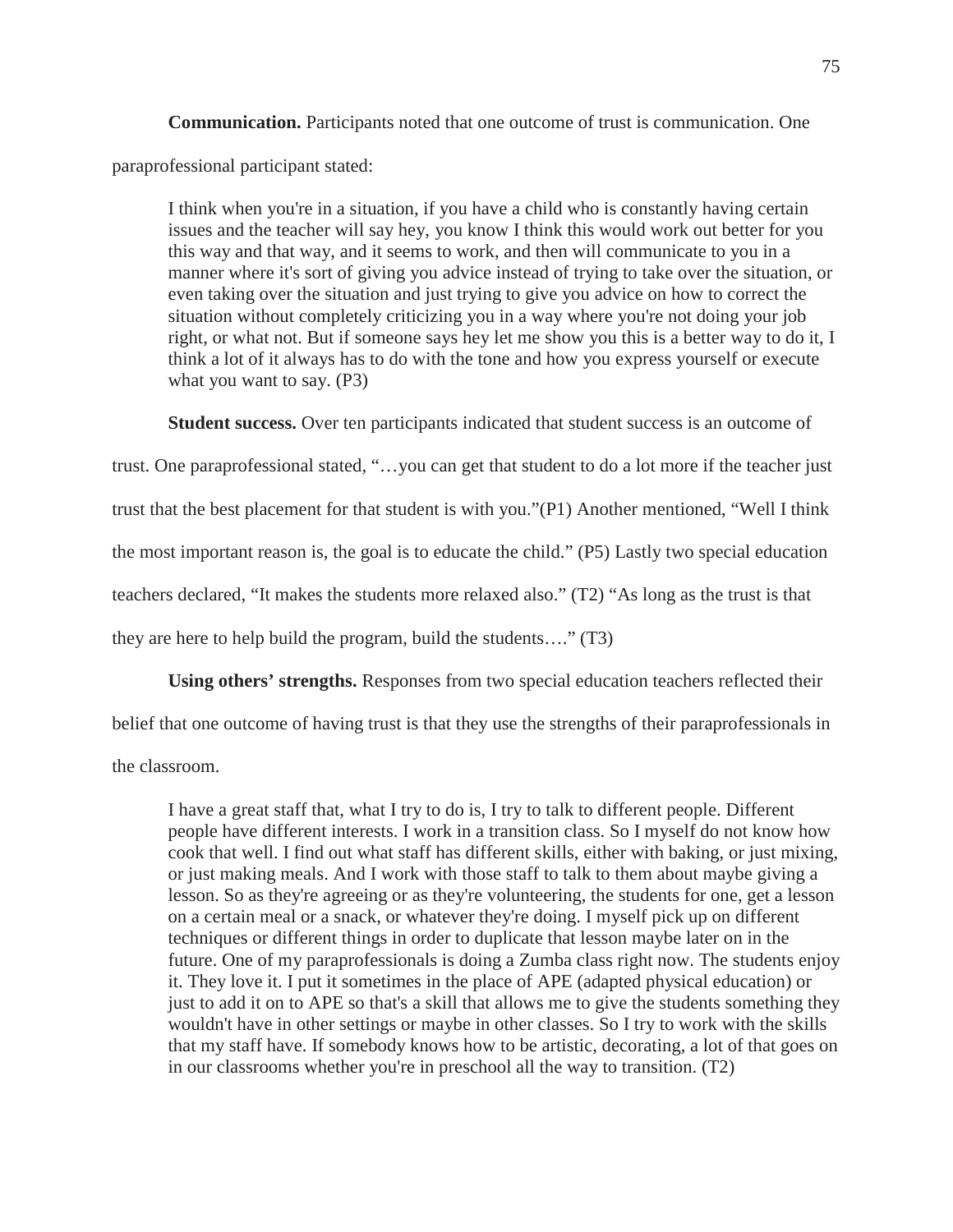**Communication.** Participants noted that one outcome of trust is communication. One paraprofessional participant stated:

> I think when you're in a situation, if you have a child who is constantly having certain issues and the teacher will say hey, you know I think this would work out better for you this way and that way, and it seems to work, and then will communicate to you in a manner where it's sort of giving you advice instead of trying to take over the situation, or even taking over the situation and just trying to give you advice on how to correct the situation without completely criticizing you in a way where you're not doing your job right, or what not. But if someone says hey let me show you this is a better way to do it, I think a lot of it always has to do with the tone and how you express yourself or execute what you want to say. (P3)

**Student success.** Over ten participants indicated that student success is an outcome of trust. One paraprofessional stated, "…you can get that student to do a lot more if the teacher just trust that the best placement for that student is with you."(P1) Another mentioned, "Well I think the most important reason is, the goal is to educate the child." (P5) Lastly two special education teachers declared, "It makes the students more relaxed also." (T2) "As long as the trust is that they are here to help build the program, build the students…." (T3)

**Using others' strengths.** Responses from two special education teachers reflected their belief that one outcome of having trust is that they use the strengths of their paraprofessionals in the classroom.

> I have a great staff that, what I try to do is, I try to talk to different people. Different people have different interests. I work in a transition class. So I myself do not know how cook that well. I find out what staff has different skills, either with baking, or just mixing, or just making meals. And I work with those staff to talk to them about maybe giving a lesson. So as they're agreeing or as they're volunteering, the students for one, get a lesson on a certain meal or a snack, or whatever they're doing. I myself pick up on different techniques or different things in order to duplicate that lesson maybe later on in the future. One of my paraprofessionals is doing a Zumba class right now. The students enjoy it. They love it. I put it sometimes in the place of APE (adapted physical education) or just to add it on to APE so that's a skill that allows me to give the students something they wouldn't have in other settings or maybe in other classes. So I try to work with the skills that my staff have. If somebody knows how to be artistic, decorating, a lot of that goes on in our classrooms whether you're in preschool all the way to transition. (T2)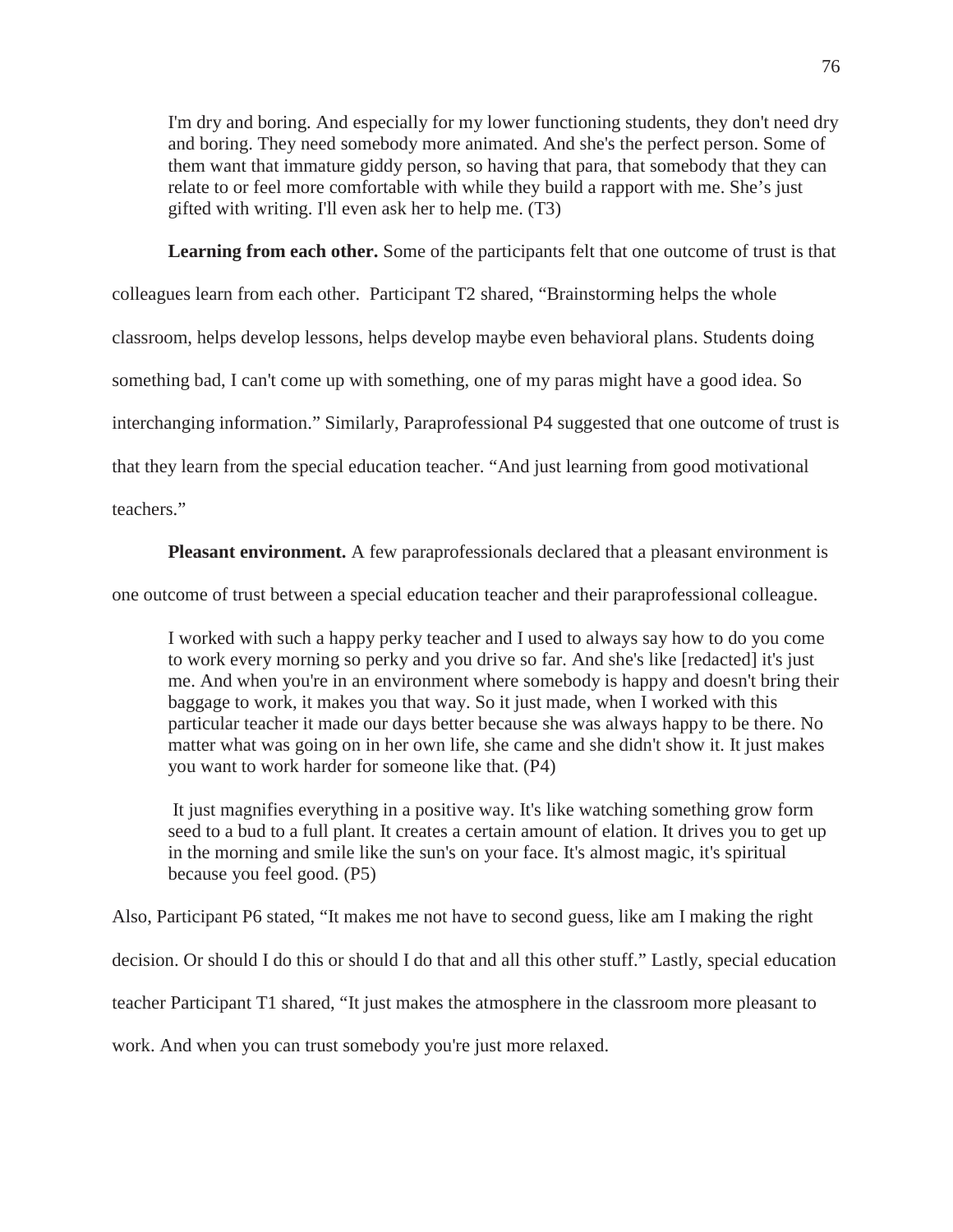> I'm dry and boring. And especially for my lower functioning students, they don't need dry and boring. They need somebody more animated. And she's the perfect person. Some of them want that immature giddy person, so having that para, that somebody that they can relate to or feel more comfortable with while they build a rapport with me. She's just gifted with writing. I'll even ask her to help me. (T3)

**Learning from each other.** Some of the participants felt that one outcome of trust is that colleagues learn from each other. Participant T2 shared, "Brainstorming helps the whole classroom, helps develop lessons, helps develop maybe even behavioral plans. Students doing something bad, I can't come up with something, one of my paras might have a good idea. So interchanging information." Similarly, Paraprofessional P4 suggested that one outcome of trust is that they learn from the special education teacher. "And just learning from good motivational teachers."

**Pleasant environment.** A few paraprofessionals declared that a pleasant environment is one outcome of trust between a special education teacher and their paraprofessional colleague.

> I worked with such a happy perky teacher and I used to always say how to do you come to work every morning so perky and you drive so far. And she's like [redacted] it's just me. And when you're in an environment where somebody is happy and doesn't bring their baggage to work, it makes you that way. So it just made, when I worked with this particular teacher it made our days better because she was always happy to be there. No matter what was going on in her own life, she came and she didn't show it. It just makes you want to work harder for someone like that. (P4)

> It just magnifies everything in a positive way. It's like watching something grow form seed to a bud to a full plant. It creates a certain amount of elation. It drives you to get up in the morning and smile like the sun's on your face. It's almost magic, it's spiritual because you feel good. (P5)

Also, Participant P6 stated, "It makes me not have to second guess, like am I making the right decision. Or should I do this or should I do that and all this other stuff." Lastly, special education teacher Participant T1 shared, "It just makes the atmosphere in the classroom more pleasant to work. And when you can trust somebody you're just more relaxed.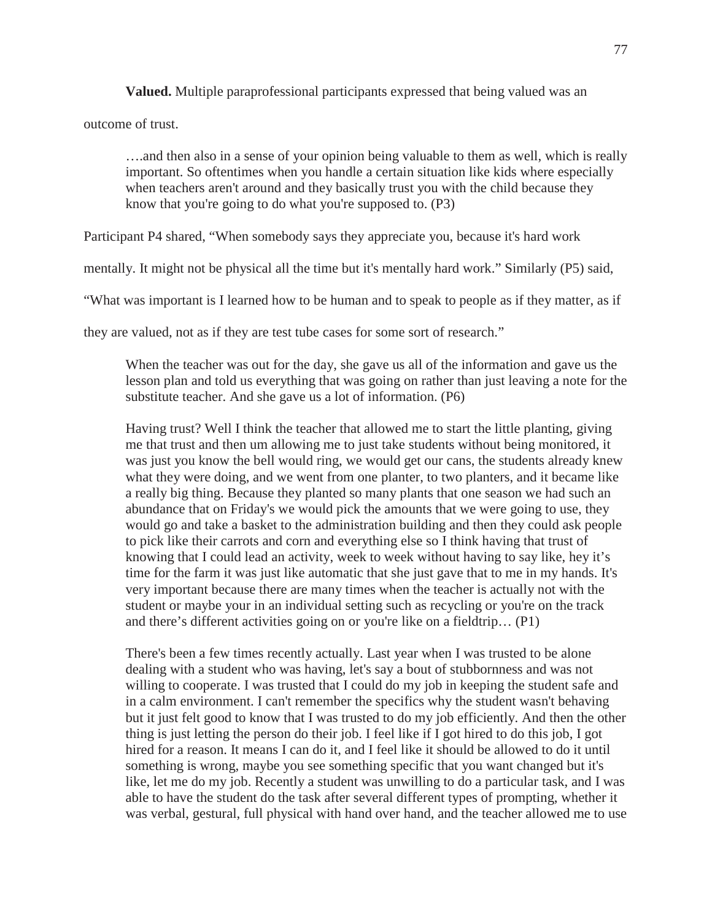**Valued.** Multiple paraprofessional participants expressed that being valued was an outcome of trust.

> ….and then also in a sense of your opinion being valuable to them as well, which is really important. So oftentimes when you handle a certain situation like kids where especially when teachers aren't around and they basically trust you with the child because they know that you're going to do what you're supposed to. (P3)

Participant P4 shared, "When somebody says they appreciate you, because it's hard work mentally. It might not be physical all the time but it's mentally hard work." Similarly (P5) said, "What was important is I learned how to be human and to speak to people as if they matter, as if they are valued, not as if they are test tube cases for some sort of research."

> When the teacher was out for the day, she gave us all of the information and gave us the lesson plan and told us everything that was going on rather than just leaving a note for the substitute teacher. And she gave us a lot of information. (P6)

> Having trust? Well I think the teacher that allowed me to start the little planting, giving me that trust and then um allowing me to just take students without being monitored, it was just you know the bell would ring, we would get our cans, the students already knew what they were doing, and we went from one planter, to two planters, and it became like a really big thing. Because they planted so many plants that one season we had such an abundance that on Friday's we would pick the amounts that we were going to use, they would go and take a basket to the administration building and then they could ask people to pick like their carrots and corn and everything else so I think having that trust of knowing that I could lead an activity, week to week without having to say like, hey it's time for the farm it was just like automatic that she just gave that to me in my hands. It's very important because there are many times when the teacher is actually not with the student or maybe your in an individual setting such as recycling or you're on the track and there's different activities going on or you're like on a fieldtrip… (P1)

> There's been a few times recently actually. Last year when I was trusted to be alone dealing with a student who was having, let's say a bout of stubbornness and was not willing to cooperate. I was trusted that I could do my job in keeping the student safe and in a calm environment. I can't remember the specifics why the student wasn't behaving but it just felt good to know that I was trusted to do my job efficiently. And then the other thing is just letting the person do their job. I feel like if I got hired to do this job, I got hired for a reason. It means I can do it, and I feel like it should be allowed to do it until something is wrong, maybe you see something specific that you want changed but it's like, let me do my job. Recently a student was unwilling to do a particular task, and I was able to have the student do the task after several different types of prompting, whether it was verbal, gestural, full physical with hand over hand, and the teacher allowed me to use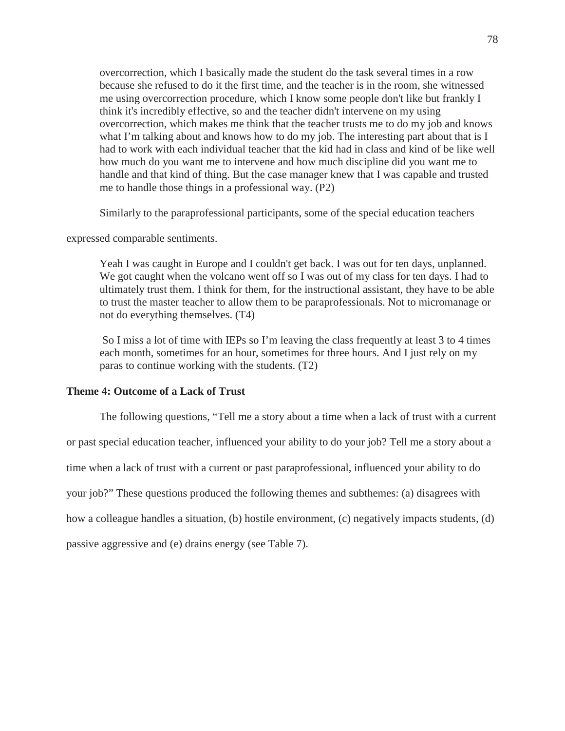> overcorrection, which I basically made the student do the task several times in a row because she refused to do it the first time, and the teacher is in the room, she witnessed me using overcorrection procedure, which I know some people don't like but frankly I think it's incredibly effective, so and the teacher didn't intervene on my using overcorrection, which makes me think that the teacher trusts me to do my job and knows what I'm talking about and knows how to do my job. The interesting part about that is I had to work with each individual teacher that the kid had in class and kind of be like well how much do you want me to intervene and how much discipline did you want me to handle and that kind of thing. But the case manager knew that I was capable and trusted me to handle those things in a professional way. (P2)

Similarly to the paraprofessional participants, some of the special education teachers expressed comparable sentiments.

> Yeah I was caught in Europe and I couldn't get back. I was out for ten days, unplanned. We got caught when the volcano went off so I was out of my class for ten days. I had to ultimately trust them. I think for them, for the instructional assistant, they have to be able to trust the master teacher to allow them to be paraprofessionals. Not to micromanage or not do everything themselves. (T4)

> So I miss a lot of time with IEPs so I'm leaving the class frequently at least 3 to 4 times each month, sometimes for an hour, sometimes for three hours. And I just rely on my paras to continue working with the students. (T2)

**Theme 4: Outcome of a Lack of Trust**

The following questions, "Tell me a story about a time when a lack of trust with a current or past special education teacher, influenced your ability to do your job? Tell me a story about a time when a lack of trust with a current or past paraprofessional, influenced your ability to do your job?" These questions produced the following themes and subthemes: (a) disagrees with how a colleague handles a situation, (b) hostile environment, (c) negatively impacts students, (d) passive aggressive and (e) drains energy (see Table 7).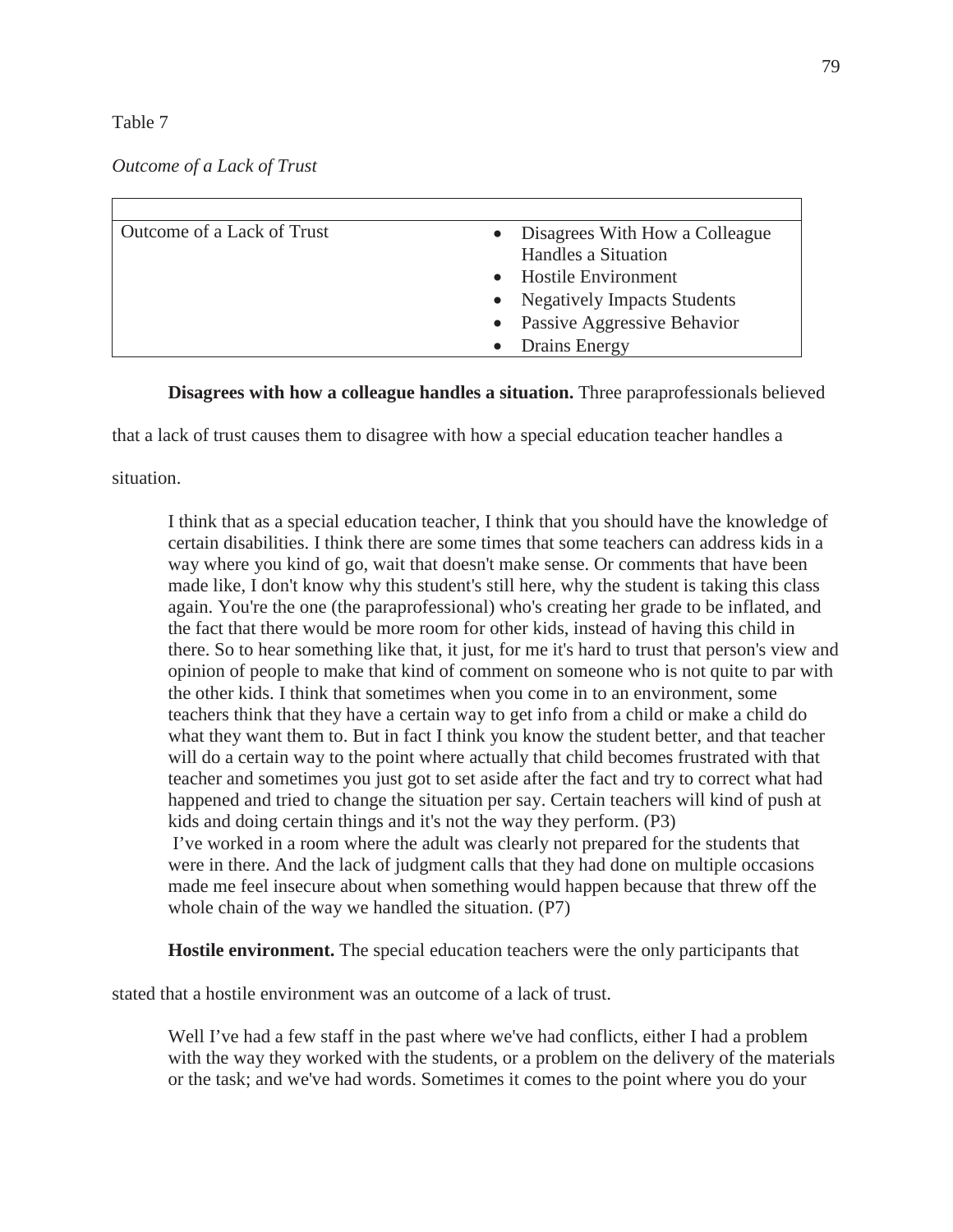Table 7

*Outcome of a Lack of Trust*

| | |
|---|---|
| Outcome of a Lack of Trust | • Disagrees With How a Colleague Handles a Situation<br>• Hostile Environment<br>• Negatively Impacts Students<br>• Passive Aggressive Behavior<br>• Drains Energy |

**Disagrees with how a colleague handles a situation.** Three paraprofessionals believed that a lack of trust causes them to disagree with how a special education teacher handles a situation.

> I think that as a special education teacher, I think that you should have the knowledge of certain disabilities. I think there are some times that some teachers can address kids in a way where you kind of go, wait that doesn't make sense. Or comments that have been made like, I don't know why this student's still here, why the student is taking this class again. You're the one (the paraprofessional) who's creating her grade to be inflated, and the fact that there would be more room for other kids, instead of having this child in there. So to hear something like that, it just, for me it's hard to trust that person's view and opinion of people to make that kind of comment on someone who is not quite to par with the other kids. I think that sometimes when you come in to an environment, some teachers think that they have a certain way to get info from a child or make a child do what they want them to. But in fact I think you know the student better, and that teacher will do a certain way to the point where actually that child becomes frustrated with that teacher and sometimes you just got to set aside after the fact and try to correct what had happened and tried to change the situation per say. Certain teachers will kind of push at kids and doing certain things and it's not the way they perform. (P3)
>
> I've worked in a room where the adult was clearly not prepared for the students that were in there. And the lack of judgment calls that they had done on multiple occasions made me feel insecure about when something would happen because that threw off the whole chain of the way we handled the situation. (P7)

**Hostile environment.** The special education teachers were the only participants that stated that a hostile environment was an outcome of a lack of trust.

> Well I've had a few staff in the past where we've had conflicts, either I had a problem with the way they worked with the students, or a problem on the delivery of the materials or the task; and we've had words. Sometimes it comes to the point where you do your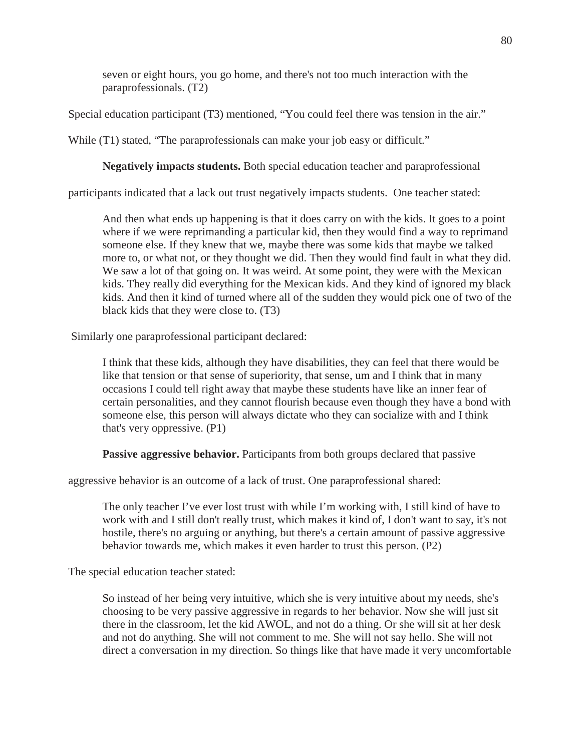> seven or eight hours, you go home, and there's not too much interaction with the paraprofessionals. (T2)

Special education participant (T3) mentioned, “You could feel there was tension in the air.”

While (T1) stated, “The paraprofessionals can make your job easy or difficult.”

**Negatively impacts students.** Both special education teacher and paraprofessional participants indicated that a lack out trust negatively impacts students. One teacher stated:

> And then what ends up happening is that it does carry on with the kids. It goes to a point where if we were reprimanding a particular kid, then they would find a way to reprimand someone else. If they knew that we, maybe there was some kids that maybe we talked more to, or what not, or they thought we did. Then they would find fault in what they did. We saw a lot of that going on. It was weird. At some point, they were with the Mexican kids. They really did everything for the Mexican kids. And they kind of ignored my black kids. And then it kind of turned where all of the sudden they would pick one of two of the black kids that they were close to. (T3)

Similarly one paraprofessional participant declared:

> I think that these kids, although they have disabilities, they can feel that there would be like that tension or that sense of superiority, that sense, um and I think that in many occasions I could tell right away that maybe these students have like an inner fear of certain personalities, and they cannot flourish because even though they have a bond with someone else, this person will always dictate who they can socialize with and I think that's very oppressive. (P1)

**Passive aggressive behavior.** Participants from both groups declared that passive aggressive behavior is an outcome of a lack of trust. One paraprofessional shared:

> The only teacher I’ve ever lost trust with while I’m working with, I still kind of have to work with and I still don't really trust, which makes it kind of, I don't want to say, it's not hostile, there's no arguing or anything, but there's a certain amount of passive aggressive behavior towards me, which makes it even harder to trust this person. (P2)

The special education teacher stated:

> So instead of her being very intuitive, which she is very intuitive about my needs, she's choosing to be very passive aggressive in regards to her behavior. Now she will just sit there in the classroom, let the kid AWOL, and not do a thing. Or she will sit at her desk and not do anything. She will not comment to me. She will not say hello. She will not direct a conversation in my direction. So things like that have made it very uncomfortable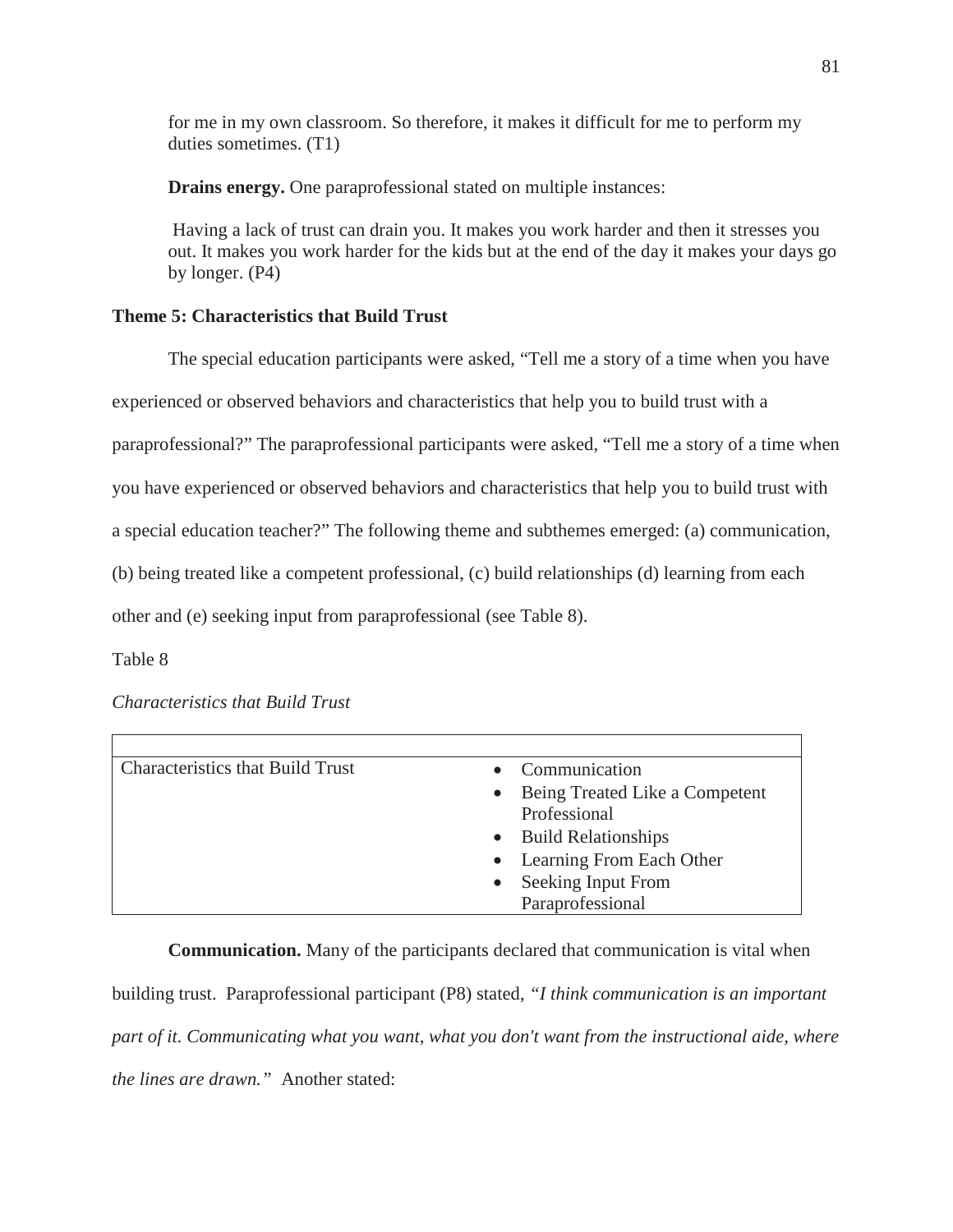for me in my own classroom. So therefore, it makes it difficult for me to perform my duties sometimes. (T1)

**Drains energy.** One paraprofessional stated on multiple instances:

> Having a lack of trust can drain you. It makes you work harder and then it stresses you out. It makes you work harder for the kids but at the end of the day it makes your days go by longer. (P4)

### Theme 5: Characteristics that Build Trust

The special education participants were asked, "Tell me a story of a time when you have experienced or observed behaviors and characteristics that help you to build trust with a paraprofessional?" The paraprofessional participants were asked, "Tell me a story of a time when you have experienced or observed behaviors and characteristics that help you to build trust with a special education teacher?" The following theme and subthemes emerged: (a) communication, (b) being treated like a competent professional, (c) build relationships (d) learning from each other and (e) seeking input from paraprofessional (see Table 8).

Table 8

*Characteristics that Build Trust*

| | |
|---|---|
| Characteristics that Build Trust | • Communication<br>• Being Treated Like a Competent Professional<br>• Build Relationships<br>• Learning From Each Other<br>• Seeking Input From Paraprofessional |

**Communication.** Many of the participants declared that communication is vital when building trust. Paraprofessional participant (P8) stated, *"I think communication is an important part of it. Communicating what you want, what you don't want from the instructional aide, where the lines are drawn."* Another stated: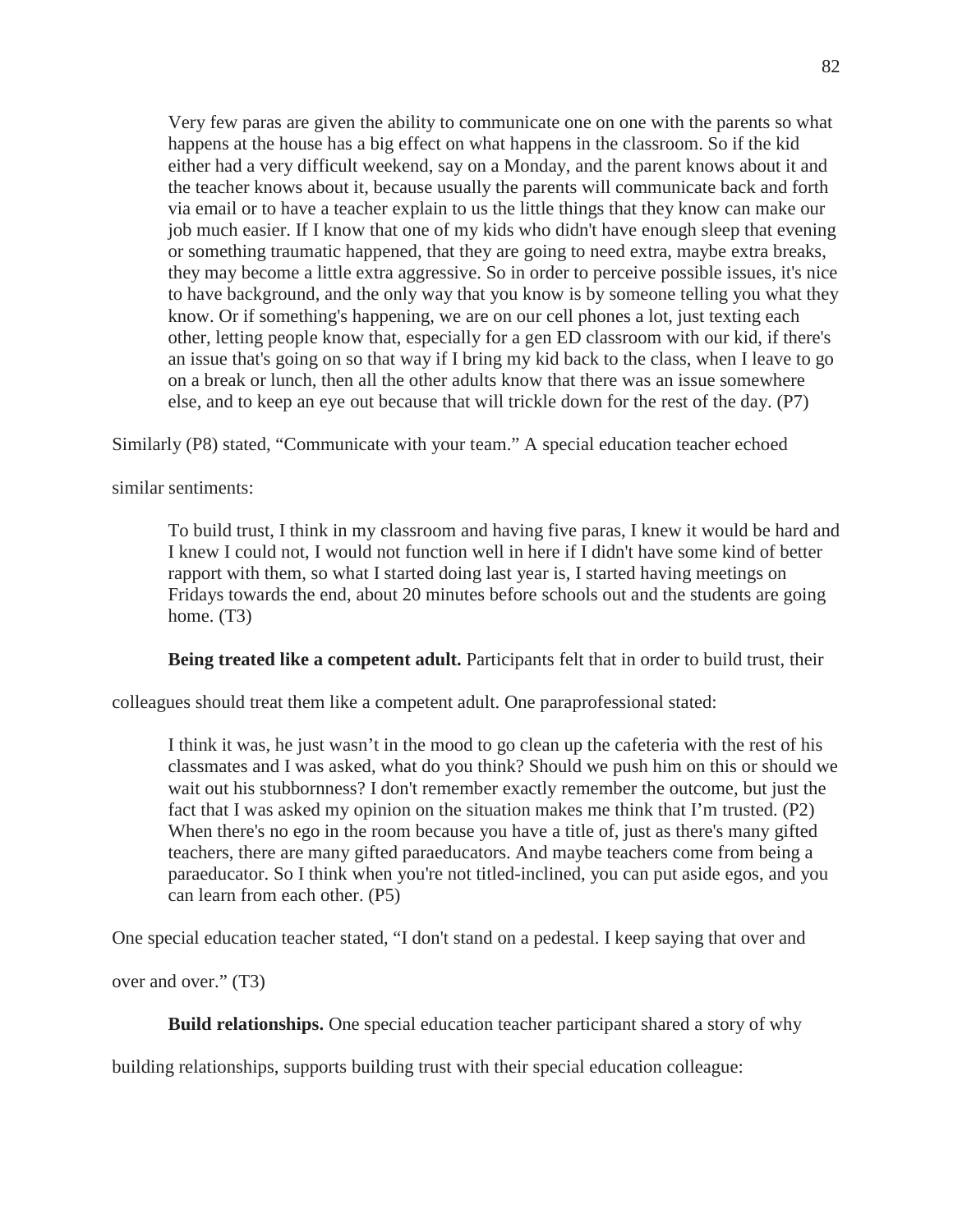> Very few paras are given the ability to communicate one on one with the parents so what happens at the house has a big effect on what happens in the classroom. So if the kid either had a very difficult weekend, say on a Monday, and the parent knows about it and the teacher knows about it, because usually the parents will communicate back and forth via email or to have a teacher explain to us the little things that they know can make our job much easier. If I know that one of my kids who didn't have enough sleep that evening or something traumatic happened, that they are going to need extra, maybe extra breaks, they may become a little extra aggressive. So in order to perceive possible issues, it's nice to have background, and the only way that you know is by someone telling you what they know. Or if something's happening, we are on our cell phones a lot, just texting each other, letting people know that, especially for a gen ED classroom with our kid, if there's an issue that's going on so that way if I bring my kid back to the class, when I leave to go on a break or lunch, then all the other adults know that there was an issue somewhere else, and to keep an eye out because that will trickle down for the rest of the day. (P7)

Similarly (P8) stated, "Communicate with your team." A special education teacher echoed similar sentiments:

> To build trust, I think in my classroom and having five paras, I knew it would be hard and I knew I could not, I would not function well in here if I didn't have some kind of better rapport with them, so what I started doing last year is, I started having meetings on Fridays towards the end, about 20 minutes before schools out and the students are going home. (T3)

**Being treated like a competent adult.** Participants felt that in order to build trust, their colleagues should treat them like a competent adult. One paraprofessional stated:

> I think it was, he just wasn't in the mood to go clean up the cafeteria with the rest of his classmates and I was asked, what do you think? Should we push him on this or should we wait out his stubbornness? I don't remember exactly remember the outcome, but just the fact that I was asked my opinion on the situation makes me think that I'm trusted. (P2)
> When there's no ego in the room because you have a title of, just as there's many gifted teachers, there are many gifted paraeducators. And maybe teachers come from being a paraeducator. So I think when you're not titled-inclined, you can put aside egos, and you can learn from each other. (P5)

One special education teacher stated, "I don't stand on a pedestal. I keep saying that over and over and over." (T3)

**Build relationships.** One special education teacher participant shared a story of why building relationships, supports building trust with their special education colleague: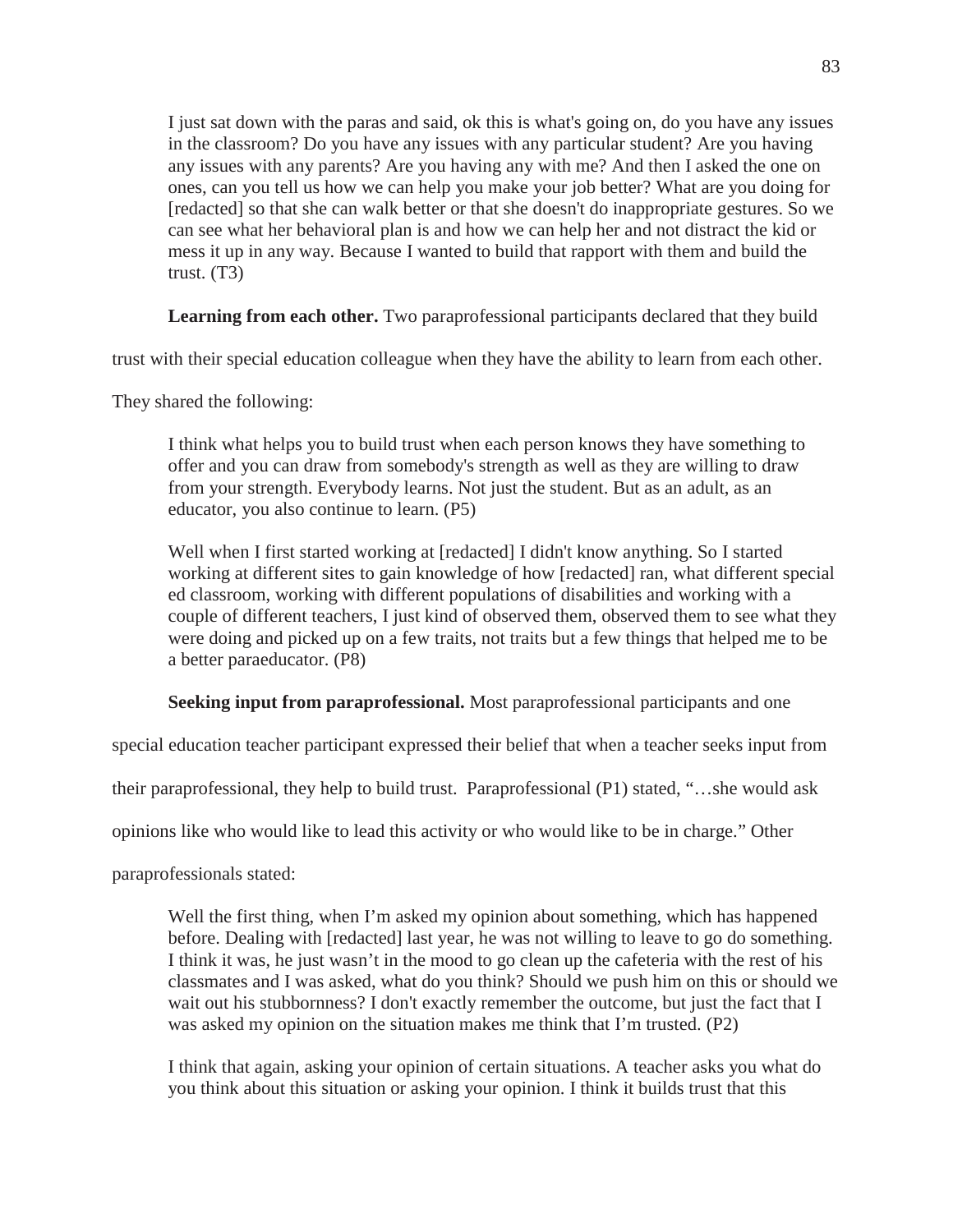> I just sat down with the paras and said, ok this is what's going on, do you have any issues in the classroom? Do you have any issues with any particular student? Are you having any issues with any parents? Are you having any with me? And then I asked the one on ones, can you tell us how we can help you make your job better? What are you doing for [redacted] so that she can walk better or that she doesn't do inappropriate gestures. So we can see what her behavioral plan is and how we can help her and not distract the kid or mess it up in any way. Because I wanted to build that rapport with them and build the trust. (T3)

**Learning from each other.** Two paraprofessional participants declared that they build trust with their special education colleague when they have the ability to learn from each other. They shared the following:

> I think what helps you to build trust when each person knows they have something to offer and you can draw from somebody's strength as well as they are willing to draw from your strength. Everybody learns. Not just the student. But as an adult, as an educator, you also continue to learn. (P5)

> Well when I first started working at [redacted] I didn't know anything. So I started working at different sites to gain knowledge of how [redacted] ran, what different special ed classroom, working with different populations of disabilities and working with a couple of different teachers, I just kind of observed them, observed them to see what they were doing and picked up on a few traits, not traits but a few things that helped me to be a better paraeducator. (P8)

**Seeking input from paraprofessional.** Most paraprofessional participants and one special education teacher participant expressed their belief that when a teacher seeks input from their paraprofessional, they help to build trust. Paraprofessional (P1) stated, "…she would ask opinions like who would like to lead this activity or who would like to be in charge." Other paraprofessionals stated:

> Well the first thing, when I'm asked my opinion about something, which has happened before. Dealing with [redacted] last year, he was not willing to leave to go do something. I think it was, he just wasn't in the mood to go clean up the cafeteria with the rest of his classmates and I was asked, what do you think? Should we push him on this or should we wait out his stubbornness? I don't exactly remember the outcome, but just the fact that I was asked my opinion on the situation makes me think that I'm trusted. (P2)

> I think that again, asking your opinion of certain situations. A teacher asks you what do you think about this situation or asking your opinion. I think it builds trust that this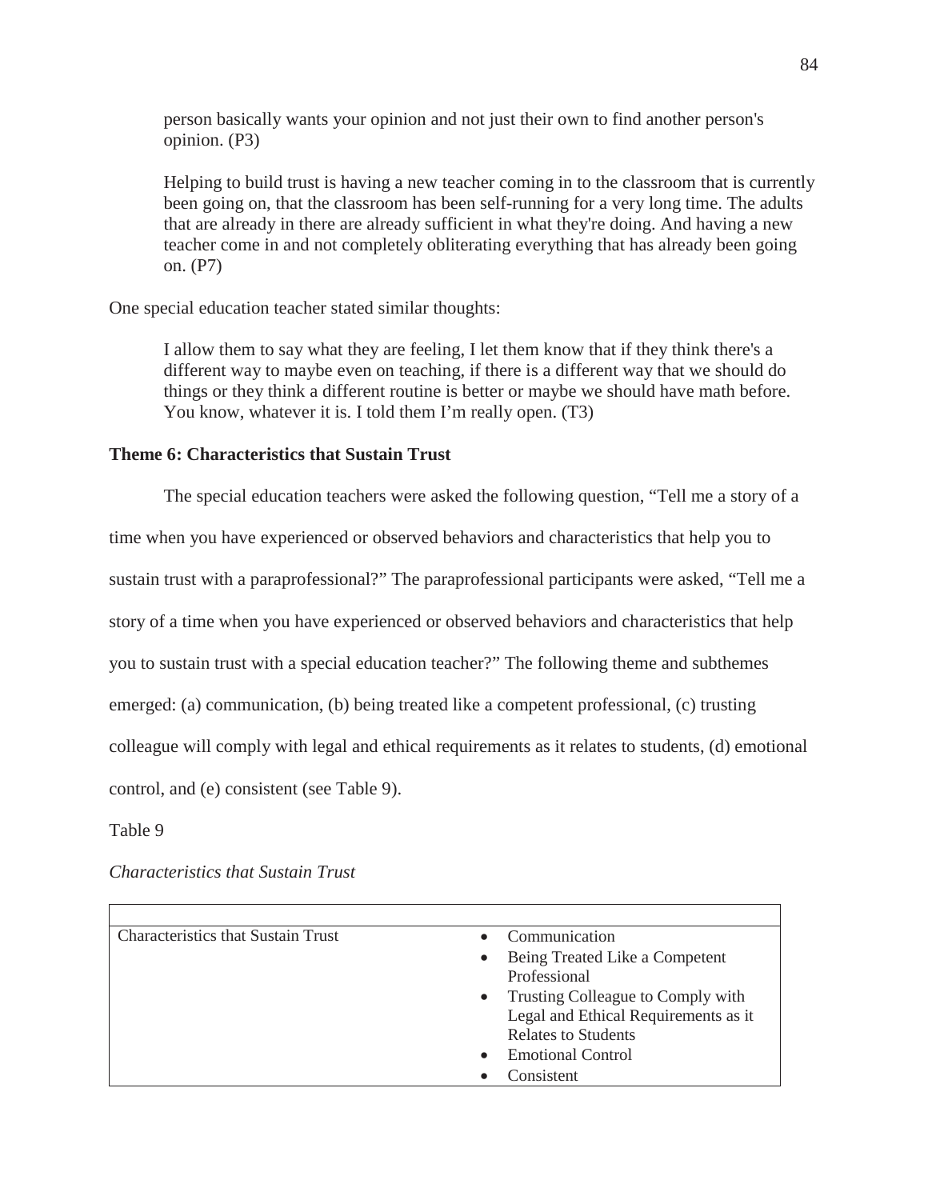> person basically wants your opinion and not just their own to find another person's opinion. (P3)
>
> Helping to build trust is having a new teacher coming in to the classroom that is currently been going on, that the classroom has been self-running for a very long time. The adults that are already in there are already sufficient in what they're doing. And having a new teacher come in and not completely obliterating everything that has already been going on. (P7)

One special education teacher stated similar thoughts:

> I allow them to say what they are feeling, I let them know that if they think there's a different way to maybe even on teaching, if there is a different way that we should do things or they think a different routine is better or maybe we should have math before. You know, whatever it is. I told them I'm really open. (T3)

### Theme 6: Characteristics that Sustain Trust

The special education teachers were asked the following question, "Tell me a story of a time when you have experienced or observed behaviors and characteristics that help you to sustain trust with a paraprofessional?" The paraprofessional participants were asked, "Tell me a story of a time when you have experienced or observed behaviors and characteristics that help you to sustain trust with a special education teacher?" The following theme and subthemes emerged: (a) communication, (b) being treated like a competent professional, (c) trusting colleague will comply with legal and ethical requirements as it relates to students, (d) emotional control, and (e) consistent (see Table 9).

Table 9

*Characteristics that Sustain Trust*

| | |
|---|---|
| Characteristics that Sustain Trust | • Communication<br>• Being Treated Like a Competent Professional<br>• Trusting Colleague to Comply with Legal and Ethical Requirements as it Relates to Students<br>• Emotional Control<br>• Consistent |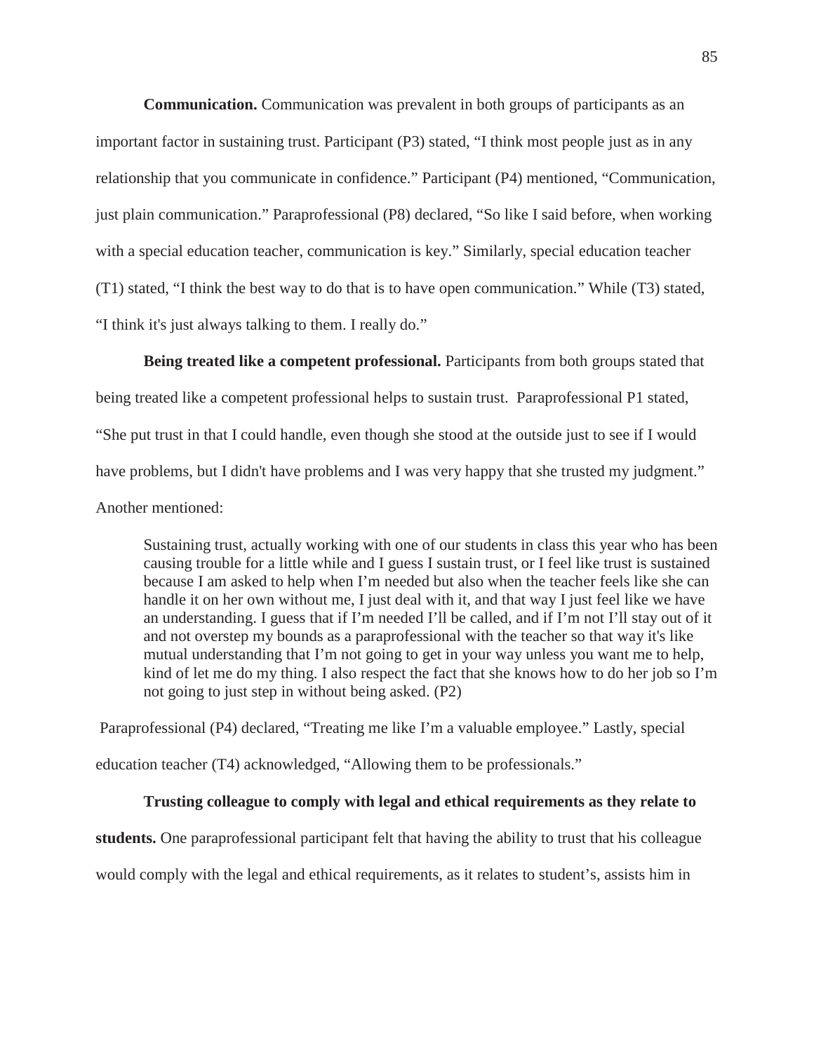**Communication.** Communication was prevalent in both groups of participants as an important factor in sustaining trust. Participant (P3) stated, "I think most people just as in any relationship that you communicate in confidence." Participant (P4) mentioned, "Communication, just plain communication." Paraprofessional (P8) declared, "So like I said before, when working with a special education teacher, communication is key." Similarly, special education teacher (T1) stated, "I think the best way to do that is to have open communication." While (T3) stated, "I think it's just always talking to them. I really do."

**Being treated like a competent professional.** Participants from both groups stated that being treated like a competent professional helps to sustain trust. Paraprofessional P1 stated, "She put trust in that I could handle, even though she stood at the outside just to see if I would have problems, but I didn't have problems and I was very happy that she trusted my judgment." Another mentioned:

> Sustaining trust, actually working with one of our students in class this year who has been causing trouble for a little while and I guess I sustain trust, or I feel like trust is sustained because I am asked to help when I'm needed but also when the teacher feels like she can handle it on her own without me, I just deal with it, and that way I just feel like we have an understanding. I guess that if I'm needed I'll be called, and if I'm not I'll stay out of it and not overstep my bounds as a paraprofessional with the teacher so that way it's like mutual understanding that I'm not going to get in your way unless you want me to help, kind of let me do my thing. I also respect the fact that she knows how to do her job so I'm not going to just step in without being asked. (P2)

Paraprofessional (P4) declared, "Treating me like I'm a valuable employee." Lastly, special education teacher (T4) acknowledged, "Allowing them to be professionals."

**Trusting colleague to comply with legal and ethical requirements as they relate to students.** One paraprofessional participant felt that having the ability to trust that his colleague would comply with the legal and ethical requirements, as it relates to student's, assists him in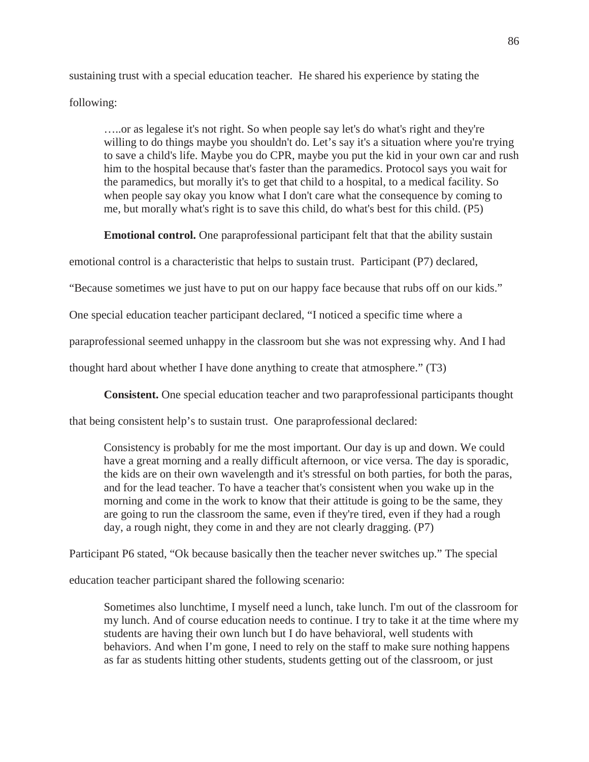sustaining trust with a special education teacher. He shared his experience by stating the following:

> …..or as legalese it's not right. So when people say let's do what's right and they're willing to do things maybe you shouldn't do. Let's say it's a situation where you're trying to save a child's life. Maybe you do CPR, maybe you put the kid in your own car and rush him to the hospital because that's faster than the paramedics. Protocol says you wait for the paramedics, but morally it's to get that child to a hospital, to a medical facility. So when people say okay you know what I don't care what the consequence by coming to me, but morally what's right is to save this child, do what's best for this child. (P5)

**Emotional control.** One paraprofessional participant felt that that the ability sustain emotional control is a characteristic that helps to sustain trust. Participant (P7) declared, "Because sometimes we just have to put on our happy face because that rubs off on our kids." One special education teacher participant declared, "I noticed a specific time where a paraprofessional seemed unhappy in the classroom but she was not expressing why. And I had thought hard about whether I have done anything to create that atmosphere." (T3)

**Consistent.** One special education teacher and two paraprofessional participants thought that being consistent help's to sustain trust. One paraprofessional declared:

> Consistency is probably for me the most important. Our day is up and down. We could have a great morning and a really difficult afternoon, or vice versa. The day is sporadic, the kids are on their own wavelength and it's stressful on both parties, for both the paras, and for the lead teacher. To have a teacher that's consistent when you wake up in the morning and come in the work to know that their attitude is going to be the same, they are going to run the classroom the same, even if they're tired, even if they had a rough day, a rough night, they come in and they are not clearly dragging. (P7)

Participant P6 stated, "Ok because basically then the teacher never switches up." The special education teacher participant shared the following scenario:

> Sometimes also lunchtime, I myself need a lunch, take lunch. I'm out of the classroom for my lunch. And of course education needs to continue. I try to take it at the time where my students are having their own lunch but I do have behavioral, well students with behaviors. And when I'm gone, I need to rely on the staff to make sure nothing happens as far as students hitting other students, students getting out of the classroom, or just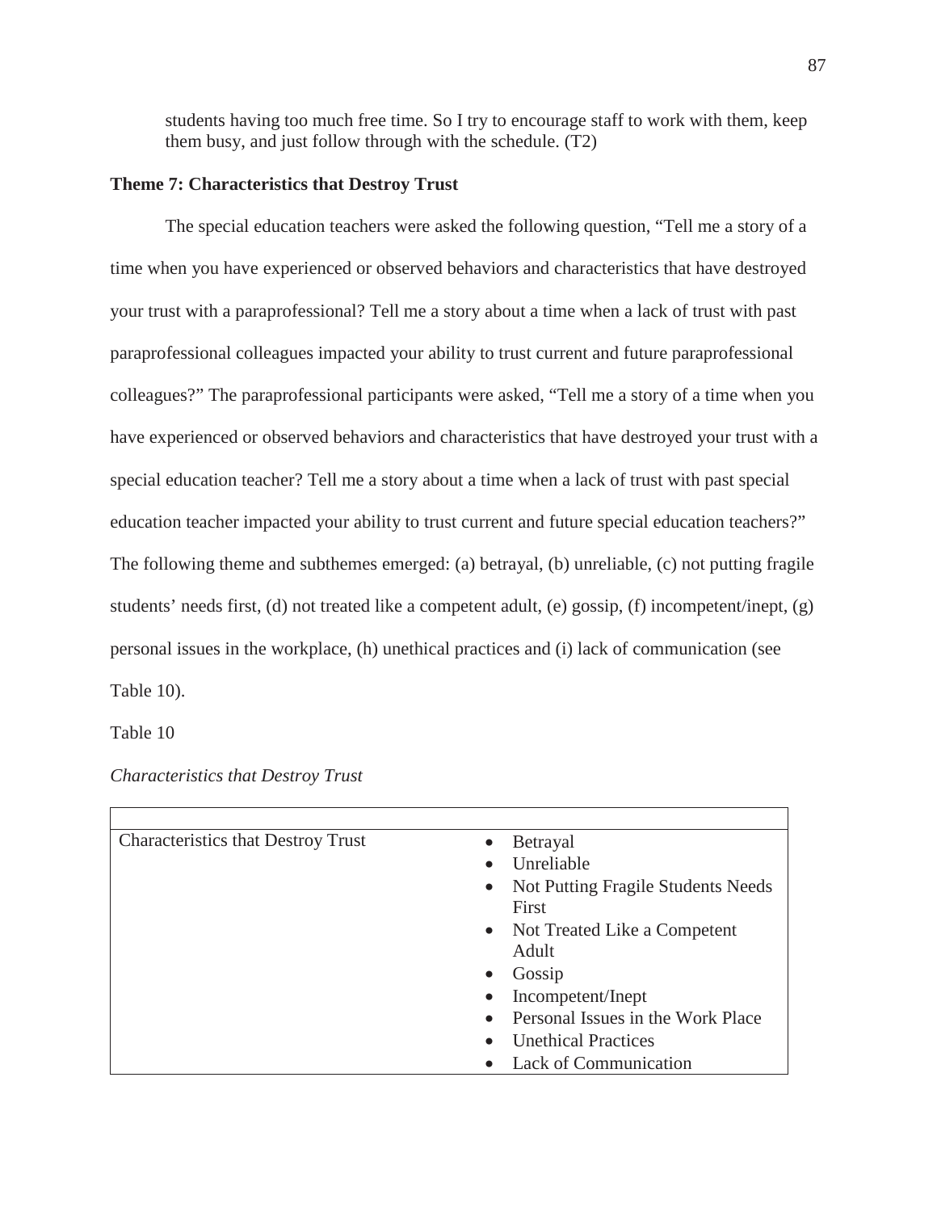> students having too much free time. So I try to encourage staff to work with them, keep them busy, and just follow through with the schedule. (T2)

**Theme 7: Characteristics that Destroy Trust**

The special education teachers were asked the following question, "Tell me a story of a time when you have experienced or observed behaviors and characteristics that have destroyed your trust with a paraprofessional? Tell me a story about a time when a lack of trust with past paraprofessional colleagues impacted your ability to trust current and future paraprofessional colleagues?" The paraprofessional participants were asked, "Tell me a story of a time when you have experienced or observed behaviors and characteristics that have destroyed your trust with a special education teacher? Tell me a story about a time when a lack of trust with past special education teacher impacted your ability to trust current and future special education teachers?" The following theme and subthemes emerged: (a) betrayal, (b) unreliable, (c) not putting fragile students' needs first, (d) not treated like a competent adult, (e) gossip, (f) incompetent/inept, (g) personal issues in the workplace, (h) unethical practices and (i) lack of communication (see Table 10).

Table 10

*Characteristics that Destroy Trust*

| | |
|---|---|
| Characteristics that Destroy Trust | • Betrayal<br>• Unreliable<br>• Not Putting Fragile Students Needs First<br>• Not Treated Like a Competent Adult<br>• Gossip<br>• Incompetent/Inept<br>• Personal Issues in the Work Place<br>• Unethical Practices<br>• Lack of Communication |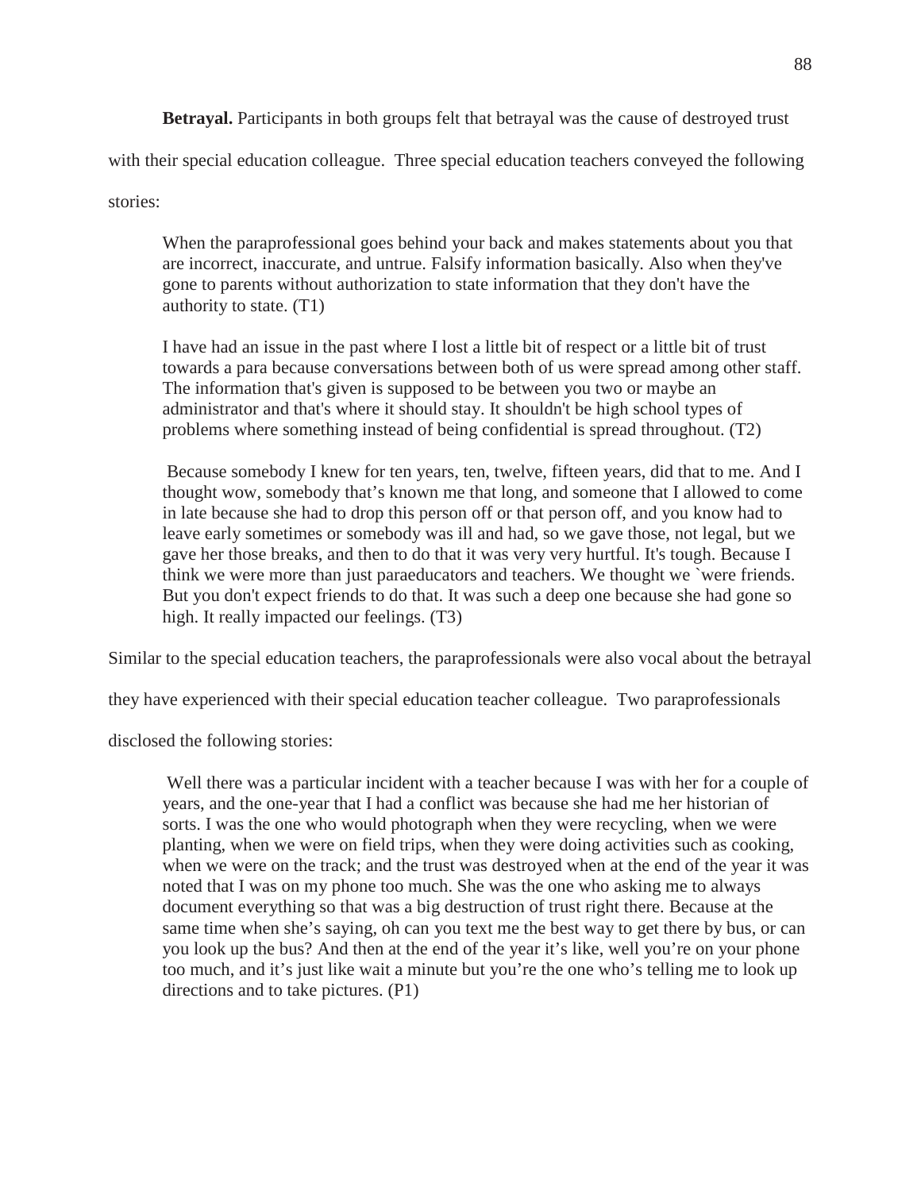**Betrayal.** Participants in both groups felt that betrayal was the cause of destroyed trust with their special education colleague. Three special education teachers conveyed the following stories:

> When the paraprofessional goes behind your back and makes statements about you that are incorrect, inaccurate, and untrue. Falsify information basically. Also when they've gone to parents without authorization to state information that they don't have the authority to state. (T1)
>
> I have had an issue in the past where I lost a little bit of respect or a little bit of trust towards a para because conversations between both of us were spread among other staff. The information that's given is supposed to be between you two or maybe an administrator and that's where it should stay. It shouldn't be high school types of problems where something instead of being confidential is spread throughout. (T2)
>
> Because somebody I knew for ten years, ten, twelve, fifteen years, did that to me. And I thought wow, somebody that's known me that long, and someone that I allowed to come in late because she had to drop this person off or that person off, and you know had to leave early sometimes or somebody was ill and had, so we gave those, not legal, but we gave her those breaks, and then to do that it was very very hurtful. It's tough. Because I think we were more than just paraeducators and teachers. We thought we `were friends. But you don't expect friends to do that. It was such a deep one because she had gone so high. It really impacted our feelings. (T3)

Similar to the special education teachers, the paraprofessionals were also vocal about the betrayal they have experienced with their special education teacher colleague. Two paraprofessionals disclosed the following stories:

> Well there was a particular incident with a teacher because I was with her for a couple of years, and the one-year that I had a conflict was because she had me her historian of sorts. I was the one who would photograph when they were recycling, when we were planting, when we were on field trips, when they were doing activities such as cooking, when we were on the track; and the trust was destroyed when at the end of the year it was noted that I was on my phone too much. She was the one who asking me to always document everything so that was a big destruction of trust right there. Because at the same time when she's saying, oh can you text me the best way to get there by bus, or can you look up the bus? And then at the end of the year it's like, well you're on your phone too much, and it's just like wait a minute but you're the one who's telling me to look up directions and to take pictures. (P1)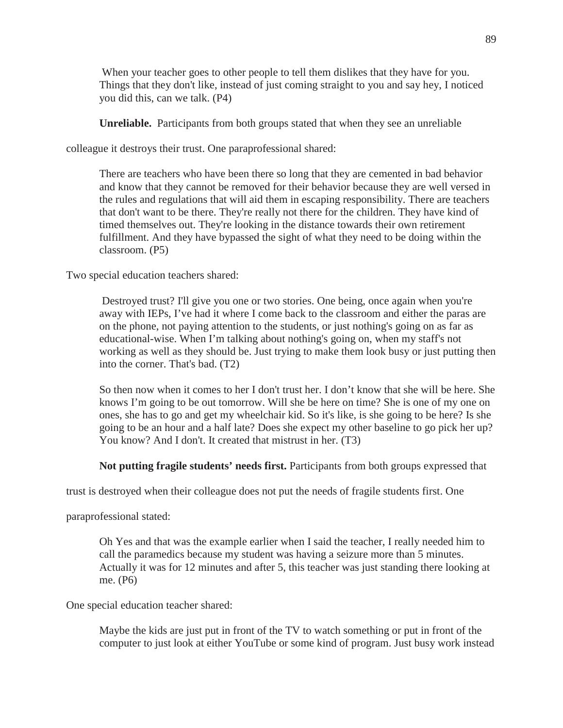> When your teacher goes to other people to tell them dislikes that they have for you. Things that they don't like, instead of just coming straight to you and say hey, I noticed you did this, can we talk. (P4)

**Unreliable.** Participants from both groups stated that when they see an unreliable colleague it destroys their trust. One paraprofessional shared:

> There are teachers who have been there so long that they are cemented in bad behavior and know that they cannot be removed for their behavior because they are well versed in the rules and regulations that will aid them in escaping responsibility. There are teachers that don't want to be there. They're really not there for the children. They have kind of timed themselves out. They're looking in the distance towards their own retirement fulfillment. And they have bypassed the sight of what they need to be doing within the classroom. (P5)

Two special education teachers shared:

> Destroyed trust? I'll give you one or two stories. One being, once again when you're away with IEPs, I've had it where I come back to the classroom and either the paras are on the phone, not paying attention to the students, or just nothing's going on as far as educational-wise. When I'm talking about nothing's going on, when my staff's not working as well as they should be. Just trying to make them look busy or just putting then into the corner. That's bad. (T2)

> So then now when it comes to her I don't trust her. I don't know that she will be here. She knows I'm going to be out tomorrow. Will she be here on time? She is one of my one on ones, she has to go and get my wheelchair kid. So it's like, is she going to be here? Is she going to be an hour and a half late? Does she expect my other baseline to go pick her up? You know? And I don't. It created that mistrust in her. (T3)

**Not putting fragile students' needs first.** Participants from both groups expressed that trust is destroyed when their colleague does not put the needs of fragile students first. One paraprofessional stated:

> Oh Yes and that was the example earlier when I said the teacher, I really needed him to call the paramedics because my student was having a seizure more than 5 minutes. Actually it was for 12 minutes and after 5, this teacher was just standing there looking at me. (P6)

One special education teacher shared:

> Maybe the kids are just put in front of the TV to watch something or put in front of the computer to just look at either YouTube or some kind of program. Just busy work instead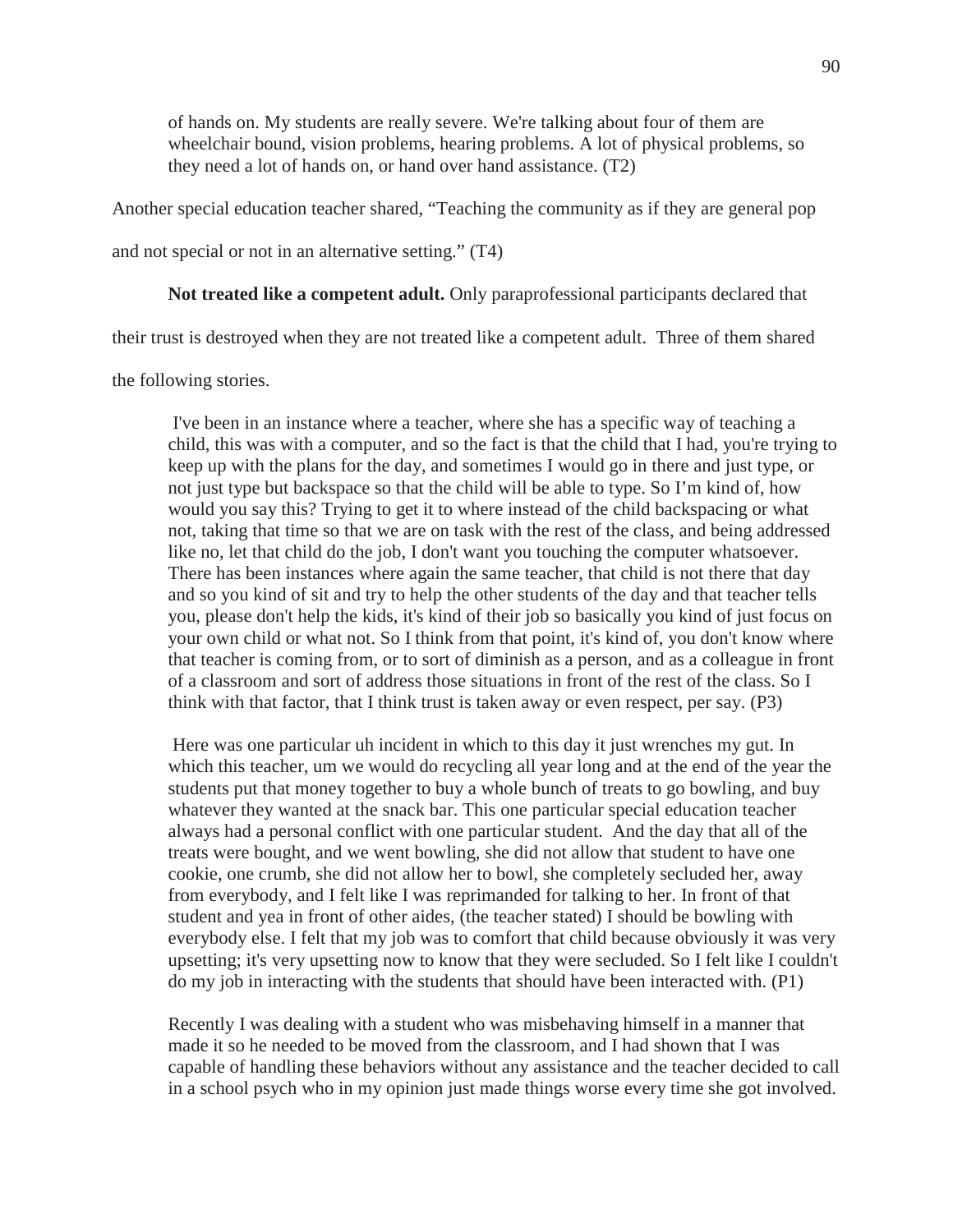> of hands on. My students are really severe. We're talking about four of them are wheelchair bound, vision problems, hearing problems. A lot of physical problems, so they need a lot of hands on, or hand over hand assistance. (T2)

Another special education teacher shared, "Teaching the community as if they are general pop and not special or not in an alternative setting." (T4)

**Not treated like a competent adult.** Only paraprofessional participants declared that their trust is destroyed when they are not treated like a competent adult. Three of them shared the following stories.

> I've been in an instance where a teacher, where she has a specific way of teaching a child, this was with a computer, and so the fact is that the child that I had, you're trying to keep up with the plans for the day, and sometimes I would go in there and just type, or not just type but backspace so that the child will be able to type. So I'm kind of, how would you say this? Trying to get it to where instead of the child backspacing or what not, taking that time so that we are on task with the rest of the class, and being addressed like no, let that child do the job, I don't want you touching the computer whatsoever. There has been instances where again the same teacher, that child is not there that day and so you kind of sit and try to help the other students of the day and that teacher tells you, please don't help the kids, it's kind of their job so basically you kind of just focus on your own child or what not. So I think from that point, it's kind of, you don't know where that teacher is coming from, or to sort of diminish as a person, and as a colleague in front of a classroom and sort of address those situations in front of the rest of the class. So I think with that factor, that I think trust is taken away or even respect, per say. (P3)

> Here was one particular uh incident in which to this day it just wrenches my gut. In which this teacher, um we would do recycling all year long and at the end of the year the students put that money together to buy a whole bunch of treats to go bowling, and buy whatever they wanted at the snack bar. This one particular special education teacher always had a personal conflict with one particular student. And the day that all of the treats were bought, and we went bowling, she did not allow that student to have one cookie, one crumb, she did not allow her to bowl, she completely secluded her, away from everybody, and I felt like I was reprimanded for talking to her. In front of that student and yea in front of other aides, (the teacher stated) I should be bowling with everybody else. I felt that my job was to comfort that child because obviously it was very upsetting; it's very upsetting now to know that they were secluded. So I felt like I couldn't do my job in interacting with the students that should have been interacted with. (P1)

> Recently I was dealing with a student who was misbehaving himself in a manner that made it so he needed to be moved from the classroom, and I had shown that I was capable of handling these behaviors without any assistance and the teacher decided to call in a school psych who in my opinion just made things worse every time she got involved.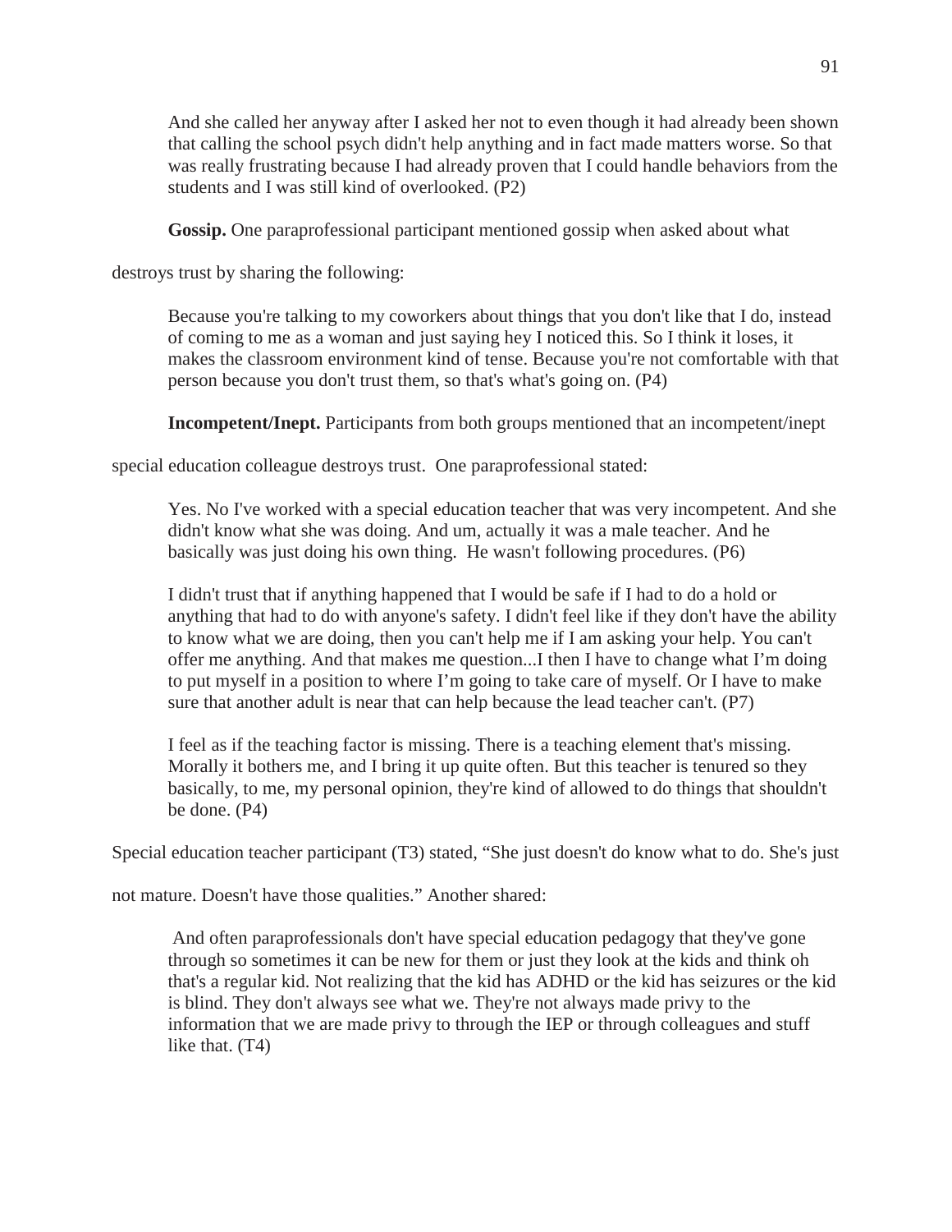> And she called her anyway after I asked her not to even though it had already been shown that calling the school psych didn't help anything and in fact made matters worse. So that was really frustrating because I had already proven that I could handle behaviors from the students and I was still kind of overlooked. (P2)

**Gossip.** One paraprofessional participant mentioned gossip when asked about what destroys trust by sharing the following:

> Because you're talking to my coworkers about things that you don't like that I do, instead of coming to me as a woman and just saying hey I noticed this. So I think it loses, it makes the classroom environment kind of tense. Because you're not comfortable with that person because you don't trust them, so that's what's going on. (P4)

**Incompetent/Inept.** Participants from both groups mentioned that an incompetent/inept special education colleague destroys trust. One paraprofessional stated:

> Yes. No I've worked with a special education teacher that was very incompetent. And she didn't know what she was doing. And um, actually it was a male teacher. And he basically was just doing his own thing. He wasn't following procedures. (P6)

> I didn't trust that if anything happened that I would be safe if I had to do a hold or anything that had to do with anyone's safety. I didn't feel like if they don't have the ability to know what we are doing, then you can't help me if I am asking your help. You can't offer me anything. And that makes me question...I then I have to change what I'm doing to put myself in a position to where I'm going to take care of myself. Or I have to make sure that another adult is near that can help because the lead teacher can't. (P7)

> I feel as if the teaching factor is missing. There is a teaching element that's missing. Morally it bothers me, and I bring it up quite often. But this teacher is tenured so they basically, to me, my personal opinion, they're kind of allowed to do things that shouldn't be done. (P4)

Special education teacher participant (T3) stated, "She just doesn't do know what to do. She's just not mature. Doesn't have those qualities." Another shared:

> And often paraprofessionals don't have special education pedagogy that they've gone through so sometimes it can be new for them or just they look at the kids and think oh that's a regular kid. Not realizing that the kid has ADHD or the kid has seizures or the kid is blind. They don't always see what we. They're not always made privy to the information that we are made privy to through the IEP or through colleagues and stuff like that. (T4)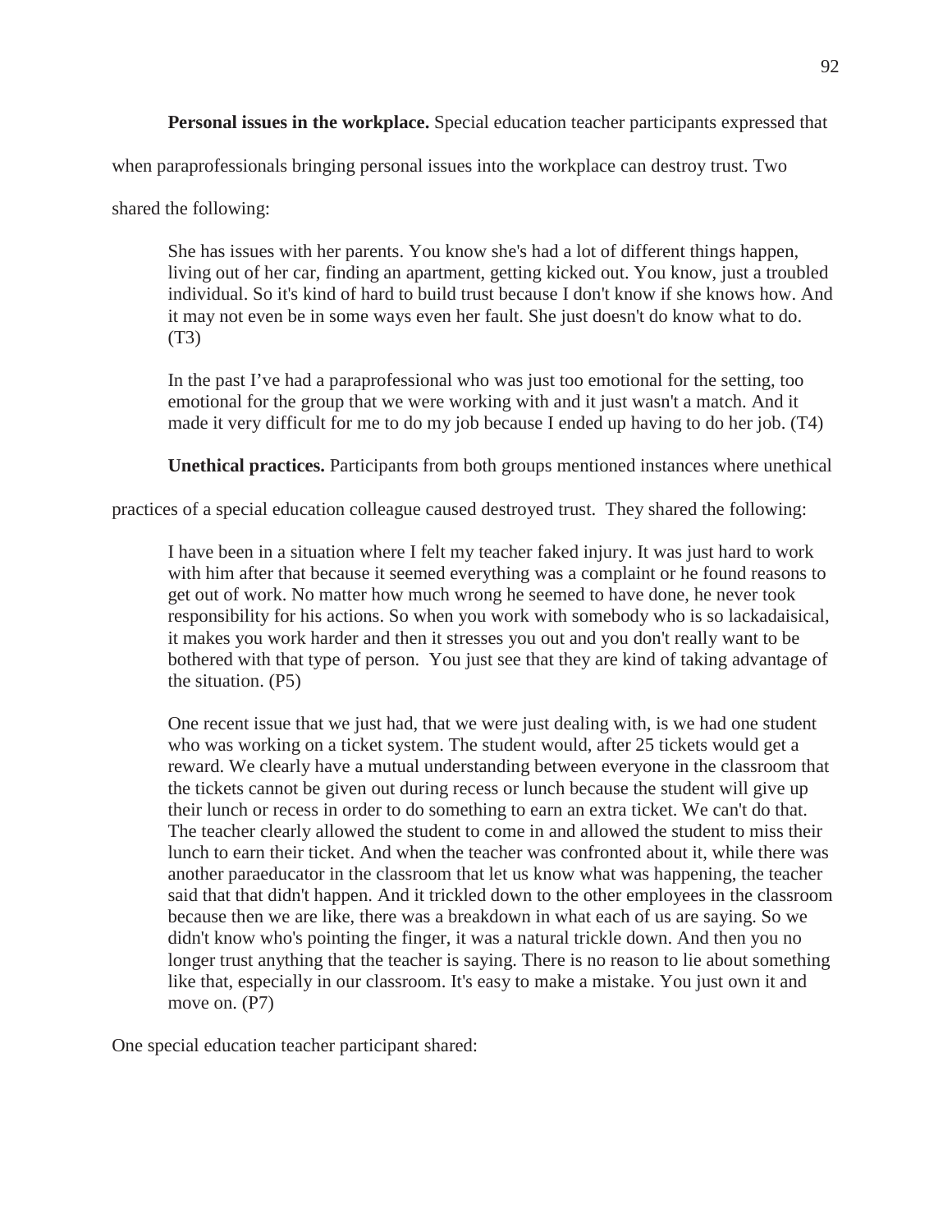**Personal issues in the workplace.** Special education teacher participants expressed that when paraprofessionals bringing personal issues into the workplace can destroy trust. Two shared the following:

> She has issues with her parents. You know she's had a lot of different things happen, living out of her car, finding an apartment, getting kicked out. You know, just a troubled individual. So it's kind of hard to build trust because I don't know if she knows how. And it may not even be in some ways even her fault. She just doesn't do know what to do. (T3)

> In the past I've had a paraprofessional who was just too emotional for the setting, too emotional for the group that we were working with and it just wasn't a match. And it made it very difficult for me to do my job because I ended up having to do her job. (T4)

**Unethical practices.** Participants from both groups mentioned instances where unethical practices of a special education colleague caused destroyed trust. They shared the following:

> I have been in a situation where I felt my teacher faked injury. It was just hard to work with him after that because it seemed everything was a complaint or he found reasons to get out of work. No matter how much wrong he seemed to have done, he never took responsibility for his actions. So when you work with somebody who is so lackadaisical, it makes you work harder and then it stresses you out and you don't really want to be bothered with that type of person. You just see that they are kind of taking advantage of the situation. (P5)

> One recent issue that we just had, that we were just dealing with, is we had one student who was working on a ticket system. The student would, after 25 tickets would get a reward. We clearly have a mutual understanding between everyone in the classroom that the tickets cannot be given out during recess or lunch because the student will give up their lunch or recess in order to do something to earn an extra ticket. We can't do that. The teacher clearly allowed the student to come in and allowed the student to miss their lunch to earn their ticket. And when the teacher was confronted about it, while there was another paraeducator in the classroom that let us know what was happening, the teacher said that that didn't happen. And it trickled down to the other employees in the classroom because then we are like, there was a breakdown in what each of us are saying. So we didn't know who's pointing the finger, it was a natural trickle down. And then you no longer trust anything that the teacher is saying. There is no reason to lie about something like that, especially in our classroom. It's easy to make a mistake. You just own it and move on. (P7)

One special education teacher participant shared: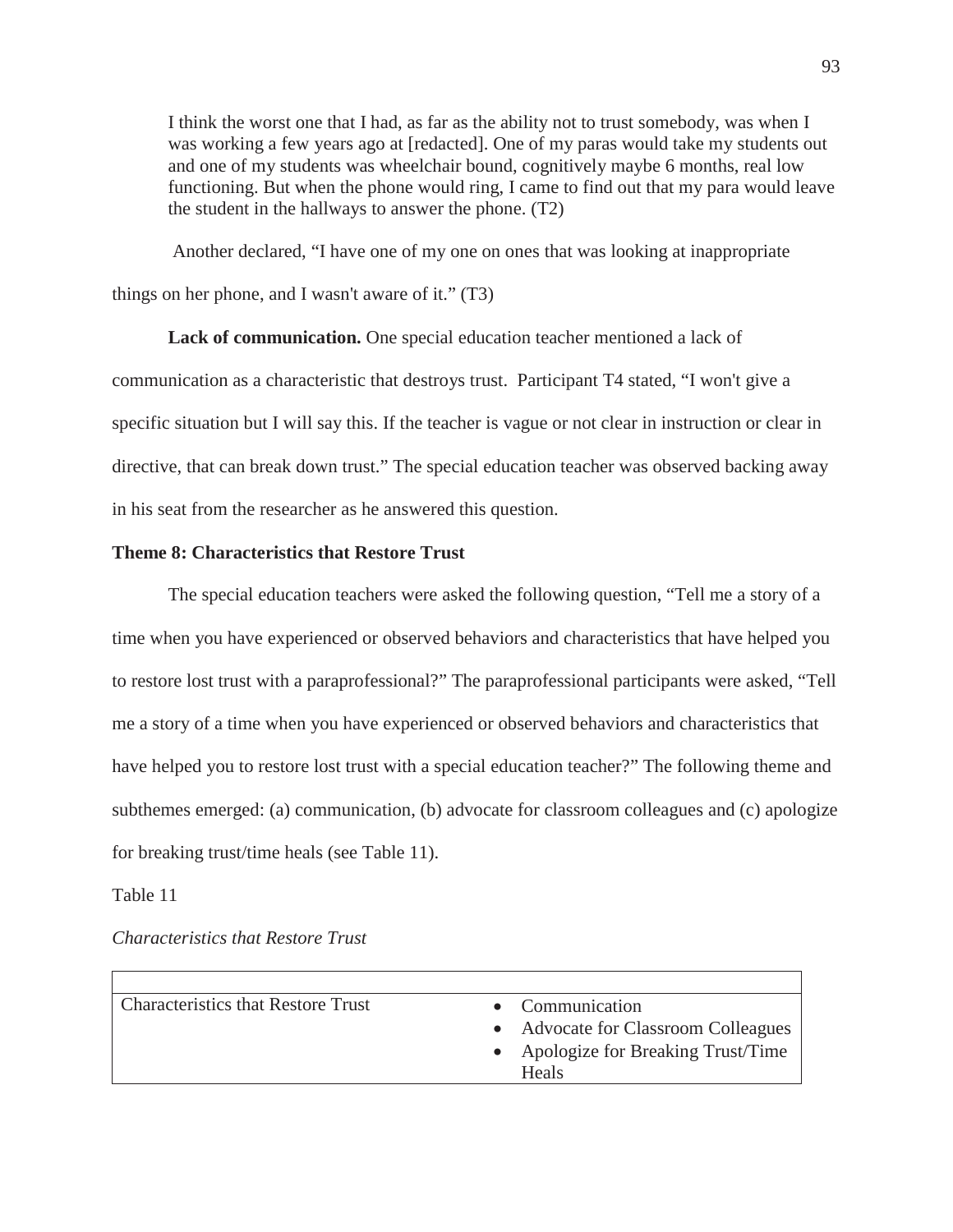> I think the worst one that I had, as far as the ability not to trust somebody, was when I was working a few years ago at [redacted]. One of my paras would take my students out and one of my students was wheelchair bound, cognitively maybe 6 months, real low functioning. But when the phone would ring, I came to find out that my para would leave the student in the hallways to answer the phone. (T2)

Another declared, "I have one of my one on ones that was looking at inappropriate things on her phone, and I wasn't aware of it." (T3)

**Lack of communication.** One special education teacher mentioned a lack of communication as a characteristic that destroys trust. Participant T4 stated, "I won't give a specific situation but I will say this. If the teacher is vague or not clear in instruction or clear in directive, that can break down trust." The special education teacher was observed backing away in his seat from the researcher as he answered this question.

### Theme 8: Characteristics that Restore Trust

The special education teachers were asked the following question, "Tell me a story of a time when you have experienced or observed behaviors and characteristics that have helped you to restore lost trust with a paraprofessional?" The paraprofessional participants were asked, "Tell me a story of a time when you have experienced or observed behaviors and characteristics that have helped you to restore lost trust with a special education teacher?" The following theme and subthemes emerged: (a) communication, (b) advocate for classroom colleagues and (c) apologize for breaking trust/time heals (see Table 11).

Table 11

*Characteristics that Restore Trust*

| | |
|---|---|
| Characteristics that Restore Trust | • Communication<br>• Advocate for Classroom Colleagues<br>• Apologize for Breaking Trust/Time Heals |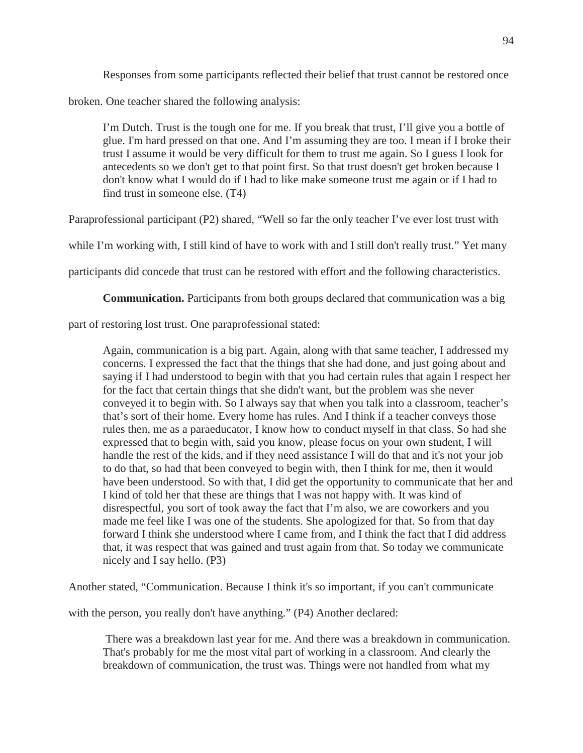Responses from some participants reflected their belief that trust cannot be restored once broken. One teacher shared the following analysis:

> I'm Dutch. Trust is the tough one for me. If you break that trust, I'll give you a bottle of glue. I'm hard pressed on that one. And I'm assuming they are too. I mean if I broke their trust I assume it would be very difficult for them to trust me again. So I guess I look for antecedents so we don't get to that point first. So that trust doesn't get broken because I don't know what I would do if I had to like make someone trust me again or if I had to find trust in someone else. (T4)

Paraprofessional participant (P2) shared, "Well so far the only teacher I've ever lost trust with while I'm working with, I still kind of have to work with and I still don't really trust." Yet many participants did concede that trust can be restored with effort and the following characteristics.

**Communication.** Participants from both groups declared that communication was a big part of restoring lost trust. One paraprofessional stated:

> Again, communication is a big part. Again, along with that same teacher, I addressed my concerns. I expressed the fact that the things that she had done, and just going about and saying if I had understood to begin with that you had certain rules that again I respect her for the fact that certain things that she didn't want, but the problem was she never conveyed it to begin with. So I always say that when you talk into a classroom, teacher's that's sort of their home. Every home has rules. And I think if a teacher conveys those rules then, me as a paraeducator, I know how to conduct myself in that class. So had she expressed that to begin with, said you know, please focus on your own student, I will handle the rest of the kids, and if they need assistance I will do that and it's not your job to do that, so had that been conveyed to begin with, then I think for me, then it would have been understood. So with that, I did get the opportunity to communicate that her and I kind of told her that these are things that I was not happy with. It was kind of disrespectful, you sort of took away the fact that I'm also, we are coworkers and you made me feel like I was one of the students. She apologized for that. So from that day forward I think she understood where I came from, and I think the fact that I did address that, it was respect that was gained and trust again from that. So today we communicate nicely and I say hello. (P3)

Another stated, "Communication. Because I think it's so important, if you can't communicate with the person, you really don't have anything." (P4) Another declared:

> There was a breakdown last year for me. And there was a breakdown in communication. That's probably for me the most vital part of working in a classroom. And clearly the breakdown of communication, the trust was. Things were not handled from what my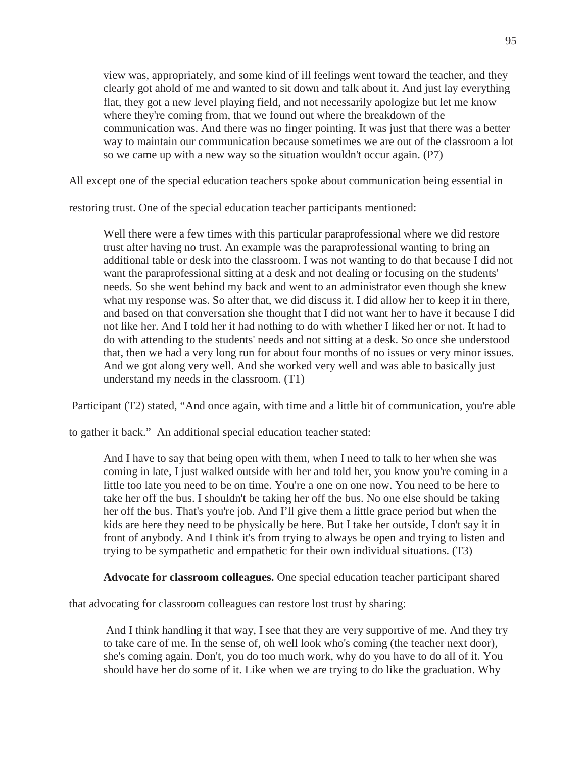> view was, appropriately, and some kind of ill feelings went toward the teacher, and they clearly got ahold of me and wanted to sit down and talk about it. And just lay everything flat, they got a new level playing field, and not necessarily apologize but let me know where they're coming from, that we found out where the breakdown of the communication was. And there was no finger pointing. It was just that there was a better way to maintain our communication because sometimes we are out of the classroom a lot so we came up with a new way so the situation wouldn't occur again. (P7)

All except one of the special education teachers spoke about communication being essential in restoring trust. One of the special education teacher participants mentioned:

> Well there were a few times with this particular paraprofessional where we did restore trust after having no trust. An example was the paraprofessional wanting to bring an additional table or desk into the classroom. I was not wanting to do that because I did not want the paraprofessional sitting at a desk and not dealing or focusing on the students' needs. So she went behind my back and went to an administrator even though she knew what my response was. So after that, we did discuss it. I did allow her to keep it in there, and based on that conversation she thought that I did not want her to have it because I did not like her. And I told her it had nothing to do with whether I liked her or not. It had to do with attending to the students' needs and not sitting at a desk. So once she understood that, then we had a very long run for about four months of no issues or very minor issues. And we got along very well. And she worked very well and was able to basically just understand my needs in the classroom. (T1)

Participant (T2) stated, "And once again, with time and a little bit of communication, you're able to gather it back." An additional special education teacher stated:

> And I have to say that being open with them, when I need to talk to her when she was coming in late, I just walked outside with her and told her, you know you're coming in a little too late you need to be on time. You're a one on one now. You need to be here to take her off the bus. I shouldn't be taking her off the bus. No one else should be taking her off the bus. That's you're job. And I'll give them a little grace period but when the kids are here they need to be physically be here. But I take her outside, I don't say it in front of anybody. And I think it's from trying to always be open and trying to listen and trying to be sympathetic and empathetic for their own individual situations. (T3)

**Advocate for classroom colleagues.** One special education teacher participant shared that advocating for classroom colleagues can restore lost trust by sharing:

> And I think handling it that way, I see that they are very supportive of me. And they try to take care of me. In the sense of, oh well look who's coming (the teacher next door), she's coming again. Don't, you do too much work, why do you have to do all of it. You should have her do some of it. Like when we are trying to do like the graduation. Why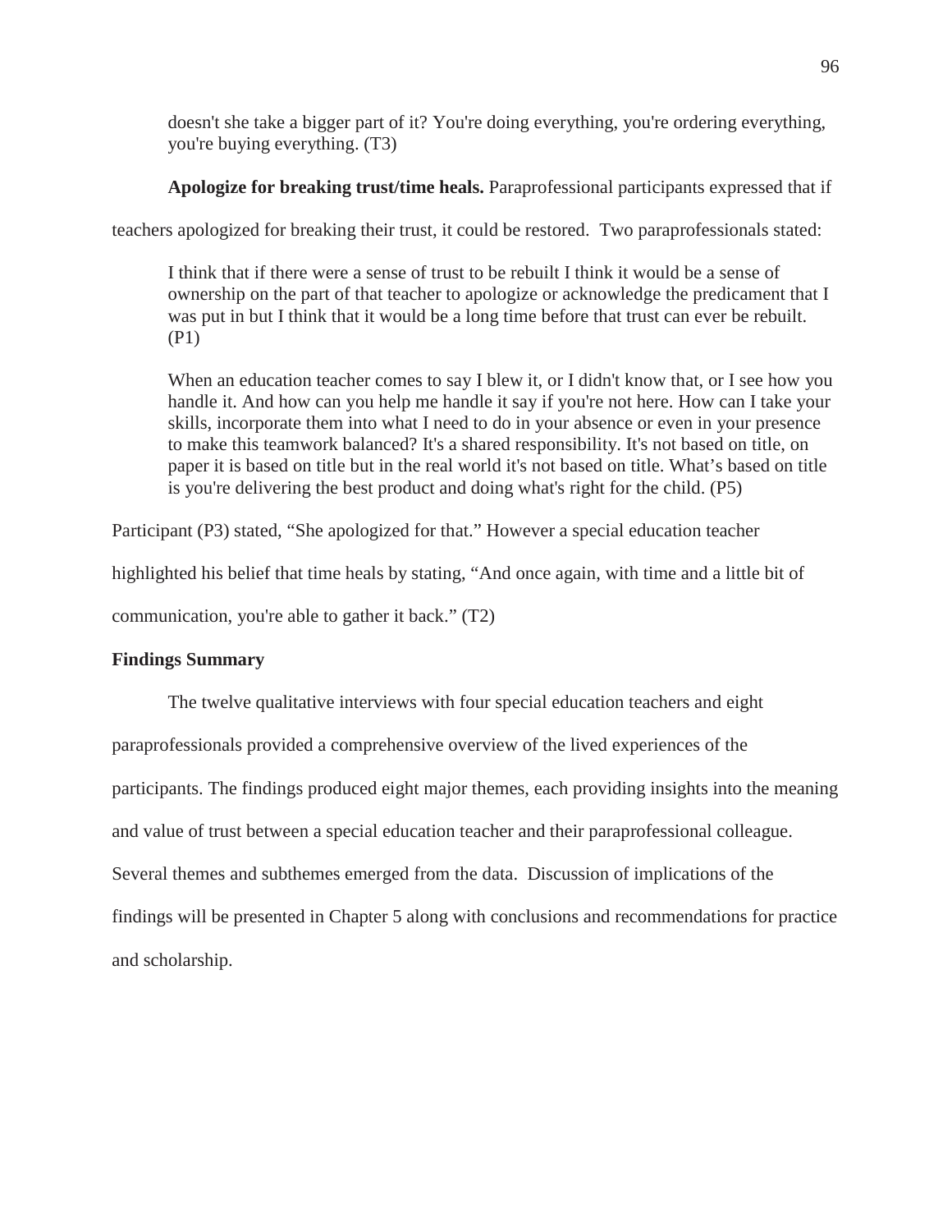> doesn't she take a bigger part of it? You're doing everything, you're ordering everything, you're buying everything. (T3)

**Apologize for breaking trust/time heals.** Paraprofessional participants expressed that if teachers apologized for breaking their trust, it could be restored. Two paraprofessionals stated:

> I think that if there were a sense of trust to be rebuilt I think it would be a sense of ownership on the part of that teacher to apologize or acknowledge the predicament that I was put in but I think that it would be a long time before that trust can ever be rebuilt. (P1)

> When an education teacher comes to say I blew it, or I didn't know that, or I see how you handle it. And how can you help me handle it say if you're not here. How can I take your skills, incorporate them into what I need to do in your absence or even in your presence to make this teamwork balanced? It's a shared responsibility. It's not based on title, on paper it is based on title but in the real world it's not based on title. What's based on title is you're delivering the best product and doing what's right for the child. (P5)

Participant (P3) stated, "She apologized for that." However a special education teacher highlighted his belief that time heals by stating, "And once again, with time and a little bit of communication, you're able to gather it back." (T2)

### Findings Summary

The twelve qualitative interviews with four special education teachers and eight paraprofessionals provided a comprehensive overview of the lived experiences of the participants. The findings produced eight major themes, each providing insights into the meaning and value of trust between a special education teacher and their paraprofessional colleague. Several themes and subthemes emerged from the data. Discussion of implications of the findings will be presented in Chapter 5 along with conclusions and recommendations for practice and scholarship.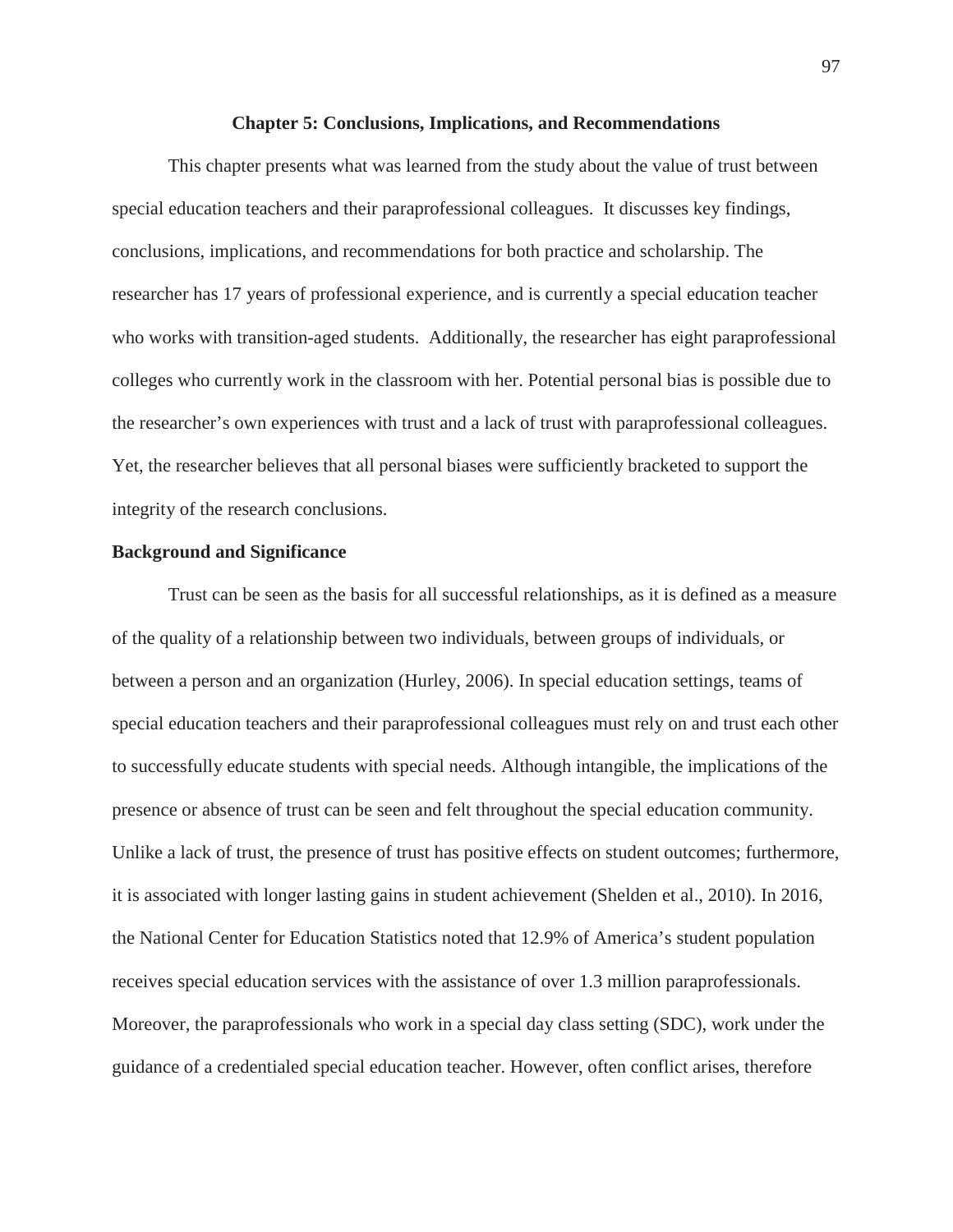# Chapter 5: Conclusions, Implications, and Recommendations

This chapter presents what was learned from the study about the value of trust between special education teachers and their paraprofessional colleagues. It discusses key findings, conclusions, implications, and recommendations for both practice and scholarship. The researcher has 17 years of professional experience, and is currently a special education teacher who works with transition-aged students. Additionally, the researcher has eight paraprofessional colleges who currently work in the classroom with her. Potential personal bias is possible due to the researcher's own experiences with trust and a lack of trust with paraprofessional colleagues. Yet, the researcher believes that all personal biases were sufficiently bracketed to support the integrity of the research conclusions.

## Background and Significance

Trust can be seen as the basis for all successful relationships, as it is defined as a measure of the quality of a relationship between two individuals, between groups of individuals, or between a person and an organization (Hurley, 2006). In special education settings, teams of special education teachers and their paraprofessional colleagues must rely on and trust each other to successfully educate students with special needs. Although intangible, the implications of the presence or absence of trust can be seen and felt throughout the special education community. Unlike a lack of trust, the presence of trust has positive effects on student outcomes; furthermore, it is associated with longer lasting gains in student achievement (Shelden et al., 2010). In 2016, the National Center for Education Statistics noted that 12.9% of America's student population receives special education services with the assistance of over 1.3 million paraprofessionals. Moreover, the paraprofessionals who work in a special day class setting (SDC), work under the guidance of a credentialed special education teacher. However, often conflict arises, therefore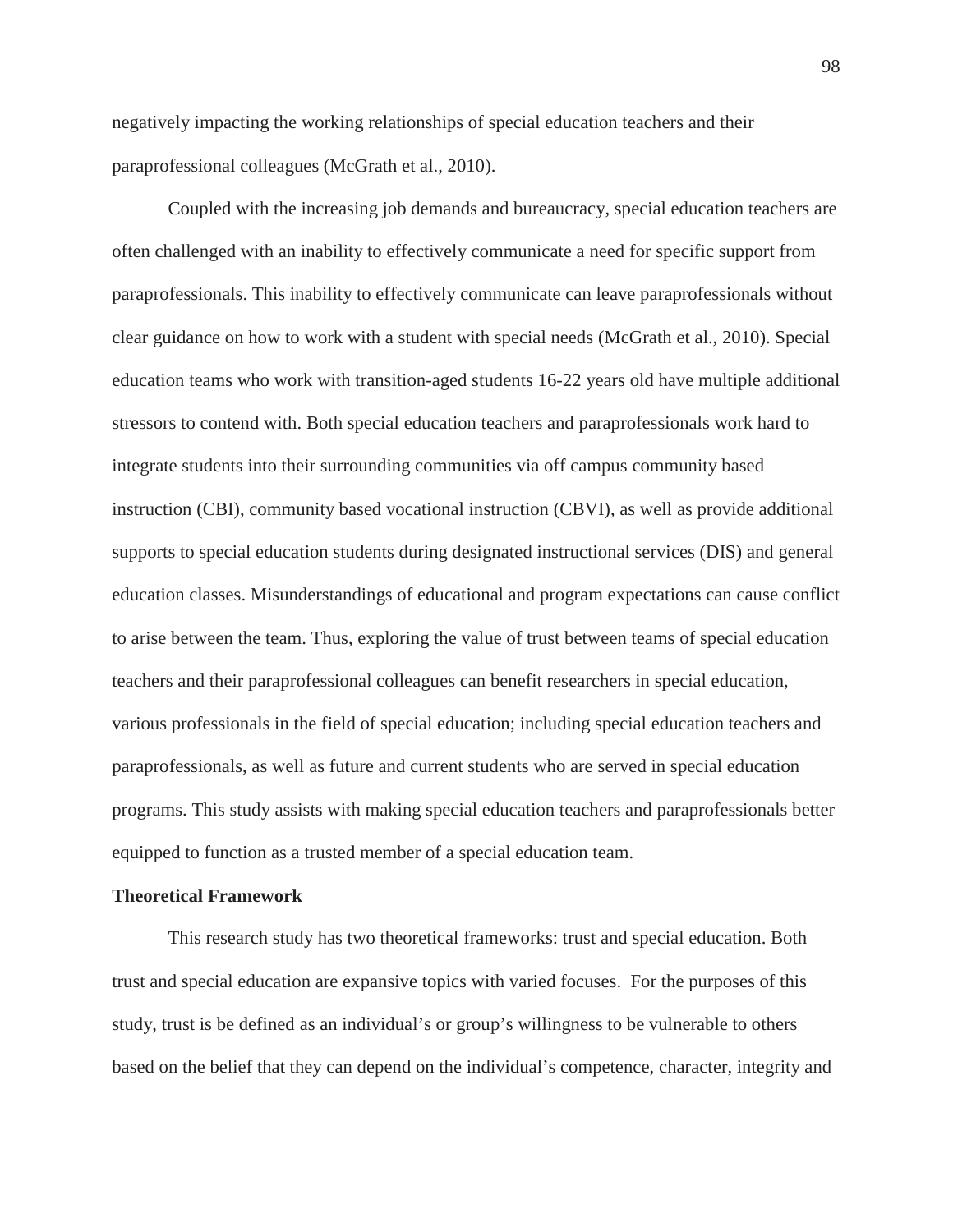negatively impacting the working relationships of special education teachers and their paraprofessional colleagues (McGrath et al., 2010).

Coupled with the increasing job demands and bureaucracy, special education teachers are often challenged with an inability to effectively communicate a need for specific support from paraprofessionals. This inability to effectively communicate can leave paraprofessionals without clear guidance on how to work with a student with special needs (McGrath et al., 2010). Special education teams who work with transition-aged students 16-22 years old have multiple additional stressors to contend with. Both special education teachers and paraprofessionals work hard to integrate students into their surrounding communities via off campus community based instruction (CBI), community based vocational instruction (CBVI), as well as provide additional supports to special education students during designated instructional services (DIS) and general education classes. Misunderstandings of educational and program expectations can cause conflict to arise between the team. Thus, exploring the value of trust between teams of special education teachers and their paraprofessional colleagues can benefit researchers in special education, various professionals in the field of special education; including special education teachers and paraprofessionals, as well as future and current students who are served in special education programs. This study assists with making special education teachers and paraprofessionals better equipped to function as a trusted member of a special education team.

**Theoretical Framework**

This research study has two theoretical frameworks: trust and special education. Both trust and special education are expansive topics with varied focuses. For the purposes of this study, trust is be defined as an individual's or group's willingness to be vulnerable to others based on the belief that they can depend on the individual's competence, character, integrity and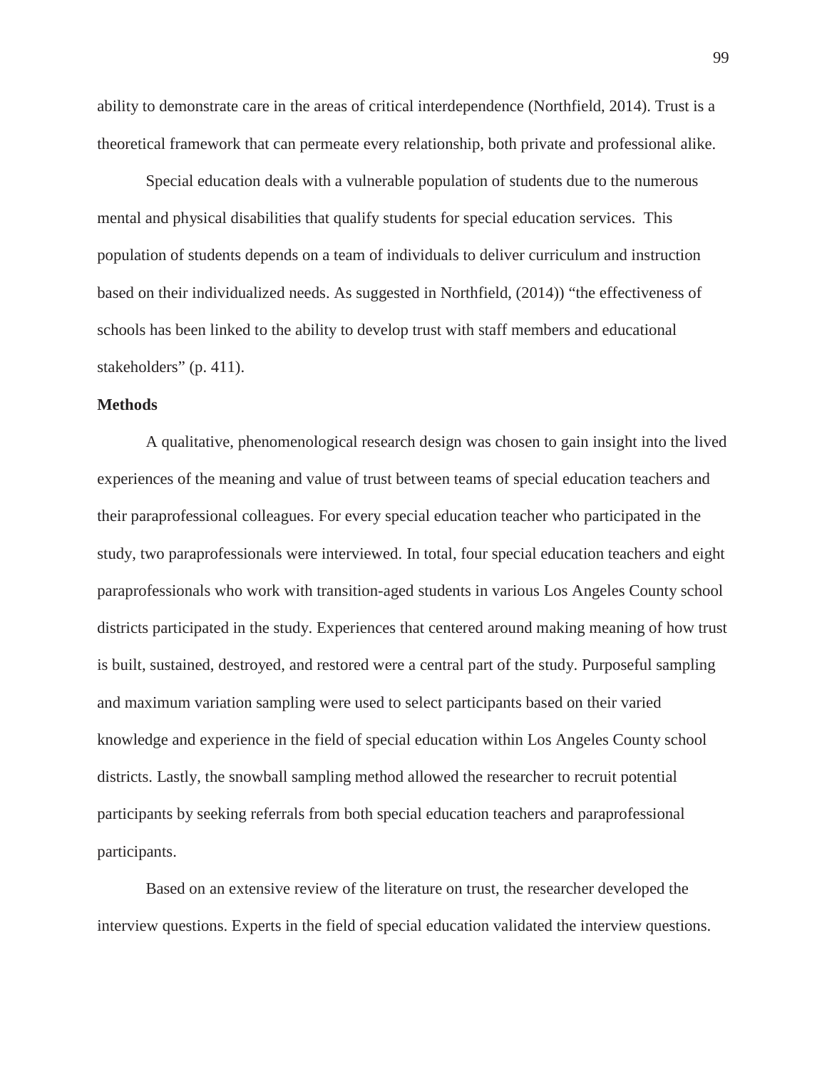ability to demonstrate care in the areas of critical interdependence (Northfield, 2014). Trust is a theoretical framework that can permeate every relationship, both private and professional alike.

Special education deals with a vulnerable population of students due to the numerous mental and physical disabilities that qualify students for special education services. This population of students depends on a team of individuals to deliver curriculum and instruction based on their individualized needs. As suggested in Northfield, (2014)) "the effectiveness of schools has been linked to the ability to develop trust with staff members and educational stakeholders" (p. 411).

**Methods**

A qualitative, phenomenological research design was chosen to gain insight into the lived experiences of the meaning and value of trust between teams of special education teachers and their paraprofessional colleagues. For every special education teacher who participated in the study, two paraprofessionals were interviewed. In total, four special education teachers and eight paraprofessionals who work with transition-aged students in various Los Angeles County school districts participated in the study. Experiences that centered around making meaning of how trust is built, sustained, destroyed, and restored were a central part of the study. Purposeful sampling and maximum variation sampling were used to select participants based on their varied knowledge and experience in the field of special education within Los Angeles County school districts. Lastly, the snowball sampling method allowed the researcher to recruit potential participants by seeking referrals from both special education teachers and paraprofessional participants.

Based on an extensive review of the literature on trust, the researcher developed the interview questions. Experts in the field of special education validated the interview questions.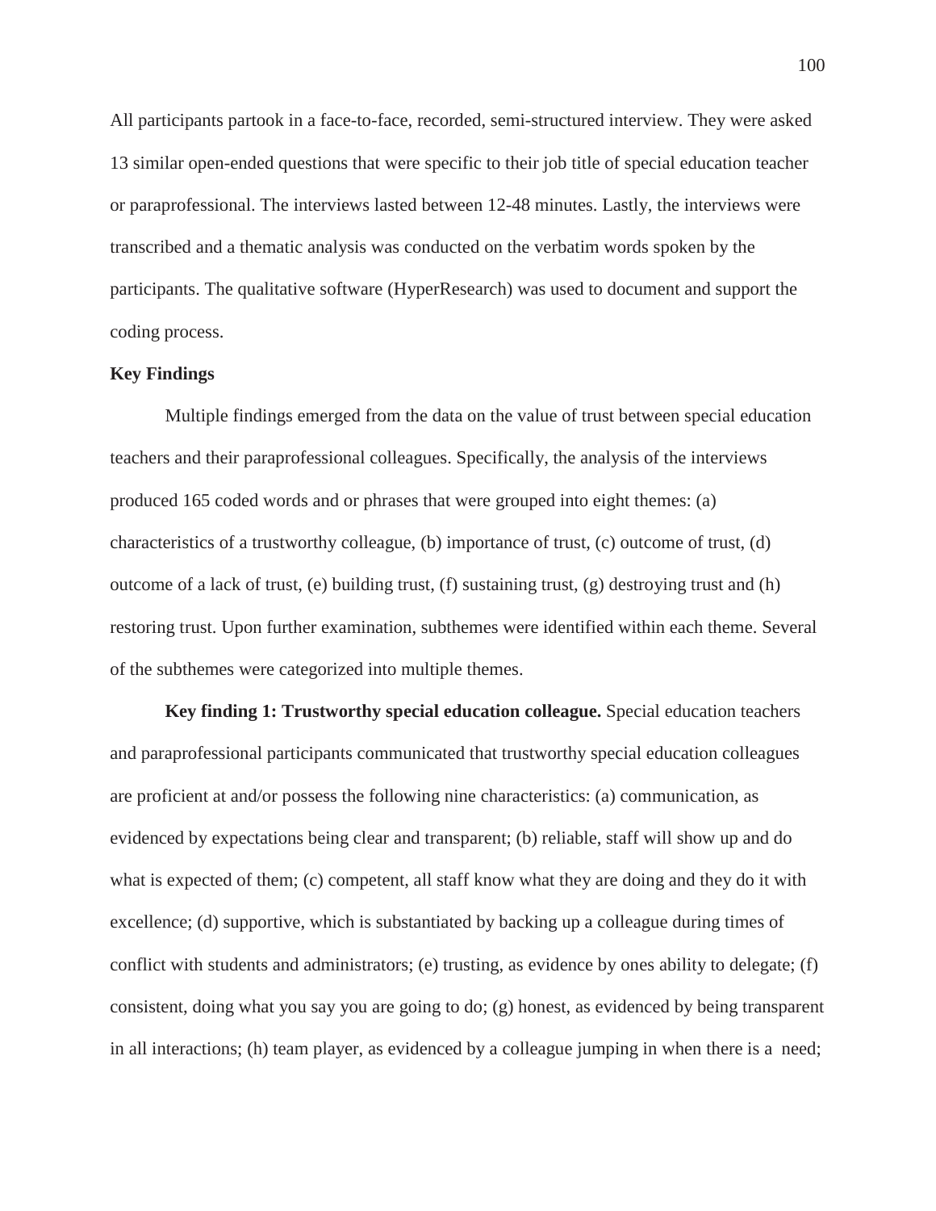All participants partook in a face-to-face, recorded, semi-structured interview. They were asked 13 similar open-ended questions that were specific to their job title of special education teacher or paraprofessional. The interviews lasted between 12-48 minutes. Lastly, the interviews were transcribed and a thematic analysis was conducted on the verbatim words spoken by the participants. The qualitative software (HyperResearch) was used to document and support the coding process.

**Key Findings**

Multiple findings emerged from the data on the value of trust between special education teachers and their paraprofessional colleagues. Specifically, the analysis of the interviews produced 165 coded words and or phrases that were grouped into eight themes: (a) characteristics of a trustworthy colleague, (b) importance of trust, (c) outcome of trust, (d) outcome of a lack of trust, (e) building trust, (f) sustaining trust, (g) destroying trust and (h) restoring trust. Upon further examination, subthemes were identified within each theme. Several of the subthemes were categorized into multiple themes.

**Key finding 1: Trustworthy special education colleague.** Special education teachers and paraprofessional participants communicated that trustworthy special education colleagues are proficient at and/or possess the following nine characteristics: (a) communication, as evidenced by expectations being clear and transparent; (b) reliable, staff will show up and do what is expected of them; (c) competent, all staff know what they are doing and they do it with excellence; (d) supportive, which is substantiated by backing up a colleague during times of conflict with students and administrators; (e) trusting, as evidence by ones ability to delegate; (f) consistent, doing what you say you are going to do; (g) honest, as evidenced by being transparent in all interactions; (h) team player, as evidenced by a colleague jumping in when there is a need;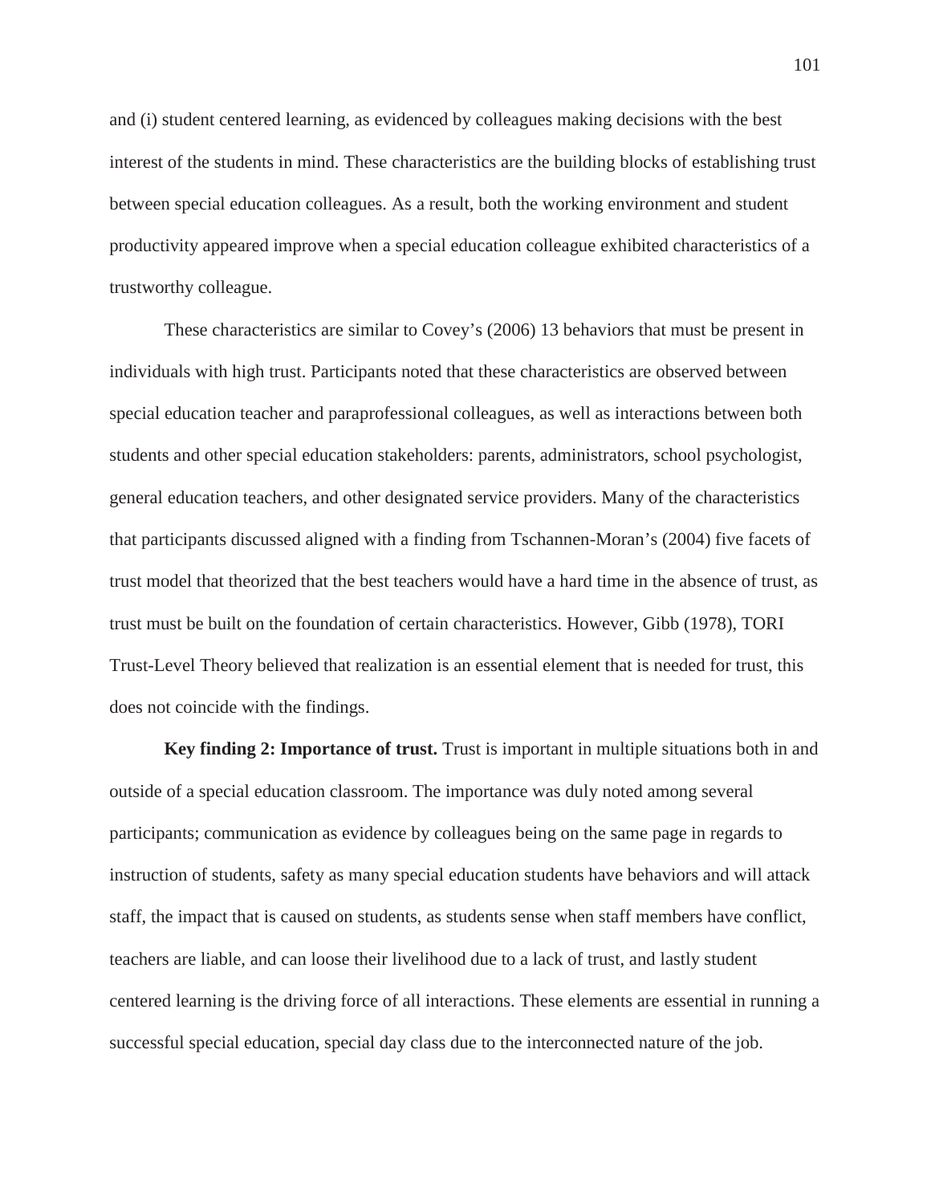and (i) student centered learning, as evidenced by colleagues making decisions with the best interest of the students in mind. These characteristics are the building blocks of establishing trust between special education colleagues. As a result, both the working environment and student productivity appeared improve when a special education colleague exhibited characteristics of a trustworthy colleague.

These characteristics are similar to Covey's (2006) 13 behaviors that must be present in individuals with high trust. Participants noted that these characteristics are observed between special education teacher and paraprofessional colleagues, as well as interactions between both students and other special education stakeholders: parents, administrators, school psychologist, general education teachers, and other designated service providers. Many of the characteristics that participants discussed aligned with a finding from Tschannen-Moran's (2004) five facets of trust model that theorized that the best teachers would have a hard time in the absence of trust, as trust must be built on the foundation of certain characteristics. However, Gibb (1978), TORI Trust-Level Theory believed that realization is an essential element that is needed for trust, this does not coincide with the findings.

**Key finding 2: Importance of trust.** Trust is important in multiple situations both in and outside of a special education classroom. The importance was duly noted among several participants; communication as evidence by colleagues being on the same page in regards to instruction of students, safety as many special education students have behaviors and will attack staff, the impact that is caused on students, as students sense when staff members have conflict, teachers are liable, and can loose their livelihood due to a lack of trust, and lastly student centered learning is the driving force of all interactions. These elements are essential in running a successful special education, special day class due to the interconnected nature of the job.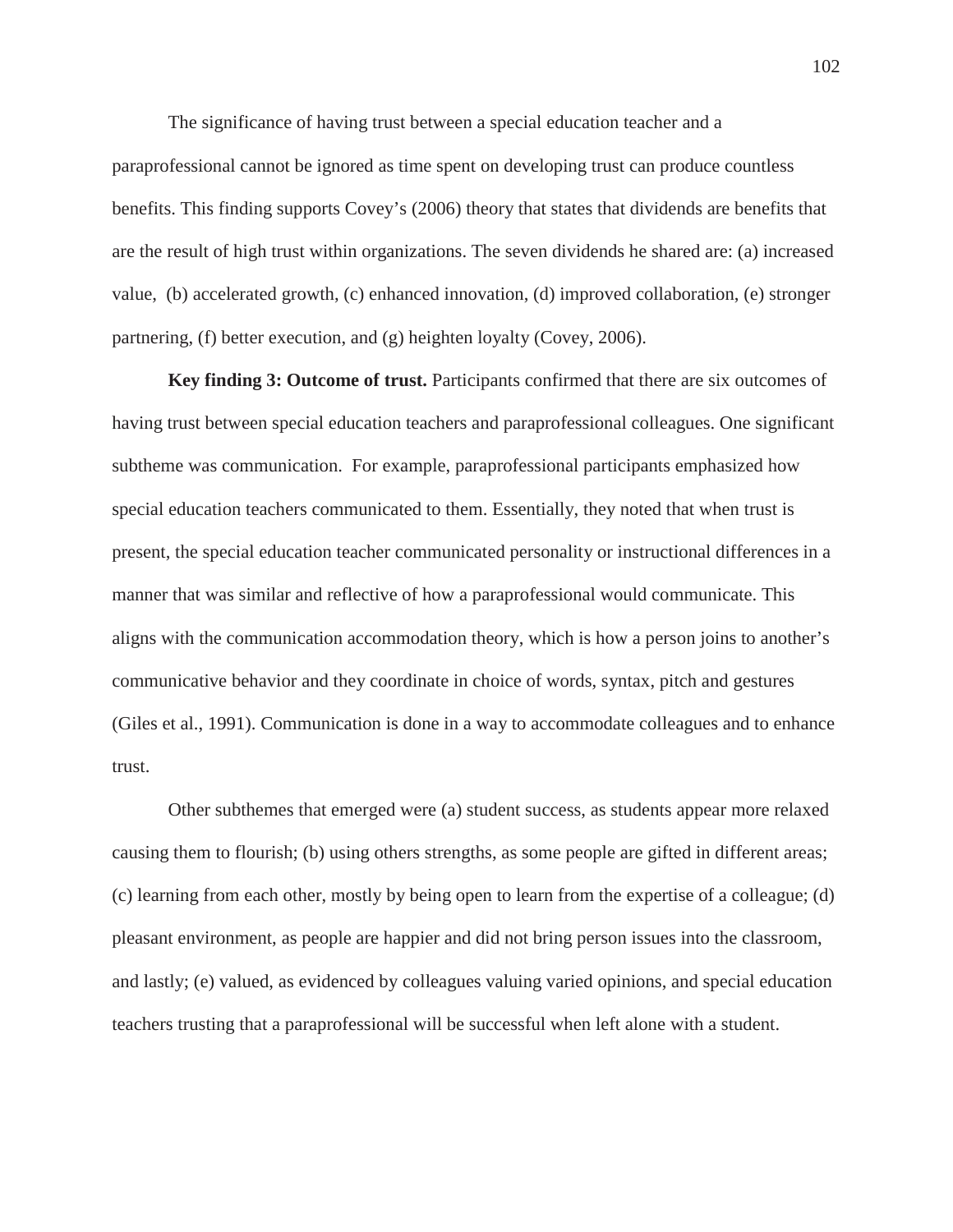The significance of having trust between a special education teacher and a paraprofessional cannot be ignored as time spent on developing trust can produce countless benefits. This finding supports Covey's (2006) theory that states that dividends are benefits that are the result of high trust within organizations. The seven dividends he shared are: (a) increased value, (b) accelerated growth, (c) enhanced innovation, (d) improved collaboration, (e) stronger partnering, (f) better execution, and (g) heighten loyalty (Covey, 2006).

**Key finding 3: Outcome of trust.** Participants confirmed that there are six outcomes of having trust between special education teachers and paraprofessional colleagues. One significant subtheme was communication. For example, paraprofessional participants emphasized how special education teachers communicated to them. Essentially, they noted that when trust is present, the special education teacher communicated personality or instructional differences in a manner that was similar and reflective of how a paraprofessional would communicate. This aligns with the communication accommodation theory, which is how a person joins to another's communicative behavior and they coordinate in choice of words, syntax, pitch and gestures (Giles et al., 1991). Communication is done in a way to accommodate colleagues and to enhance trust.

Other subthemes that emerged were (a) student success, as students appear more relaxed causing them to flourish; (b) using others strengths, as some people are gifted in different areas; (c) learning from each other, mostly by being open to learn from the expertise of a colleague; (d) pleasant environment, as people are happier and did not bring person issues into the classroom, and lastly; (e) valued, as evidenced by colleagues valuing varied opinions, and special education teachers trusting that a paraprofessional will be successful when left alone with a student.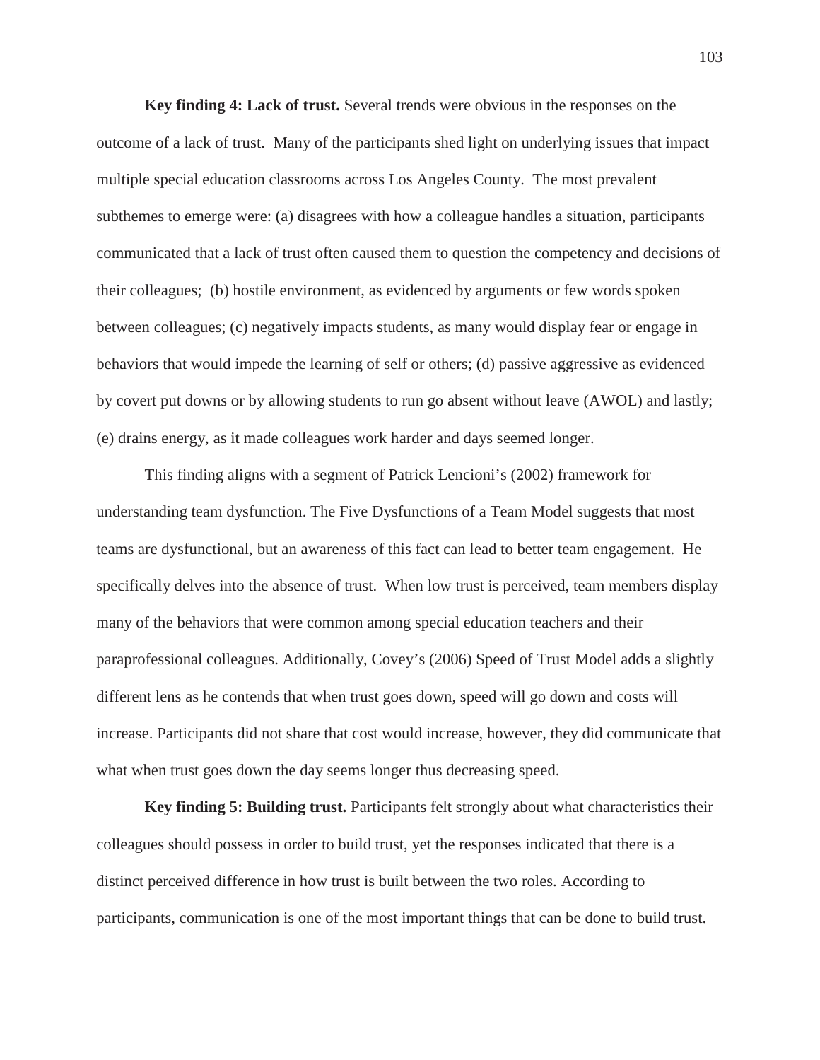**Key finding 4: Lack of trust.** Several trends were obvious in the responses on the outcome of a lack of trust. Many of the participants shed light on underlying issues that impact multiple special education classrooms across Los Angeles County. The most prevalent subthemes to emerge were: (a) disagrees with how a colleague handles a situation, participants communicated that a lack of trust often caused them to question the competency and decisions of their colleagues; (b) hostile environment, as evidenced by arguments or few words spoken between colleagues; (c) negatively impacts students, as many would display fear or engage in behaviors that would impede the learning of self or others; (d) passive aggressive as evidenced by covert put downs or by allowing students to run go absent without leave (AWOL) and lastly; (e) drains energy, as it made colleagues work harder and days seemed longer.

This finding aligns with a segment of Patrick Lencioni's (2002) framework for understanding team dysfunction. The Five Dysfunctions of a Team Model suggests that most teams are dysfunctional, but an awareness of this fact can lead to better team engagement. He specifically delves into the absence of trust. When low trust is perceived, team members display many of the behaviors that were common among special education teachers and their paraprofessional colleagues. Additionally, Covey's (2006) Speed of Trust Model adds a slightly different lens as he contends that when trust goes down, speed will go down and costs will increase. Participants did not share that cost would increase, however, they did communicate that what when trust goes down the day seems longer thus decreasing speed.

**Key finding 5: Building trust.** Participants felt strongly about what characteristics their colleagues should possess in order to build trust, yet the responses indicated that there is a distinct perceived difference in how trust is built between the two roles. According to participants, communication is one of the most important things that can be done to build trust.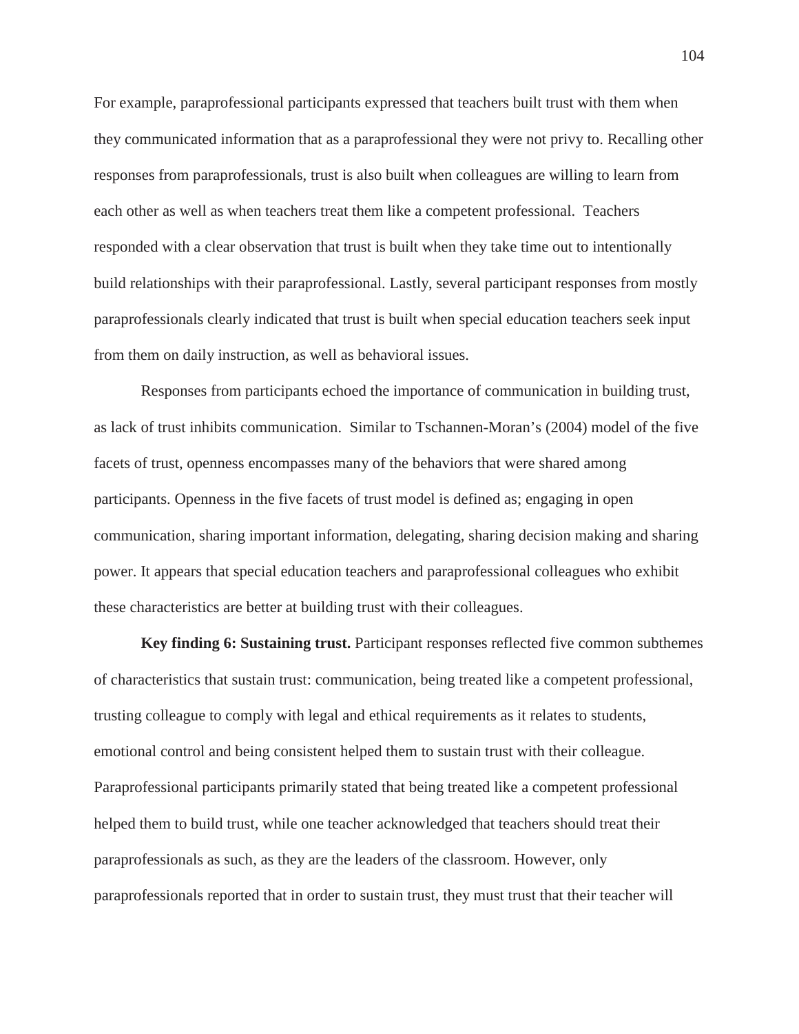For example, paraprofessional participants expressed that teachers built trust with them when they communicated information that as a paraprofessional they were not privy to. Recalling other responses from paraprofessionals, trust is also built when colleagues are willing to learn from each other as well as when teachers treat them like a competent professional.  Teachers responded with a clear observation that trust is built when they take time out to intentionally build relationships with their paraprofessional. Lastly, several participant responses from mostly paraprofessionals clearly indicated that trust is built when special education teachers seek input from them on daily instruction, as well as behavioral issues.

Responses from participants echoed the importance of communication in building trust, as lack of trust inhibits communication.  Similar to Tschannen-Moran's (2004) model of the five facets of trust, openness encompasses many of the behaviors that were shared among participants. Openness in the five facets of trust model is defined as; engaging in open communication, sharing important information, delegating, sharing decision making and sharing power. It appears that special education teachers and paraprofessional colleagues who exhibit these characteristics are better at building trust with their colleagues.

**Key finding 6: Sustaining trust.** Participant responses reflected five common subthemes of characteristics that sustain trust: communication, being treated like a competent professional, trusting colleague to comply with legal and ethical requirements as it relates to students, emotional control and being consistent helped them to sustain trust with their colleague. Paraprofessional participants primarily stated that being treated like a competent professional helped them to build trust, while one teacher acknowledged that teachers should treat their paraprofessionals as such, as they are the leaders of the classroom. However, only paraprofessionals reported that in order to sustain trust, they must trust that their teacher will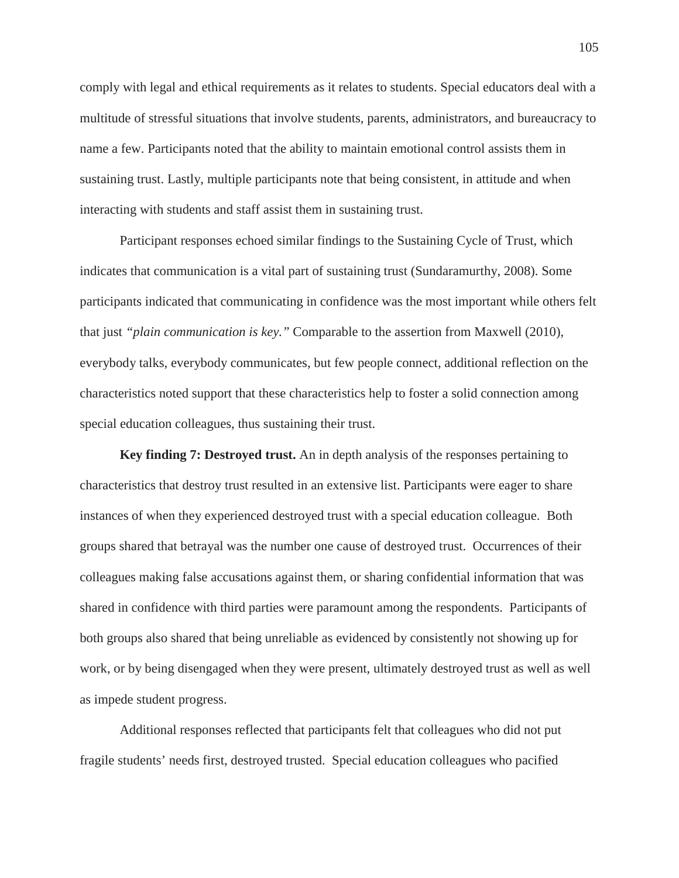comply with legal and ethical requirements as it relates to students. Special educators deal with a multitude of stressful situations that involve students, parents, administrators, and bureaucracy to name a few. Participants noted that the ability to maintain emotional control assists them in sustaining trust. Lastly, multiple participants note that being consistent, in attitude and when interacting with students and staff assist them in sustaining trust.

Participant responses echoed similar findings to the Sustaining Cycle of Trust, which indicates that communication is a vital part of sustaining trust (Sundaramurthy, 2008). Some participants indicated that communicating in confidence was the most important while others felt that just *"plain communication is key."* Comparable to the assertion from Maxwell (2010), everybody talks, everybody communicates, but few people connect, additional reflection on the characteristics noted support that these characteristics help to foster a solid connection among special education colleagues, thus sustaining their trust.

**Key finding 7: Destroyed trust.** An in depth analysis of the responses pertaining to characteristics that destroy trust resulted in an extensive list. Participants were eager to share instances of when they experienced destroyed trust with a special education colleague. Both groups shared that betrayal was the number one cause of destroyed trust. Occurrences of their colleagues making false accusations against them, or sharing confidential information that was shared in confidence with third parties were paramount among the respondents. Participants of both groups also shared that being unreliable as evidenced by consistently not showing up for work, or by being disengaged when they were present, ultimately destroyed trust as well as well as impede student progress.

Additional responses reflected that participants felt that colleagues who did not put fragile students' needs first, destroyed trusted. Special education colleagues who pacified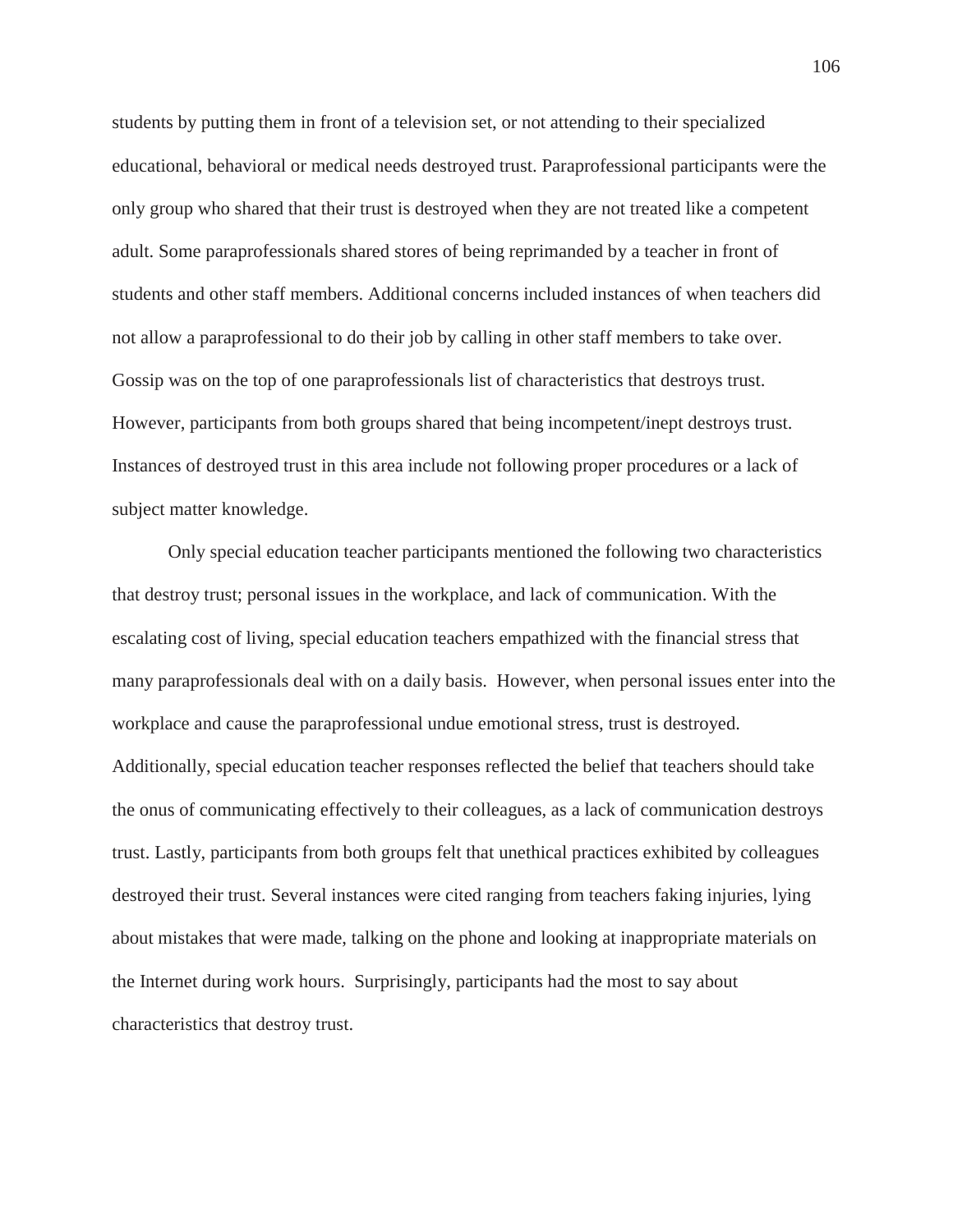students by putting them in front of a television set, or not attending to their specialized educational, behavioral or medical needs destroyed trust. Paraprofessional participants were the only group who shared that their trust is destroyed when they are not treated like a competent adult. Some paraprofessionals shared stores of being reprimanded by a teacher in front of students and other staff members. Additional concerns included instances of when teachers did not allow a paraprofessional to do their job by calling in other staff members to take over. Gossip was on the top of one paraprofessionals list of characteristics that destroys trust. However, participants from both groups shared that being incompetent/inept destroys trust. Instances of destroyed trust in this area include not following proper procedures or a lack of subject matter knowledge.

Only special education teacher participants mentioned the following two characteristics that destroy trust; personal issues in the workplace, and lack of communication. With the escalating cost of living, special education teachers empathized with the financial stress that many paraprofessionals deal with on a daily basis. However, when personal issues enter into the workplace and cause the paraprofessional undue emotional stress, trust is destroyed. Additionally, special education teacher responses reflected the belief that teachers should take the onus of communicating effectively to their colleagues, as a lack of communication destroys trust. Lastly, participants from both groups felt that unethical practices exhibited by colleagues destroyed their trust. Several instances were cited ranging from teachers faking injuries, lying about mistakes that were made, talking on the phone and looking at inappropriate materials on the Internet during work hours. Surprisingly, participants had the most to say about characteristics that destroy trust.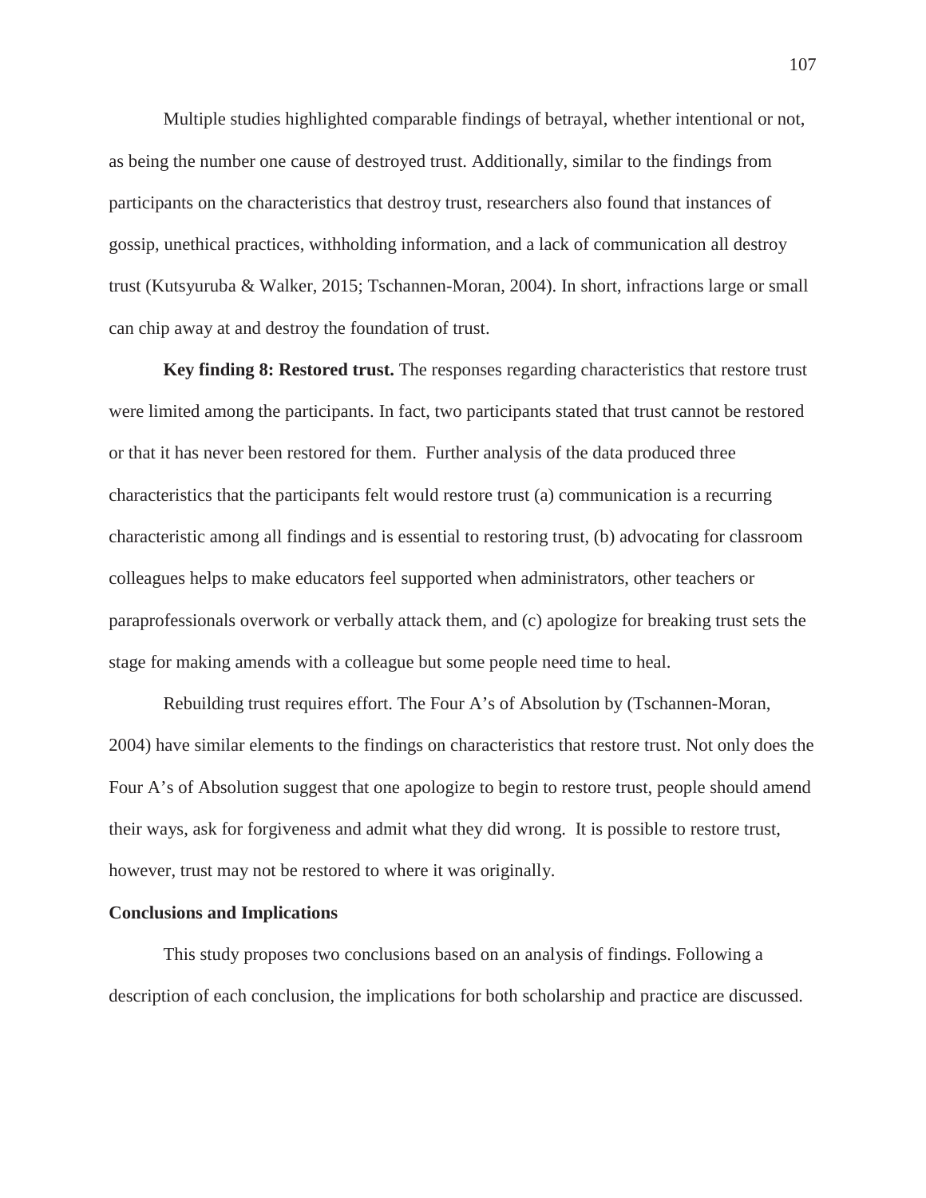Multiple studies highlighted comparable findings of betrayal, whether intentional or not, as being the number one cause of destroyed trust. Additionally, similar to the findings from participants on the characteristics that destroy trust, researchers also found that instances of gossip, unethical practices, withholding information, and a lack of communication all destroy trust (Kutsyuruba & Walker, 2015; Tschannen-Moran, 2004). In short, infractions large or small can chip away at and destroy the foundation of trust.

**Key finding 8: Restored trust.** The responses regarding characteristics that restore trust were limited among the participants. In fact, two participants stated that trust cannot be restored or that it has never been restored for them. Further analysis of the data produced three characteristics that the participants felt would restore trust (a) communication is a recurring characteristic among all findings and is essential to restoring trust, (b) advocating for classroom colleagues helps to make educators feel supported when administrators, other teachers or paraprofessionals overwork or verbally attack them, and (c) apologize for breaking trust sets the stage for making amends with a colleague but some people need time to heal.

Rebuilding trust requires effort. The Four A's of Absolution by (Tschannen-Moran, 2004) have similar elements to the findings on characteristics that restore trust. Not only does the Four A's of Absolution suggest that one apologize to begin to restore trust, people should amend their ways, ask for forgiveness and admit what they did wrong. It is possible to restore trust, however, trust may not be restored to where it was originally.

## Conclusions and Implications

This study proposes two conclusions based on an analysis of findings. Following a description of each conclusion, the implications for both scholarship and practice are discussed.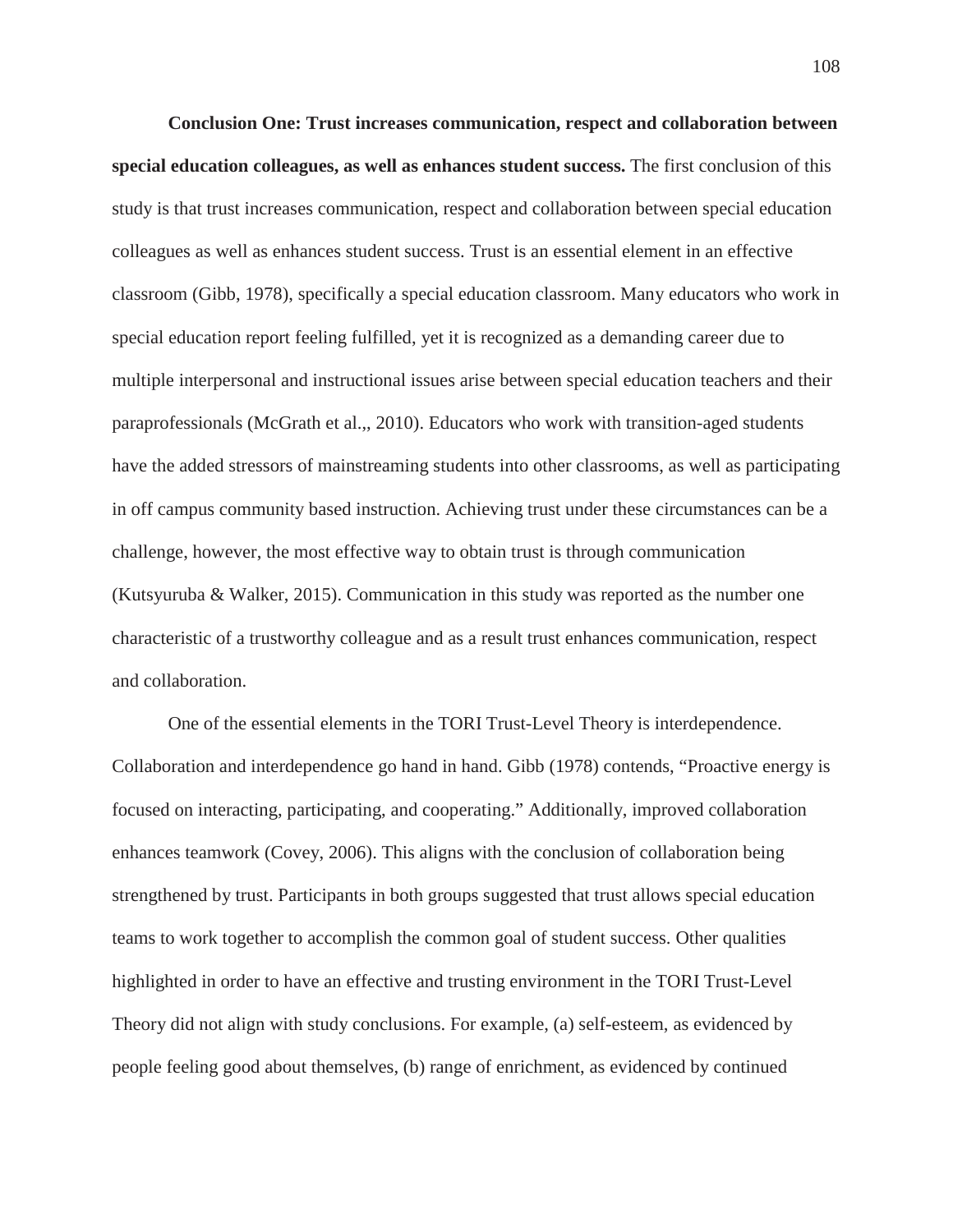**Conclusion One: Trust increases communication, respect and collaboration between special education colleagues, as well as enhances student success.** The first conclusion of this study is that trust increases communication, respect and collaboration between special education colleagues as well as enhances student success. Trust is an essential element in an effective classroom (Gibb, 1978), specifically a special education classroom. Many educators who work in special education report feeling fulfilled, yet it is recognized as a demanding career due to multiple interpersonal and instructional issues arise between special education teachers and their paraprofessionals (McGrath et al.,, 2010). Educators who work with transition-aged students have the added stressors of mainstreaming students into other classrooms, as well as participating in off campus community based instruction. Achieving trust under these circumstances can be a challenge, however, the most effective way to obtain trust is through communication (Kutsyuruba & Walker, 2015). Communication in this study was reported as the number one characteristic of a trustworthy colleague and as a result trust enhances communication, respect and collaboration.

One of the essential elements in the TORI Trust-Level Theory is interdependence. Collaboration and interdependence go hand in hand. Gibb (1978) contends, "Proactive energy is focused on interacting, participating, and cooperating." Additionally, improved collaboration enhances teamwork (Covey, 2006). This aligns with the conclusion of collaboration being strengthened by trust. Participants in both groups suggested that trust allows special education teams to work together to accomplish the common goal of student success. Other qualities highlighted in order to have an effective and trusting environment in the TORI Trust-Level Theory did not align with study conclusions. For example, (a) self-esteem, as evidenced by people feeling good about themselves, (b) range of enrichment, as evidenced by continued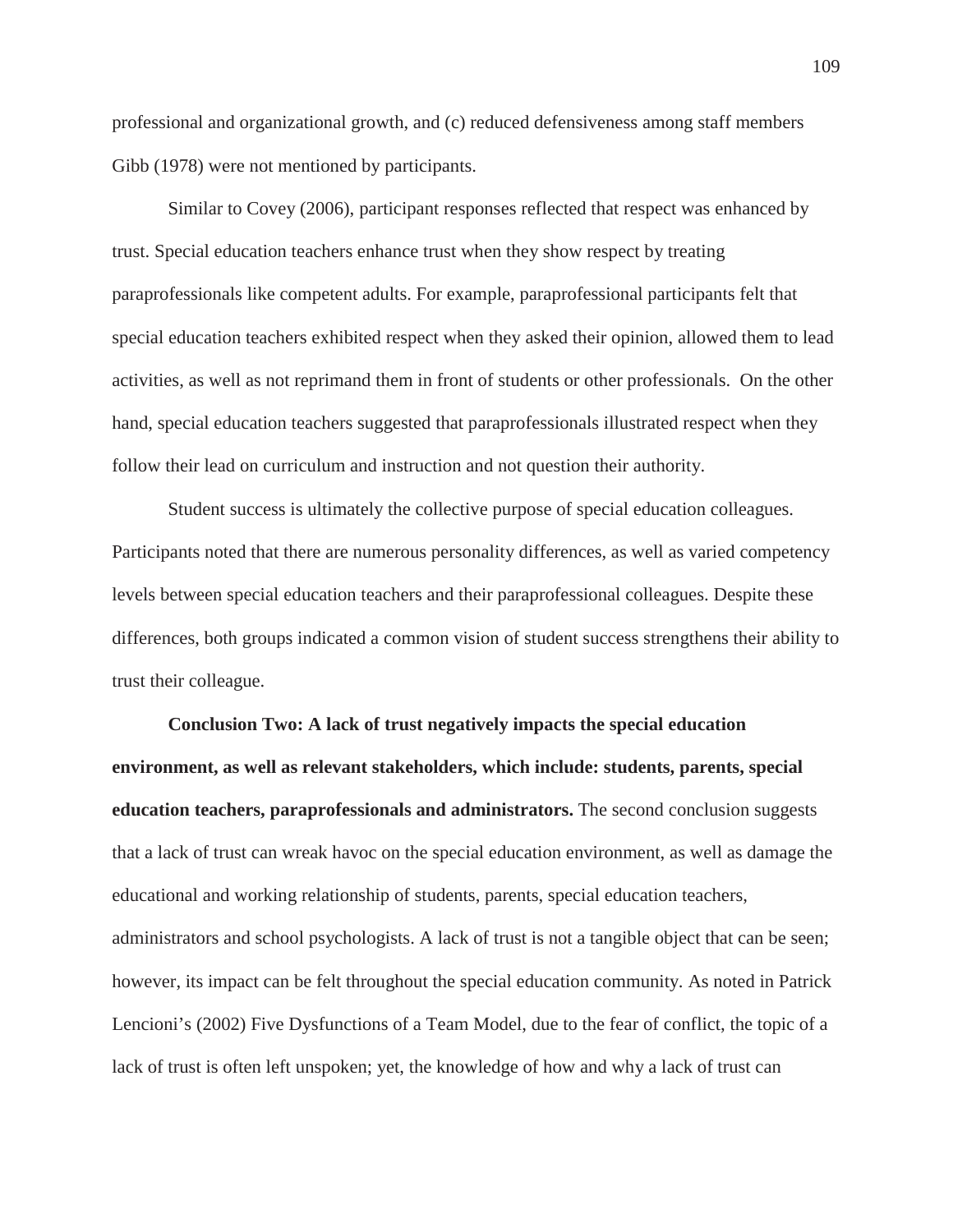professional and organizational growth, and (c) reduced defensiveness among staff members Gibb (1978) were not mentioned by participants.

Similar to Covey (2006), participant responses reflected that respect was enhanced by trust. Special education teachers enhance trust when they show respect by treating paraprofessionals like competent adults. For example, paraprofessional participants felt that special education teachers exhibited respect when they asked their opinion, allowed them to lead activities, as well as not reprimand them in front of students or other professionals.  On the other hand, special education teachers suggested that paraprofessionals illustrated respect when they follow their lead on curriculum and instruction and not question their authority.

Student success is ultimately the collective purpose of special education colleagues. Participants noted that there are numerous personality differences, as well as varied competency levels between special education teachers and their paraprofessional colleagues. Despite these differences, both groups indicated a common vision of student success strengthens their ability to trust their colleague.

**Conclusion Two: A lack of trust negatively impacts the special education environment, as well as relevant stakeholders, which include: students, parents, special education teachers, paraprofessionals and administrators.** The second conclusion suggests that a lack of trust can wreak havoc on the special education environment, as well as damage the educational and working relationship of students, parents, special education teachers, administrators and school psychologists. A lack of trust is not a tangible object that can be seen; however, its impact can be felt throughout the special education community. As noted in Patrick Lencioni's (2002) Five Dysfunctions of a Team Model, due to the fear of conflict, the topic of a lack of trust is often left unspoken; yet, the knowledge of how and why a lack of trust can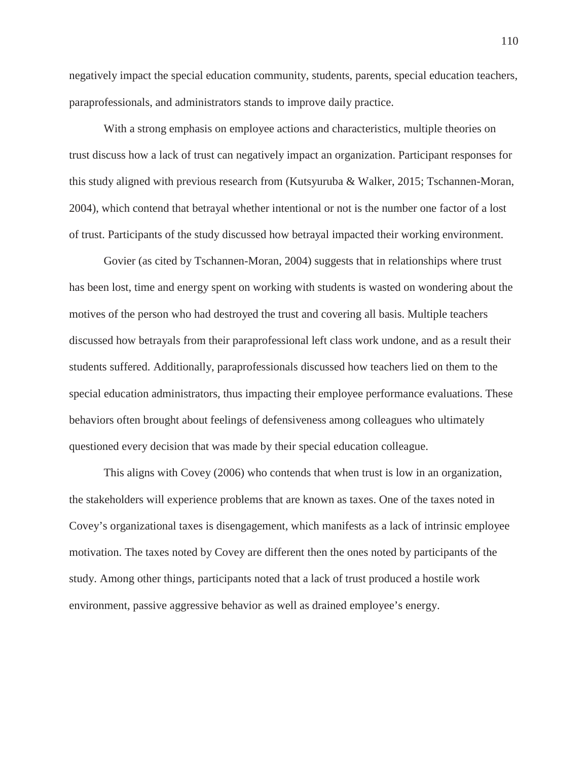negatively impact the special education community, students, parents, special education teachers, paraprofessionals, and administrators stands to improve daily practice.

With a strong emphasis on employee actions and characteristics, multiple theories on trust discuss how a lack of trust can negatively impact an organization. Participant responses for this study aligned with previous research from (Kutsyuruba & Walker, 2015; Tschannen-Moran, 2004), which contend that betrayal whether intentional or not is the number one factor of a lost of trust. Participants of the study discussed how betrayal impacted their working environment.

Govier (as cited by Tschannen-Moran, 2004) suggests that in relationships where trust has been lost, time and energy spent on working with students is wasted on wondering about the motives of the person who had destroyed the trust and covering all basis. Multiple teachers discussed how betrayals from their paraprofessional left class work undone, and as a result their students suffered. Additionally, paraprofessionals discussed how teachers lied on them to the special education administrators, thus impacting their employee performance evaluations. These behaviors often brought about feelings of defensiveness among colleagues who ultimately questioned every decision that was made by their special education colleague.

This aligns with Covey (2006) who contends that when trust is low in an organization, the stakeholders will experience problems that are known as taxes. One of the taxes noted in Covey's organizational taxes is disengagement, which manifests as a lack of intrinsic employee motivation. The taxes noted by Covey are different then the ones noted by participants of the study. Among other things, participants noted that a lack of trust produced a hostile work environment, passive aggressive behavior as well as drained employee's energy.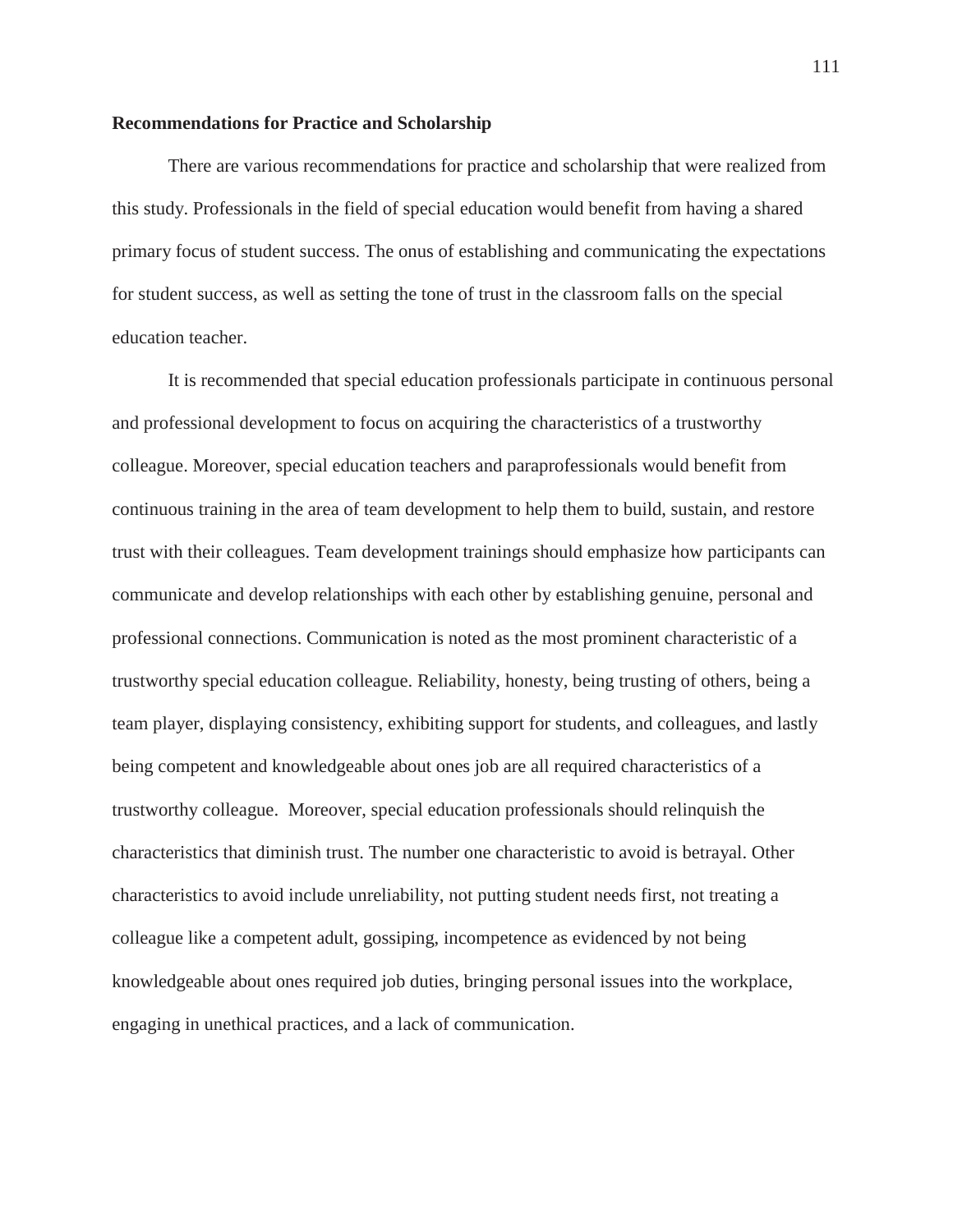**Recommendations for Practice and Scholarship**

There are various recommendations for practice and scholarship that were realized from this study. Professionals in the field of special education would benefit from having a shared primary focus of student success. The onus of establishing and communicating the expectations for student success, as well as setting the tone of trust in the classroom falls on the special education teacher.

It is recommended that special education professionals participate in continuous personal and professional development to focus on acquiring the characteristics of a trustworthy colleague. Moreover, special education teachers and paraprofessionals would benefit from continuous training in the area of team development to help them to build, sustain, and restore trust with their colleagues. Team development trainings should emphasize how participants can communicate and develop relationships with each other by establishing genuine, personal and professional connections. Communication is noted as the most prominent characteristic of a trustworthy special education colleague. Reliability, honesty, being trusting of others, being a team player, displaying consistency, exhibiting support for students, and colleagues, and lastly being competent and knowledgeable about ones job are all required characteristics of a trustworthy colleague. Moreover, special education professionals should relinquish the characteristics that diminish trust. The number one characteristic to avoid is betrayal. Other characteristics to avoid include unreliability, not putting student needs first, not treating a colleague like a competent adult, gossiping, incompetence as evidenced by not being knowledgeable about ones required job duties, bringing personal issues into the workplace, engaging in unethical practices, and a lack of communication.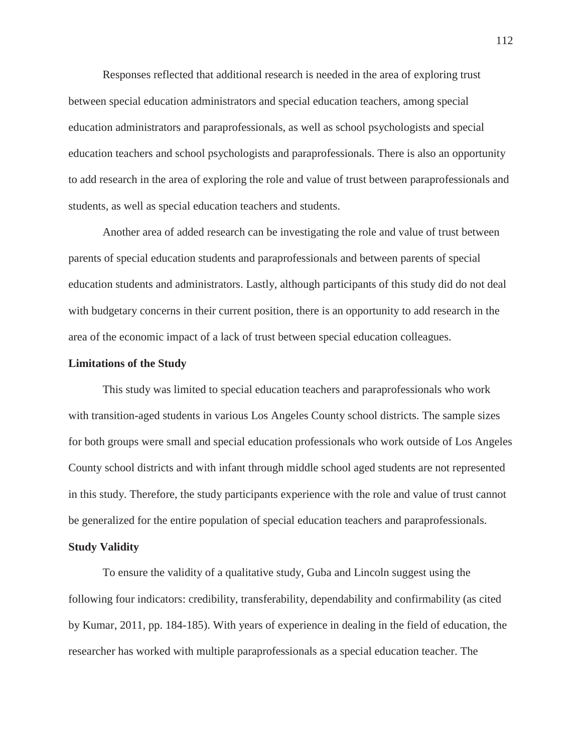Responses reflected that additional research is needed in the area of exploring trust between special education administrators and special education teachers, among special education administrators and paraprofessionals, as well as school psychologists and special education teachers and school psychologists and paraprofessionals. There is also an opportunity to add research in the area of exploring the role and value of trust between paraprofessionals and students, as well as special education teachers and students.

Another area of added research can be investigating the role and value of trust between parents of special education students and paraprofessionals and between parents of special education students and administrators. Lastly, although participants of this study did do not deal with budgetary concerns in their current position, there is an opportunity to add research in the area of the economic impact of a lack of trust between special education colleagues.

**Limitations of the Study**

This study was limited to special education teachers and paraprofessionals who work with transition-aged students in various Los Angeles County school districts. The sample sizes for both groups were small and special education professionals who work outside of Los Angeles County school districts and with infant through middle school aged students are not represented in this study. Therefore, the study participants experience with the role and value of trust cannot be generalized for the entire population of special education teachers and paraprofessionals.

**Study Validity**

To ensure the validity of a qualitative study, Guba and Lincoln suggest using the following four indicators: credibility, transferability, dependability and confirmability (as cited by Kumar, 2011, pp. 184-185). With years of experience in dealing in the field of education, the researcher has worked with multiple paraprofessionals as a special education teacher. The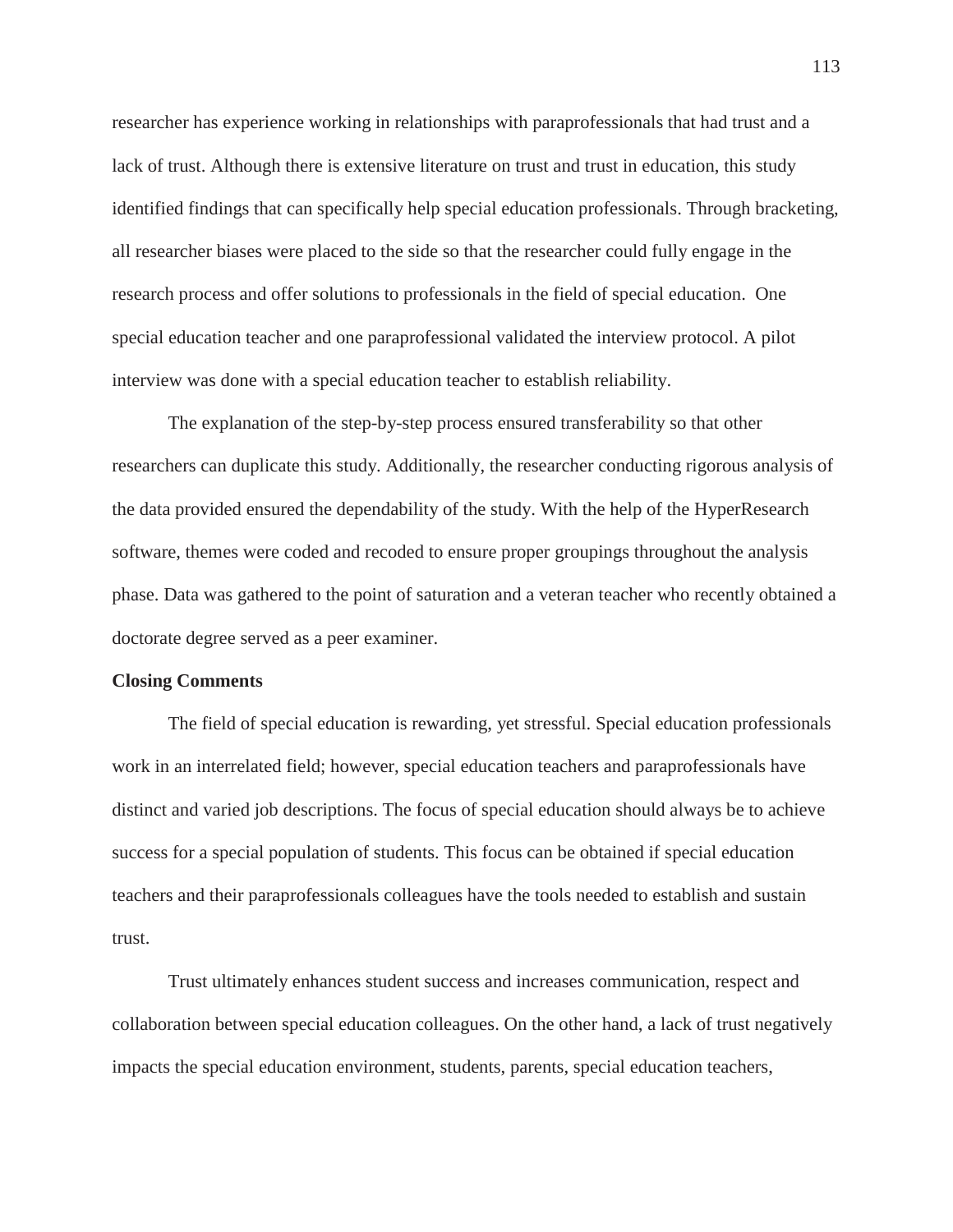researcher has experience working in relationships with paraprofessionals that had trust and a lack of trust. Although there is extensive literature on trust and trust in education, this study identified findings that can specifically help special education professionals. Through bracketing, all researcher biases were placed to the side so that the researcher could fully engage in the research process and offer solutions to professionals in the field of special education. One special education teacher and one paraprofessional validated the interview protocol. A pilot interview was done with a special education teacher to establish reliability.

The explanation of the step-by-step process ensured transferability so that other researchers can duplicate this study. Additionally, the researcher conducting rigorous analysis of the data provided ensured the dependability of the study. With the help of the HyperResearch software, themes were coded and recoded to ensure proper groupings throughout the analysis phase. Data was gathered to the point of saturation and a veteran teacher who recently obtained a doctorate degree served as a peer examiner.

**Closing Comments**

The field of special education is rewarding, yet stressful. Special education professionals work in an interrelated field; however, special education teachers and paraprofessionals have distinct and varied job descriptions. The focus of special education should always be to achieve success for a special population of students. This focus can be obtained if special education teachers and their paraprofessionals colleagues have the tools needed to establish and sustain trust.

Trust ultimately enhances student success and increases communication, respect and collaboration between special education colleagues. On the other hand, a lack of trust negatively impacts the special education environment, students, parents, special education teachers,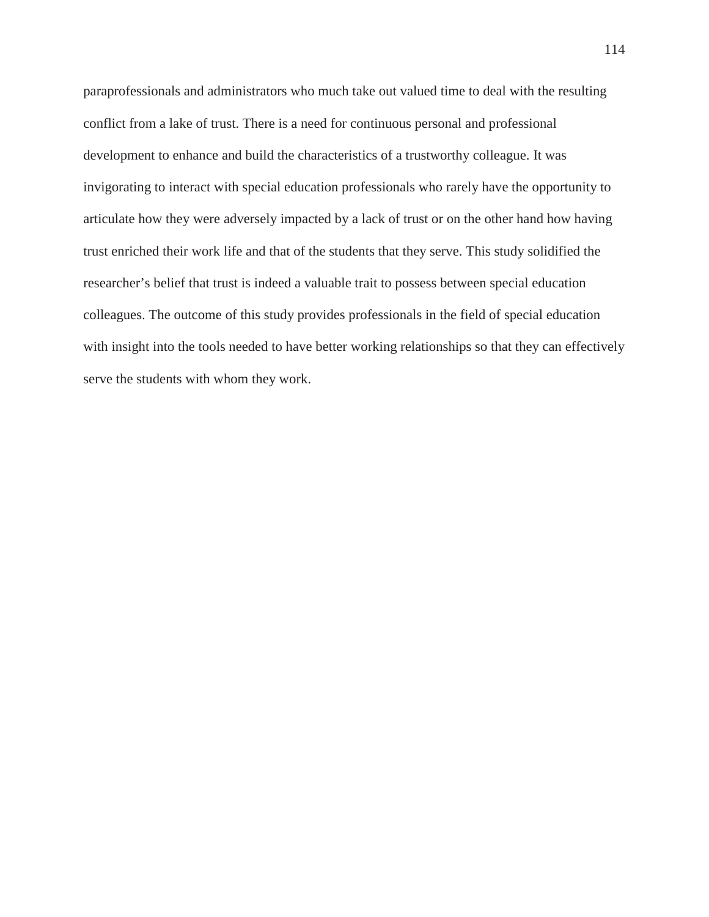paraprofessionals and administrators who much take out valued time to deal with the resulting conflict from a lake of trust. There is a need for continuous personal and professional development to enhance and build the characteristics of a trustworthy colleague. It was invigorating to interact with special education professionals who rarely have the opportunity to articulate how they were adversely impacted by a lack of trust or on the other hand how having trust enriched their work life and that of the students that they serve. This study solidified the researcher's belief that trust is indeed a valuable trait to possess between special education colleagues. The outcome of this study provides professionals in the field of special education with insight into the tools needed to have better working relationships so that they can effectively serve the students with whom they work.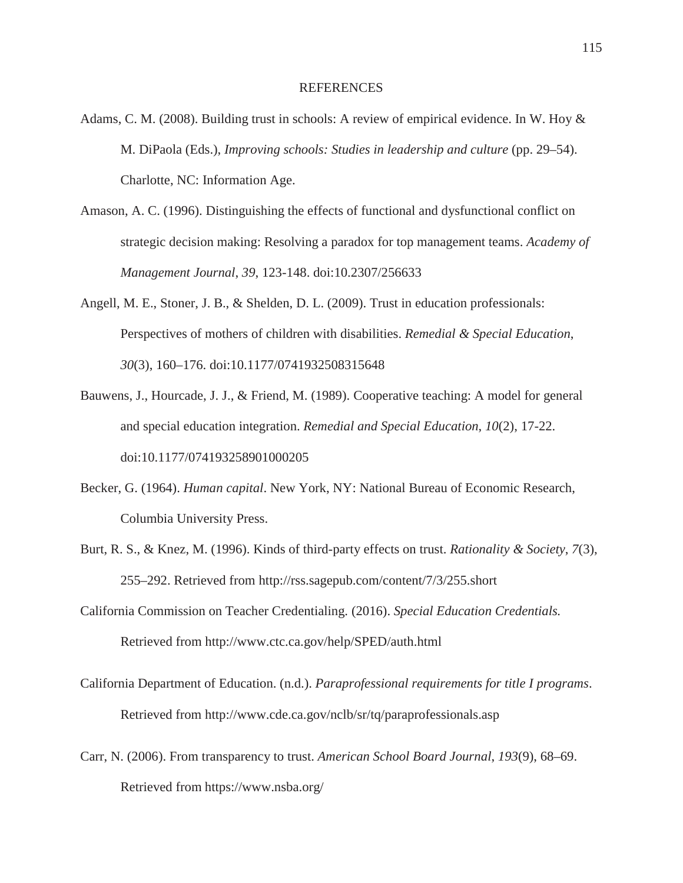# REFERENCES

Adams, C. M. (2008). Building trust in schools: A review of empirical evidence. In W. Hoy & M. DiPaola (Eds.), *Improving schools: Studies in leadership and culture* (pp. 29–54). Charlotte, NC: Information Age.

Amason, A. C. (1996). Distinguishing the effects of functional and dysfunctional conflict on strategic decision making: Resolving a paradox for top management teams. *Academy of Management Journal*, *39*, 123-148. doi:10.2307/256633

Angell, M. E., Stoner, J. B., & Shelden, D. L. (2009). Trust in education professionals: Perspectives of mothers of children with disabilities. *Remedial & Special Education*, *30*(3), 160–176. doi:10.1177/0741932508315648

Bauwens, J., Hourcade, J. J., & Friend, M. (1989). Cooperative teaching: A model for general and special education integration. *Remedial and Special Education*, *10*(2), 17-22. doi:10.1177/074193258901000205

Becker, G. (1964). *Human capital*. New York, NY: National Bureau of Economic Research, Columbia University Press.

Burt, R. S., & Knez, M. (1996). Kinds of third-party effects on trust. *Rationality & Society*, *7*(3), 255–292. Retrieved from http://rss.sagepub.com/content/7/3/255.short

California Commission on Teacher Credentialing. (2016). *Special Education Credentials.* Retrieved from http://www.ctc.ca.gov/help/SPED/auth.html

California Department of Education. (n.d.). *Paraprofessional requirements for title I programs*. Retrieved from http://www.cde.ca.gov/nclb/sr/tq/paraprofessionals.asp

Carr, N. (2006). From transparency to trust. *American School Board Journal*, *193*(9), 68–69. Retrieved from https://www.nsba.org/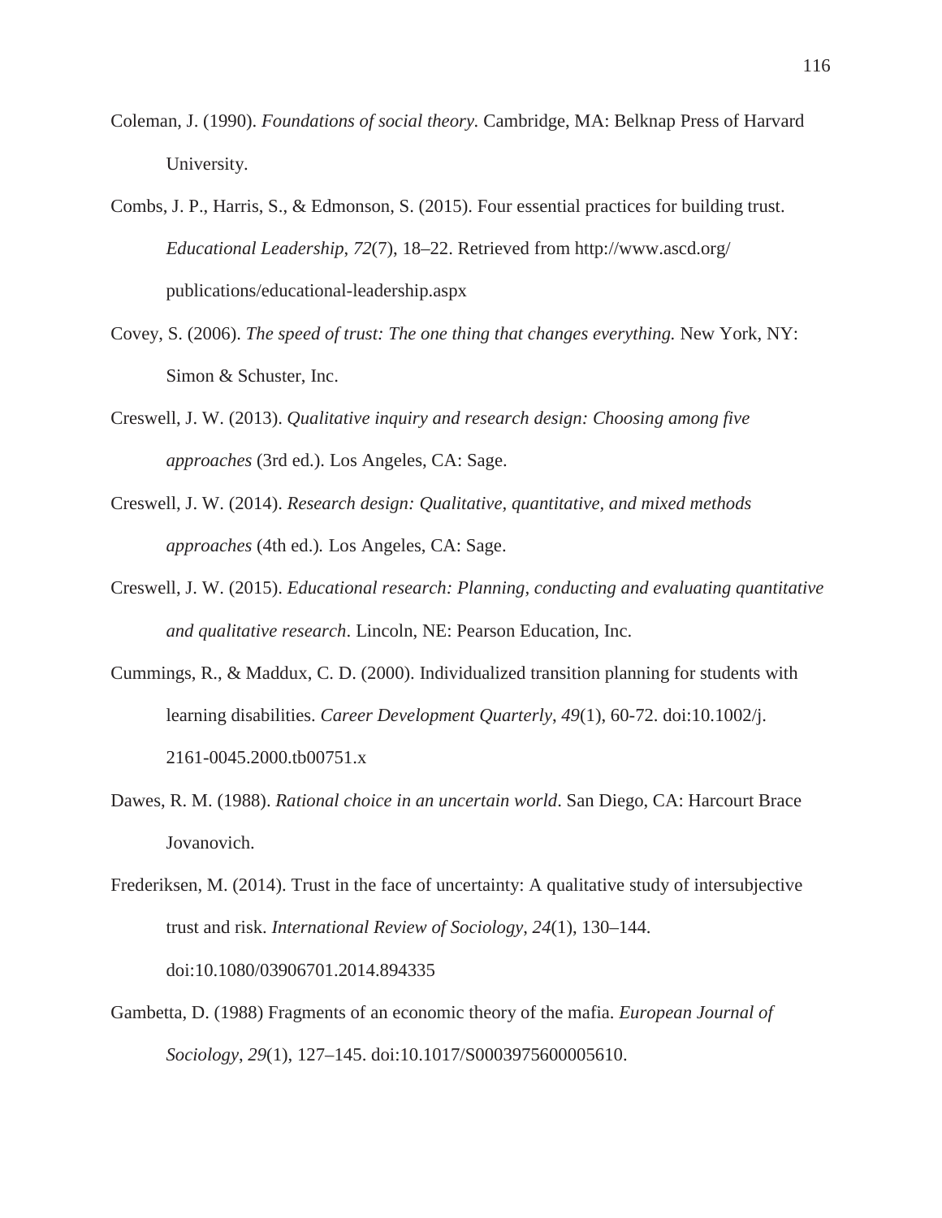Coleman, J. (1990). *Foundations of social theory.* Cambridge, MA: Belknap Press of Harvard University.

Combs, J. P., Harris, S., & Edmonson, S. (2015). Four essential practices for building trust. *Educational Leadership*, *72*(7), 18–22. Retrieved from http://www.ascd.org/publications/educational-leadership.aspx

Covey, S. (2006). *The speed of trust: The one thing that changes everything.* New York, NY: Simon & Schuster, Inc.

Creswell, J. W. (2013). *Qualitative inquiry and research design: Choosing among five approaches* (3rd ed.). Los Angeles, CA: Sage.

Creswell, J. W. (2014). *Research design: Qualitative, quantitative, and mixed methods approaches* (4th ed.)*.* Los Angeles, CA: Sage.

Creswell, J. W. (2015). *Educational research: Planning, conducting and evaluating quantitative and qualitative research*. Lincoln, NE: Pearson Education, Inc.

Cummings, R., & Maddux, C. D. (2000). Individualized transition planning for students with learning disabilities. *Career Development Quarterly*, *49*(1), 60-72. doi:10.1002/j.2161-0045.2000.tb00751.x

Dawes, R. M. (1988). *Rational choice in an uncertain world*. San Diego, CA: Harcourt Brace Jovanovich.

Frederiksen, M. (2014). Trust in the face of uncertainty: A qualitative study of intersubjective trust and risk. *International Review of Sociology*, *24*(1), 130–144. doi:10.1080/03906701.2014.894335

Gambetta, D. (1988) Fragments of an economic theory of the mafia. *European Journal of Sociology*, *29*(1), 127–145. doi:10.1017/S0003975600005610.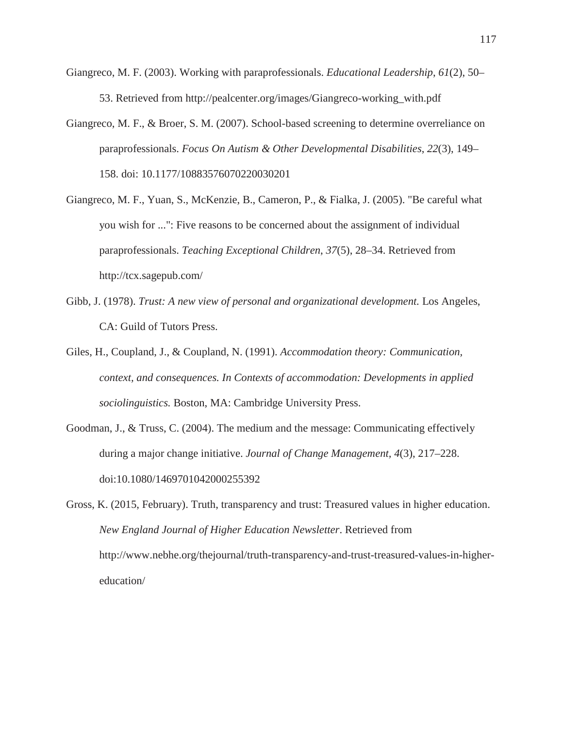Giangreco, M. F. (2003). Working with paraprofessionals. *Educational Leadership, 61*(2), 50–53. Retrieved from http://pealcenter.org/images/Giangreco-working_with.pdf

Giangreco, M. F., & Broer, S. M. (2007). School-based screening to determine overreliance on paraprofessionals. *Focus On Autism & Other Developmental Disabilities*, *22*(3), 149–158. doi: 10.1177/10883576070220030201

Giangreco, M. F., Yuan, S., McKenzie, B., Cameron, P., & Fialka, J. (2005). "Be careful what you wish for ...": Five reasons to be concerned about the assignment of individual paraprofessionals. *Teaching Exceptional Children*, *37*(5), 28–34. Retrieved from http://tcx.sagepub.com/

Gibb, J. (1978). *Trust: A new view of personal and organizational development.* Los Angeles, CA: Guild of Tutors Press.

Giles, H., Coupland, J., & Coupland, N. (1991). *Accommodation theory: Communication, context, and consequences. In Contexts of accommodation: Developments in applied sociolinguistics.* Boston, MA: Cambridge University Press.

Goodman, J., & Truss, C. (2004). The medium and the message: Communicating effectively during a major change initiative. *Journal of Change Management, 4*(3), 217–228. doi:10.1080/1469701042000255392

Gross, K. (2015, February). Truth, transparency and trust: Treasured values in higher education. *New England Journal of Higher Education Newsletter*. Retrieved from http://www.nebhe.org/thejournal/truth-transparency-and-trust-treasured-values-in-higher-education/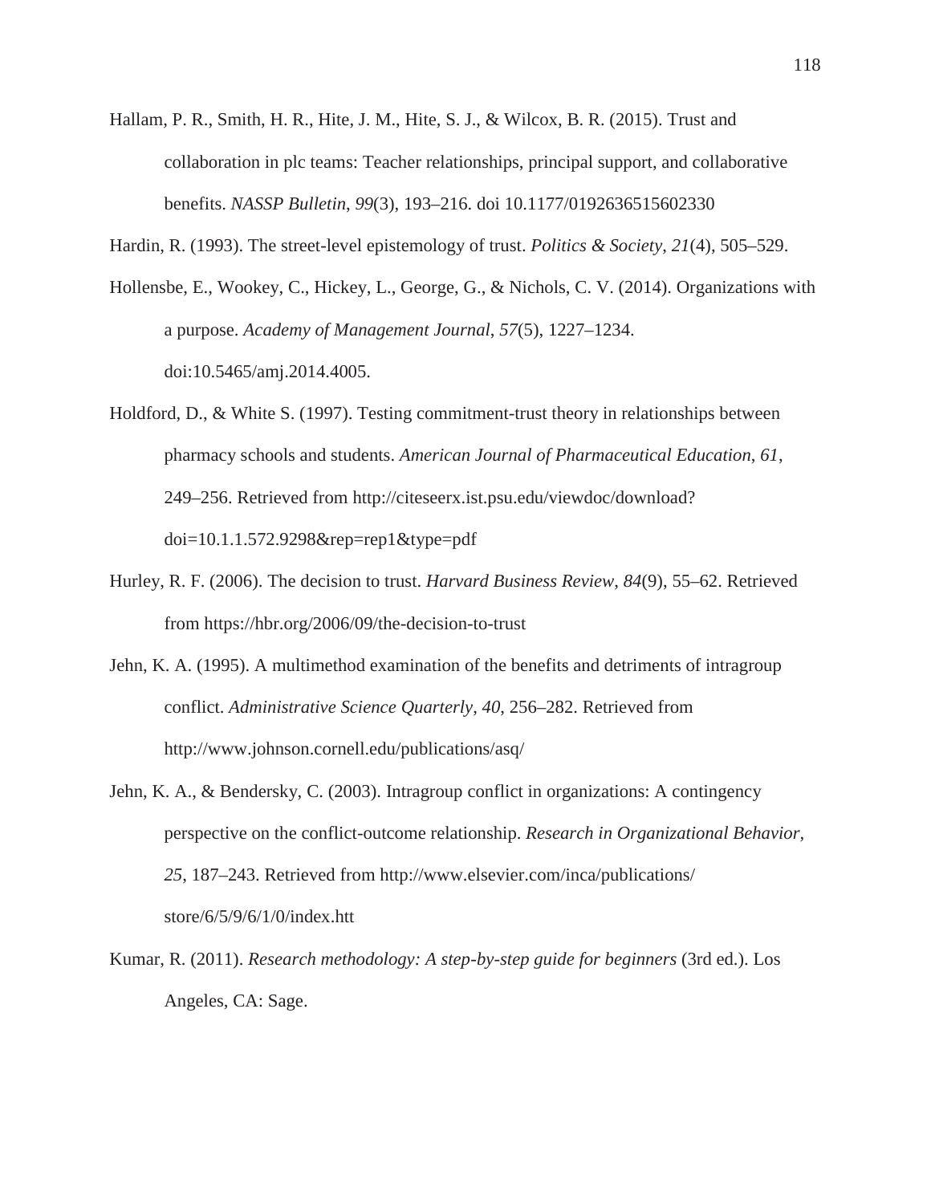Hallam, P. R., Smith, H. R., Hite, J. M., Hite, S. J., & Wilcox, B. R. (2015). Trust and collaboration in plc teams: Teacher relationships, principal support, and collaborative benefits. *NASSP Bulletin*, *99*(3), 193–216. doi 10.1177/0192636515602330

Hardin, R. (1993). The street-level epistemology of trust. *Politics & Society*, *21*(4), 505–529.

Hollensbe, E., Wookey, C., Hickey, L., George, G., & Nichols, C. V. (2014). Organizations with a purpose. *Academy of Management Journal*, *57*(5), 1227–1234. doi:10.5465/amj.2014.4005.

Holdford, D., & White S. (1997). Testing commitment-trust theory in relationships between pharmacy schools and students. *American Journal of Pharmaceutical Education, 61*, 249–256. Retrieved from http://citeseerx.ist.psu.edu/viewdoc/download?doi=10.1.1.572.9298&rep=rep1&type=pdf

Hurley, R. F. (2006). The decision to trust. *Harvard Business Review*, *84*(9), 55–62. Retrieved from https://hbr.org/2006/09/the-decision-to-trust

Jehn, K. A. (1995). A multimethod examination of the benefits and detriments of intragroup conflict. *Administrative Science Quarterly*, *40*, 256–282. Retrieved from http://www.johnson.cornell.edu/publications/asq/

Jehn, K. A., & Bendersky, C. (2003). Intragroup conflict in organizations: A contingency perspective on the conflict-outcome relationship. *Research in Organizational Behavior, 25*, 187–243. Retrieved from http://www.elsevier.com/inca/publications/store/6/5/9/6/1/0/index.htt

Kumar, R. (2011). *Research methodology: A step-by-step guide for beginners* (3rd ed.). Los Angeles, CA: Sage.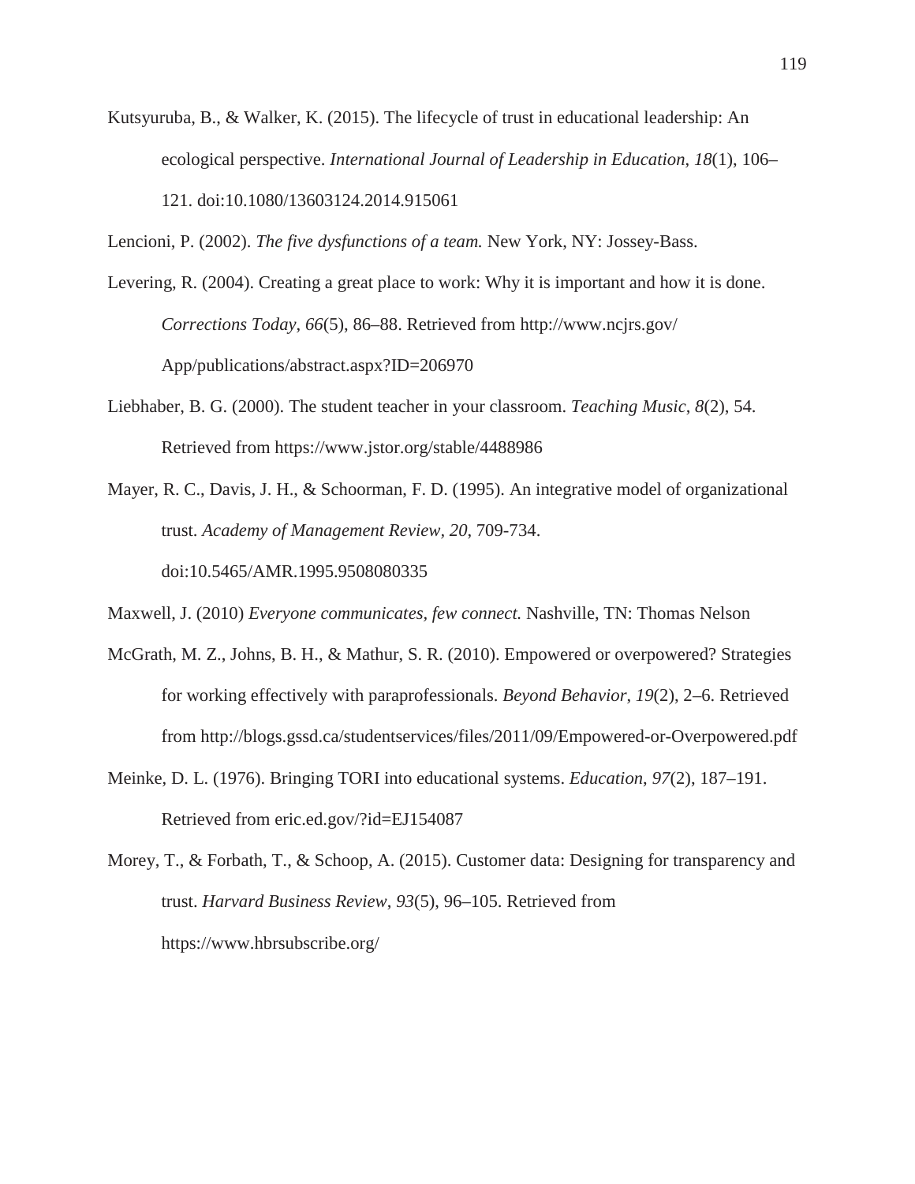Kutsyuruba, B., & Walker, K. (2015). The lifecycle of trust in educational leadership: An ecological perspective. *International Journal of Leadership in Education*, *18*(1), 106–121. doi:10.1080/13603124.2014.915061

Lencioni, P. (2002). *The five dysfunctions of a team.* New York, NY: Jossey-Bass.

Levering, R. (2004). Creating a great place to work: Why it is important and how it is done. *Corrections Today*, *66*(5), 86–88. Retrieved from http://www.ncjrs.gov/App/publications/abstract.aspx?ID=206970

Liebhaber, B. G. (2000). The student teacher in your classroom. *Teaching Music*, *8*(2), 54. Retrieved from https://www.jstor.org/stable/4488986

Mayer, R. C., Davis, J. H., & Schoorman, F. D. (1995). An integrative model of organizational trust. *Academy of Management Review*, *20*, 709-734. doi:10.5465/AMR.1995.9508080335

Maxwell, J. (2010) *Everyone communicates, few connect.* Nashville, TN: Thomas Nelson

McGrath, M. Z., Johns, B. H., & Mathur, S. R. (2010). Empowered or overpowered? Strategies for working effectively with paraprofessionals. *Beyond Behavior*, *19*(2), 2–6. Retrieved from http://blogs.gssd.ca/studentservices/files/2011/09/Empowered-or-Overpowered.pdf

Meinke, D. L. (1976). Bringing TORI into educational systems. *Education*, *97*(2), 187–191. Retrieved from eric.ed.gov/?id=EJ154087

Morey, T., & Forbath, T., & Schoop, A. (2015). Customer data: Designing for transparency and trust. *Harvard Business Review*, *93*(5), 96–105. Retrieved from https://www.hbrsubscribe.org/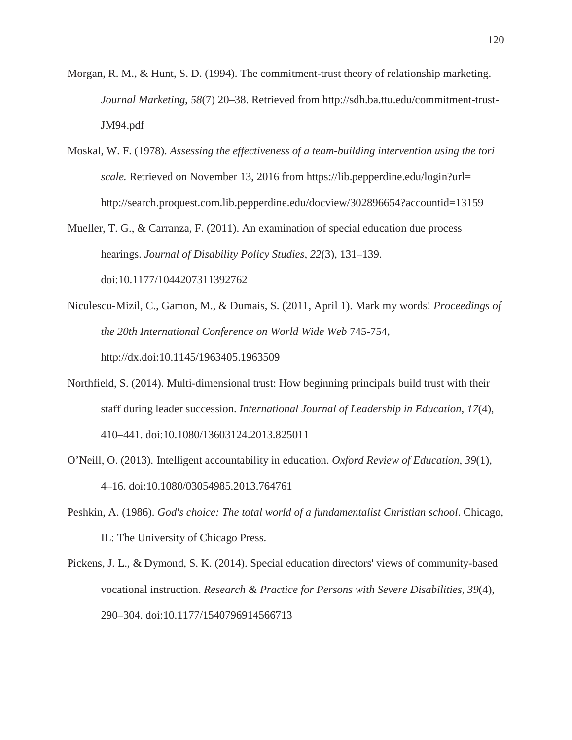Morgan, R. M., & Hunt, S. D. (1994). The commitment-trust theory of relationship marketing. *Journal Marketing*, *58*(7) 20–38. Retrieved from http://sdh.ba.ttu.edu/commitment-trust-JM94.pdf

Moskal, W. F. (1978). *Assessing the effectiveness of a team-building intervention using the tori scale.* Retrieved on November 13, 2016 from https://lib.pepperdine.edu/login?url= http://search.proquest.com.lib.pepperdine.edu/docview/302896654?accountid=13159

Mueller, T. G., & Carranza, F. (2011). An examination of special education due process hearings. *Journal of Disability Policy Studies*, *22*(3), 131–139. doi:10.1177/1044207311392762

Niculescu-Mizil, C., Gamon, M., & Dumais, S. (2011, April 1). Mark my words! *Proceedings of the 20th International Conference on World Wide Web* 745-754, http://dx.doi:10.1145/1963405.1963509

Northfield, S. (2014). Multi-dimensional trust: How beginning principals build trust with their staff during leader succession. *International Journal of Leadership in Education, 17*(4), 410–441. doi:10.1080/13603124.2013.825011

O'Neill, O. (2013). Intelligent accountability in education. *Oxford Review of Education*, *39*(1), 4–16. doi:10.1080/03054985.2013.764761

Peshkin, A. (1986). *God's choice: The total world of a fundamentalist Christian school*. Chicago, IL: The University of Chicago Press.

Pickens, J. L., & Dymond, S. K. (2014). Special education directors' views of community-based vocational instruction. *Research & Practice for Persons with Severe Disabilities*, *39*(4), 290–304. doi:10.1177/1540796914566713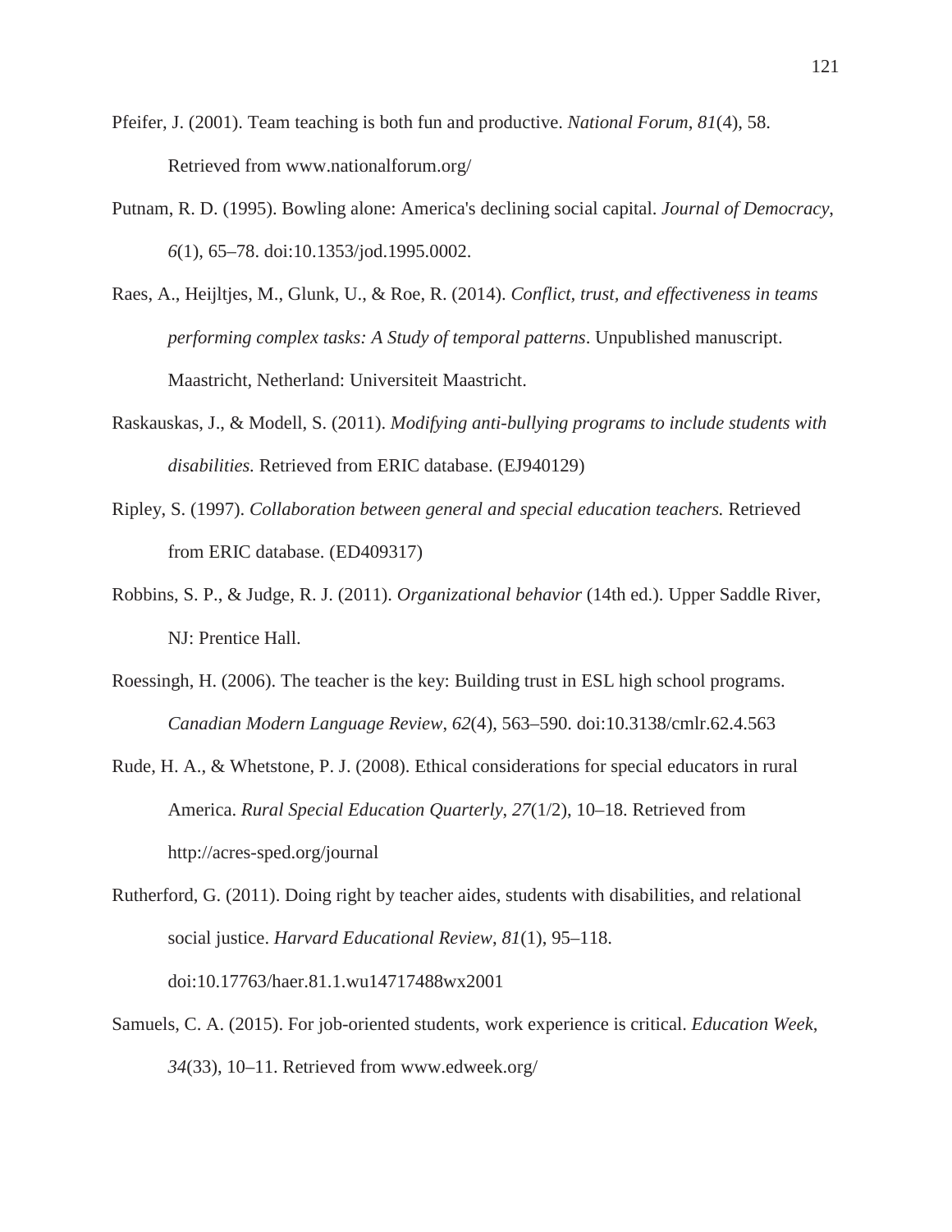Pfeifer, J. (2001). Team teaching is both fun and productive. *National Forum*, *81*(4), 58. Retrieved from www.nationalforum.org/

Putnam, R. D. (1995). Bowling alone: America's declining social capital. *Journal of Democracy*, *6*(1), 65–78. doi:10.1353/jod.1995.0002.

Raes, A., Heijltjes, M., Glunk, U., & Roe, R. (2014). *Conflict, trust, and effectiveness in teams performing complex tasks: A Study of temporal patterns*. Unpublished manuscript. Maastricht, Netherland: Universiteit Maastricht.

Raskauskas, J., & Modell, S. (2011). *Modifying anti-bullying programs to include students with disabilities.* Retrieved from ERIC database. (EJ940129)

Ripley, S. (1997). *Collaboration between general and special education teachers.* Retrieved from ERIC database. (ED409317)

Robbins, S. P., & Judge, R. J. (2011). *Organizational behavior* (14th ed.). Upper Saddle River, NJ: Prentice Hall.

Roessingh, H. (2006). The teacher is the key: Building trust in ESL high school programs. *Canadian Modern Language Review*, *62*(4), 563–590. doi:10.3138/cmlr.62.4.563

Rude, H. A., & Whetstone, P. J. (2008). Ethical considerations for special educators in rural America. *Rural Special Education Quarterly, 27*(1/2), 10–18. Retrieved from http://acres-sped.org/journal

Rutherford, G. (2011). Doing right by teacher aides, students with disabilities, and relational social justice. *Harvard Educational Review*, *81*(1), 95–118. doi:10.17763/haer.81.1.wu14717488wx2001

Samuels, C. A. (2015). For job-oriented students, work experience is critical. *Education Week*, *34*(33), 10–11. Retrieved from www.edweek.org/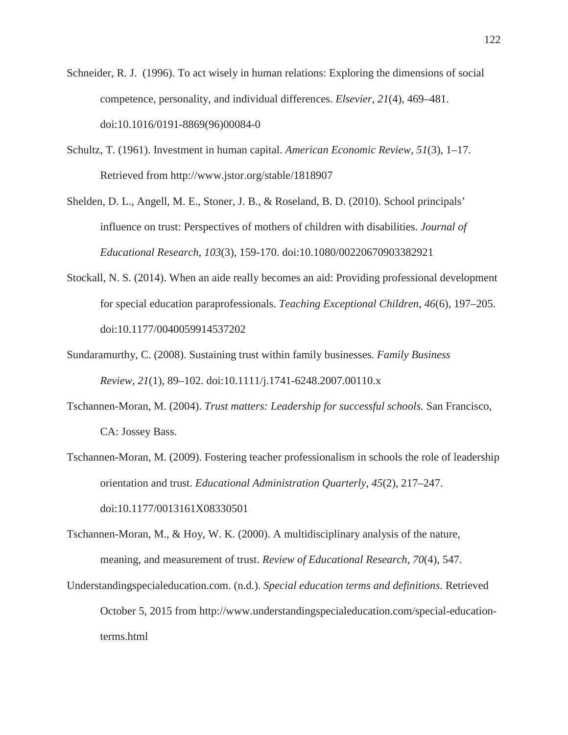Schneider, R. J. (1996). To act wisely in human relations: Exploring the dimensions of social competence, personality, and individual differences. *Elsevier*, *21*(4), 469–481. doi:10.1016/0191-8869(96)00084-0

Schultz, T. (1961). Investment in human capital. *American Economic Review*, *51*(3), 1–17. Retrieved from http://www.jstor.org/stable/1818907

Shelden, D. L., Angell, M. E., Stoner, J. B., & Roseland, B. D. (2010). School principals' influence on trust: Perspectives of mothers of children with disabilities. *Journal of Educational Research*, *103*(3), 159-170. doi:10.1080/00220670903382921

Stockall, N. S. (2014). When an aide really becomes an aid: Providing professional development for special education paraprofessionals. *Teaching Exceptional Children*, *46*(6), 197–205. doi:10.1177/0040059914537202

Sundaramurthy, C. (2008). Sustaining trust within family businesses. *Family Business Review*, *21*(1), 89–102. doi:10.1111/j.1741-6248.2007.00110.x

Tschannen-Moran, M. (2004). *Trust matters: Leadership for successful schools.* San Francisco, CA: Jossey Bass.

Tschannen-Moran, M. (2009). Fostering teacher professionalism in schools the role of leadership orientation and trust. *Educational Administration Quarterly*, *45*(2), 217–247. doi:10.1177/0013161X08330501

Tschannen-Moran, M., & Hoy, W. K. (2000). A multidisciplinary analysis of the nature, meaning, and measurement of trust. *Review of Educational Research*, *70*(4), 547.

Understandingspecialeducation.com. (n.d.). *Special education terms and definitions*. Retrieved October 5, 2015 from http://www.understandingspecialeducation.com/special-education-terms.html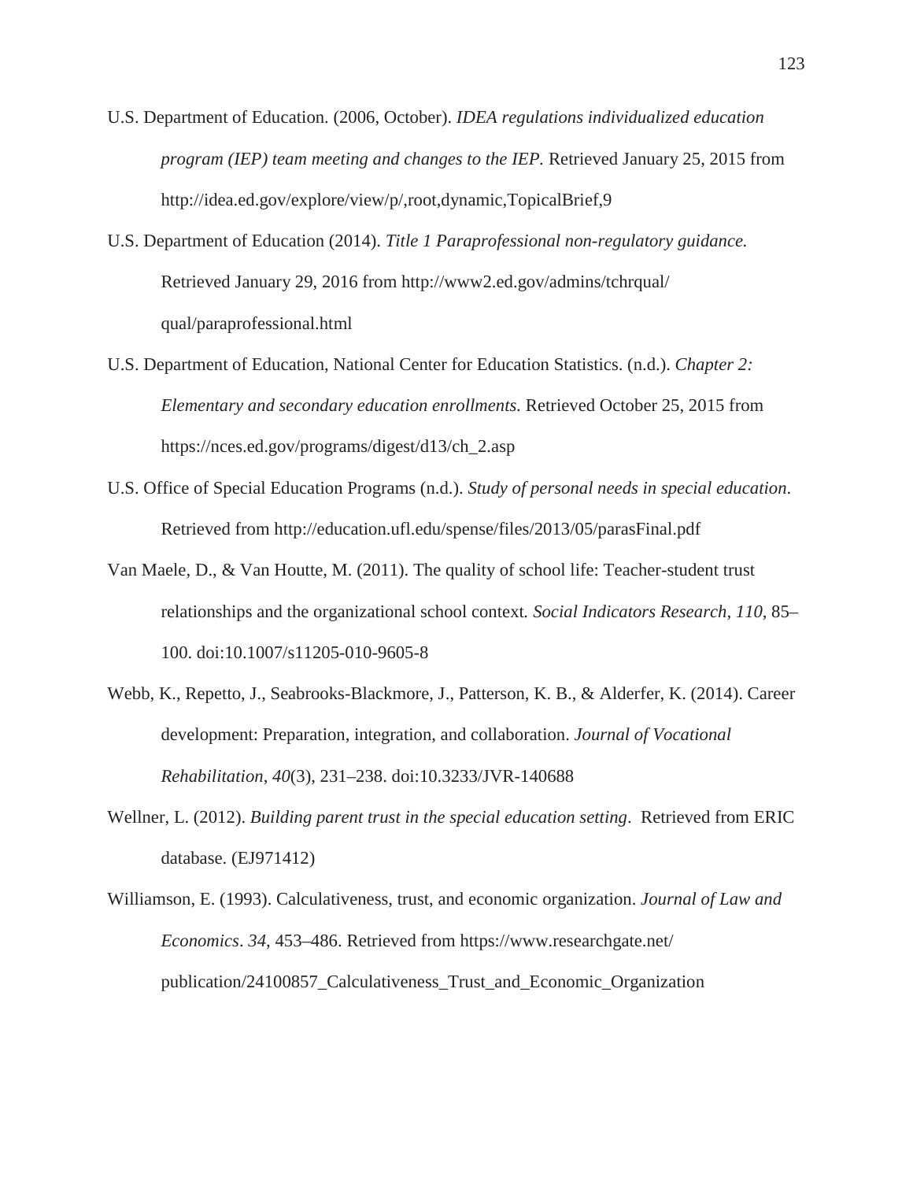U.S. Department of Education. (2006, October). *IDEA regulations individualized education program (IEP) team meeting and changes to the IEP.* Retrieved January 25, 2015 from http://idea.ed.gov/explore/view/p/,root,dynamic,TopicalBrief,9

U.S. Department of Education (2014). *Title 1 Paraprofessional non-regulatory guidance.* Retrieved January 29, 2016 from http://www2.ed.gov/admins/tchrqual/qual/paraprofessional.html

U.S. Department of Education, National Center for Education Statistics. (n.d.). *Chapter 2: Elementary and secondary education enrollments.* Retrieved October 25, 2015 from https://nces.ed.gov/programs/digest/d13/ch_2.asp

U.S. Office of Special Education Programs (n.d.). *Study of personal needs in special education*. Retrieved from http://education.ufl.edu/spense/files/2013/05/parasFinal.pdf

Van Maele, D., & Van Houtte, M. (2011). The quality of school life: Teacher-student trust relationships and the organizational school context. *Social Indicators Research, 110*, 85–100. doi:10.1007/s11205-010-9605-8

Webb, K., Repetto, J., Seabrooks-Blackmore, J., Patterson, K. B., & Alderfer, K. (2014). Career development: Preparation, integration, and collaboration. *Journal of Vocational Rehabilitation*, *40*(3), 231–238. doi:10.3233/JVR-140688

Wellner, L. (2012). *Building parent trust in the special education setting*. Retrieved from ERIC database. (EJ971412)

Williamson, E. (1993). Calculativeness, trust, and economic organization. *Journal of Law and Economics*. *34*, 453–486. Retrieved from https://www.researchgate.net/publication/24100857_Calculativeness_Trust_and_Economic_Organization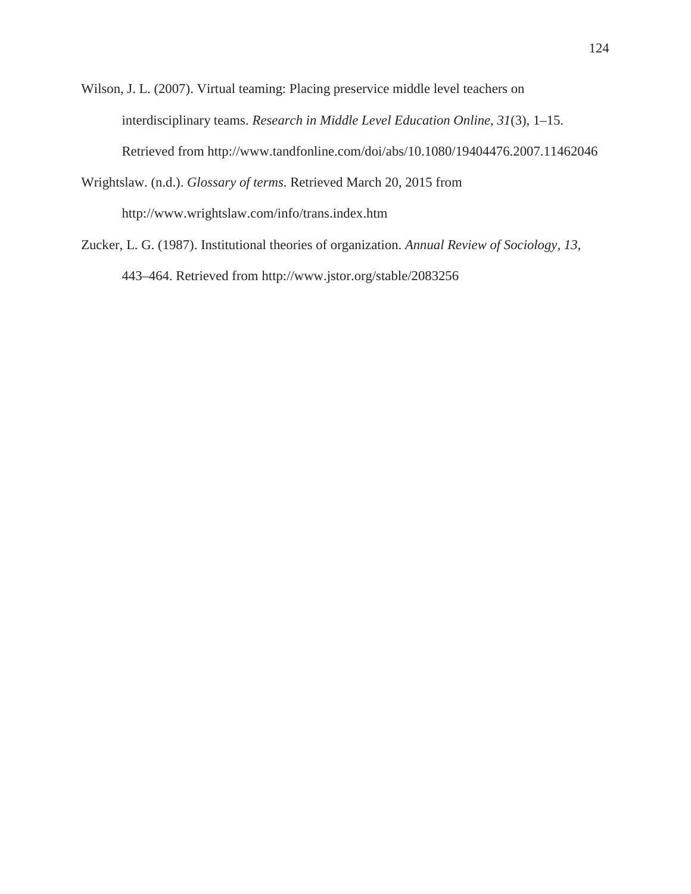Wilson, J. L. (2007). Virtual teaming: Placing preservice middle level teachers on interdisciplinary teams. *Research in Middle Level Education Online*, *31*(3), 1–15. Retrieved from http://www.tandfonline.com/doi/abs/10.1080/19404476.2007.11462046

Wrightslaw. (n.d.). *Glossary of terms*. Retrieved March 20, 2015 from http://www.wrightslaw.com/info/trans.index.htm

Zucker, L. G. (1987). Institutional theories of organization. *Annual Review of Sociology*, *13*, 443–464. Retrieved from http://www.jstor.org/stable/2083256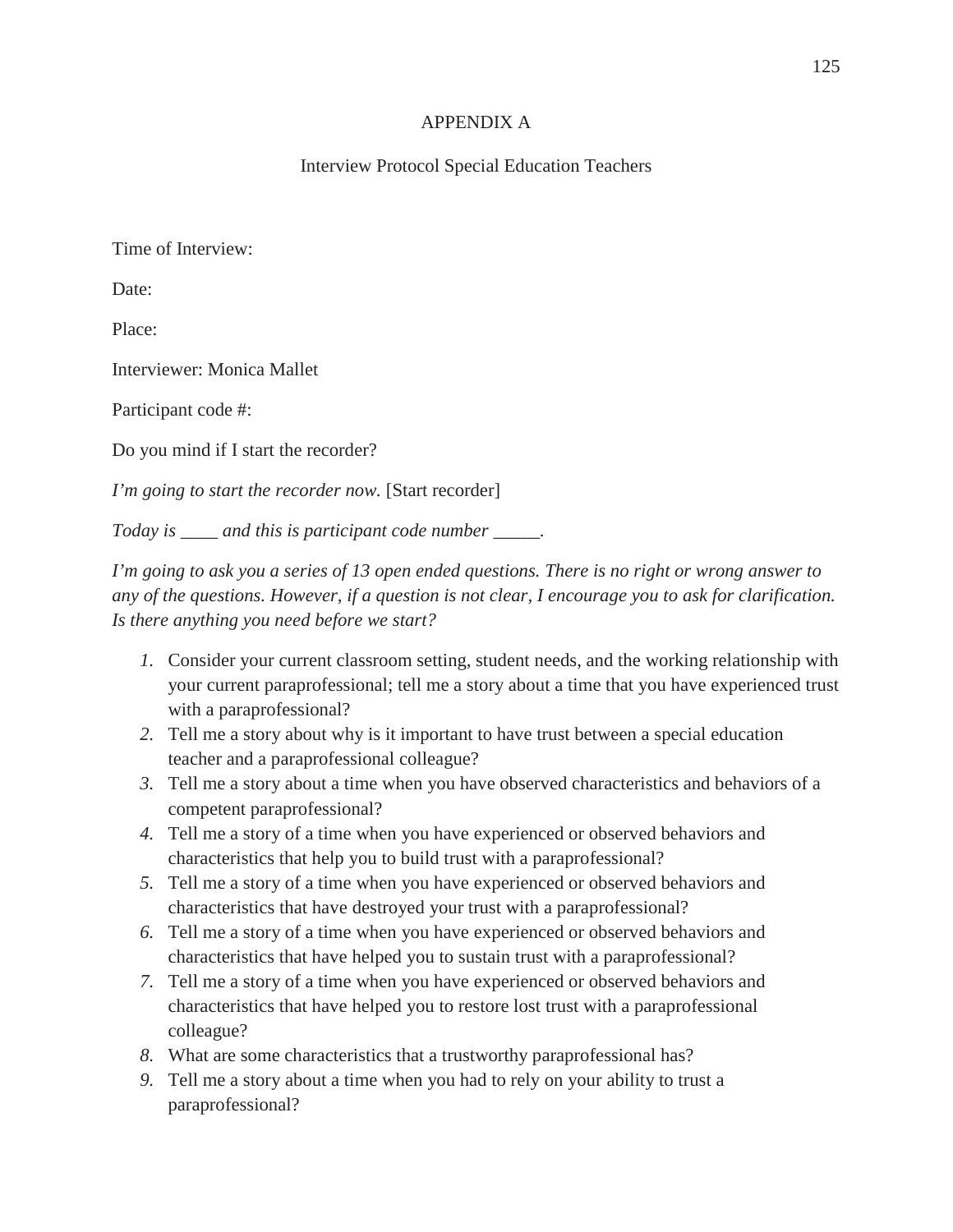# APPENDIX A

## Interview Protocol Special Education Teachers

Time of Interview:

Date:

Place:

Interviewer: Monica Mallet

Participant code #:

Do you mind if I start the recorder?

*I'm going to start the recorder now.* [Start recorder]

*Today is ____ and this is participant code number _____.*

*I'm going to ask you a series of 13 open ended questions. There is no right or wrong answer to any of the questions. However, if a question is not clear, I encourage you to ask for clarification. Is there anything you need before we start?*

1. Consider your current classroom setting, student needs, and the working relationship with your current paraprofessional; tell me a story about a time that you have experienced trust with a paraprofessional?
2. Tell me a story about why is it important to have trust between a special education teacher and a paraprofessional colleague?
3. Tell me a story about a time when you have observed characteristics and behaviors of a competent paraprofessional?
4. Tell me a story of a time when you have experienced or observed behaviors and characteristics that help you to build trust with a paraprofessional?
5. Tell me a story of a time when you have experienced or observed behaviors and characteristics that have destroyed your trust with a paraprofessional?
6. Tell me a story of a time when you have experienced or observed behaviors and characteristics that have helped you to sustain trust with a paraprofessional?
7. Tell me a story of a time when you have experienced or observed behaviors and characteristics that have helped you to restore lost trust with a paraprofessional colleague?
8. What are some characteristics that a trustworthy paraprofessional has?
9. Tell me a story about a time when you had to rely on your ability to trust a paraprofessional?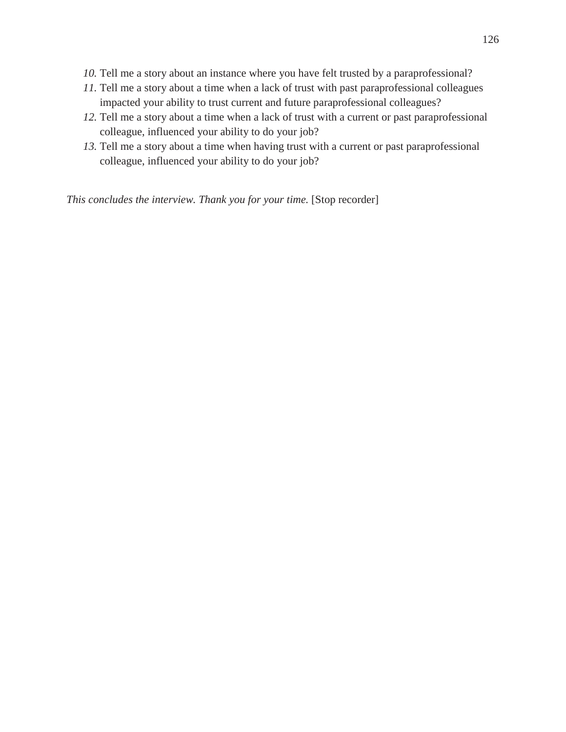*10.* Tell me a story about an instance where you have felt trusted by a paraprofessional?

*11.* Tell me a story about a time when a lack of trust with past paraprofessional colleagues impacted your ability to trust current and future paraprofessional colleagues?

*12.* Tell me a story about a time when a lack of trust with a current or past paraprofessional colleague, influenced your ability to do your job?

*13.* Tell me a story about a time when having trust with a current or past paraprofessional colleague, influenced your ability to do your job?

*This concludes the interview. Thank you for your time.* [Stop recorder]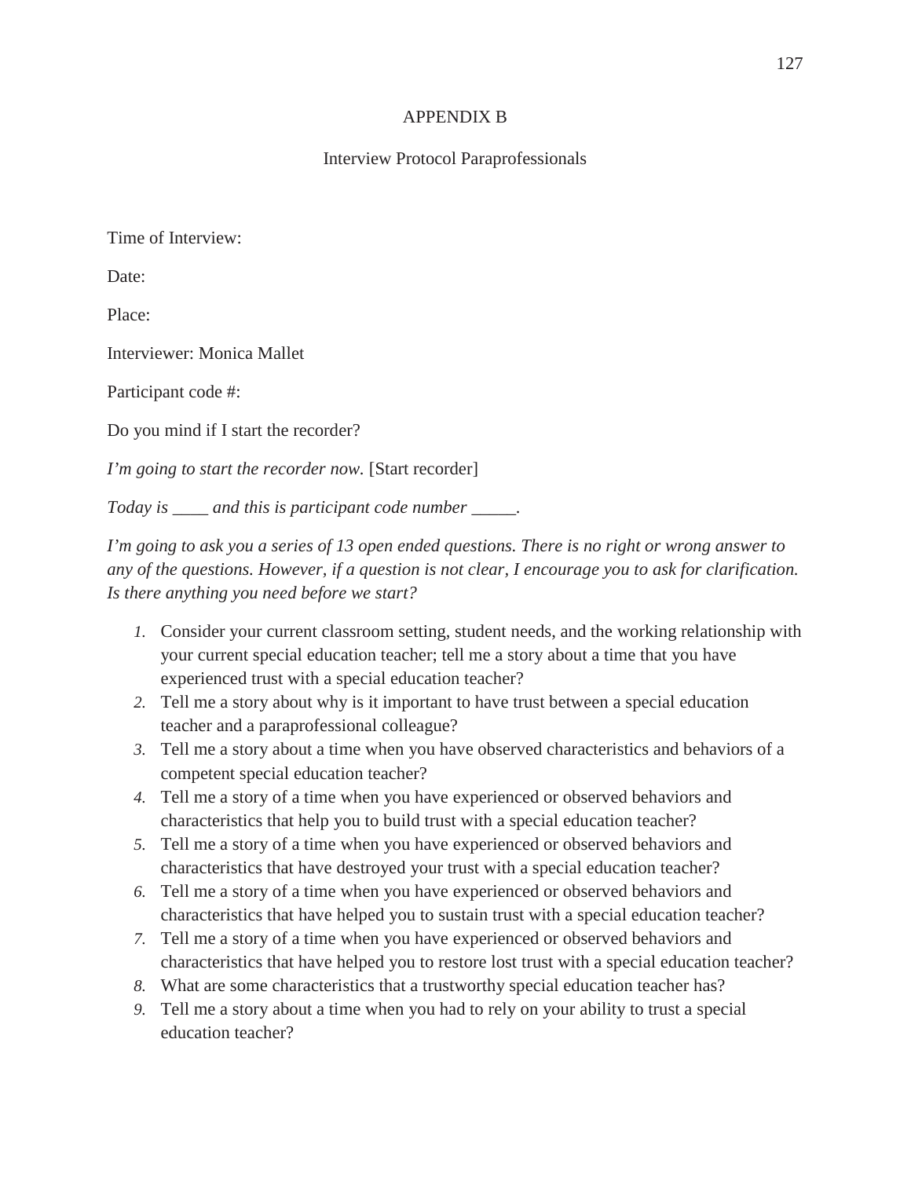# APPENDIX B

## Interview Protocol Paraprofessionals

Time of Interview:

Date:

Place:

Interviewer: Monica Mallet

Participant code #:

Do you mind if I start the recorder?

*I'm going to start the recorder now.* [Start recorder]

*Today is ____ and this is participant code number _____.*

*I'm going to ask you a series of 13 open ended questions. There is no right or wrong answer to any of the questions. However, if a question is not clear, I encourage you to ask for clarification. Is there anything you need before we start?*

1. Consider your current classroom setting, student needs, and the working relationship with your current special education teacher; tell me a story about a time that you have experienced trust with a special education teacher?
2. Tell me a story about why is it important to have trust between a special education teacher and a paraprofessional colleague?
3. Tell me a story about a time when you have observed characteristics and behaviors of a competent special education teacher?
4. Tell me a story of a time when you have experienced or observed behaviors and characteristics that help you to build trust with a special education teacher?
5. Tell me a story of a time when you have experienced or observed behaviors and characteristics that have destroyed your trust with a special education teacher?
6. Tell me a story of a time when you have experienced or observed behaviors and characteristics that have helped you to sustain trust with a special education teacher?
7. Tell me a story of a time when you have experienced or observed behaviors and characteristics that have helped you to restore lost trust with a special education teacher?
8. What are some characteristics that a trustworthy special education teacher has?
9. Tell me a story about a time when you had to rely on your ability to trust a special education teacher?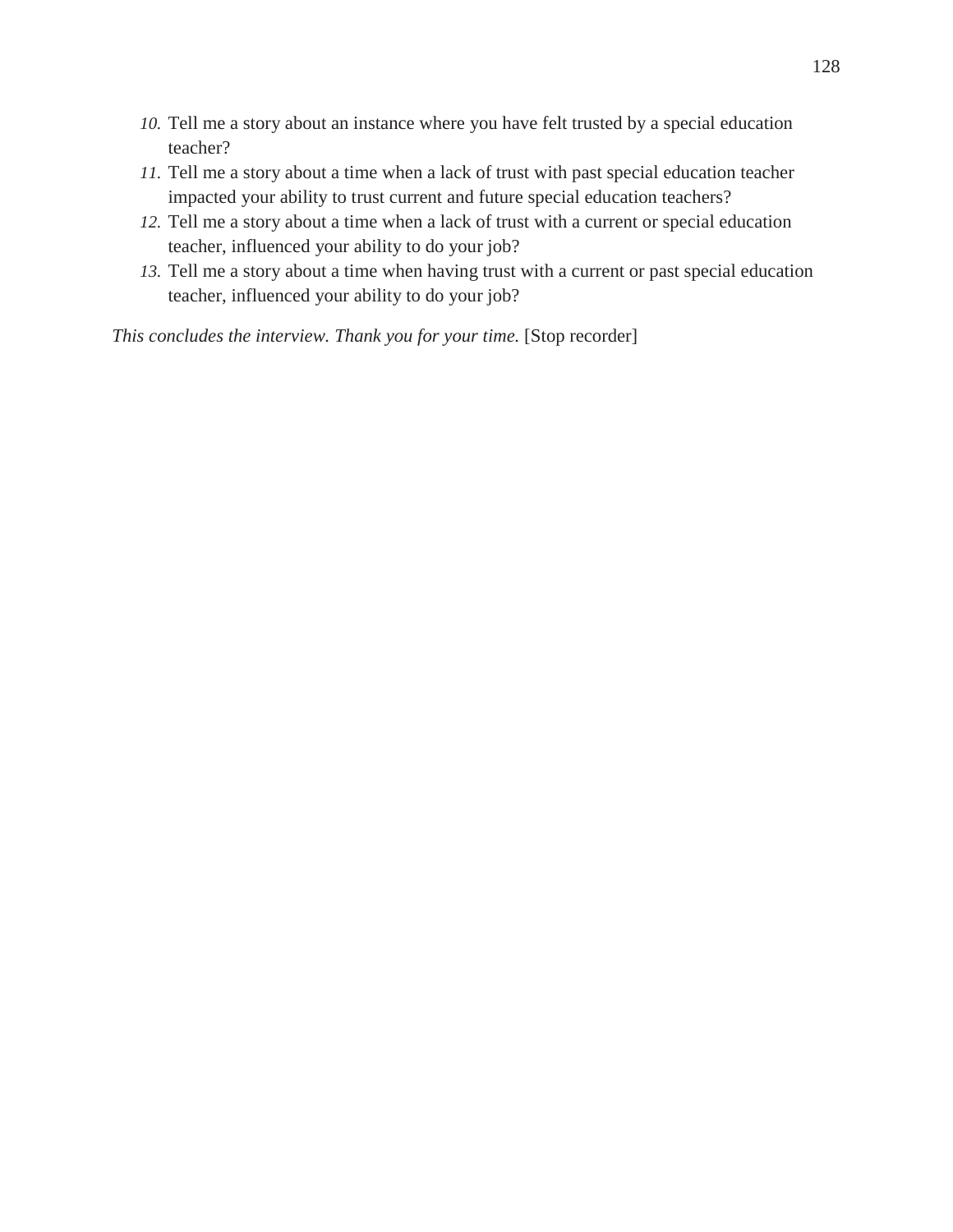10. Tell me a story about an instance where you have felt trusted by a special education teacher?
11. Tell me a story about a time when a lack of trust with past special education teacher impacted your ability to trust current and future special education teachers?
12. Tell me a story about a time when a lack of trust with a current or special education teacher, influenced your ability to do your job?
13. Tell me a story about a time when having trust with a current or past special education teacher, influenced your ability to do your job?

*This concludes the interview. Thank you for your time.* [Stop recorder]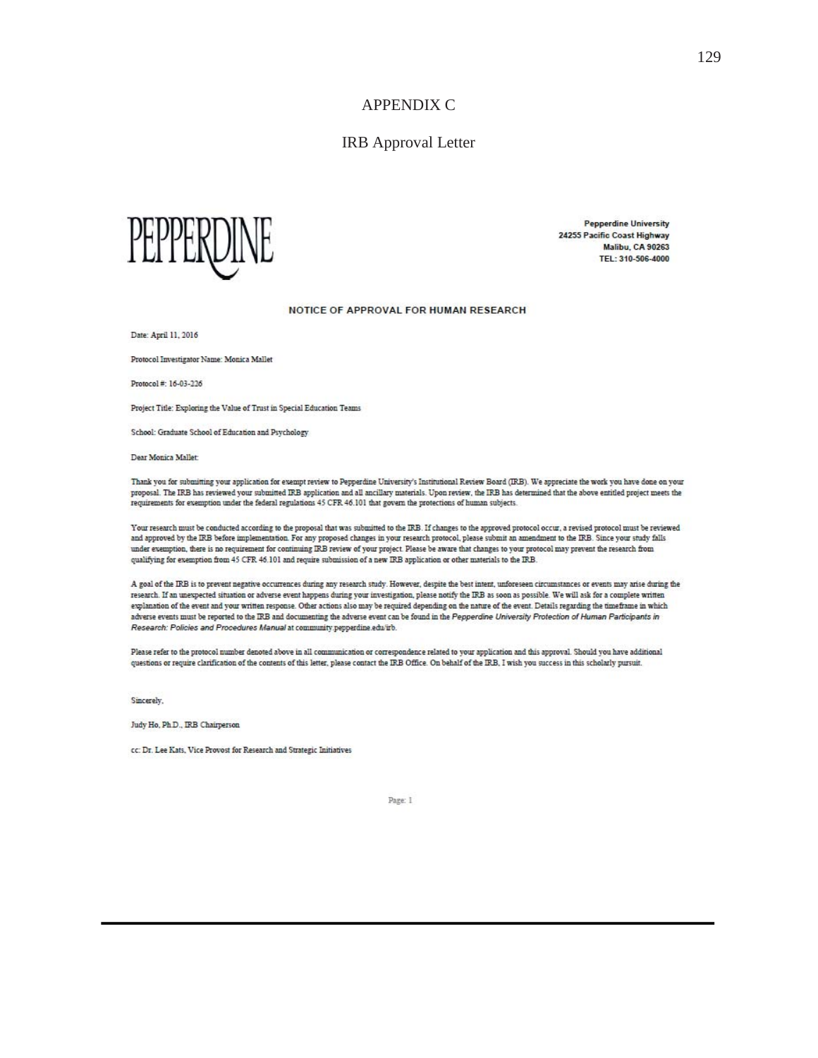# APPENDIX C

## IRB Approval Letter

PEPPERDINE

**Pepperdine University**
**24255 Pacific Coast Highway**
**Malibu, CA 90263**
**TEL: 310-506-4000**

**NOTICE OF APPROVAL FOR HUMAN RESEARCH**

Date: April 11, 2016

Protocol Investigator Name: Monica Mallet

Protocol #: 16-03-226

Project Title: Exploring the Value of Trust in Special Education Teams

School: Graduate School of Education and Psychology

Dear Monica Mallet:

Thank you for submitting your application for exempt review to Pepperdine University's Institutional Review Board (IRB). We appreciate the work you have done on your proposal. The IRB has reviewed your submitted IRB application and all ancillary materials. Upon review, the IRB has determined that the above entitled project meets the requirements for exemption under the federal regulations 45 CFR 46.101 that govern the protections of human subjects.

Your research must be conducted according to the proposal that was submitted to the IRB. If changes to the approved protocol occur, a revised protocol must be reviewed and approved by the IRB before implementation. For any proposed changes in your research protocol, please submit an amendment to the IRB. Since your study falls under exemption, there is no requirement for continuing IRB review of your project. Please be aware that changes to your protocol may prevent the research from qualifying for exemption from 45 CFR 46.101 and require submission of a new IRB application or other materials to the IRB.

A goal of the IRB is to prevent negative occurrences during any research study. However, despite the best intent, unforeseen circumstances or events may arise during the research. If an unexpected situation or adverse event happens during your investigation, please notify the IRB as soon as possible. We will ask for a complete written explanation of the event and your written response. Other actions also may be required depending on the nature of the event. Details regarding the timeframe in which adverse events must be reported to the IRB and documenting the adverse event can be found in the *Pepperdine University Protection of Human Participants in Research: Policies and Procedures Manual* at community.pepperdine.edu/irb.

Please refer to the protocol number denoted above in all communication or correspondence related to your application and this approval. Should you have additional questions or require clarification of the contents of this letter, please contact the IRB Office. On behalf of the IRB, I wish you success in this scholarly pursuit.

Sincerely,

Judy Ho, Ph.D., IRB Chairperson

cc: Dr. Lee Kats, Vice Provost for Research and Strategic Initiatives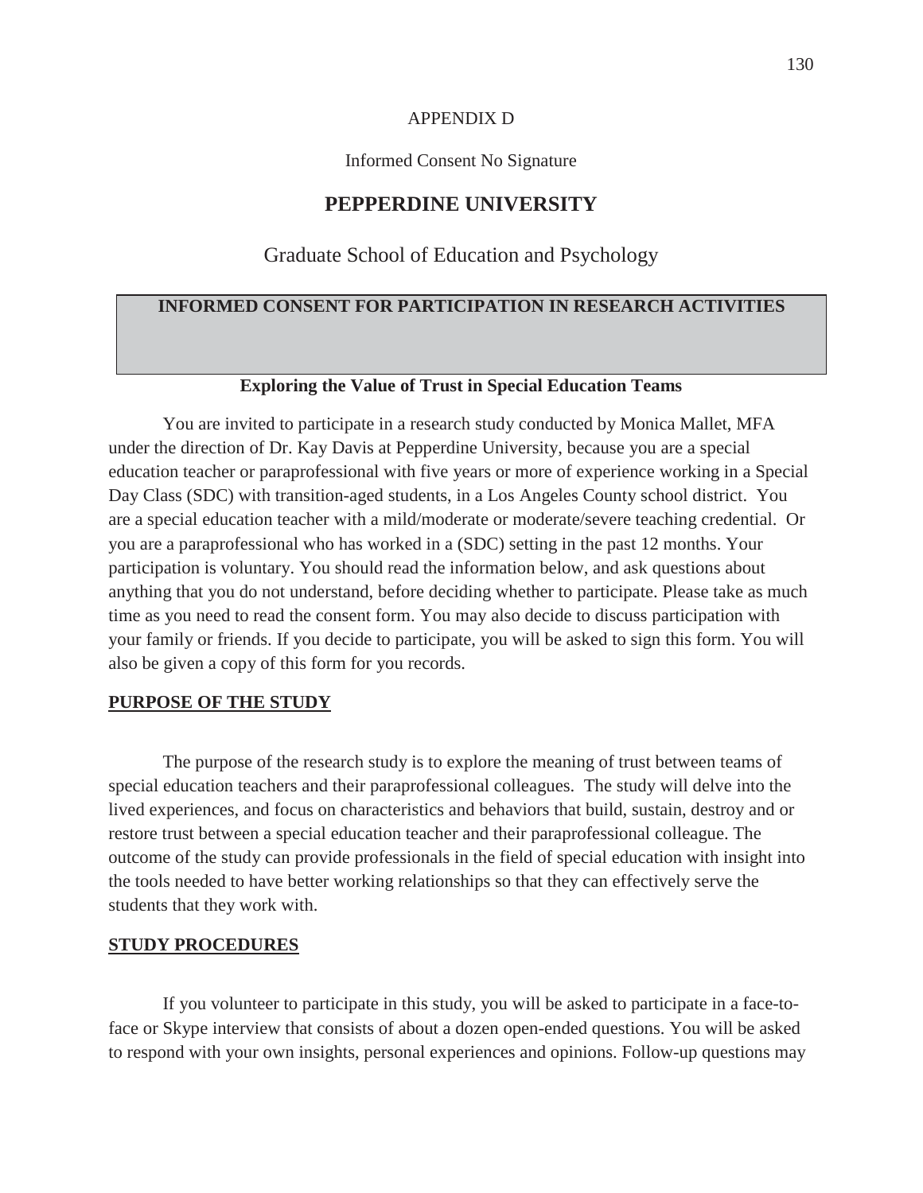APPENDIX D

Informed Consent No Signature

# PEPPERDINE UNIVERSITY

## Graduate School of Education and Psychology

### INFORMED CONSENT FOR PARTICIPATION IN RESEARCH ACTIVITIES

**Exploring the Value of Trust in Special Education Teams**

You are invited to participate in a research study conducted by Monica Mallet, MFA under the direction of Dr. Kay Davis at Pepperdine University, because you are a special education teacher or paraprofessional with five years or more of experience working in a Special Day Class (SDC) with transition-aged students, in a Los Angeles County school district. You are a special education teacher with a mild/moderate or moderate/severe teaching credential. Or you are a paraprofessional who has worked in a (SDC) setting in the past 12 months. Your participation is voluntary. You should read the information below, and ask questions about anything that you do not understand, before deciding whether to participate. Please take as much time as you need to read the consent form. You may also decide to discuss participation with your family or friends. If you decide to participate, you will be asked to sign this form. You will also be given a copy of this form for you records.

**PURPOSE OF THE STUDY**

The purpose of the research study is to explore the meaning of trust between teams of special education teachers and their paraprofessional colleagues. The study will delve into the lived experiences, and focus on characteristics and behaviors that build, sustain, destroy and or restore trust between a special education teacher and their paraprofessional colleague. The outcome of the study can provide professionals in the field of special education with insight into the tools needed to have better working relationships so that they can effectively serve the students that they work with.

**STUDY PROCEDURES**

If you volunteer to participate in this study, you will be asked to participate in a face-to-face or Skype interview that consists of about a dozen open-ended questions. You will be asked to respond with your own insights, personal experiences and opinions. Follow-up questions may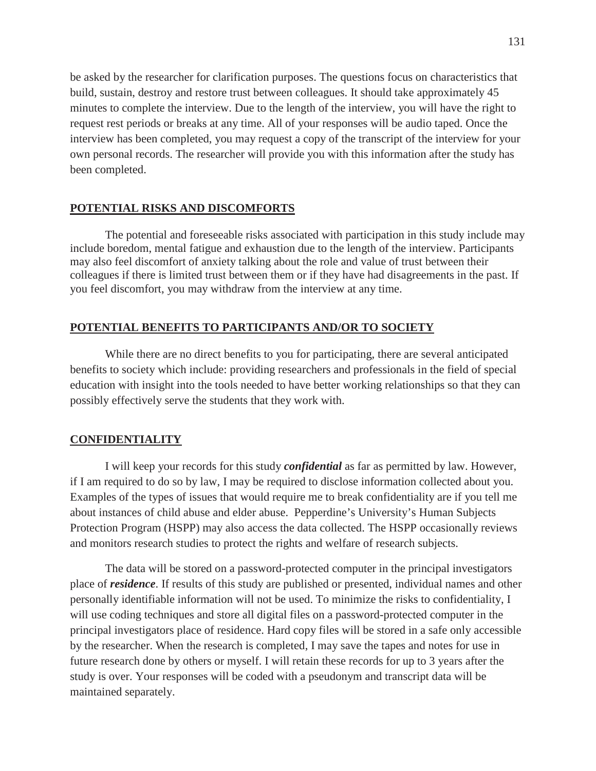be asked by the researcher for clarification purposes. The questions focus on characteristics that build, sustain, destroy and restore trust between colleagues. It should take approximately 45 minutes to complete the interview. Due to the length of the interview, you will have the right to request rest periods or breaks at any time. All of your responses will be audio taped. Once the interview has been completed, you may request a copy of the transcript of the interview for your own personal records. The researcher will provide you with this information after the study has been completed.

**POTENTIAL RISKS AND DISCOMFORTS**

The potential and foreseeable risks associated with participation in this study include may include boredom, mental fatigue and exhaustion due to the length of the interview. Participants may also feel discomfort of anxiety talking about the role and value of trust between their colleagues if there is limited trust between them or if they have had disagreements in the past. If you feel discomfort, you may withdraw from the interview at any time.

**POTENTIAL BENEFITS TO PARTICIPANTS AND/OR TO SOCIETY**

While there are no direct benefits to you for participating, there are several anticipated benefits to society which include: providing researchers and professionals in the field of special education with insight into the tools needed to have better working relationships so that they can possibly effectively serve the students that they work with.

**CONFIDENTIALITY**

I will keep your records for this study ***confidential*** as far as permitted by law. However, if I am required to do so by law, I may be required to disclose information collected about you. Examples of the types of issues that would require me to break confidentiality are if you tell me about instances of child abuse and elder abuse. Pepperdine's University's Human Subjects Protection Program (HSPP) may also access the data collected. The HSPP occasionally reviews and monitors research studies to protect the rights and welfare of research subjects.

The data will be stored on a password-protected computer in the principal investigators place of ***residence***. If results of this study are published or presented, individual names and other personally identifiable information will not be used. To minimize the risks to confidentiality, I will use coding techniques and store all digital files on a password-protected computer in the principal investigators place of residence. Hard copy files will be stored in a safe only accessible by the researcher. When the research is completed, I may save the tapes and notes for use in future research done by others or myself. I will retain these records for up to 3 years after the study is over. Your responses will be coded with a pseudonym and transcript data will be maintained separately.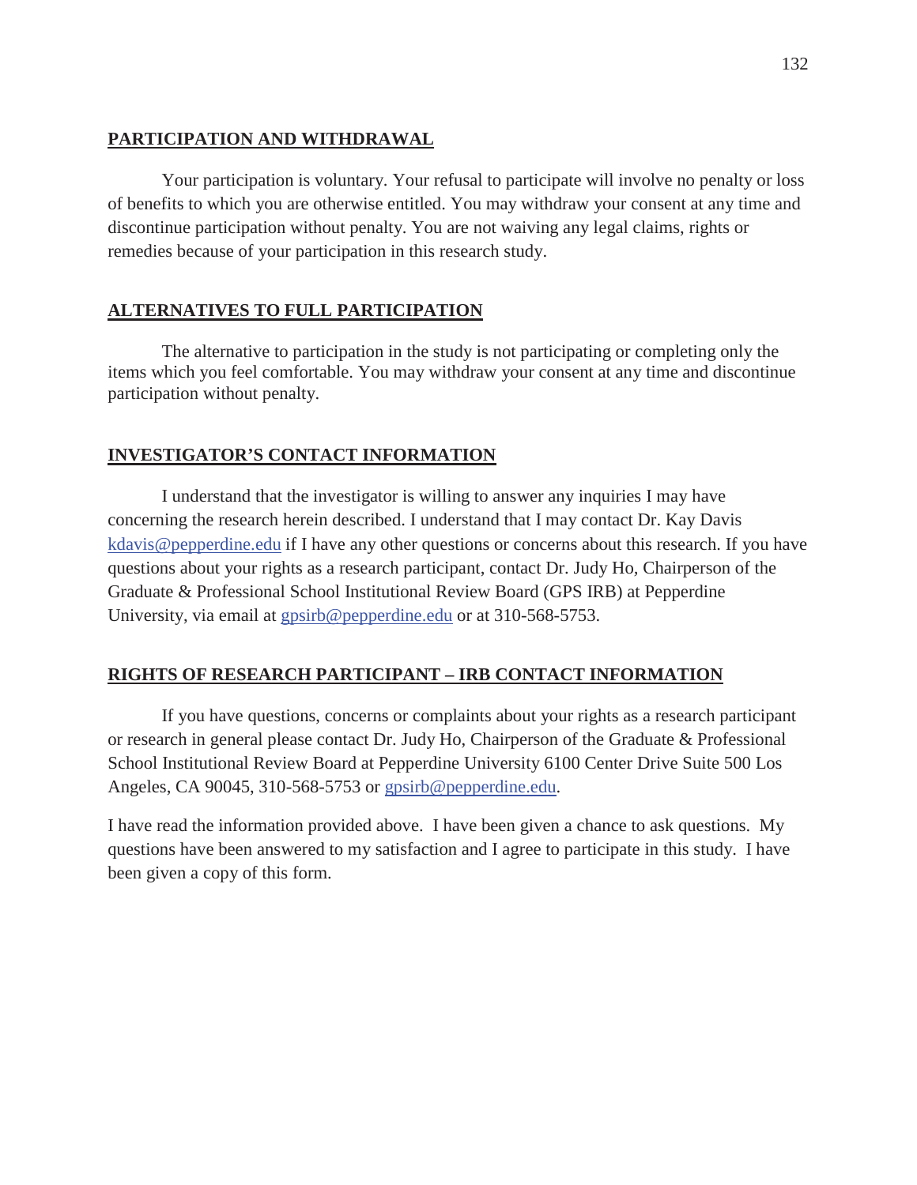**PARTICIPATION AND WITHDRAWAL**

Your participation is voluntary. Your refusal to participate will involve no penalty or loss of benefits to which you are otherwise entitled. You may withdraw your consent at any time and discontinue participation without penalty. You are not waiving any legal claims, rights or remedies because of your participation in this research study.

**ALTERNATIVES TO FULL PARTICIPATION**

The alternative to participation in the study is not participating or completing only the items which you feel comfortable. You may withdraw your consent at any time and discontinue participation without penalty.

**INVESTIGATOR'S CONTACT INFORMATION**

I understand that the investigator is willing to answer any inquiries I may have concerning the research herein described. I understand that I may contact Dr. Kay Davis kdavis@pepperdine.edu if I have any other questions or concerns about this research. If you have questions about your rights as a research participant, contact Dr. Judy Ho, Chairperson of the Graduate & Professional School Institutional Review Board (GPS IRB) at Pepperdine University, via email at gpsirb@pepperdine.edu or at 310-568-5753.

**RIGHTS OF RESEARCH PARTICIPANT – IRB CONTACT INFORMATION**

If you have questions, concerns or complaints about your rights as a research participant or research in general please contact Dr. Judy Ho, Chairperson of the Graduate & Professional School Institutional Review Board at Pepperdine University 6100 Center Drive Suite 500 Los Angeles, CA 90045, 310-568-5753 or gpsirb@pepperdine.edu.

I have read the information provided above. I have been given a chance to ask questions. My questions have been answered to my satisfaction and I agree to participate in this study. I have been given a copy of this form.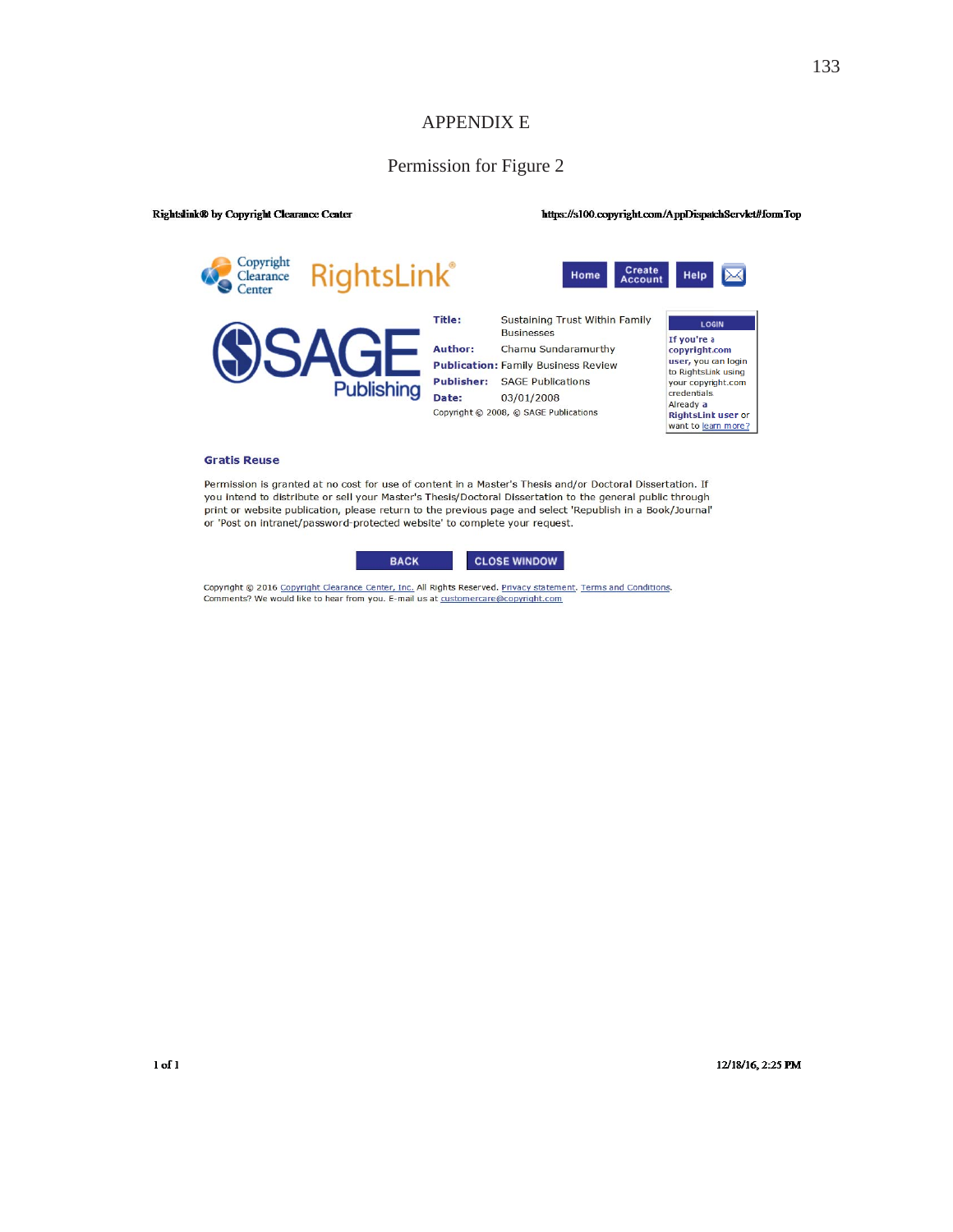# APPENDIX E

## Permission for Figure 2

Rightslink® by Copyright Clearance Center https://s100.copyright.com/AppDispatchServlet#formTop

Copyright Clearance Center RightsLink®

Home | Create Account | Help

SAGE Publishing

**Title:** Sustaining Trust Within Family Businesses

**Author:** Chamu Sundaramurthy

**Publication:** Family Business Review

**Publisher:** SAGE Publications

**Date:** 03/01/2008

Copyright © 2008, © SAGE Publications

LOGIN

If you're a copyright.com user, you can login to RightsLink using your copyright.com credentials

Already a RightsLink user or want to learn more?

**Gratis Reuse**

Permission is granted at no cost for use of content in a Master's Thesis and/or Doctoral Dissertation. If you intend to distribute or sell your Master's Thesis/Doctoral Dissertation to the general public through print or website publication, please return to the previous page and select 'Republish in a Book/Journal' or 'Post on intranet/password-protected website' to complete your request.

BACK | CLOSE WINDOW

Copyright © 2016 Copyright Clearance Center, Inc. All Rights Reserved. Privacy statement. Terms and Conditions.
Comments? We would like to hear from you. E-mail us at customercare@copyright.com

12/18/16, 2:25 PM